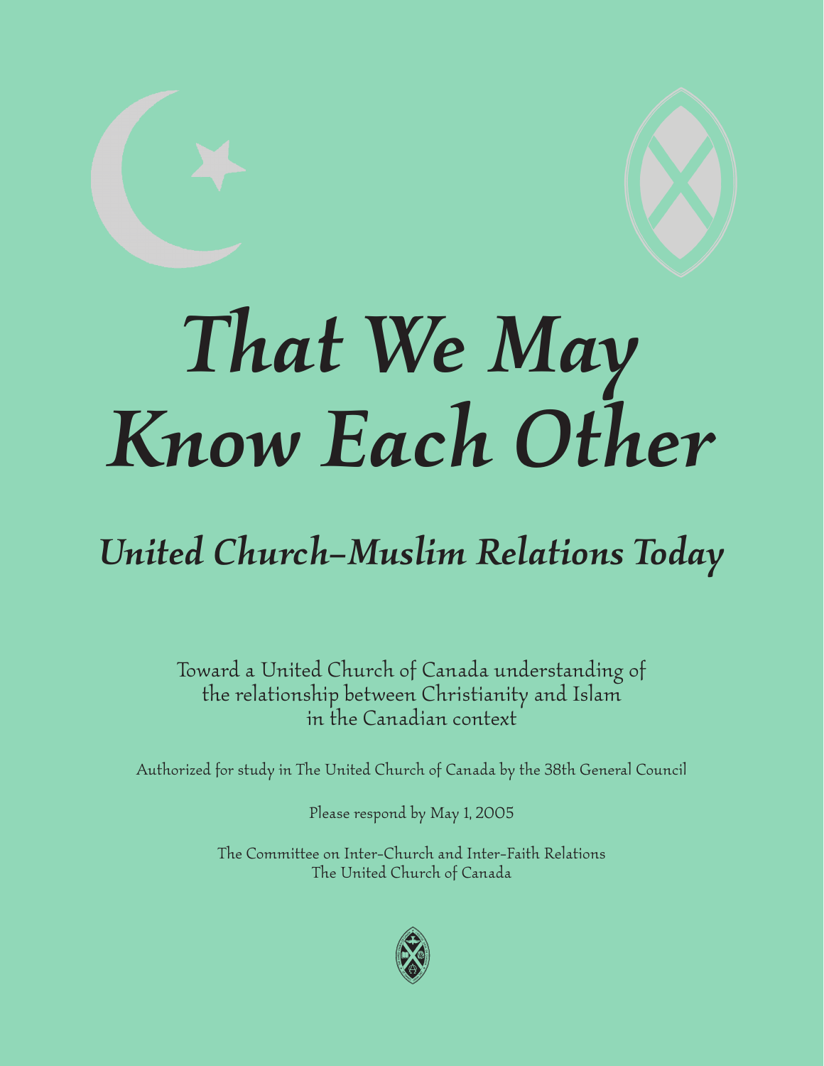# That We May Know Each Other

## *United Church–Muslim Relations Today*

Toward a United Church of Canada understanding of the relationship between Christianity and Islam in the Canadian context

Authorized for study in The United Church of Canada by the 38th General Council

Please respond by May 1, 2005

The Committee on Inter-Church and Inter-Faith Relations
The United Church of Canada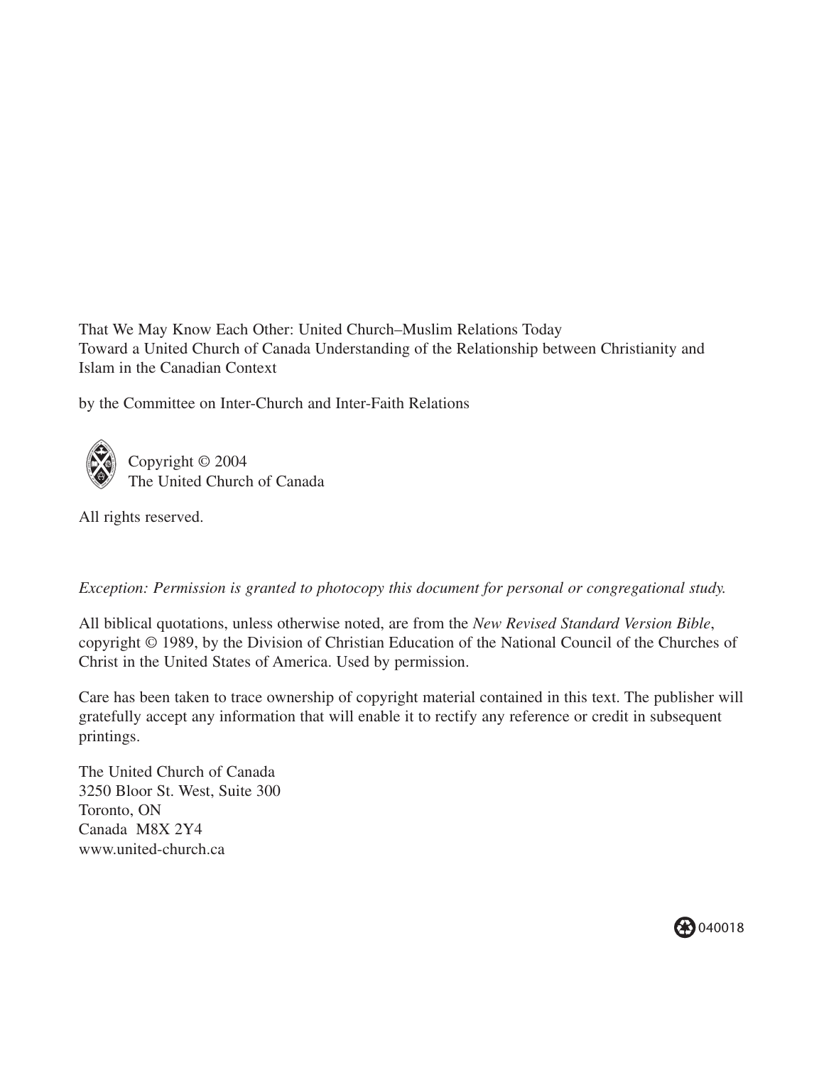That We May Know Each Other: United Church–Muslim Relations Today
Toward a United Church of Canada Understanding of the Relationship between Christianity and Islam in the Canadian Context

by the Committee on Inter-Church and Inter-Faith Relations

Copyright © 2004
The United Church of Canada

All rights reserved.

*Exception: Permission is granted to photocopy this document for personal or congregational study.*

All biblical quotations, unless otherwise noted, are from the *New Revised Standard Version Bible*, copyright © 1989, by the Division of Christian Education of the National Council of the Churches of Christ in the United States of America. Used by permission.

Care has been taken to trace ownership of copyright material contained in this text. The publisher will gratefully accept any information that will enable it to rectify any reference or credit in subsequent printings.

The United Church of Canada
3250 Bloor St. West, Suite 300
Toronto, ON
Canada M8X 2Y4
www.united-church.ca

040018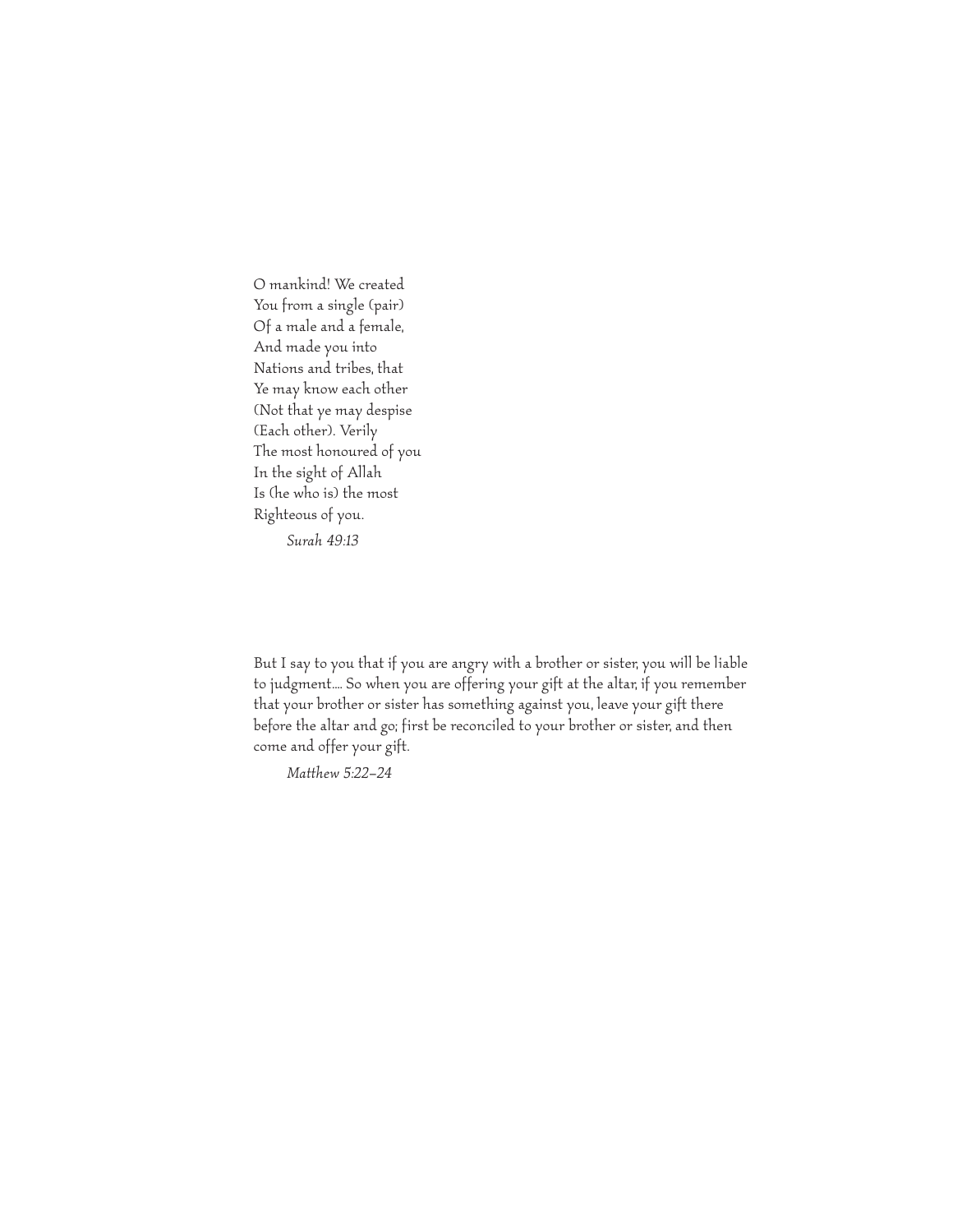O mankind! We created
You from a single (pair)
Of a male and a female,
And made you into
Nations and tribes, that
Ye may know each other
(Not that ye may despise
(Each other). Verily
The most honoured of you
In the sight of Allah
Is (he who is) the most
Righteous of you.

*Surah 49:13*

But I say to you that if you are angry with a brother or sister, you will be liable to judgment.... So when you are offering your gift at the altar, if you remember that your brother or sister has something against you, leave your gift there before the altar and go; first be reconciled to your brother or sister, and then come and offer your gift.

*Matthew 5:22–24*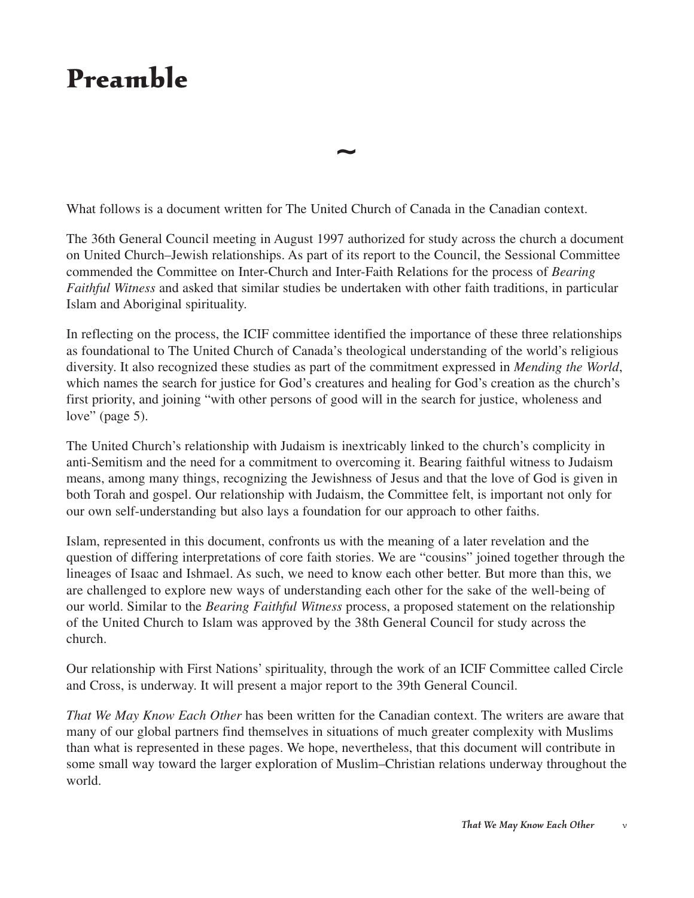# Preamble

~

What follows is a document written for The United Church of Canada in the Canadian context.

The 36th General Council meeting in August 1997 authorized for study across the church a document on United Church–Jewish relationships. As part of its report to the Council, the Sessional Committee commended the Committee on Inter-Church and Inter-Faith Relations for the process of *Bearing Faithful Witness* and asked that similar studies be undertaken with other faith traditions, in particular Islam and Aboriginal spirituality.

In reflecting on the process, the ICIF committee identified the importance of these three relationships as foundational to The United Church of Canada's theological understanding of the world's religious diversity. It also recognized these studies as part of the commitment expressed in *Mending the World*, which names the search for justice for God's creatures and healing for God's creation as the church's first priority, and joining "with other persons of good will in the search for justice, wholeness and love" (page 5).

The United Church's relationship with Judaism is inextricably linked to the church's complicity in anti-Semitism and the need for a commitment to overcoming it. Bearing faithful witness to Judaism means, among many things, recognizing the Jewishness of Jesus and that the love of God is given in both Torah and gospel. Our relationship with Judaism, the Committee felt, is important not only for our own self-understanding but also lays a foundation for our approach to other faiths.

Islam, represented in this document, confronts us with the meaning of a later revelation and the question of differing interpretations of core faith stories. We are "cousins" joined together through the lineages of Isaac and Ishmael. As such, we need to know each other better. But more than this, we are challenged to explore new ways of understanding each other for the sake of the well-being of our world. Similar to the *Bearing Faithful Witness* process, a proposed statement on the relationship of the United Church to Islam was approved by the 38th General Council for study across the church.

Our relationship with First Nations' spirituality, through the work of an ICIF Committee called Circle and Cross, is underway. It will present a major report to the 39th General Council.

*That We May Know Each Other* has been written for the Canadian context. The writers are aware that many of our global partners find themselves in situations of much greater complexity with Muslims than what is represented in these pages. We hope, nevertheless, that this document will contribute in some small way toward the larger exploration of Muslim–Christian relations underway throughout the world.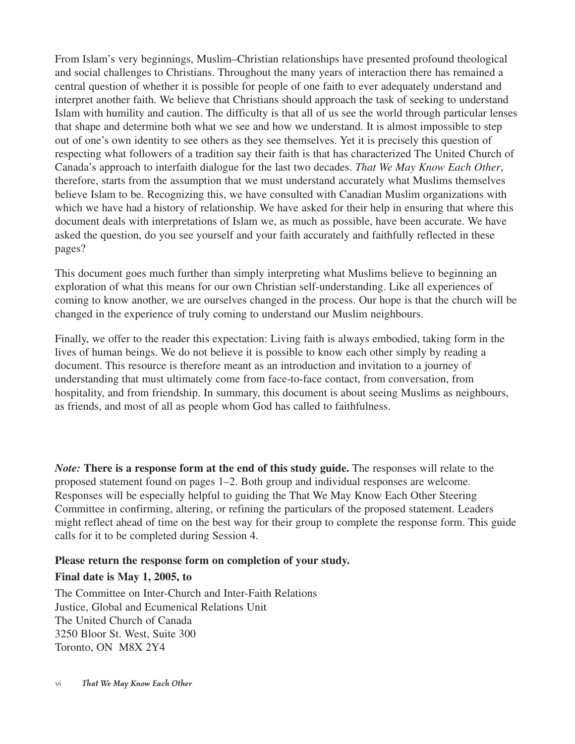From Islam's very beginnings, Muslim–Christian relationships have presented profound theological and social challenges to Christians. Throughout the many years of interaction there has remained a central question of whether it is possible for people of one faith to ever adequately understand and interpret another faith. We believe that Christians should approach the task of seeking to understand Islam with humility and caution. The difficulty is that all of us see the world through particular lenses that shape and determine both what we see and how we understand. It is almost impossible to step out of one's own identity to see others as they see themselves. Yet it is precisely this question of respecting what followers of a tradition say their faith is that has characterized The United Church of Canada's approach to interfaith dialogue for the last two decades. *That We May Know Each Other*, therefore, starts from the assumption that we must understand accurately what Muslims themselves believe Islam to be. Recognizing this, we have consulted with Canadian Muslim organizations with which we have had a history of relationship. We have asked for their help in ensuring that where this document deals with interpretations of Islam we, as much as possible, have been accurate. We have asked the question, do you see yourself and your faith accurately and faithfully reflected in these pages?

This document goes much further than simply interpreting what Muslims believe to beginning an exploration of what this means for our own Christian self-understanding. Like all experiences of coming to know another, we are ourselves changed in the process. Our hope is that the church will be changed in the experience of truly coming to understand our Muslim neighbours.

Finally, we offer to the reader this expectation: Living faith is always embodied, taking form in the lives of human beings. We do not believe it is possible to know each other simply by reading a document. This resource is therefore meant as an introduction and invitation to a journey of understanding that must ultimately come from face-to-face contact, from conversation, from hospitality, and from friendship. In summary, this document is about seeing Muslims as neighbours, as friends, and most of all as people whom God has called to faithfulness.

*Note:* **There is a response form at the end of this study guide.** The responses will relate to the proposed statement found on pages 1–2. Both group and individual responses are welcome. Responses will be especially helpful to guiding the That We May Know Each Other Steering Committee in confirming, altering, or refining the particulars of the proposed statement. Leaders might reflect ahead of time on the best way for their group to complete the response form. This guide calls for it to be completed during Session 4.

**Please return the response form on completion of your study.**

**Final date is May 1, 2005, to**

The Committee on Inter-Church and Inter-Faith Relations
Justice, Global and Ecumenical Relations Unit
The United Church of Canada
3250 Bloor St. West, Suite 300
Toronto, ON M8X 2Y4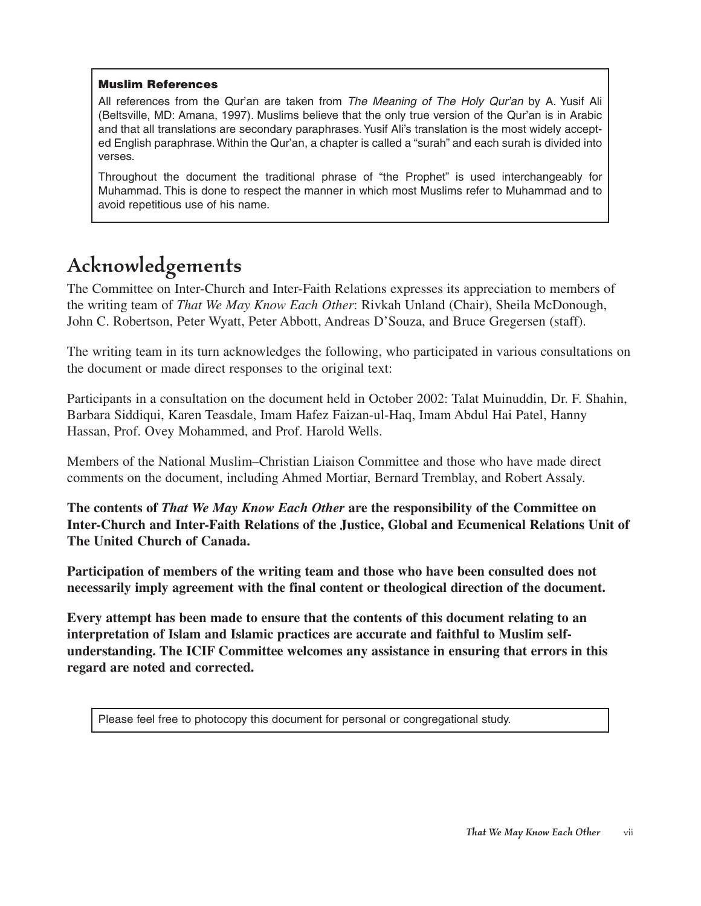**Muslim References**

All references from the Qur'an are taken from *The Meaning of The Holy Qur'an* by A. Yusif Ali (Beltsville, MD: Amana, 1997). Muslims believe that the only true version of the Qur'an is in Arabic and that all translations are secondary paraphrases. Yusif Ali's translation is the most widely accepted English paraphrase. Within the Qur'an, a chapter is called a "surah" and each surah is divided into verses.

Throughout the document the traditional phrase of "the Prophet" is used interchangeably for Muhammad. This is done to respect the manner in which most Muslims refer to Muhammad and to avoid repetitious use of his name.

# Acknowledgements

The Committee on Inter-Church and Inter-Faith Relations expresses its appreciation to members of the writing team of *That We May Know Each Other*: Rivkah Unland (Chair), Sheila McDonough, John C. Robertson, Peter Wyatt, Peter Abbott, Andreas D'Souza, and Bruce Gregersen (staff).

The writing team in its turn acknowledges the following, who participated in various consultations on the document or made direct responses to the original text:

Participants in a consultation on the document held in October 2002: Talat Muinuddin, Dr. F. Shahin, Barbara Siddiqui, Karen Teasdale, Imam Hafez Faizan-ul-Haq, Imam Abdul Hai Patel, Hanny Hassan, Prof. Ovey Mohammed, and Prof. Harold Wells.

Members of the National Muslim–Christian Liaison Committee and those who have made direct comments on the document, including Ahmed Mortiar, Bernard Tremblay, and Robert Assaly.

**The contents of *That We May Know Each Other* are the responsibility of the Committee on Inter-Church and Inter-Faith Relations of the Justice, Global and Ecumenical Relations Unit of The United Church of Canada.**

**Participation of members of the writing team and those who have been consulted does not necessarily imply agreement with the final content or theological direction of the document.**

**Every attempt has been made to ensure that the contents of this document relating to an interpretation of Islam and Islamic practices are accurate and faithful to Muslim self-understanding. The ICIF Committee welcomes any assistance in ensuring that errors in this regard are noted and corrected.**

Please feel free to photocopy this document for personal or congregational study.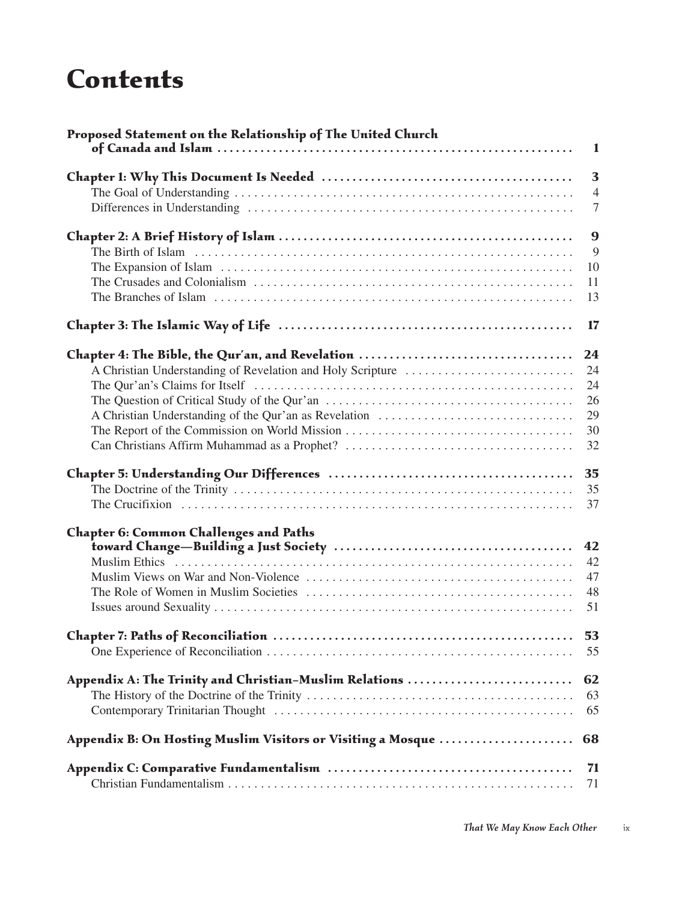# Contents

| | |
|---|---|
| **Proposed Statement on the Relationship of The United Church of Canada and Islam** | **1** |
| **Chapter 1: Why This Document Is Needed** | **3** |
| The Goal of Understanding | 4 |
| Differences in Understanding | 7 |
| **Chapter 2: A Brief History of Islam** | **9** |
| The Birth of Islam | 9 |
| The Expansion of Islam | 10 |
| The Crusades and Colonialism | 11 |
| The Branches of Islam | 13 |
| **Chapter 3: The Islamic Way of Life** | **17** |
| **Chapter 4: The Bible, the Qur'an, and Revelation** | **24** |
| A Christian Understanding of Revelation and Holy Scripture | 24 |
| The Qur'an's Claims for Itself | 24 |
| The Question of Critical Study of the Qur'an | 26 |
| A Christian Understanding of the Qur'an as Revelation | 29 |
| The Report of the Commission on World Mission | 30 |
| Can Christians Affirm Muhammad as a Prophet? | 32 |
| **Chapter 5: Understanding Our Differences** | **35** |
| The Doctrine of the Trinity | 35 |
| The Crucifixion | 37 |
| **Chapter 6: Common Challenges and Paths toward Change—Building a Just Society** | **42** |
| Muslim Ethics | 42 |
| Muslim Views on War and Non-Violence | 47 |
| The Role of Women in Muslim Societies | 48 |
| Issues around Sexuality | 51 |
| **Chapter 7: Paths of Reconciliation** | **53** |
| One Experience of Reconciliation | 55 |
| **Appendix A: The Trinity and Christian–Muslim Relations** | **62** |
| The History of the Doctrine of the Trinity | 63 |
| Contemporary Trinitarian Thought | 65 |
| **Appendix B: On Hosting Muslim Visitors or Visiting a Mosque** | **68** |
| **Appendix C: Comparative Fundamentalism** | **71** |
| Christian Fundamentalism | 71 |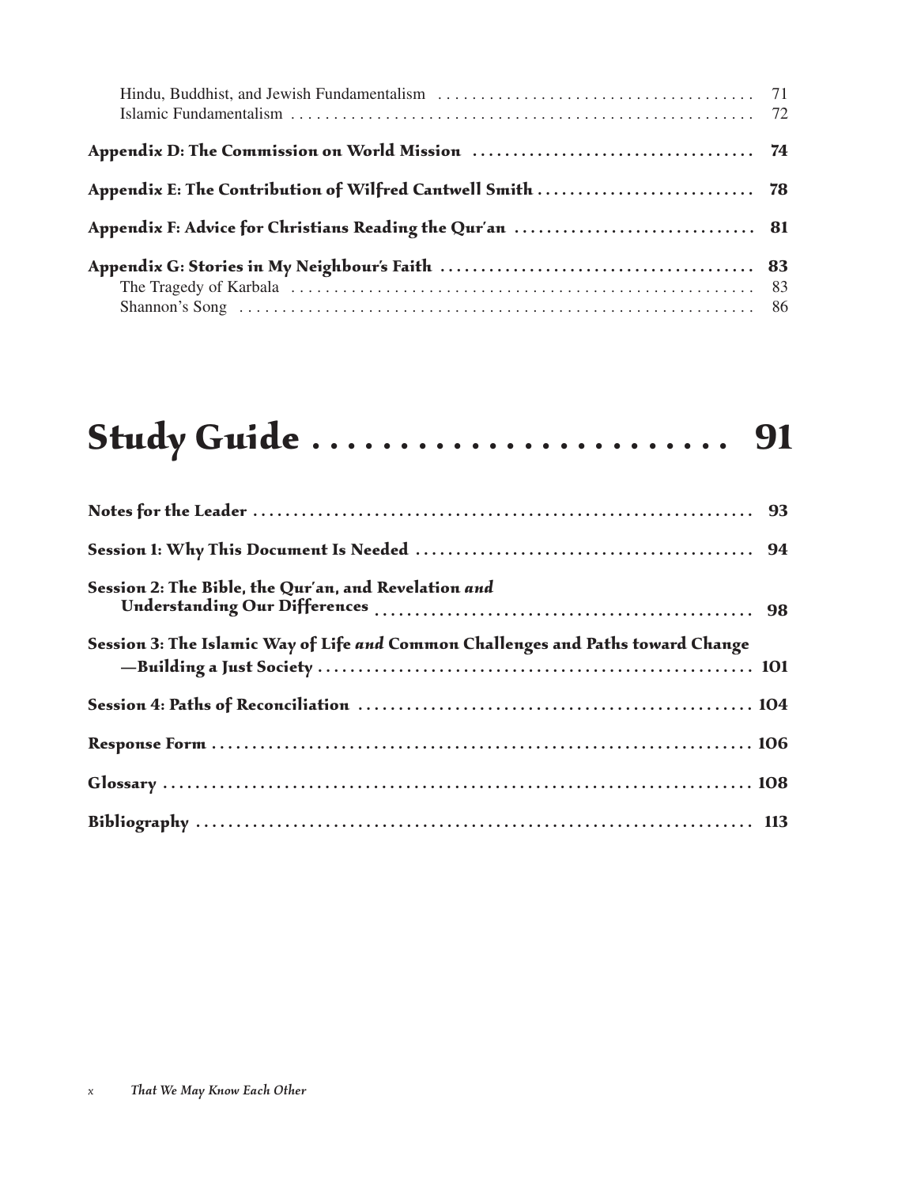Hindu, Buddhist, and Jewish Fundamentalism ........ 71
Islamic Fundamentalism ........ 72

**Appendix D: The Commission on World Mission ........ 74**

**Appendix E: The Contribution of Wilfred Cantwell Smith ........ 78**

**Appendix F: Advice for Christians Reading the Qur'an ........ 81**

**Appendix G: Stories in My Neighbour's Faith ........ 83**
The Tragedy of Karbala ........ 83
Shannon's Song ........ 86

# Study Guide ........ 91

**Notes for the Leader ........ 93**

**Session 1: Why This Document Is Needed ........ 94**

**Session 2: The Bible, the Qur'an, and Revelation *and* Understanding Our Differences ........ 98**

**Session 3: The Islamic Way of Life *and* Common Challenges and Paths toward Change —Building a Just Society ........ 101**

**Session 4: Paths of Reconciliation ........ 104**

**Response Form ........ 106**

**Glossary ........ 108**

**Bibliography ........ 113**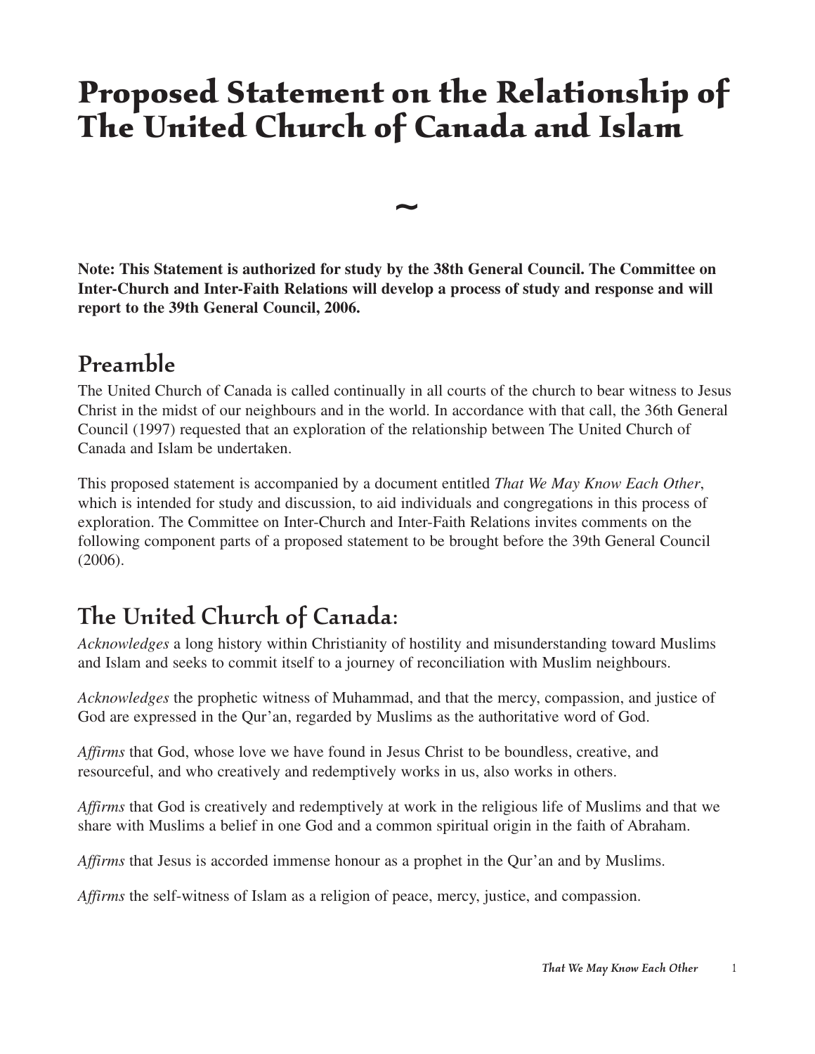# Proposed Statement on the Relationship of The United Church of Canada and Islam

~

**Note: This Statement is authorized for study by the 38th General Council. The Committee on Inter-Church and Inter-Faith Relations will develop a process of study and response and will report to the 39th General Council, 2006.**

## Preamble

The United Church of Canada is called continually in all courts of the church to bear witness to Jesus Christ in the midst of our neighbours and in the world. In accordance with that call, the 36th General Council (1997) requested that an exploration of the relationship between The United Church of Canada and Islam be undertaken.

This proposed statement is accompanied by a document entitled *That We May Know Each Other*, which is intended for study and discussion, to aid individuals and congregations in this process of exploration. The Committee on Inter-Church and Inter-Faith Relations invites comments on the following component parts of a proposed statement to be brought before the 39th General Council (2006).

## The United Church of Canada:

*Acknowledges* a long history within Christianity of hostility and misunderstanding toward Muslims and Islam and seeks to commit itself to a journey of reconciliation with Muslim neighbours.

*Acknowledges* the prophetic witness of Muhammad, and that the mercy, compassion, and justice of God are expressed in the Qur'an, regarded by Muslims as the authoritative word of God.

*Affirms* that God, whose love we have found in Jesus Christ to be boundless, creative, and resourceful, and who creatively and redemptively works in us, also works in others.

*Affirms* that God is creatively and redemptively at work in the religious life of Muslims and that we share with Muslims a belief in one God and a common spiritual origin in the faith of Abraham.

*Affirms* that Jesus is accorded immense honour as a prophet in the Qur'an and by Muslims.

*Affirms* the self-witness of Islam as a religion of peace, mercy, justice, and compassion.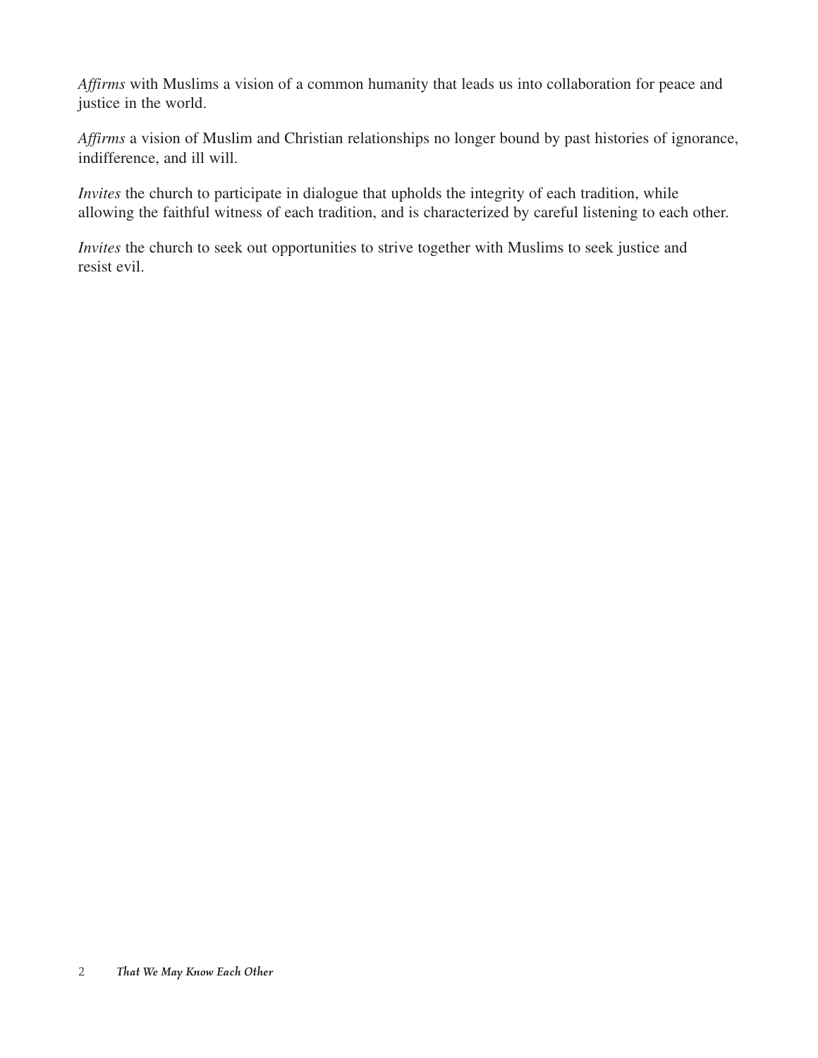*Affirms* with Muslims a vision of a common humanity that leads us into collaboration for peace and justice in the world.

*Affirms* a vision of Muslim and Christian relationships no longer bound by past histories of ignorance, indifference, and ill will.

*Invites* the church to participate in dialogue that upholds the integrity of each tradition, while allowing the faithful witness of each tradition, and is characterized by careful listening to each other.

*Invites* the church to seek out opportunities to strive together with Muslims to seek justice and resist evil.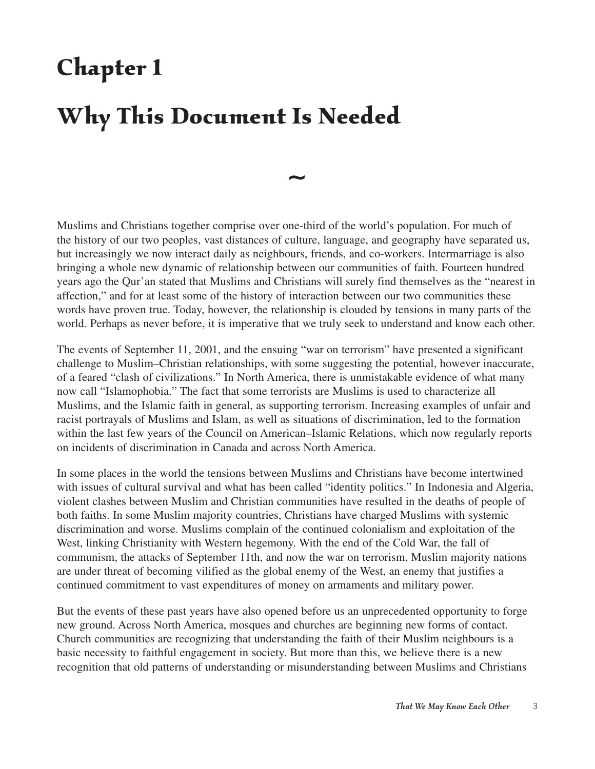# Chapter 1

# Why This Document Is Needed

~

Muslims and Christians together comprise over one-third of the world's population. For much of the history of our two peoples, vast distances of culture, language, and geography have separated us, but increasingly we now interact daily as neighbours, friends, and co-workers. Intermarriage is also bringing a whole new dynamic of relationship between our communities of faith. Fourteen hundred years ago the Qur'an stated that Muslims and Christians will surely find themselves as the "nearest in affection," and for at least some of the history of interaction between our two communities these words have proven true. Today, however, the relationship is clouded by tensions in many parts of the world. Perhaps as never before, it is imperative that we truly seek to understand and know each other.

The events of September 11, 2001, and the ensuing "war on terrorism" have presented a significant challenge to Muslim–Christian relationships, with some suggesting the potential, however inaccurate, of a feared "clash of civilizations." In North America, there is unmistakable evidence of what many now call "Islamophobia." The fact that some terrorists are Muslims is used to characterize all Muslims, and the Islamic faith in general, as supporting terrorism. Increasing examples of unfair and racist portrayals of Muslims and Islam, as well as situations of discrimination, led to the formation within the last few years of the Council on American–Islamic Relations, which now regularly reports on incidents of discrimination in Canada and across North America.

In some places in the world the tensions between Muslims and Christians have become intertwined with issues of cultural survival and what has been called "identity politics." In Indonesia and Algeria, violent clashes between Muslim and Christian communities have resulted in the deaths of people of both faiths. In some Muslim majority countries, Christians have charged Muslims with systemic discrimination and worse. Muslims complain of the continued colonialism and exploitation of the West, linking Christianity with Western hegemony. With the end of the Cold War, the fall of communism, the attacks of September 11th, and now the war on terrorism, Muslim majority nations are under threat of becoming vilified as the global enemy of the West, an enemy that justifies a continued commitment to vast expenditures of money on armaments and military power.

But the events of these past years have also opened before us an unprecedented opportunity to forge new ground. Across North America, mosques and churches are beginning new forms of contact. Church communities are recognizing that understanding the faith of their Muslim neighbours is a basic necessity to faithful engagement in society. But more than this, we believe there is a new recognition that old patterns of understanding or misunderstanding between Muslims and Christians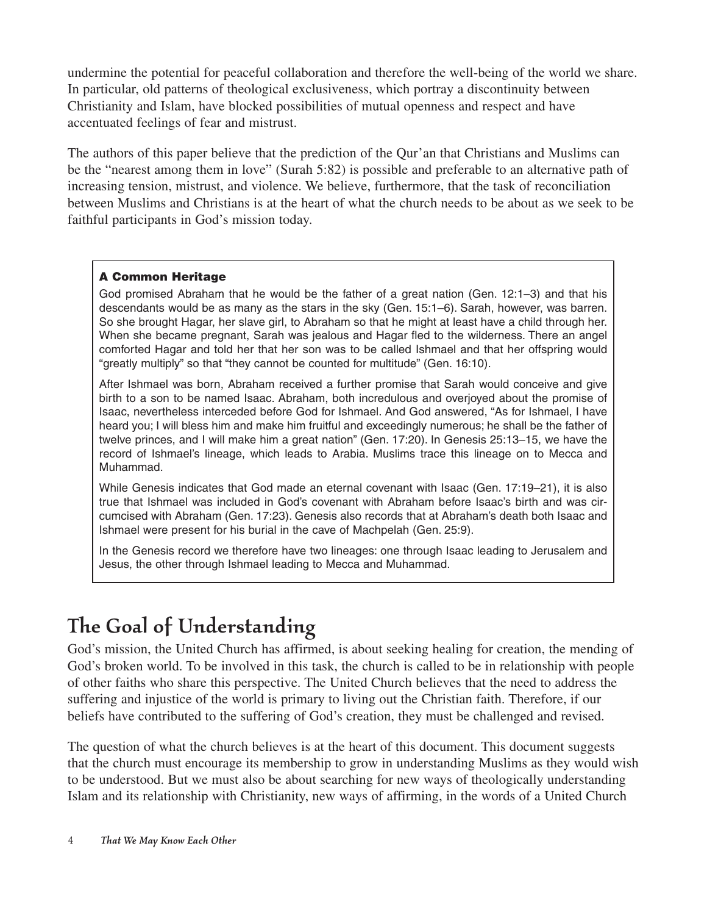undermine the potential for peaceful collaboration and therefore the well-being of the world we share. In particular, old patterns of theological exclusiveness, which portray a discontinuity between Christianity and Islam, have blocked possibilities of mutual openness and respect and have accentuated feelings of fear and mistrust.

The authors of this paper believe that the prediction of the Qur'an that Christians and Muslims can be the "nearest among them in love" (Surah 5:82) is possible and preferable to an alternative path of increasing tension, mistrust, and violence. We believe, furthermore, that the task of reconciliation between Muslims and Christians is at the heart of what the church needs to be about as we seek to be faithful participants in God's mission today.

> **A Common Heritage**
>
> God promised Abraham that he would be the father of a great nation (Gen. 12:1–3) and that his descendants would be as many as the stars in the sky (Gen. 15:1–6). Sarah, however, was barren. So she brought Hagar, her slave girl, to Abraham so that he might at least have a child through her. When she became pregnant, Sarah was jealous and Hagar fled to the wilderness. There an angel comforted Hagar and told her that her son was to be called Ishmael and that her offspring would "greatly multiply" so that "they cannot be counted for multitude" (Gen. 16:10).
>
> After Ishmael was born, Abraham received a further promise that Sarah would conceive and give birth to a son to be named Isaac. Abraham, both incredulous and overjoyed about the promise of Isaac, nevertheless interceded before God for Ishmael. And God answered, "As for Ishmael, I have heard you; I will bless him and make him fruitful and exceedingly numerous; he shall be the father of twelve princes, and I will make him a great nation" (Gen. 17:20). In Genesis 25:13–15, we have the record of Ishmael's lineage, which leads to Arabia. Muslims trace this lineage on to Mecca and Muhammad.
>
> While Genesis indicates that God made an eternal covenant with Isaac (Gen. 17:19–21), it is also true that Ishmael was included in God's covenant with Abraham before Isaac's birth and was circumcised with Abraham (Gen. 17:23). Genesis also records that at Abraham's death both Isaac and Ishmael were present for his burial in the cave of Machpelah (Gen. 25:9).
>
> In the Genesis record we therefore have two lineages: one through Isaac leading to Jerusalem and Jesus, the other through Ishmael leading to Mecca and Muhammad.

## The Goal of Understanding

God's mission, the United Church has affirmed, is about seeking healing for creation, the mending of God's broken world. To be involved in this task, the church is called to be in relationship with people of other faiths who share this perspective. The United Church believes that the need to address the suffering and injustice of the world is primary to living out the Christian faith. Therefore, if our beliefs have contributed to the suffering of God's creation, they must be challenged and revised.

The question of what the church believes is at the heart of this document. This document suggests that the church must encourage its membership to grow in understanding Muslims as they would wish to be understood. But we must also be about searching for new ways of theologically understanding Islam and its relationship with Christianity, new ways of affirming, in the words of a United Church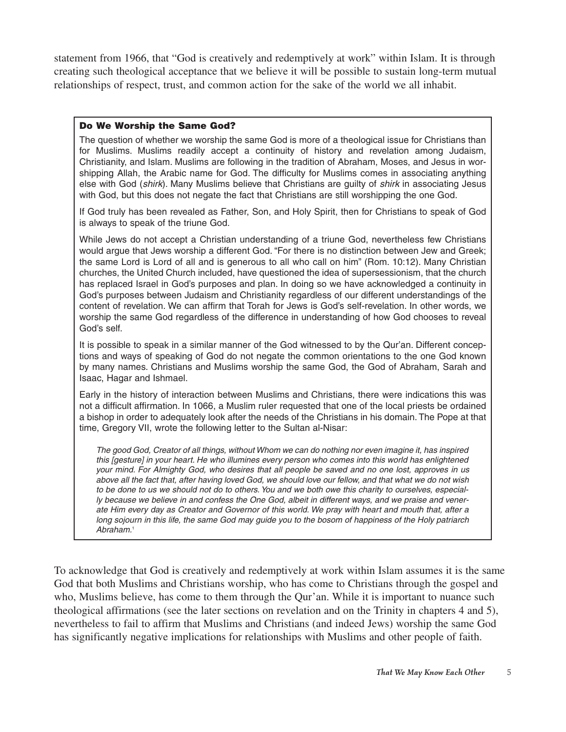statement from 1966, that "God is creatively and redemptively at work" within Islam. It is through creating such theological acceptance that we believe it will be possible to sustain long-term mutual relationships of respect, trust, and common action for the sake of the world we all inhabit.

### Do We Worship the Same God?

The question of whether we worship the same God is more of a theological issue for Christians than for Muslims. Muslims readily accept a continuity of history and revelation among Judaism, Christianity, and Islam. Muslims are following in the tradition of Abraham, Moses, and Jesus in worshipping Allah, the Arabic name for God. The difficulty for Muslims comes in associating anything else with God (*shirk*). Many Muslims believe that Christians are guilty of *shirk* in associating Jesus with God, but this does not negate the fact that Christians are still worshipping the one God.

If God truly has been revealed as Father, Son, and Holy Spirit, then for Christians to speak of God is always to speak of the triune God.

While Jews do not accept a Christian understanding of a triune God, nevertheless few Christians would argue that Jews worship a different God. "For there is no distinction between Jew and Greek; the same Lord is Lord of all and is generous to all who call on him" (Rom. 10:12). Many Christian churches, the United Church included, have questioned the idea of supersessionism, that the church has replaced Israel in God's purposes and plan. In doing so we have acknowledged a continuity in God's purposes between Judaism and Christianity regardless of our different understandings of the content of revelation. We can affirm that Torah for Jews is God's self-revelation. In other words, we worship the same God regardless of the difference in understanding of how God chooses to reveal God's self.

It is possible to speak in a similar manner of the God witnessed to by the Qur'an. Different conceptions and ways of speaking of God do not negate the common orientations to the one God known by many names. Christians and Muslims worship the same God, the God of Abraham, Sarah and Isaac, Hagar and Ishmael.

Early in the history of interaction between Muslims and Christians, there were indications this was not a difficult affirmation. In 1066, a Muslim ruler requested that one of the local priests be ordained a bishop in order to adequately look after the needs of the Christians in his domain. The Pope at that time, Gregory VII, wrote the following letter to the Sultan al-Nisar:

> *The good God, Creator of all things, without Whom we can do nothing nor even imagine it, has inspired this [gesture] in your heart. He who illumines every person who comes into this world has enlightened your mind. For Almighty God, who desires that all people be saved and no one lost, approves in us above all the fact that, after having loved God, we should love our fellow, and that what we do not wish to be done to us we should not do to others. You and we both owe this charity to ourselves, especially because we believe in and confess the One God, albeit in different ways, and we praise and venerate Him every day as Creator and Governor of this world. We pray with heart and mouth that, after a long sojourn in this life, the same God may guide you to the bosom of happiness of the Holy patriarch Abraham.*[1]

To acknowledge that God is creatively and redemptively at work within Islam assumes it is the same God that both Muslims and Christians worship, who has come to Christians through the gospel and who, Muslims believe, has come to them through the Qur'an. While it is important to nuance such theological affirmations (see the later sections on revelation and on the Trinity in chapters 4 and 5), nevertheless to fail to affirm that Muslims and Christians (and indeed Jews) worship the same God has significantly negative implications for relationships with Muslims and other people of faith.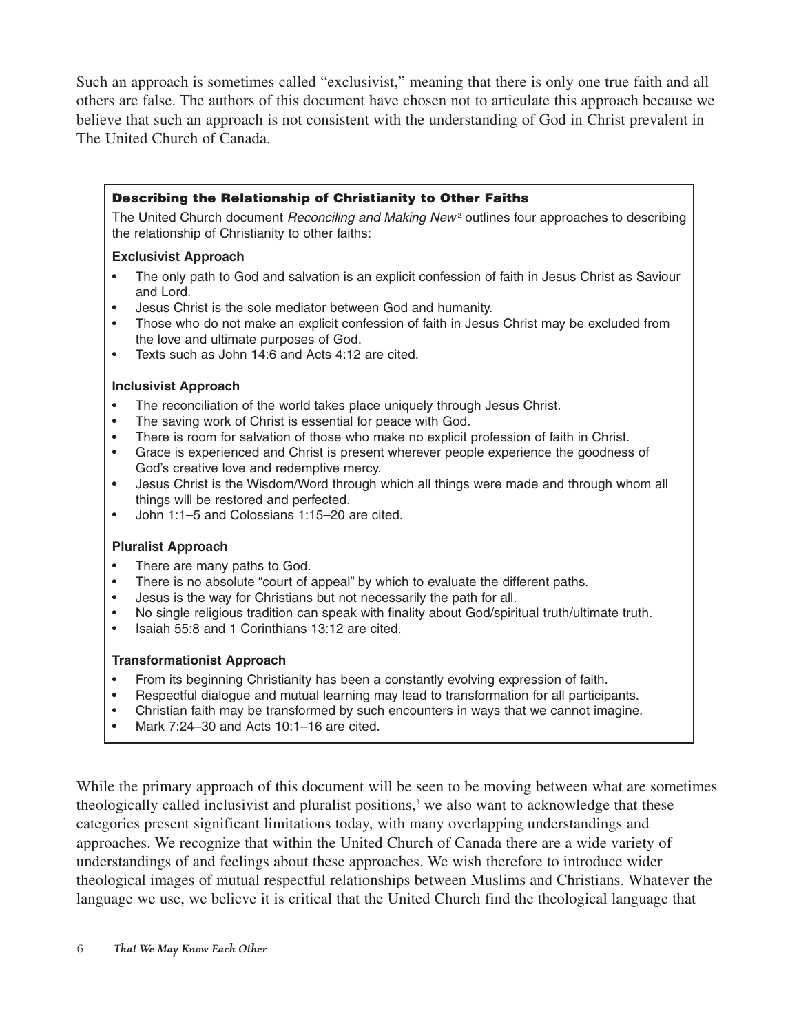Such an approach is sometimes called "exclusivist," meaning that there is only one true faith and all others are false. The authors of this document have chosen not to articulate this approach because we believe that such an approach is not consistent with the understanding of God in Christ prevalent in The United Church of Canada.

### Describing the Relationship of Christianity to Other Faiths

The United Church document *Reconciling and Making New*[2] outlines four approaches to describing the relationship of Christianity to other faiths:

**Exclusivist Approach**

- The only path to God and salvation is an explicit confession of faith in Jesus Christ as Saviour and Lord.
- Jesus Christ is the sole mediator between God and humanity.
- Those who do not make an explicit confession of faith in Jesus Christ may be excluded from the love and ultimate purposes of God.
- Texts such as John 14:6 and Acts 4:12 are cited.

**Inclusivist Approach**

- The reconciliation of the world takes place uniquely through Jesus Christ.
- The saving work of Christ is essential for peace with God.
- There is room for salvation of those who make no explicit profession of faith in Christ.
- Grace is experienced and Christ is present wherever people experience the goodness of God's creative love and redemptive mercy.
- Jesus Christ is the Wisdom/Word through which all things were made and through whom all things will be restored and perfected.
- John 1:1–5 and Colossians 1:15–20 are cited.

**Pluralist Approach**

- There are many paths to God.
- There is no absolute "court of appeal" by which to evaluate the different paths.
- Jesus is the way for Christians but not necessarily the path for all.
- No single religious tradition can speak with finality about God/spiritual truth/ultimate truth.
- Isaiah 55:8 and 1 Corinthians 13:12 are cited.

**Transformationist Approach**

- From its beginning Christianity has been a constantly evolving expression of faith.
- Respectful dialogue and mutual learning may lead to transformation for all participants.
- Christian faith may be transformed by such encounters in ways that we cannot imagine.
- Mark 7:24–30 and Acts 10:1–16 are cited.

While the primary approach of this document will be seen to be moving between what are sometimes theologically called inclusivist and pluralist positions,[3] we also want to acknowledge that these categories present significant limitations today, with many overlapping understandings and approaches. We recognize that within the United Church of Canada there are a wide variety of understandings of and feelings about these approaches. We wish therefore to introduce wider theological images of mutual respectful relationships between Muslims and Christians. Whatever the language we use, we believe it is critical that the United Church find the theological language that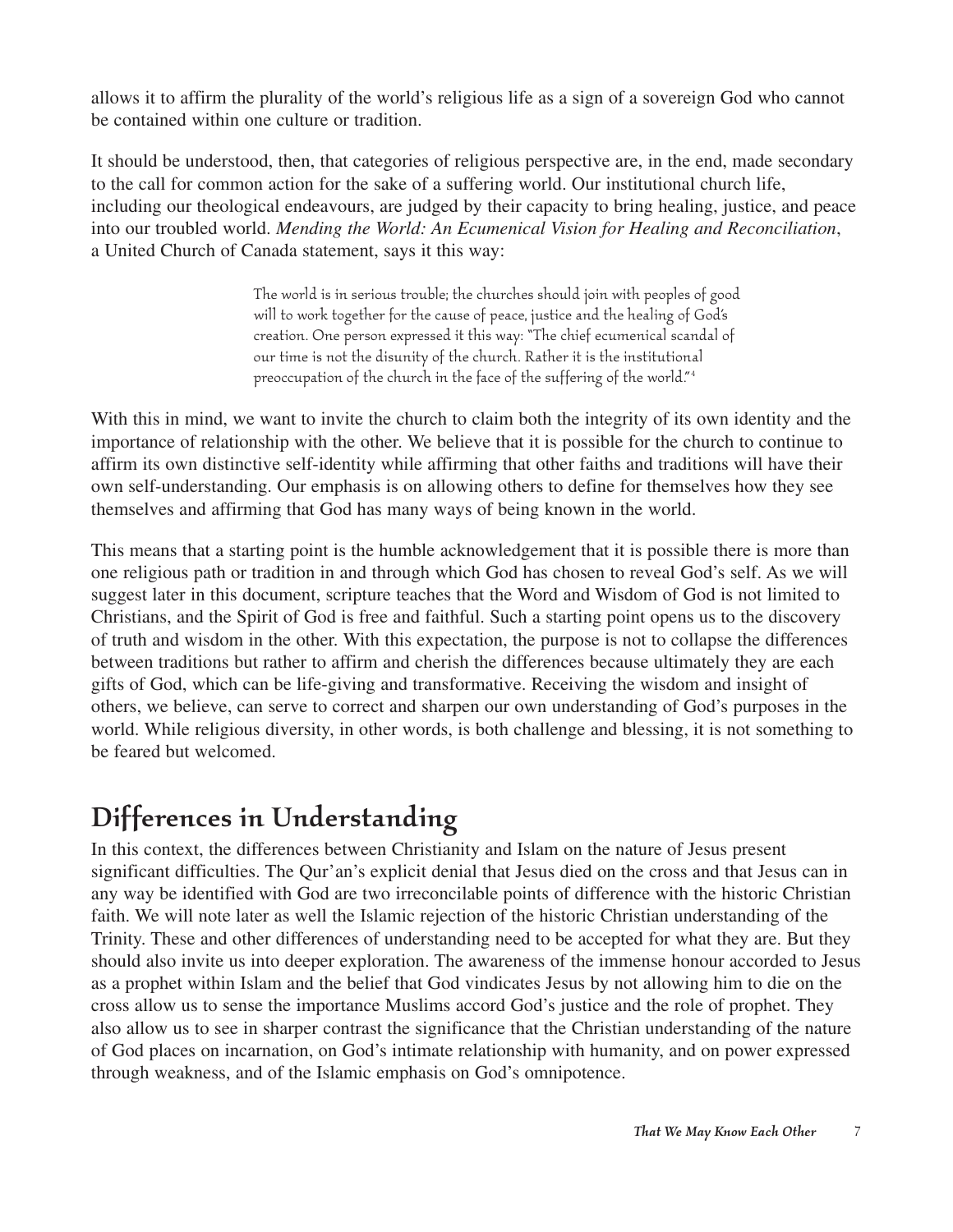allows it to affirm the plurality of the world's religious life as a sign of a sovereign God who cannot be contained within one culture or tradition.

It should be understood, then, that categories of religious perspective are, in the end, made secondary to the call for common action for the sake of a suffering world. Our institutional church life, including our theological endeavours, are judged by their capacity to bring healing, justice, and peace into our troubled world. *Mending the World: An Ecumenical Vision for Healing and Reconciliation*, a United Church of Canada statement, says it this way:

> The world is in serious trouble; the churches should join with peoples of good will to work together for the cause of peace, justice and the healing of God's creation. One person expressed it this way: "The chief ecumenical scandal of our time is not the disunity of the church. Rather it is the institutional preoccupation of the church in the face of the suffering of the world."[4]

With this in mind, we want to invite the church to claim both the integrity of its own identity and the importance of relationship with the other. We believe that it is possible for the church to continue to affirm its own distinctive self-identity while affirming that other faiths and traditions will have their own self-understanding. Our emphasis is on allowing others to define for themselves how they see themselves and affirming that God has many ways of being known in the world.

This means that a starting point is the humble acknowledgement that it is possible there is more than one religious path or tradition in and through which God has chosen to reveal God's self. As we will suggest later in this document, scripture teaches that the Word and Wisdom of God is not limited to Christians, and the Spirit of God is free and faithful. Such a starting point opens us to the discovery of truth and wisdom in the other. With this expectation, the purpose is not to collapse the differences between traditions but rather to affirm and cherish the differences because ultimately they are each gifts of God, which can be life-giving and transformative. Receiving the wisdom and insight of others, we believe, can serve to correct and sharpen our own understanding of God's purposes in the world. While religious diversity, in other words, is both challenge and blessing, it is not something to be feared but welcomed.

## Differences in Understanding

In this context, the differences between Christianity and Islam on the nature of Jesus present significant difficulties. The Qur'an's explicit denial that Jesus died on the cross and that Jesus can in any way be identified with God are two irreconcilable points of difference with the historic Christian faith. We will note later as well the Islamic rejection of the historic Christian understanding of the Trinity. These and other differences of understanding need to be accepted for what they are. But they should also invite us into deeper exploration. The awareness of the immense honour accorded to Jesus as a prophet within Islam and the belief that God vindicates Jesus by not allowing him to die on the cross allow us to sense the importance Muslims accord God's justice and the role of prophet. They also allow us to see in sharper contrast the significance that the Christian understanding of the nature of God places on incarnation, on God's intimate relationship with humanity, and on power expressed through weakness, and of the Islamic emphasis on God's omnipotence.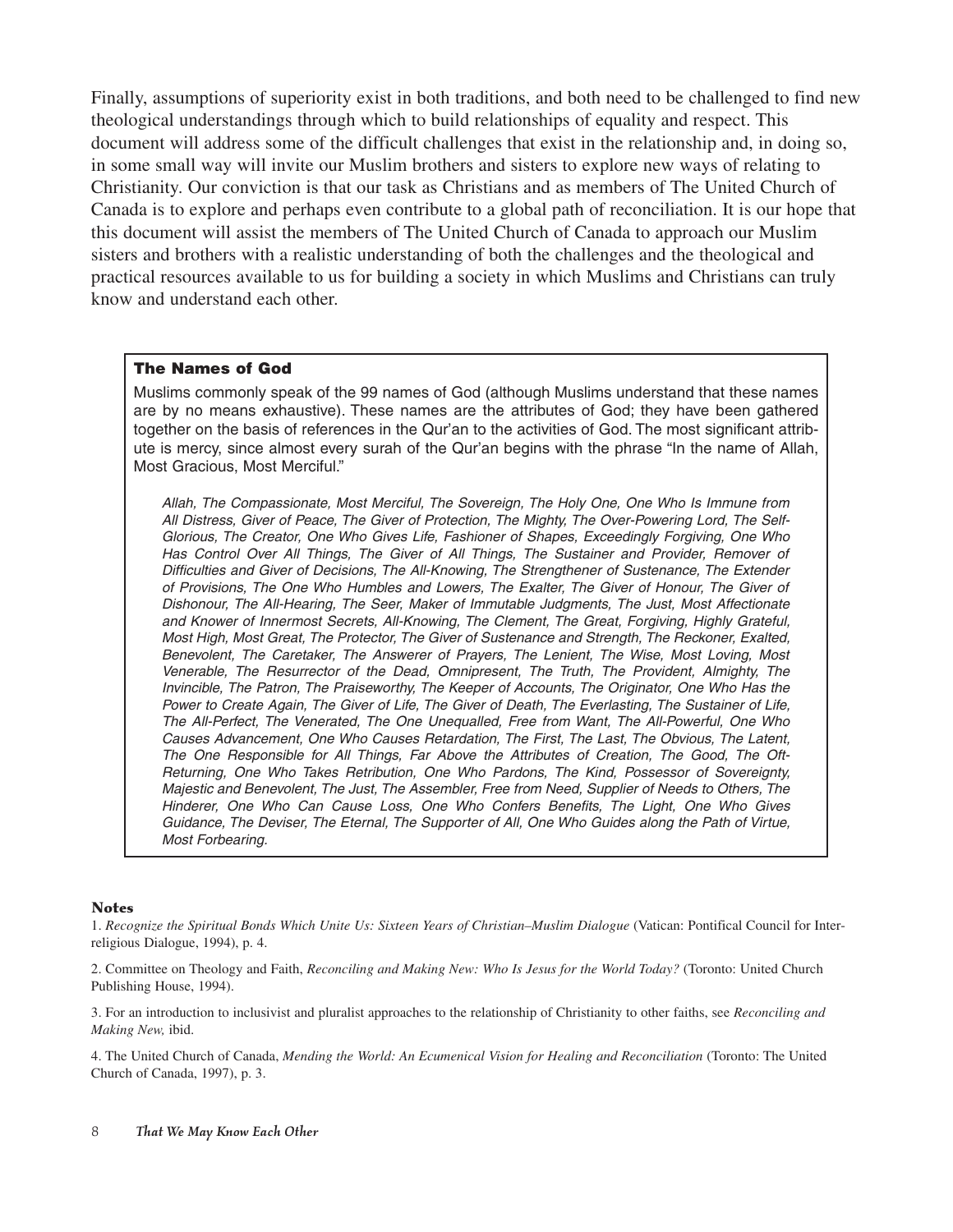Finally, assumptions of superiority exist in both traditions, and both need to be challenged to find new theological understandings through which to build relationships of equality and respect. This document will address some of the difficult challenges that exist in the relationship and, in doing so, in some small way will invite our Muslim brothers and sisters to explore new ways of relating to Christianity. Our conviction is that our task as Christians and as members of The United Church of Canada is to explore and perhaps even contribute to a global path of reconciliation. It is our hope that this document will assist the members of The United Church of Canada to approach our Muslim sisters and brothers with a realistic understanding of both the challenges and the theological and practical resources available to us for building a society in which Muslims and Christians can truly know and understand each other.

### The Names of God

Muslims commonly speak of the 99 names of God (although Muslims understand that these names are by no means exhaustive). These names are the attributes of God; they have been gathered together on the basis of references in the Qur'an to the activities of God. The most significant attribute is mercy, since almost every surah of the Qur'an begins with the phrase "In the name of Allah, Most Gracious, Most Merciful."

*Allah, The Compassionate, Most Merciful, The Sovereign, The Holy One, One Who Is Immune from All Distress, Giver of Peace, The Giver of Protection, The Mighty, The Over-Powering Lord, The Self-Glorious, The Creator, One Who Gives Life, Fashioner of Shapes, Exceedingly Forgiving, One Who Has Control Over All Things, The Giver of All Things, The Sustainer and Provider, Remover of Difficulties and Giver of Decisions, The All-Knowing, The Strengthener of Sustenance, The Extender of Provisions, The One Who Humbles and Lowers, The Exalter, The Giver of Honour, The Giver of Dishonour, The All-Hearing, The Seer, Maker of Immutable Judgments, The Just, Most Affectionate and Knower of Innermost Secrets, All-Knowing, The Clement, The Great, Forgiving, Highly Grateful, Most High, Most Great, The Protector, The Giver of Sustenance and Strength, The Reckoner, Exalted, Benevolent, The Caretaker, The Answerer of Prayers, The Lenient, The Wise, Most Loving, Most Venerable, The Resurrector of the Dead, Omnipresent, The Truth, The Provident, Almighty, The Invincible, The Patron, The Praiseworthy, The Keeper of Accounts, The Originator, One Who Has the Power to Create Again, The Giver of Life, The Giver of Death, The Everlasting, The Sustainer of Life, The All-Perfect, The Venerated, The One Unequalled, Free from Want, The All-Powerful, One Who Causes Advancement, One Who Causes Retardation, The First, The Last, The Obvious, The Latent, The One Responsible for All Things, Far Above the Attributes of Creation, The Good, The Oft-Returning, One Who Takes Retribution, One Who Pardons, The Kind, Possessor of Sovereignty, Majestic and Benevolent, The Just, The Assembler, Free from Need, Supplier of Needs to Others, The Hinderer, One Who Can Cause Loss, One Who Confers Benefits, The Light, One Who Gives Guidance, The Deviser, The Eternal, The Supporter of All, One Who Guides along the Path of Virtue, Most Forbearing.*

#### Notes

1. *Recognize the Spiritual Bonds Which Unite Us: Sixteen Years of Christian–Muslim Dialogue* (Vatican: Pontifical Council for Inter-religious Dialogue, 1994), p. 4.

2. Committee on Theology and Faith, *Reconciling and Making New: Who Is Jesus for the World Today?* (Toronto: United Church Publishing House, 1994).

3. For an introduction to inclusivist and pluralist approaches to the relationship of Christianity to other faiths, see *Reconciling and Making New,* ibid.

4. The United Church of Canada, *Mending the World: An Ecumenical Vision for Healing and Reconciliation* (Toronto: The United Church of Canada, 1997), p. 3.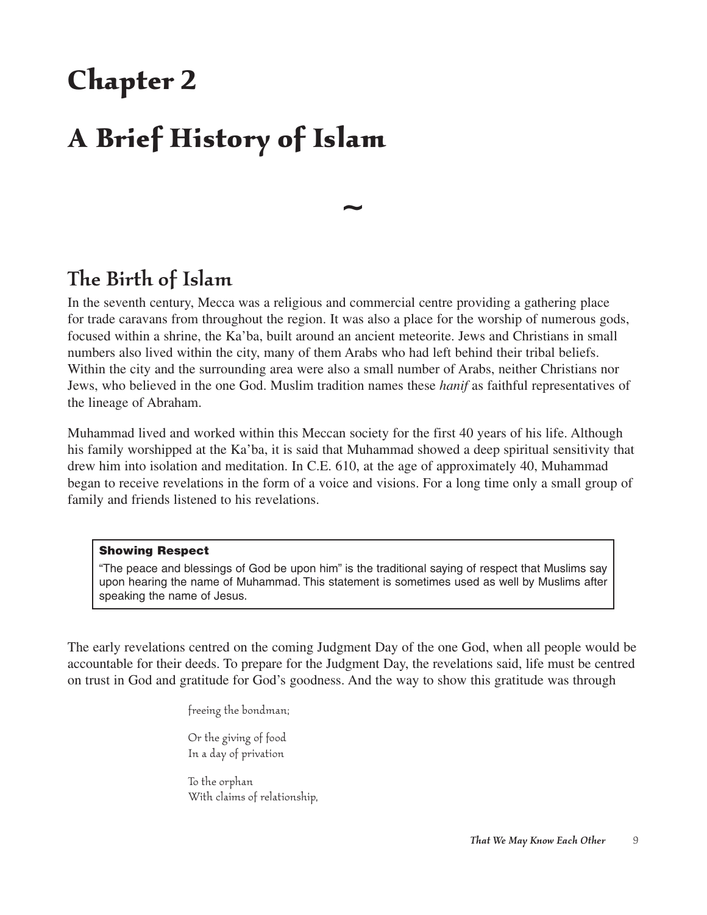# Chapter 2

# A Brief History of Islam

~

## The Birth of Islam

In the seventh century, Mecca was a religious and commercial centre providing a gathering place for trade caravans from throughout the region. It was also a place for the worship of numerous gods, focused within a shrine, the Ka'ba, built around an ancient meteorite. Jews and Christians in small numbers also lived within the city, many of them Arabs who had left behind their tribal beliefs. Within the city and the surrounding area were also a small number of Arabs, neither Christians nor Jews, who believed in the one God. Muslim tradition names these *hanif* as faithful representatives of the lineage of Abraham.

Muhammad lived and worked within this Meccan society for the first 40 years of his life. Although his family worshipped at the Ka'ba, it is said that Muhammad showed a deep spiritual sensitivity that drew him into isolation and meditation. In C.E. 610, at the age of approximately 40, Muhammad began to receive revelations in the form of a voice and visions. For a long time only a small group of family and friends listened to his revelations.

> **Showing Respect**
>
> "The peace and blessings of God be upon him" is the traditional saying of respect that Muslims say upon hearing the name of Muhammad. This statement is sometimes used as well by Muslims after speaking the name of Jesus.

The early revelations centred on the coming Judgment Day of the one God, when all people would be accountable for their deeds. To prepare for the Judgment Day, the revelations said, life must be centred on trust in God and gratitude for God's goodness. And the way to show this gratitude was through

> freeing the bondman;
>
> Or the giving of food
> In a day of privation
>
> To the orphan
> With claims of relationship,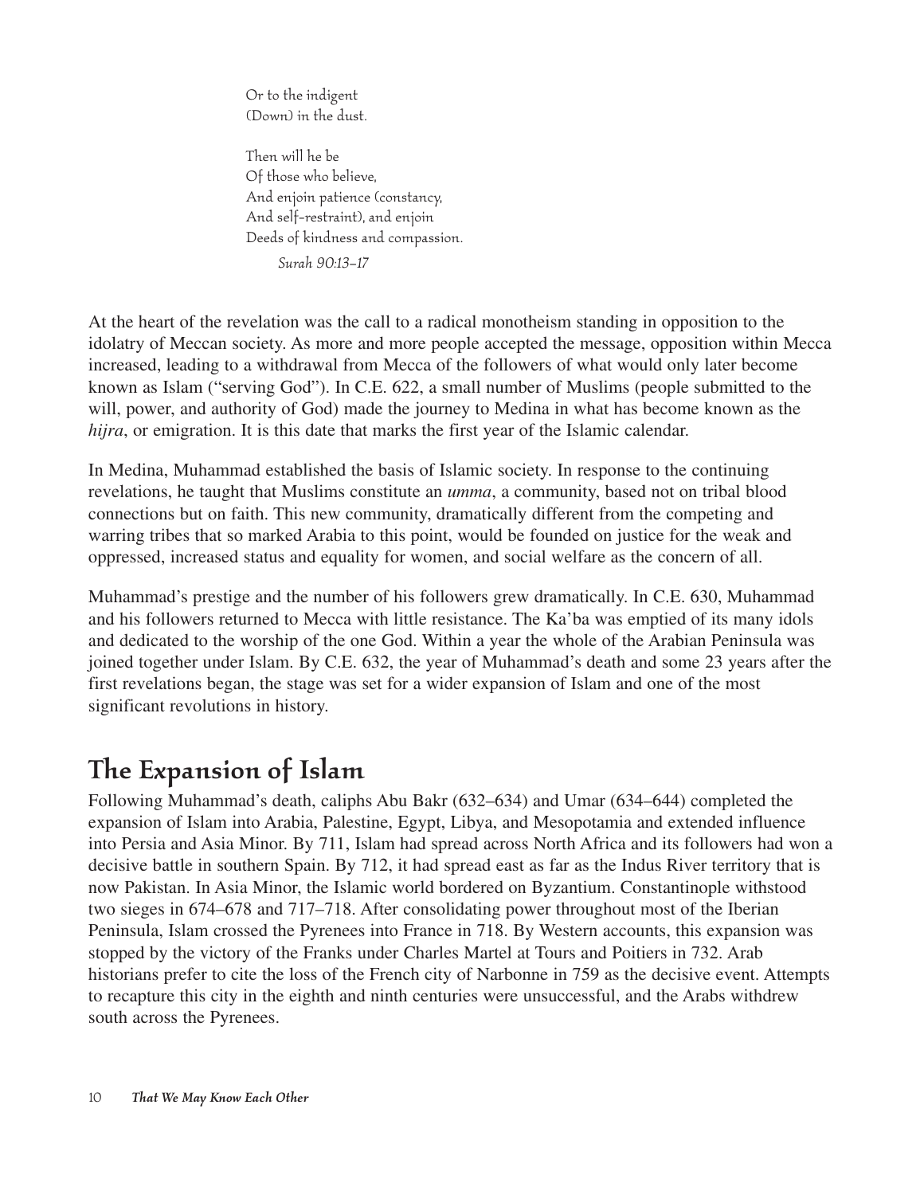Or to the indigent  
(Down) in the dust.

Then will he be  
Of those who believe,  
And enjoin patience (constancy,  
And self-restraint), and enjoin  
Deeds of kindness and compassion.

*Surah 90:13–17*

At the heart of the revelation was the call to a radical monotheism standing in opposition to the idolatry of Meccan society. As more and more people accepted the message, opposition within Mecca increased, leading to a withdrawal from Mecca of the followers of what would only later become known as Islam ("serving God"). In C.E. 622, a small number of Muslims (people submitted to the will, power, and authority of God) made the journey to Medina in what has become known as the *hijra*, or emigration. It is this date that marks the first year of the Islamic calendar.

In Medina, Muhammad established the basis of Islamic society. In response to the continuing revelations, he taught that Muslims constitute an *umma*, a community, based not on tribal blood connections but on faith. This new community, dramatically different from the competing and warring tribes that so marked Arabia to this point, would be founded on justice for the weak and oppressed, increased status and equality for women, and social welfare as the concern of all.

Muhammad's prestige and the number of his followers grew dramatically. In C.E. 630, Muhammad and his followers returned to Mecca with little resistance. The Ka'ba was emptied of its many idols and dedicated to the worship of the one God. Within a year the whole of the Arabian Peninsula was joined together under Islam. By C.E. 632, the year of Muhammad's death and some 23 years after the first revelations began, the stage was set for a wider expansion of Islam and one of the most significant revolutions in history.

## The Expansion of Islam

Following Muhammad's death, caliphs Abu Bakr (632–634) and Umar (634–644) completed the expansion of Islam into Arabia, Palestine, Egypt, Libya, and Mesopotamia and extended influence into Persia and Asia Minor. By 711, Islam had spread across North Africa and its followers had won a decisive battle in southern Spain. By 712, it had spread east as far as the Indus River territory that is now Pakistan. In Asia Minor, the Islamic world bordered on Byzantium. Constantinople withstood two sieges in 674–678 and 717–718. After consolidating power throughout most of the Iberian Peninsula, Islam crossed the Pyrenees into France in 718. By Western accounts, this expansion was stopped by the victory of the Franks under Charles Martel at Tours and Poitiers in 732. Arab historians prefer to cite the loss of the French city of Narbonne in 759 as the decisive event. Attempts to recapture this city in the eighth and ninth centuries were unsuccessful, and the Arabs withdrew south across the Pyrenees.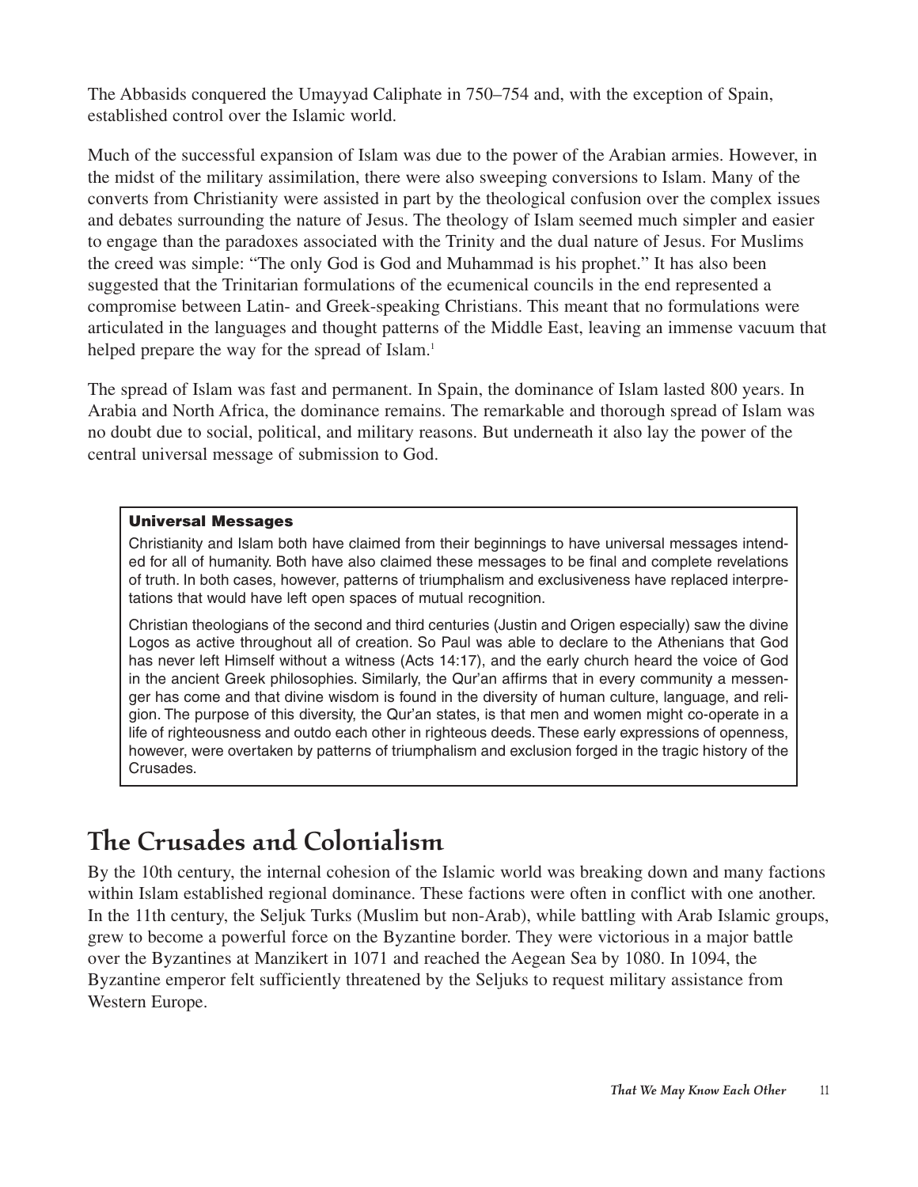The Abbasids conquered the Umayyad Caliphate in 750–754 and, with the exception of Spain, established control over the Islamic world.

Much of the successful expansion of Islam was due to the power of the Arabian armies. However, in the midst of the military assimilation, there were also sweeping conversions to Islam. Many of the converts from Christianity were assisted in part by the theological confusion over the complex issues and debates surrounding the nature of Jesus. The theology of Islam seemed much simpler and easier to engage than the paradoxes associated with the Trinity and the dual nature of Jesus. For Muslims the creed was simple: "The only God is God and Muhammad is his prophet." It has also been suggested that the Trinitarian formulations of the ecumenical councils in the end represented a compromise between Latin- and Greek-speaking Christians. This meant that no formulations were articulated in the languages and thought patterns of the Middle East, leaving an immense vacuum that helped prepare the way for the spread of Islam.[1]

The spread of Islam was fast and permanent. In Spain, the dominance of Islam lasted 800 years. In Arabia and North Africa, the dominance remains. The remarkable and thorough spread of Islam was no doubt due to social, political, and military reasons. But underneath it also lay the power of the central universal message of submission to God.

> **Universal Messages**
>
> Christianity and Islam both have claimed from their beginnings to have universal messages intended for all of humanity. Both have also claimed these messages to be final and complete revelations of truth. In both cases, however, patterns of triumphalism and exclusiveness have replaced interpretations that would have left open spaces of mutual recognition.
>
> Christian theologians of the second and third centuries (Justin and Origen especially) saw the divine Logos as active throughout all of creation. So Paul was able to declare to the Athenians that God has never left Himself without a witness (Acts 14:17), and the early church heard the voice of God in the ancient Greek philosophies. Similarly, the Qur'an affirms that in every community a messenger has come and that divine wisdom is found in the diversity of human culture, language, and religion. The purpose of this diversity, the Qur'an states, is that men and women might co-operate in a life of righteousness and outdo each other in righteous deeds. These early expressions of openness, however, were overtaken by patterns of triumphalism and exclusion forged in the tragic history of the Crusades.

## The Crusades and Colonialism

By the 10th century, the internal cohesion of the Islamic world was breaking down and many factions within Islam established regional dominance. These factions were often in conflict with one another. In the 11th century, the Seljuk Turks (Muslim but non-Arab), while battling with Arab Islamic groups, grew to become a powerful force on the Byzantine border. They were victorious in a major battle over the Byzantines at Manzikert in 1071 and reached the Aegean Sea by 1080. In 1094, the Byzantine emperor felt sufficiently threatened by the Seljuks to request military assistance from Western Europe.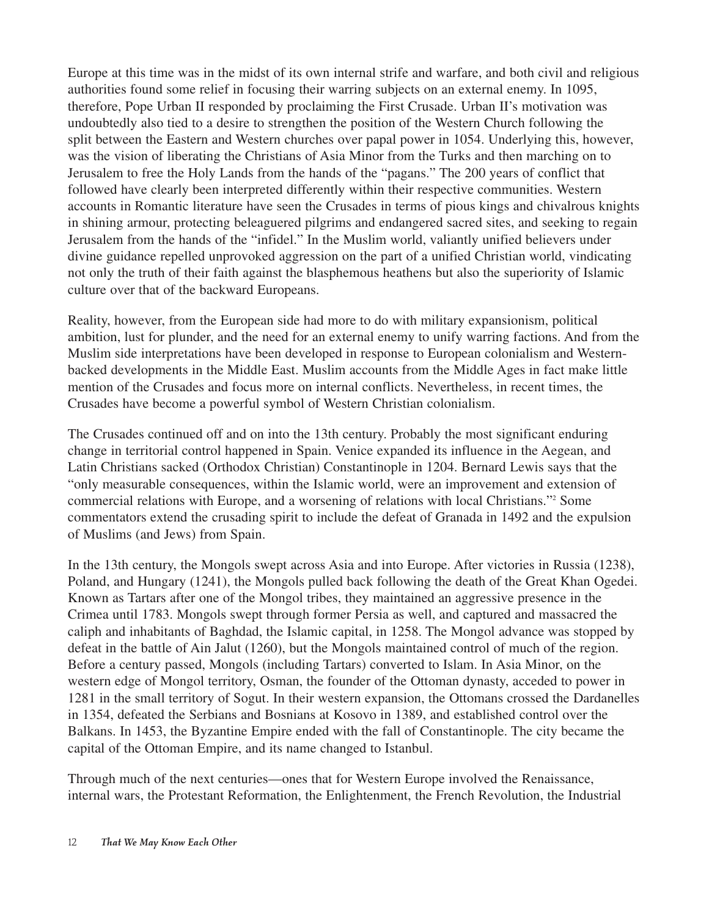Europe at this time was in the midst of its own internal strife and warfare, and both civil and religious authorities found some relief in focusing their warring subjects on an external enemy. In 1095, therefore, Pope Urban II responded by proclaiming the First Crusade. Urban II's motivation was undoubtedly also tied to a desire to strengthen the position of the Western Church following the split between the Eastern and Western churches over papal power in 1054. Underlying this, however, was the vision of liberating the Christians of Asia Minor from the Turks and then marching on to Jerusalem to free the Holy Lands from the hands of the "pagans." The 200 years of conflict that followed have clearly been interpreted differently within their respective communities. Western accounts in Romantic literature have seen the Crusades in terms of pious kings and chivalrous knights in shining armour, protecting beleaguered pilgrims and endangered sacred sites, and seeking to regain Jerusalem from the hands of the "infidel." In the Muslim world, valiantly unified believers under divine guidance repelled unprovoked aggression on the part of a unified Christian world, vindicating not only the truth of their faith against the blasphemous heathens but also the superiority of Islamic culture over that of the backward Europeans.

Reality, however, from the European side had more to do with military expansionism, political ambition, lust for plunder, and the need for an external enemy to unify warring factions. And from the Muslim side interpretations have been developed in response to European colonialism and Western-backed developments in the Middle East. Muslim accounts from the Middle Ages in fact make little mention of the Crusades and focus more on internal conflicts. Nevertheless, in recent times, the Crusades have become a powerful symbol of Western Christian colonialism.

The Crusades continued off and on into the 13th century. Probably the most significant enduring change in territorial control happened in Spain. Venice expanded its influence in the Aegean, and Latin Christians sacked (Orthodox Christian) Constantinople in 1204. Bernard Lewis says that the "only measurable consequences, within the Islamic world, were an improvement and extension of commercial relations with Europe, and a worsening of relations with local Christians."[2] Some commentators extend the crusading spirit to include the defeat of Granada in 1492 and the expulsion of Muslims (and Jews) from Spain.

In the 13th century, the Mongols swept across Asia and into Europe. After victories in Russia (1238), Poland, and Hungary (1241), the Mongols pulled back following the death of the Great Khan Ogedei. Known as Tartars after one of the Mongol tribes, they maintained an aggressive presence in the Crimea until 1783. Mongols swept through former Persia as well, and captured and massacred the caliph and inhabitants of Baghdad, the Islamic capital, in 1258. The Mongol advance was stopped by defeat in the battle of Ain Jalut (1260), but the Mongols maintained control of much of the region. Before a century passed, Mongols (including Tartars) converted to Islam. In Asia Minor, on the western edge of Mongol territory, Osman, the founder of the Ottoman dynasty, acceded to power in 1281 in the small territory of Sogut. In their western expansion, the Ottomans crossed the Dardanelles in 1354, defeated the Serbians and Bosnians at Kosovo in 1389, and established control over the Balkans. In 1453, the Byzantine Empire ended with the fall of Constantinople. The city became the capital of the Ottoman Empire, and its name changed to Istanbul.

Through much of the next centuries—ones that for Western Europe involved the Renaissance, internal wars, the Protestant Reformation, the Enlightenment, the French Revolution, the Industrial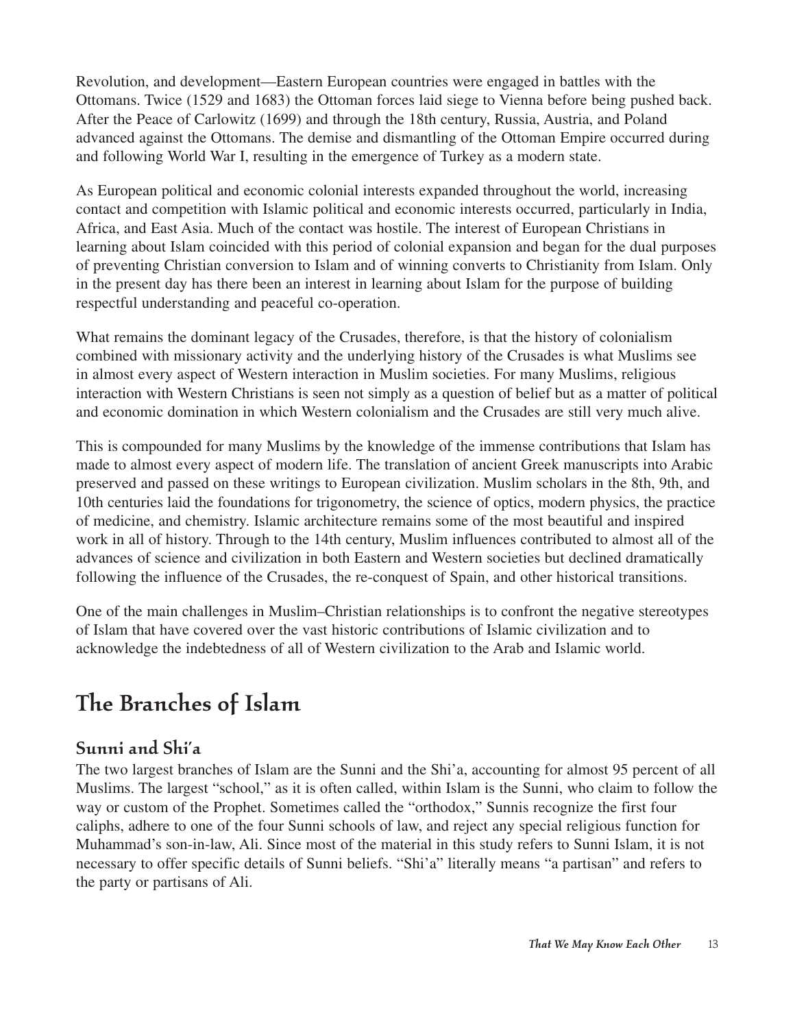Revolution, and development—Eastern European countries were engaged in battles with the Ottomans. Twice (1529 and 1683) the Ottoman forces laid siege to Vienna before being pushed back. After the Peace of Carlowitz (1699) and through the 18th century, Russia, Austria, and Poland advanced against the Ottomans. The demise and dismantling of the Ottoman Empire occurred during and following World War I, resulting in the emergence of Turkey as a modern state.

As European political and economic colonial interests expanded throughout the world, increasing contact and competition with Islamic political and economic interests occurred, particularly in India, Africa, and East Asia. Much of the contact was hostile. The interest of European Christians in learning about Islam coincided with this period of colonial expansion and began for the dual purposes of preventing Christian conversion to Islam and of winning converts to Christianity from Islam. Only in the present day has there been an interest in learning about Islam for the purpose of building respectful understanding and peaceful co-operation.

What remains the dominant legacy of the Crusades, therefore, is that the history of colonialism combined with missionary activity and the underlying history of the Crusades is what Muslims see in almost every aspect of Western interaction in Muslim societies. For many Muslims, religious interaction with Western Christians is seen not simply as a question of belief but as a matter of political and economic domination in which Western colonialism and the Crusades are still very much alive.

This is compounded for many Muslims by the knowledge of the immense contributions that Islam has made to almost every aspect of modern life. The translation of ancient Greek manuscripts into Arabic preserved and passed on these writings to European civilization. Muslim scholars in the 8th, 9th, and 10th centuries laid the foundations for trigonometry, the science of optics, modern physics, the practice of medicine, and chemistry. Islamic architecture remains some of the most beautiful and inspired work in all of history. Through to the 14th century, Muslim influences contributed to almost all of the advances of science and civilization in both Eastern and Western societies but declined dramatically following the influence of the Crusades, the re-conquest of Spain, and other historical transitions.

One of the main challenges in Muslim–Christian relationships is to confront the negative stereotypes of Islam that have covered over the vast historic contributions of Islamic civilization and to acknowledge the indebtedness of all of Western civilization to the Arab and Islamic world.

## The Branches of Islam

### Sunni and Shi'a

The two largest branches of Islam are the Sunni and the Shi'a, accounting for almost 95 percent of all Muslims. The largest "school," as it is often called, within Islam is the Sunni, who claim to follow the way or custom of the Prophet. Sometimes called the "orthodox," Sunnis recognize the first four caliphs, adhere to one of the four Sunni schools of law, and reject any special religious function for Muhammad's son-in-law, Ali. Since most of the material in this study refers to Sunni Islam, it is not necessary to offer specific details of Sunni beliefs. "Shi'a" literally means "a partisan" and refers to the party or partisans of Ali.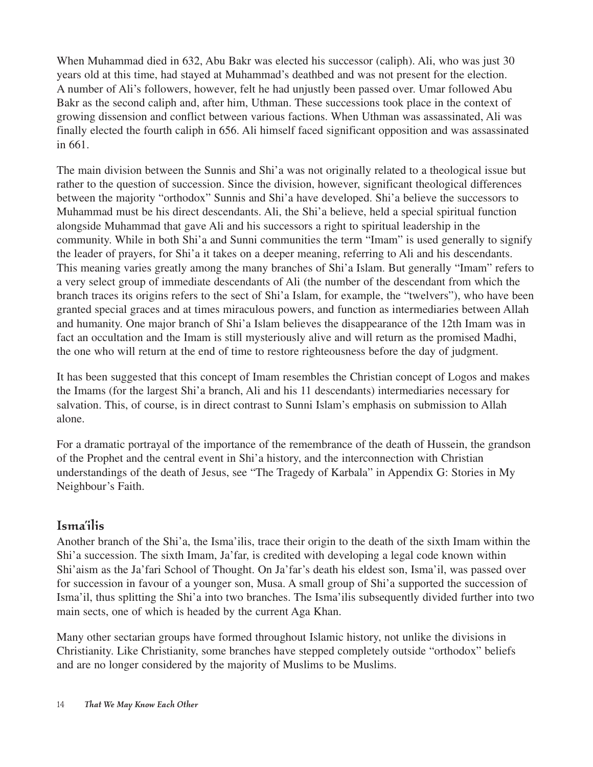When Muhammad died in 632, Abu Bakr was elected his successor (caliph). Ali, who was just 30 years old at this time, had stayed at Muhammad's deathbed and was not present for the election. A number of Ali's followers, however, felt he had unjustly been passed over. Umar followed Abu Bakr as the second caliph and, after him, Uthman. These successions took place in the context of growing dissension and conflict between various factions. When Uthman was assassinated, Ali was finally elected the fourth caliph in 656. Ali himself faced significant opposition and was assassinated in 661.

The main division between the Sunnis and Shi'a was not originally related to a theological issue but rather to the question of succession. Since the division, however, significant theological differences between the majority "orthodox" Sunnis and Shi'a have developed. Shi'a believe the successors to Muhammad must be his direct descendants. Ali, the Shi'a believe, held a special spiritual function alongside Muhammad that gave Ali and his successors a right to spiritual leadership in the community. While in both Shi'a and Sunni communities the term "Imam" is used generally to signify the leader of prayers, for Shi'a it takes on a deeper meaning, referring to Ali and his descendants. This meaning varies greatly among the many branches of Shi'a Islam. But generally "Imam" refers to a very select group of immediate descendants of Ali (the number of the descendant from which the branch traces its origins refers to the sect of Shi'a Islam, for example, the "twelvers"), who have been granted special graces and at times miraculous powers, and function as intermediaries between Allah and humanity. One major branch of Shi'a Islam believes the disappearance of the 12th Imam was in fact an occultation and the Imam is still mysteriously alive and will return as the promised Madhi, the one who will return at the end of time to restore righteousness before the day of judgment.

It has been suggested that this concept of Imam resembles the Christian concept of Logos and makes the Imams (for the largest Shi'a branch, Ali and his 11 descendants) intermediaries necessary for salvation. This, of course, is in direct contrast to Sunni Islam's emphasis on submission to Allah alone.

For a dramatic portrayal of the importance of the remembrance of the death of Hussein, the grandson of the Prophet and the central event in Shi'a history, and the interconnection with Christian understandings of the death of Jesus, see "The Tragedy of Karbala" in Appendix G: Stories in My Neighbour's Faith.

## Isma'ilis

Another branch of the Shi'a, the Isma'ilis, trace their origin to the death of the sixth Imam within the Shi'a succession. The sixth Imam, Ja'far, is credited with developing a legal code known within Shi'aism as the Ja'fari School of Thought. On Ja'far's death his eldest son, Isma'il, was passed over for succession in favour of a younger son, Musa. A small group of Shi'a supported the succession of Isma'il, thus splitting the Shi'a into two branches. The Isma'ilis subsequently divided further into two main sects, one of which is headed by the current Aga Khan.

Many other sectarian groups have formed throughout Islamic history, not unlike the divisions in Christianity. Like Christianity, some branches have stepped completely outside "orthodox" beliefs and are no longer considered by the majority of Muslims to be Muslims.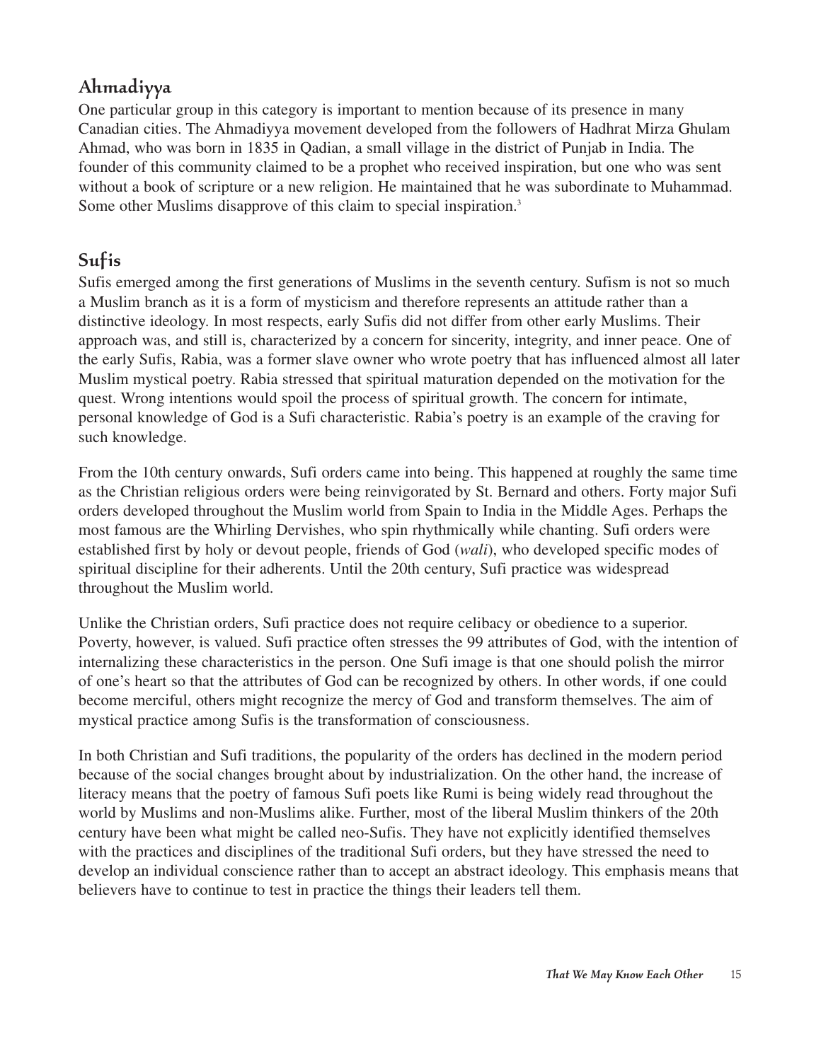## Ahmadiyya

One particular group in this category is important to mention because of its presence in many Canadian cities. The Ahmadiyya movement developed from the followers of Hadhrat Mirza Ghulam Ahmad, who was born in 1835 in Qadian, a small village in the district of Punjab in India. The founder of this community claimed to be a prophet who received inspiration, but one who was sent without a book of scripture or a new religion. He maintained that he was subordinate to Muhammad. Some other Muslims disapprove of this claim to special inspiration.[3]

## Sufis

Sufis emerged among the first generations of Muslims in the seventh century. Sufism is not so much a Muslim branch as it is a form of mysticism and therefore represents an attitude rather than a distinctive ideology. In most respects, early Sufis did not differ from other early Muslims. Their approach was, and still is, characterized by a concern for sincerity, integrity, and inner peace. One of the early Sufis, Rabia, was a former slave owner who wrote poetry that has influenced almost all later Muslim mystical poetry. Rabia stressed that spiritual maturation depended on the motivation for the quest. Wrong intentions would spoil the process of spiritual growth. The concern for intimate, personal knowledge of God is a Sufi characteristic. Rabia's poetry is an example of the craving for such knowledge.

From the 10th century onwards, Sufi orders came into being. This happened at roughly the same time as the Christian religious orders were being reinvigorated by St. Bernard and others. Forty major Sufi orders developed throughout the Muslim world from Spain to India in the Middle Ages. Perhaps the most famous are the Whirling Dervishes, who spin rhythmically while chanting. Sufi orders were established first by holy or devout people, friends of God (*wali*), who developed specific modes of spiritual discipline for their adherents. Until the 20th century, Sufi practice was widespread throughout the Muslim world.

Unlike the Christian orders, Sufi practice does not require celibacy or obedience to a superior. Poverty, however, is valued. Sufi practice often stresses the 99 attributes of God, with the intention of internalizing these characteristics in the person. One Sufi image is that one should polish the mirror of one's heart so that the attributes of God can be recognized by others. In other words, if one could become merciful, others might recognize the mercy of God and transform themselves. The aim of mystical practice among Sufis is the transformation of consciousness.

In both Christian and Sufi traditions, the popularity of the orders has declined in the modern period because of the social changes brought about by industrialization. On the other hand, the increase of literacy means that the poetry of famous Sufi poets like Rumi is being widely read throughout the world by Muslims and non-Muslims alike. Further, most of the liberal Muslim thinkers of the 20th century have been what might be called neo-Sufis. They have not explicitly identified themselves with the practices and disciplines of the traditional Sufi orders, but they have stressed the need to develop an individual conscience rather than to accept an abstract ideology. This emphasis means that believers have to continue to test in practice the things their leaders tell them.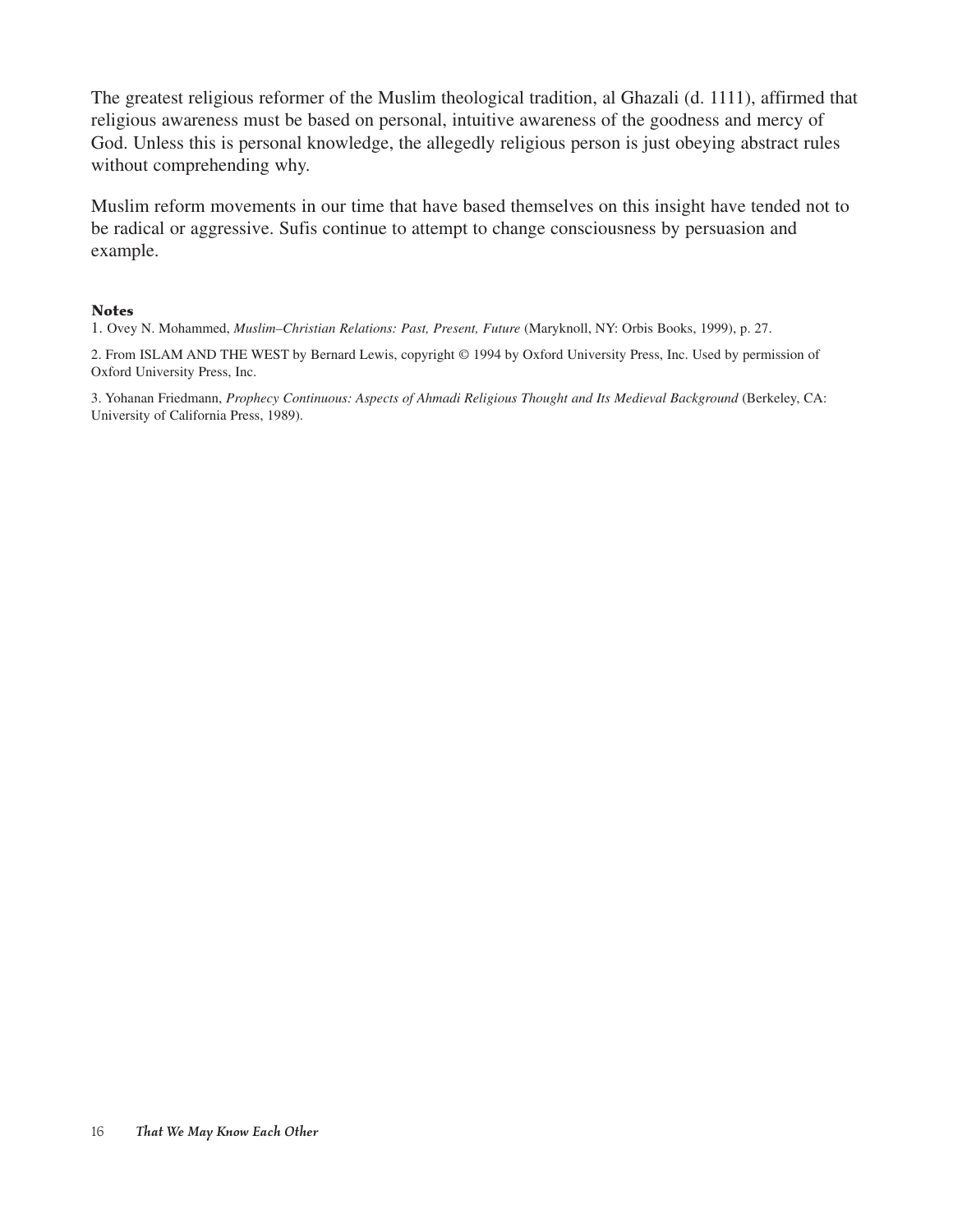The greatest religious reformer of the Muslim theological tradition, al Ghazali (d. 1111), affirmed that religious awareness must be based on personal, intuitive awareness of the goodness and mercy of God. Unless this is personal knowledge, the allegedly religious person is just obeying abstract rules without comprehending why.

Muslim reform movements in our time that have based themselves on this insight have tended not to be radical or aggressive. Sufis continue to attempt to change consciousness by persuasion and example.

**Notes**

1. Ovey N. Mohammed, *Muslim–Christian Relations: Past, Present, Future* (Maryknoll, NY: Orbis Books, 1999), p. 27.

2. From ISLAM AND THE WEST by Bernard Lewis, copyright © 1994 by Oxford University Press, Inc. Used by permission of Oxford University Press, Inc.

3. Yohanan Friedmann, *Prophecy Continuous: Aspects of Ahmadi Religious Thought and Its Medieval Background* (Berkeley, CA: University of California Press, 1989).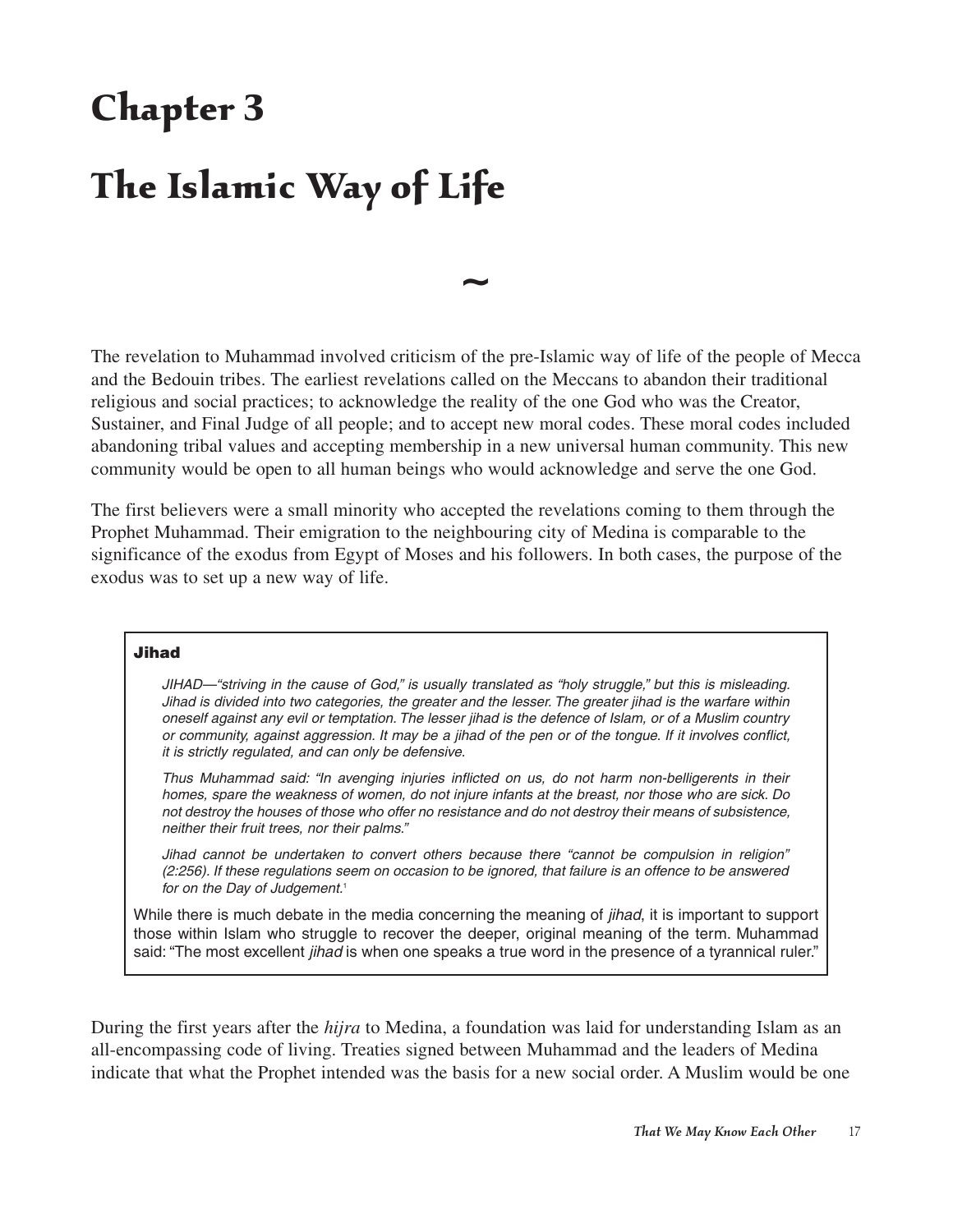# Chapter 3

# The Islamic Way of Life

~

The revelation to Muhammad involved criticism of the pre-Islamic way of life of the people of Mecca and the Bedouin tribes. The earliest revelations called on the Meccans to abandon their traditional religious and social practices; to acknowledge the reality of the one God who was the Creator, Sustainer, and Final Judge of all people; and to accept new moral codes. These moral codes included abandoning tribal values and accepting membership in a new universal human community. This new community would be open to all human beings who would acknowledge and serve the one God.

The first believers were a small minority who accepted the revelations coming to them through the Prophet Muhammad. Their emigration to the neighbouring city of Medina is comparable to the significance of the exodus from Egypt of Moses and his followers. In both cases, the purpose of the exodus was to set up a new way of life.

> **Jihad**
>
> *JIHAD—"striving in the cause of God," is usually translated as "holy struggle," but this is misleading. Jihad is divided into two categories, the greater and the lesser. The greater jihad is the warfare within oneself against any evil or temptation. The lesser jihad is the defence of Islam, or of a Muslim country or community, against aggression. It may be a jihad of the pen or of the tongue. If it involves conflict, it is strictly regulated, and can only be defensive.*
>
> *Thus Muhammad said: "In avenging injuries inflicted on us, do not harm non-belligerents in their homes, spare the weakness of women, do not injure infants at the breast, nor those who are sick. Do not destroy the houses of those who offer no resistance and do not destroy their means of subsistence, neither their fruit trees, nor their palms."*
>
> *Jihad cannot be undertaken to convert others because there "cannot be compulsion in religion" (2:256). If these regulations seem on occasion to be ignored, that failure is an offence to be answered for on the Day of Judgement.*[1]
>
> While there is much debate in the media concerning the meaning of *jihad*, it is important to support those within Islam who struggle to recover the deeper, original meaning of the term. Muhammad said: "The most excellent *jihad* is when one speaks a true word in the presence of a tyrannical ruler."

During the first years after the *hijra* to Medina, a foundation was laid for understanding Islam as an all-encompassing code of living. Treaties signed between Muhammad and the leaders of Medina indicate that what the Prophet intended was the basis for a new social order. A Muslim would be one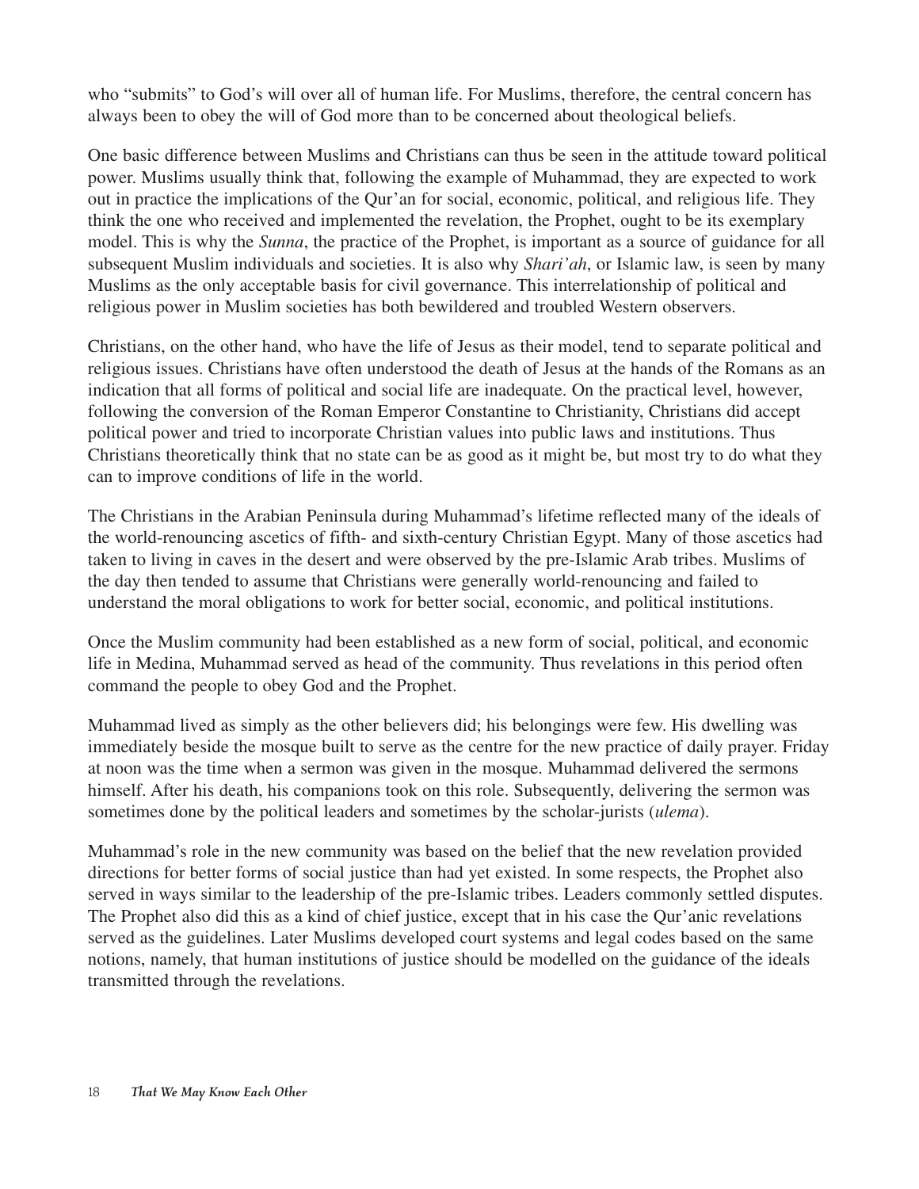who "submits" to God's will over all of human life. For Muslims, therefore, the central concern has always been to obey the will of God more than to be concerned about theological beliefs.

One basic difference between Muslims and Christians can thus be seen in the attitude toward political power. Muslims usually think that, following the example of Muhammad, they are expected to work out in practice the implications of the Qur'an for social, economic, political, and religious life. They think the one who received and implemented the revelation, the Prophet, ought to be its exemplary model. This is why the *Sunna*, the practice of the Prophet, is important as a source of guidance for all subsequent Muslim individuals and societies. It is also why *Shari'ah*, or Islamic law, is seen by many Muslims as the only acceptable basis for civil governance. This interrelationship of political and religious power in Muslim societies has both bewildered and troubled Western observers.

Christians, on the other hand, who have the life of Jesus as their model, tend to separate political and religious issues. Christians have often understood the death of Jesus at the hands of the Romans as an indication that all forms of political and social life are inadequate. On the practical level, however, following the conversion of the Roman Emperor Constantine to Christianity, Christians did accept political power and tried to incorporate Christian values into public laws and institutions. Thus Christians theoretically think that no state can be as good as it might be, but most try to do what they can to improve conditions of life in the world.

The Christians in the Arabian Peninsula during Muhammad's lifetime reflected many of the ideals of the world-renouncing ascetics of fifth- and sixth-century Christian Egypt. Many of those ascetics had taken to living in caves in the desert and were observed by the pre-Islamic Arab tribes. Muslims of the day then tended to assume that Christians were generally world-renouncing and failed to understand the moral obligations to work for better social, economic, and political institutions.

Once the Muslim community had been established as a new form of social, political, and economic life in Medina, Muhammad served as head of the community. Thus revelations in this period often command the people to obey God and the Prophet.

Muhammad lived as simply as the other believers did; his belongings were few. His dwelling was immediately beside the mosque built to serve as the centre for the new practice of daily prayer. Friday at noon was the time when a sermon was given in the mosque. Muhammad delivered the sermons himself. After his death, his companions took on this role. Subsequently, delivering the sermon was sometimes done by the political leaders and sometimes by the scholar-jurists (*ulema*).

Muhammad's role in the new community was based on the belief that the new revelation provided directions for better forms of social justice than had yet existed. In some respects, the Prophet also served in ways similar to the leadership of the pre-Islamic tribes. Leaders commonly settled disputes. The Prophet also did this as a kind of chief justice, except that in his case the Qur'anic revelations served as the guidelines. Later Muslims developed court systems and legal codes based on the same notions, namely, that human institutions of justice should be modelled on the guidance of the ideals transmitted through the revelations.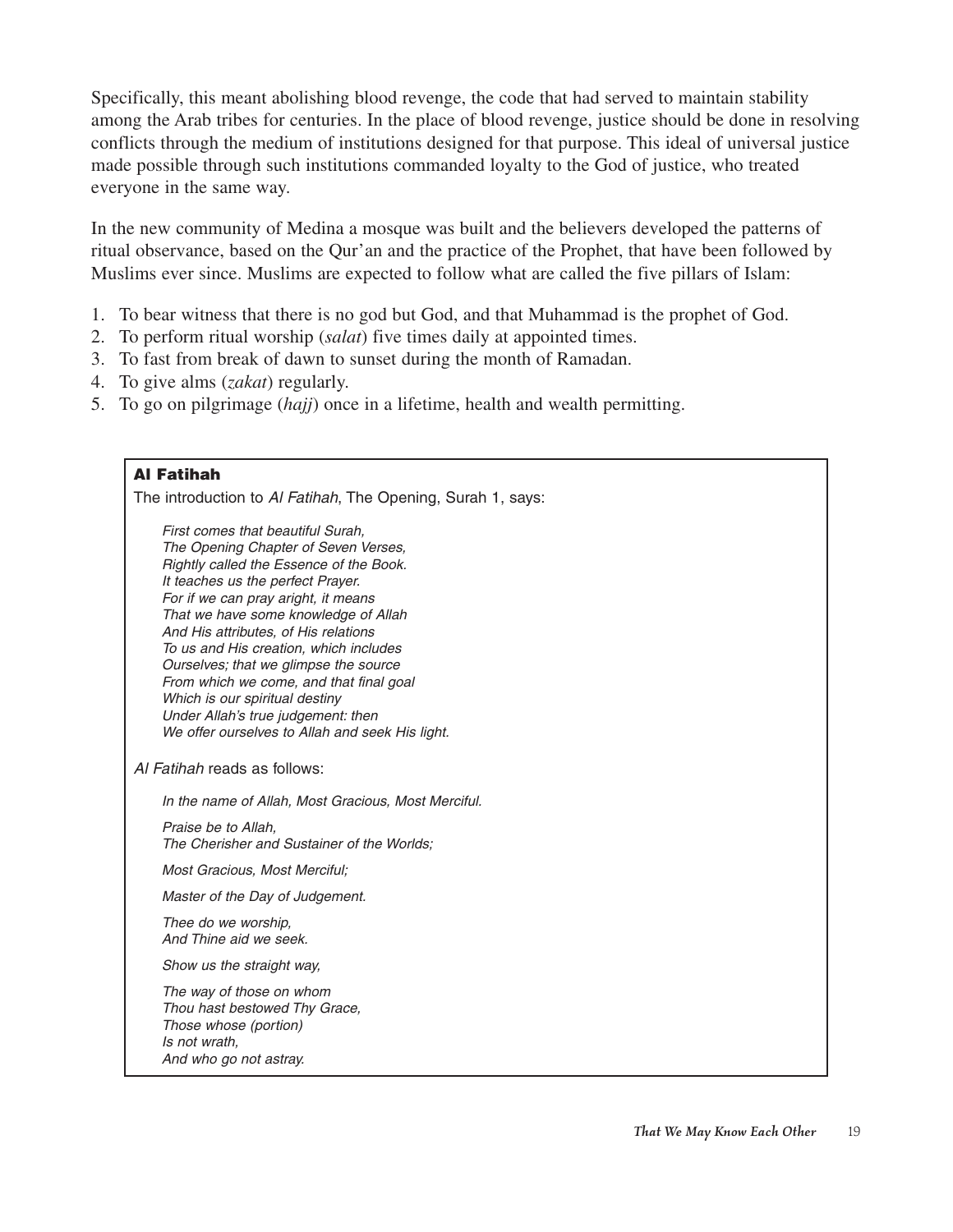Specifically, this meant abolishing blood revenge, the code that had served to maintain stability among the Arab tribes for centuries. In the place of blood revenge, justice should be done in resolving conflicts through the medium of institutions designed for that purpose. This ideal of universal justice made possible through such institutions commanded loyalty to the God of justice, who treated everyone in the same way.

In the new community of Medina a mosque was built and the believers developed the patterns of ritual observance, based on the Qur'an and the practice of the Prophet, that have been followed by Muslims ever since. Muslims are expected to follow what are called the five pillars of Islam:

1. To bear witness that there is no god but God, and that Muhammad is the prophet of God.
2. To perform ritual worship (*salat*) five times daily at appointed times.
3. To fast from break of dawn to sunset during the month of Ramadan.
4. To give alms (*zakat*) regularly.
5. To go on pilgrimage (*hajj*) once in a lifetime, health and wealth permitting.

### Al Fatihah

The introduction to *Al Fatihah*, The Opening, Surah 1, says:

> *First comes that beautiful Surah,*
> *The Opening Chapter of Seven Verses,*
> *Rightly called the Essence of the Book.*
> *It teaches us the perfect Prayer.*
> *For if we can pray aright, it means*
> *That we have some knowledge of Allah*
> *And His attributes, of His relations*
> *To us and His creation, which includes*
> *Ourselves; that we glimpse the source*
> *From which we come, and that final goal*
> *Which is our spiritual destiny*
> *Under Allah's true judgement: then*
> *We offer ourselves to Allah and seek His light.*

*Al Fatihah* reads as follows:

> *In the name of Allah, Most Gracious, Most Merciful.*
>
> *Praise be to Allah,*
> *The Cherisher and Sustainer of the Worlds;*
>
> *Most Gracious, Most Merciful;*
>
> *Master of the Day of Judgement.*
>
> *Thee do we worship,*
> *And Thine aid we seek.*
>
> *Show us the straight way,*
>
> *The way of those on whom*
> *Thou hast bestowed Thy Grace,*
> *Those whose (portion)*
> *Is not wrath,*
> *And who go not astray.*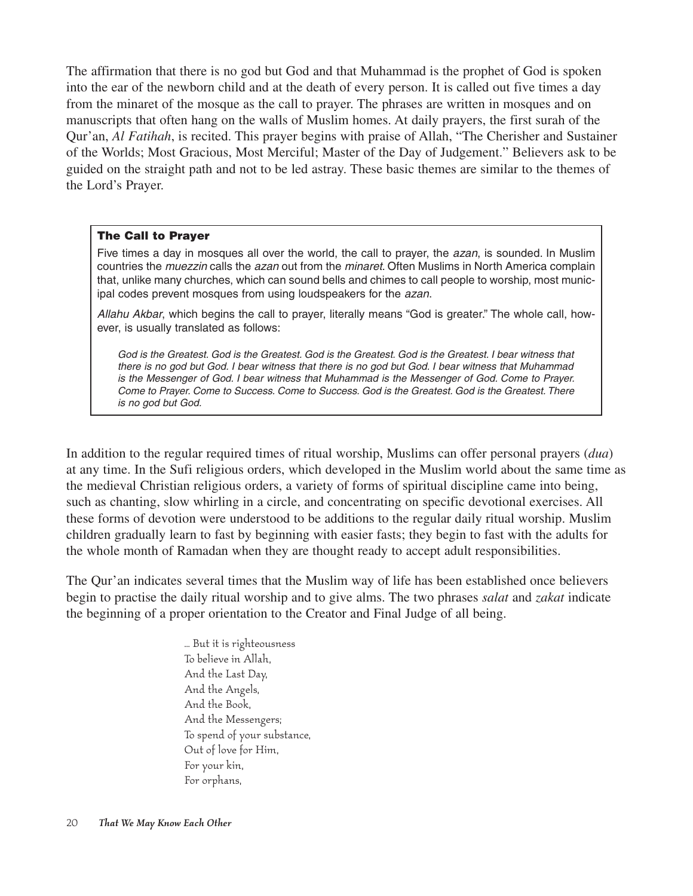The affirmation that there is no god but God and that Muhammad is the prophet of God is spoken into the ear of the newborn child and at the death of every person. It is called out five times a day from the minaret of the mosque as the call to prayer. The phrases are written in mosques and on manuscripts that often hang on the walls of Muslim homes. At daily prayers, the first surah of the Qur'an, *Al Fatihah*, is recited. This prayer begins with praise of Allah, "The Cherisher and Sustainer of the Worlds; Most Gracious, Most Merciful; Master of the Day of Judgement." Believers ask to be guided on the straight path and not to be led astray. These basic themes are similar to the themes of the Lord's Prayer.

> **The Call to Prayer**
>
> Five times a day in mosques all over the world, the call to prayer, the *azan*, is sounded. In Muslim countries the *muezzin* calls the *azan* out from the *minaret*. Often Muslims in North America complain that, unlike many churches, which can sound bells and chimes to call people to worship, most municipal codes prevent mosques from using loudspeakers for the *azan*.
>
> *Allahu Akbar*, which begins the call to prayer, literally means "God is greater." The whole call, however, is usually translated as follows:
>
> *God is the Greatest. God is the Greatest. God is the Greatest. God is the Greatest. I bear witness that there is no god but God. I bear witness that there is no god but God. I bear witness that Muhammad is the Messenger of God. I bear witness that Muhammad is the Messenger of God. Come to Prayer. Come to Prayer. Come to Success. Come to Success. God is the Greatest. God is the Greatest. There is no god but God.*

In addition to the regular required times of ritual worship, Muslims can offer personal prayers (*dua*) at any time. In the Sufi religious orders, which developed in the Muslim world about the same time as the medieval Christian religious orders, a variety of forms of spiritual discipline came into being, such as chanting, slow whirling in a circle, and concentrating on specific devotional exercises. All these forms of devotion were understood to be additions to the regular daily ritual worship. Muslim children gradually learn to fast by beginning with easier fasts; they begin to fast with the adults for the whole month of Ramadan when they are thought ready to accept adult responsibilities.

The Qur'an indicates several times that the Muslim way of life has been established once believers begin to practise the daily ritual worship and to give alms. The two phrases *salat* and *zakat* indicate the beginning of a proper orientation to the Creator and Final Judge of all being.

> ... But it is righteousness
> To believe in Allah,
> And the Last Day,
> And the Angels,
> And the Book,
> And the Messengers;
> To spend of your substance,
> Out of love for Him,
> For your kin,
> For orphans,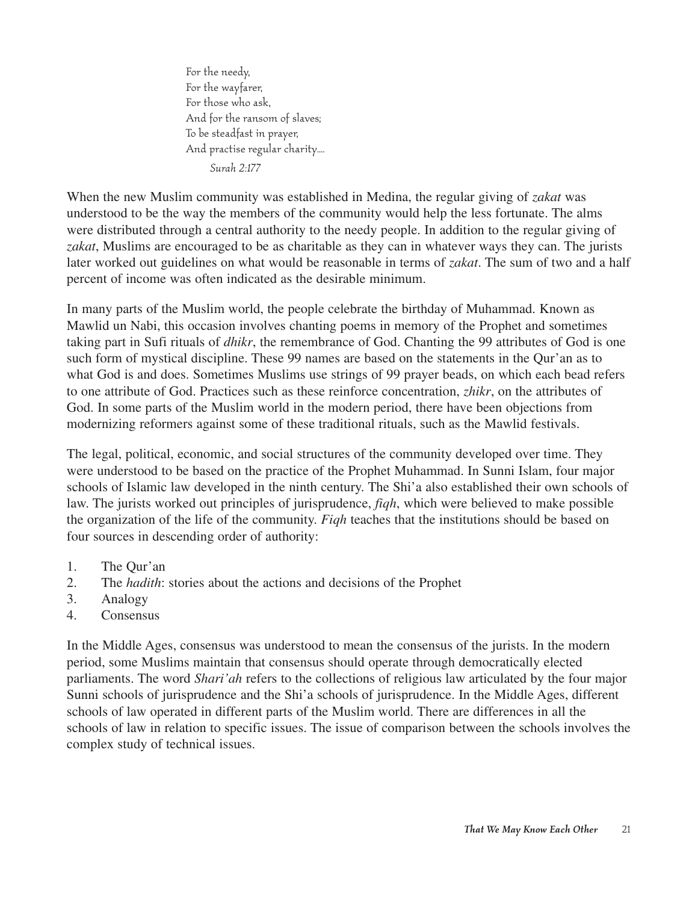For the needy,  
For the wayfarer,  
For those who ask,  
And for the ransom of slaves;  
To be steadfast in prayer,  
And practise regular charity....

*Surah 2:177*

When the new Muslim community was established in Medina, the regular giving of *zakat* was understood to be the way the members of the community would help the less fortunate. The alms were distributed through a central authority to the needy people. In addition to the regular giving of *zakat*, Muslims are encouraged to be as charitable as they can in whatever ways they can. The jurists later worked out guidelines on what would be reasonable in terms of *zakat*. The sum of two and a half percent of income was often indicated as the desirable minimum.

In many parts of the Muslim world, the people celebrate the birthday of Muhammad. Known as Mawlid un Nabi, this occasion involves chanting poems in memory of the Prophet and sometimes taking part in Sufi rituals of *dhikr*, the remembrance of God. Chanting the 99 attributes of God is one such form of mystical discipline. These 99 names are based on the statements in the Qur'an as to what God is and does. Sometimes Muslims use strings of 99 prayer beads, on which each bead refers to one attribute of God. Practices such as these reinforce concentration, *zhikr*, on the attributes of God. In some parts of the Muslim world in the modern period, there have been objections from modernizing reformers against some of these traditional rituals, such as the Mawlid festivals.

The legal, political, economic, and social structures of the community developed over time. They were understood to be based on the practice of the Prophet Muhammad. In Sunni Islam, four major schools of Islamic law developed in the ninth century. The Shi'a also established their own schools of law. The jurists worked out principles of jurisprudence, *fiqh*, which were believed to make possible the organization of the life of the community. *Fiqh* teaches that the institutions should be based on four sources in descending order of authority:

1. The Qur'an
2. The *hadith*: stories about the actions and decisions of the Prophet
3. Analogy
4. Consensus

In the Middle Ages, consensus was understood to mean the consensus of the jurists. In the modern period, some Muslims maintain that consensus should operate through democratically elected parliaments. The word *Shari'ah* refers to the collections of religious law articulated by the four major Sunni schools of jurisprudence and the Shi'a schools of jurisprudence. In the Middle Ages, different schools of law operated in different parts of the Muslim world. There are differences in all the schools of law in relation to specific issues. The issue of comparison between the schools involves the complex study of technical issues.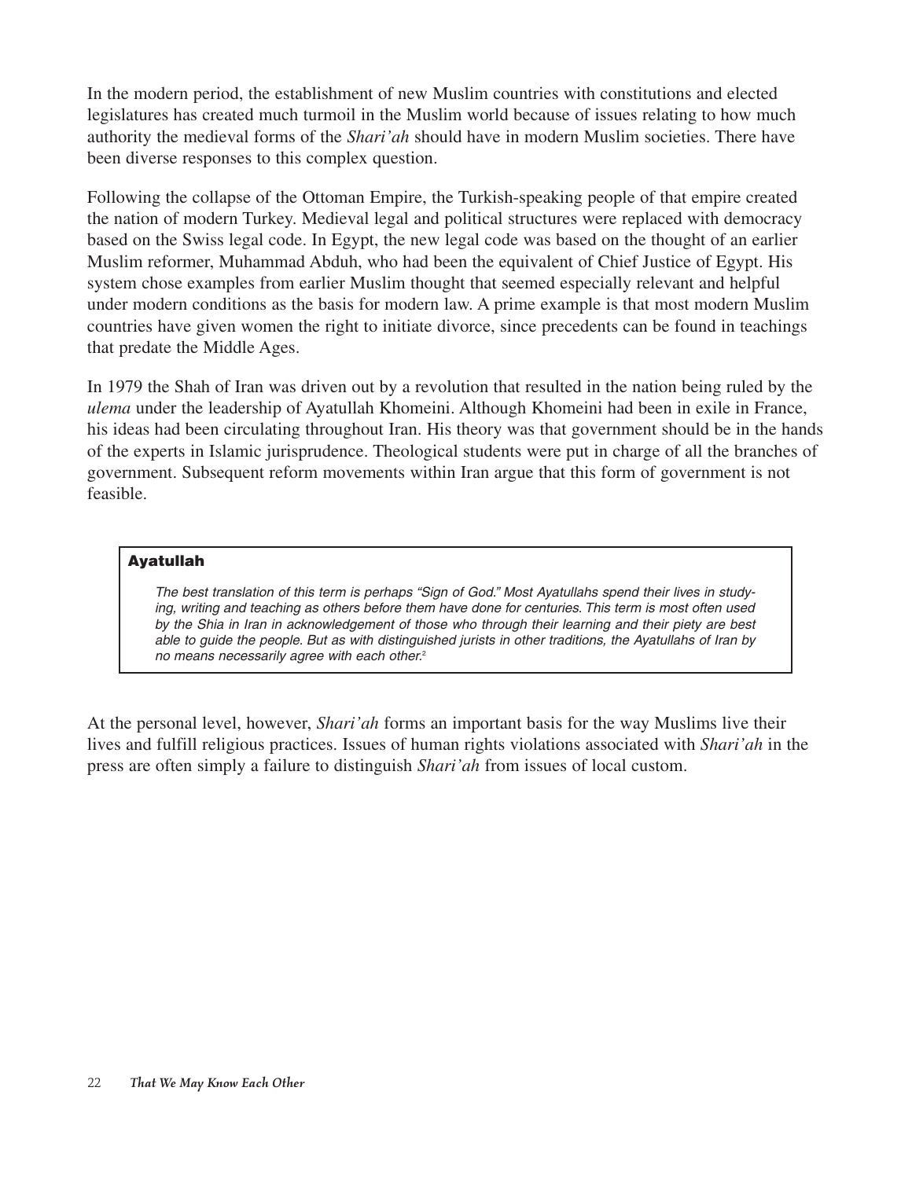In the modern period, the establishment of new Muslim countries with constitutions and elected legislatures has created much turmoil in the Muslim world because of issues relating to how much authority the medieval forms of the *Shari'ah* should have in modern Muslim societies. There have been diverse responses to this complex question.

Following the collapse of the Ottoman Empire, the Turkish-speaking people of that empire created the nation of modern Turkey. Medieval legal and political structures were replaced with democracy based on the Swiss legal code. In Egypt, the new legal code was based on the thought of an earlier Muslim reformer, Muhammad Abduh, who had been the equivalent of Chief Justice of Egypt. His system chose examples from earlier Muslim thought that seemed especially relevant and helpful under modern conditions as the basis for modern law. A prime example is that most modern Muslim countries have given women the right to initiate divorce, since precedents can be found in teachings that predate the Middle Ages.

In 1979 the Shah of Iran was driven out by a revolution that resulted in the nation being ruled by the *ulema* under the leadership of Ayatullah Khomeini. Although Khomeini had been in exile in France, his ideas had been circulating throughout Iran. His theory was that government should be in the hands of the experts in Islamic jurisprudence. Theological students were put in charge of all the branches of government. Subsequent reform movements within Iran argue that this form of government is not feasible.

> **Ayatullah**
>
> *The best translation of this term is perhaps "Sign of God." Most Ayatullahs spend their lives in studying, writing and teaching as others before them have done for centuries. This term is most often used by the Shia in Iran in acknowledgement of those who through their learning and their piety are best able to guide the people. But as with distinguished jurists in other traditions, the Ayatullahs of Iran by no means necessarily agree with each other.*[2]

At the personal level, however, *Shari'ah* forms an important basis for the way Muslims live their lives and fulfill religious practices. Issues of human rights violations associated with *Shari'ah* in the press are often simply a failure to distinguish *Shari'ah* from issues of local custom.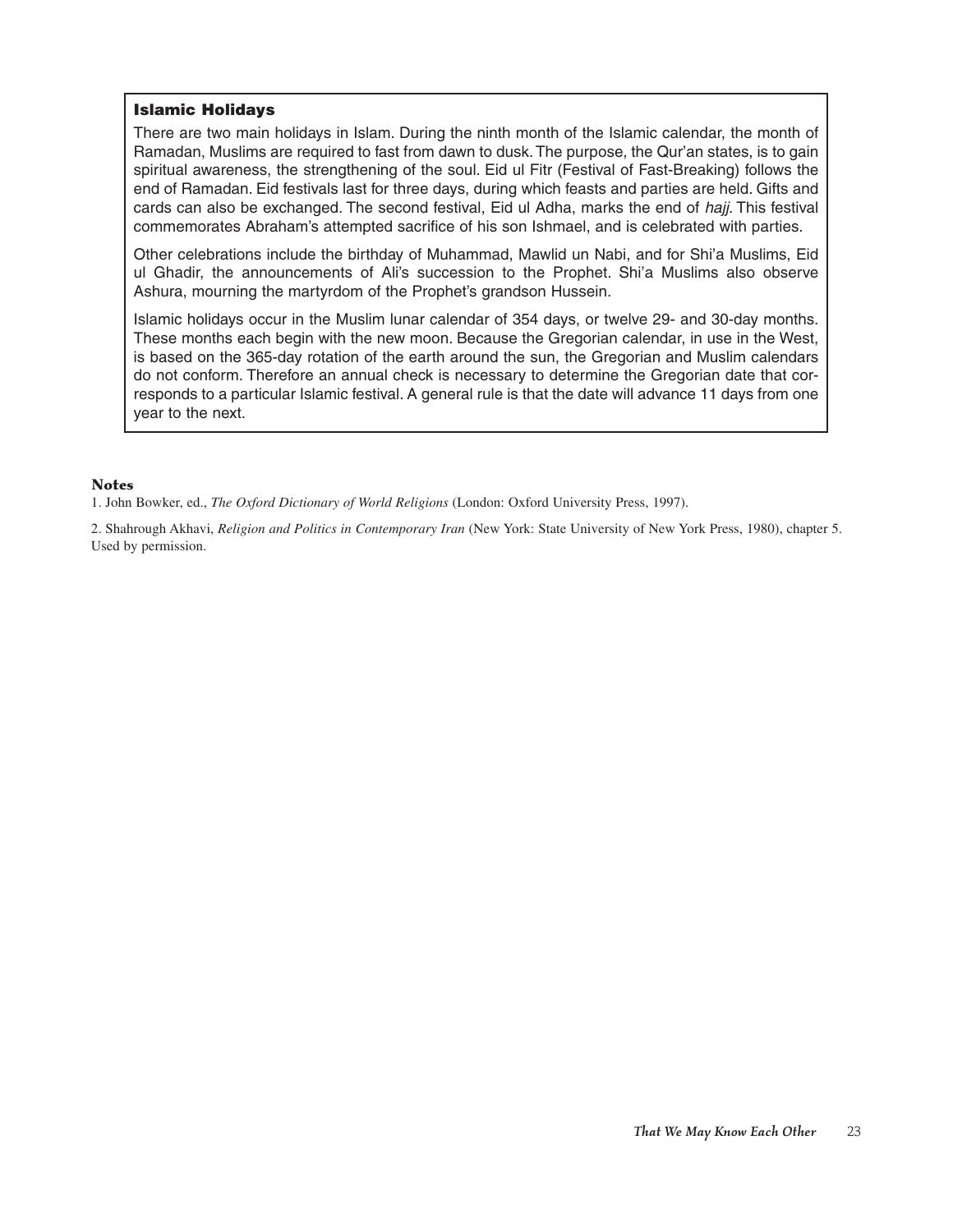### Islamic Holidays

There are two main holidays in Islam. During the ninth month of the Islamic calendar, the month of Ramadan, Muslims are required to fast from dawn to dusk. The purpose, the Qur'an states, is to gain spiritual awareness, the strengthening of the soul. Eid ul Fitr (Festival of Fast-Breaking) follows the end of Ramadan. Eid festivals last for three days, during which feasts and parties are held. Gifts and cards can also be exchanged. The second festival, Eid ul Adha, marks the end of *hajj*. This festival commemorates Abraham's attempted sacrifice of his son Ishmael, and is celebrated with parties.

Other celebrations include the birthday of Muhammad, Mawlid un Nabi, and for Shi'a Muslims, Eid ul Ghadir, the announcements of Ali's succession to the Prophet. Shi'a Muslims also observe Ashura, mourning the martyrdom of the Prophet's grandson Hussein.

Islamic holidays occur in the Muslim lunar calendar of 354 days, or twelve 29- and 30-day months. These months each begin with the new moon. Because the Gregorian calendar, in use in the West, is based on the 365-day rotation of the earth around the sun, the Gregorian and Muslim calendars do not conform. Therefore an annual check is necessary to determine the Gregorian date that corresponds to a particular Islamic festival. A general rule is that the date will advance 11 days from one year to the next.

**Notes**

1. John Bowker, ed., *The Oxford Dictionary of World Religions* (London: Oxford University Press, 1997).

2. Shahrough Akhavi, *Religion and Politics in Contemporary Iran* (New York: State University of New York Press, 1980), chapter 5. Used by permission.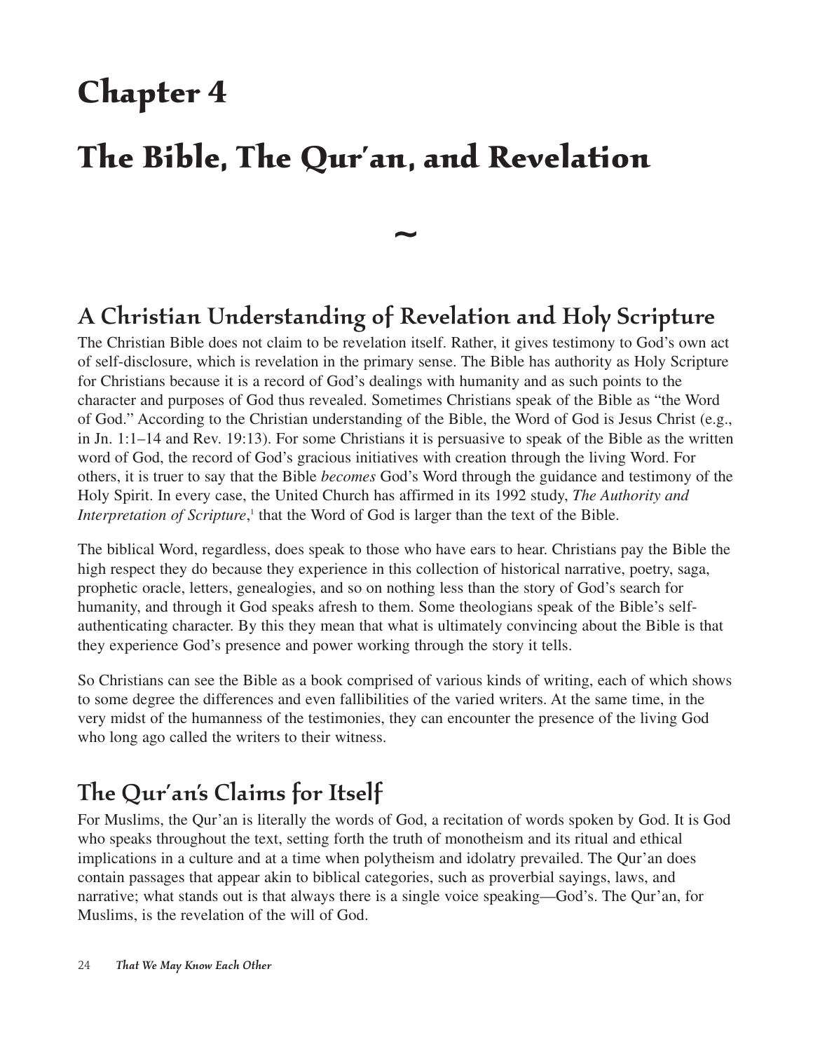# Chapter 4

# The Bible, The Qur'an, and Revelation

~

## A Christian Understanding of Revelation and Holy Scripture

The Christian Bible does not claim to be revelation itself. Rather, it gives testimony to God's own act of self-disclosure, which is revelation in the primary sense. The Bible has authority as Holy Scripture for Christians because it is a record of God's dealings with humanity and as such points to the character and purposes of God thus revealed. Sometimes Christians speak of the Bible as "the Word of God." According to the Christian understanding of the Bible, the Word of God is Jesus Christ (e.g., in Jn. 1:1–14 and Rev. 19:13). For some Christians it is persuasive to speak of the Bible as the written word of God, the record of God's gracious initiatives with creation through the living Word. For others, it is truer to say that the Bible *becomes* God's Word through the guidance and testimony of the Holy Spirit. In every case, the United Church has affirmed in its 1992 study, *The Authority and Interpretation of Scripture*,[1] that the Word of God is larger than the text of the Bible.

The biblical Word, regardless, does speak to those who have ears to hear. Christians pay the Bible the high respect they do because they experience in this collection of historical narrative, poetry, saga, prophetic oracle, letters, genealogies, and so on nothing less than the story of God's search for humanity, and through it God speaks afresh to them. Some theologians speak of the Bible's self-authenticating character. By this they mean that what is ultimately convincing about the Bible is that they experience God's presence and power working through the story it tells.

So Christians can see the Bible as a book comprised of various kinds of writing, each of which shows to some degree the differences and even fallibilities of the varied writers. At the same time, in the very midst of the humanness of the testimonies, they can encounter the presence of the living God who long ago called the writers to their witness.

## The Qur'an's Claims for Itself

For Muslims, the Qur'an is literally the words of God, a recitation of words spoken by God. It is God who speaks throughout the text, setting forth the truth of monotheism and its ritual and ethical implications in a culture and at a time when polytheism and idolatry prevailed. The Qur'an does contain passages that appear akin to biblical categories, such as proverbial sayings, laws, and narrative; what stands out is that always there is a single voice speaking—God's. The Qur'an, for Muslims, is the revelation of the will of God.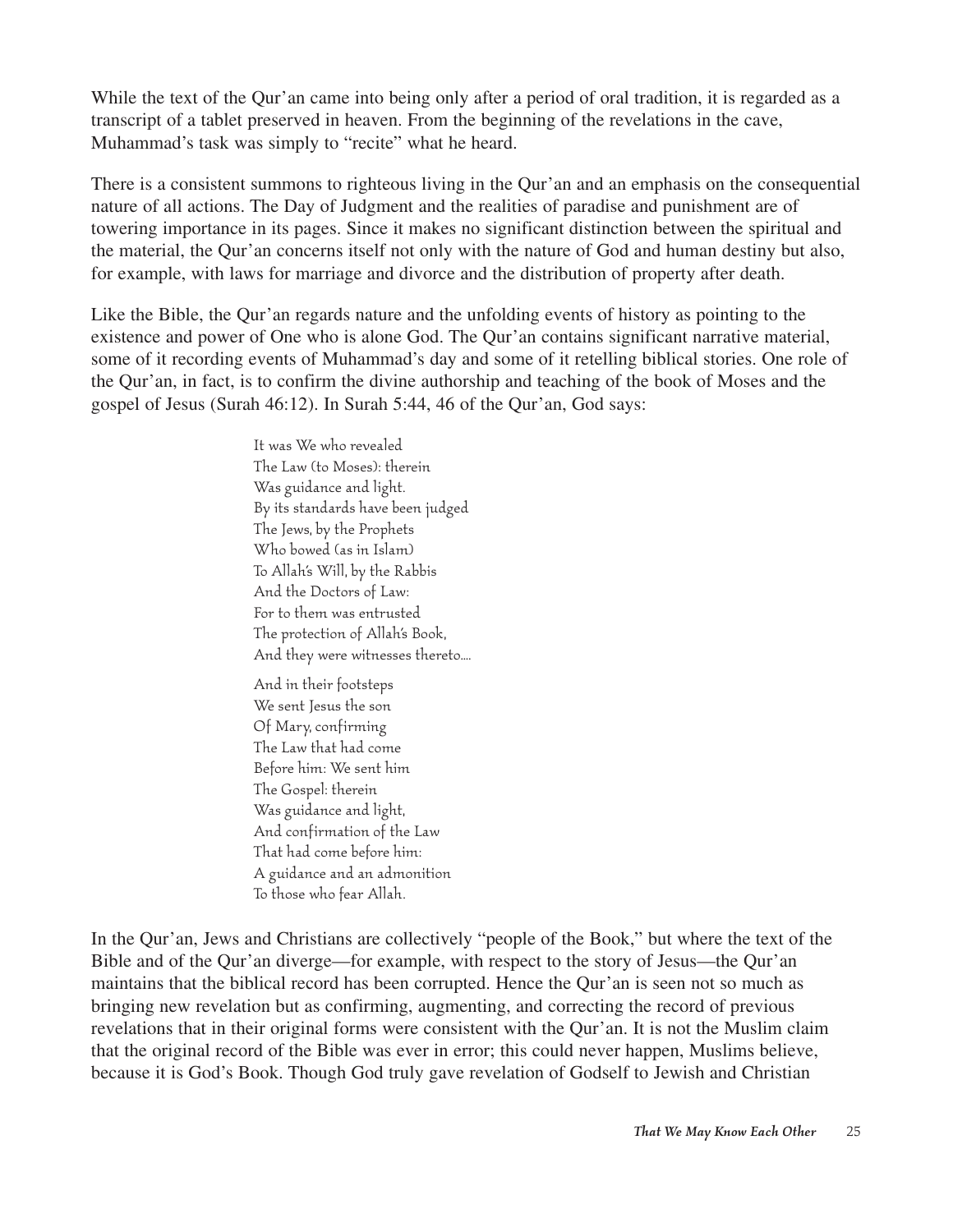While the text of the Qur'an came into being only after a period of oral tradition, it is regarded as a transcript of a tablet preserved in heaven. From the beginning of the revelations in the cave, Muhammad's task was simply to "recite" what he heard.

There is a consistent summons to righteous living in the Qur'an and an emphasis on the consequential nature of all actions. The Day of Judgment and the realities of paradise and punishment are of towering importance in its pages. Since it makes no significant distinction between the spiritual and the material, the Qur'an concerns itself not only with the nature of God and human destiny but also, for example, with laws for marriage and divorce and the distribution of property after death.

Like the Bible, the Qur'an regards nature and the unfolding events of history as pointing to the existence and power of One who is alone God. The Qur'an contains significant narrative material, some of it recording events of Muhammad's day and some of it retelling biblical stories. One role of the Qur'an, in fact, is to confirm the divine authorship and teaching of the book of Moses and the gospel of Jesus (Surah 46:12). In Surah 5:44, 46 of the Qur'an, God says:

> It was We who revealed
> The Law (to Moses): therein
> Was guidance and light.
> By its standards have been judged
> The Jews, by the Prophets
> Who bowed (as in Islam)
> To Allah's Will, by the Rabbis
> And the Doctors of Law:
> For to them was entrusted
> The protection of Allah's Book,
> And they were witnesses thereto....
>
> And in their footsteps
> We sent Jesus the son
> Of Mary, confirming
> The Law that had come
> Before him: We sent him
> The Gospel: therein
> Was guidance and light,
> And confirmation of the Law
> That had come before him:
> A guidance and an admonition
> To those who fear Allah.

In the Qur'an, Jews and Christians are collectively "people of the Book," but where the text of the Bible and of the Qur'an diverge—for example, with respect to the story of Jesus—the Qur'an maintains that the biblical record has been corrupted. Hence the Qur'an is seen not so much as bringing new revelation but as confirming, augmenting, and correcting the record of previous revelations that in their original forms were consistent with the Qur'an. It is not the Muslim claim that the original record of the Bible was ever in error; this could never happen, Muslims believe, because it is God's Book. Though God truly gave revelation of Godself to Jewish and Christian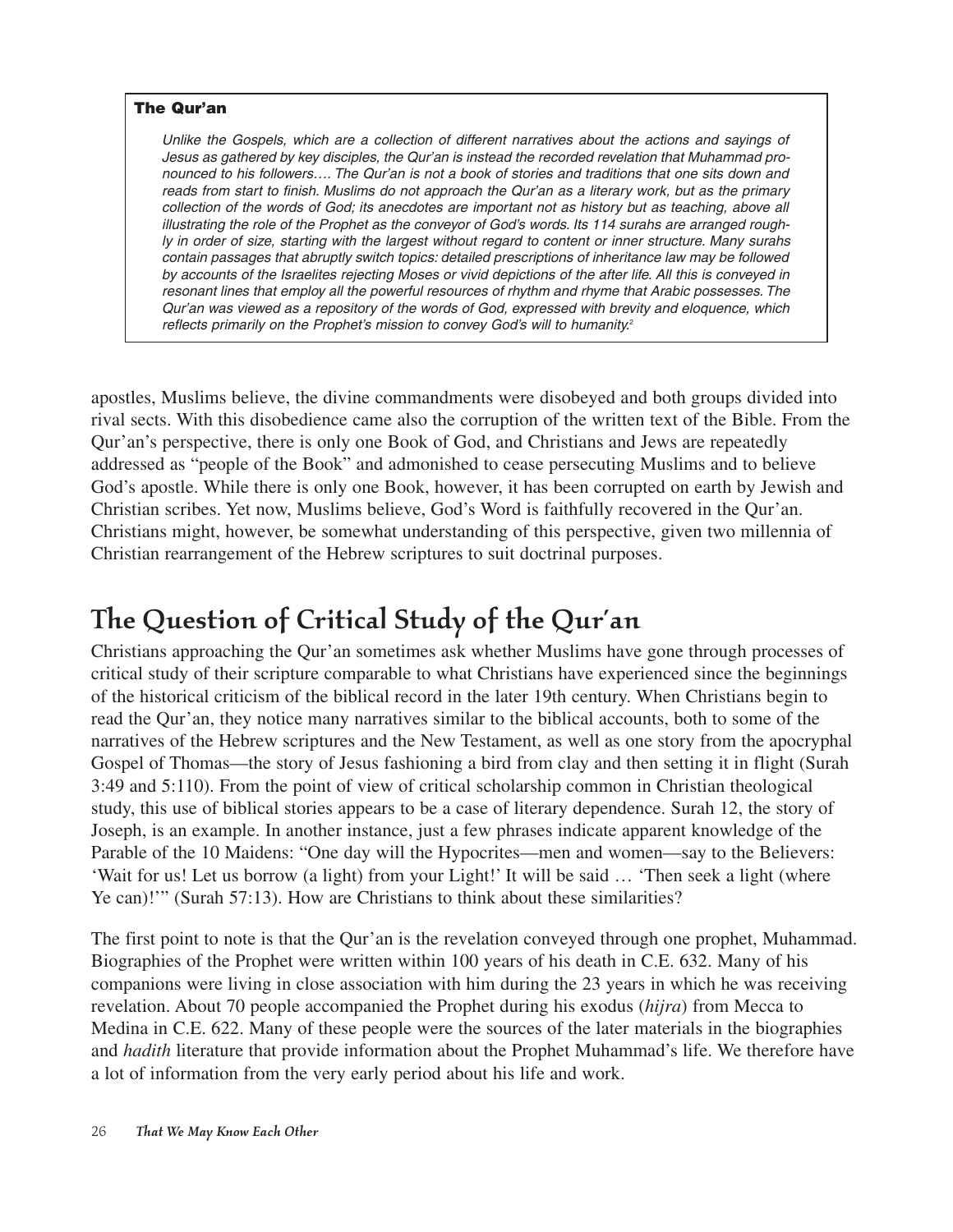> **The Qur'an**
>
> *Unlike the Gospels, which are a collection of different narratives about the actions and sayings of Jesus as gathered by key disciples, the Qur'an is instead the recorded revelation that Muhammad pronounced to his followers…. The Qur'an is not a book of stories and traditions that one sits down and reads from start to finish. Muslims do not approach the Qur'an as a literary work, but as the primary collection of the words of God; its anecdotes are important not as history but as teaching, above all illustrating the role of the Prophet as the conveyor of God's words. Its 114 surahs are arranged roughly in order of size, starting with the largest without regard to content or inner structure. Many surahs contain passages that abruptly switch topics: detailed prescriptions of inheritance law may be followed by accounts of the Israelites rejecting Moses or vivid depictions of the after life. All this is conveyed in resonant lines that employ all the powerful resources of rhythm and rhyme that Arabic possesses. The Qur'an was viewed as a repository of the words of God, expressed with brevity and eloquence, which reflects primarily on the Prophet's mission to convey God's will to humanity.*[2]

apostles, Muslims believe, the divine commandments were disobeyed and both groups divided into rival sects. With this disobedience came also the corruption of the written text of the Bible. From the Qur'an's perspective, there is only one Book of God, and Christians and Jews are repeatedly addressed as "people of the Book" and admonished to cease persecuting Muslims and to believe God's apostle. While there is only one Book, however, it has been corrupted on earth by Jewish and Christian scribes. Yet now, Muslims believe, God's Word is faithfully recovered in the Qur'an. Christians might, however, be somewhat understanding of this perspective, given two millennia of Christian rearrangement of the Hebrew scriptures to suit doctrinal purposes.

## The Question of Critical Study of the Qur'an

Christians approaching the Qur'an sometimes ask whether Muslims have gone through processes of critical study of their scripture comparable to what Christians have experienced since the beginnings of the historical criticism of the biblical record in the later 19th century. When Christians begin to read the Qur'an, they notice many narratives similar to the biblical accounts, both to some of the narratives of the Hebrew scriptures and the New Testament, as well as one story from the apocryphal Gospel of Thomas—the story of Jesus fashioning a bird from clay and then setting it in flight (Surah 3:49 and 5:110). From the point of view of critical scholarship common in Christian theological study, this use of biblical stories appears to be a case of literary dependence. Surah 12, the story of Joseph, is an example. In another instance, just a few phrases indicate apparent knowledge of the Parable of the 10 Maidens: "One day will the Hypocrites—men and women—say to the Believers: 'Wait for us! Let us borrow (a light) from your Light!' It will be said … 'Then seek a light (where Ye can)!'" (Surah 57:13). How are Christians to think about these similarities?

The first point to note is that the Qur'an is the revelation conveyed through one prophet, Muhammad. Biographies of the Prophet were written within 100 years of his death in C.E. 632. Many of his companions were living in close association with him during the 23 years in which he was receiving revelation. About 70 people accompanied the Prophet during his exodus (*hijra*) from Mecca to Medina in C.E. 622. Many of these people were the sources of the later materials in the biographies and *hadith* literature that provide information about the Prophet Muhammad's life. We therefore have a lot of information from the very early period about his life and work.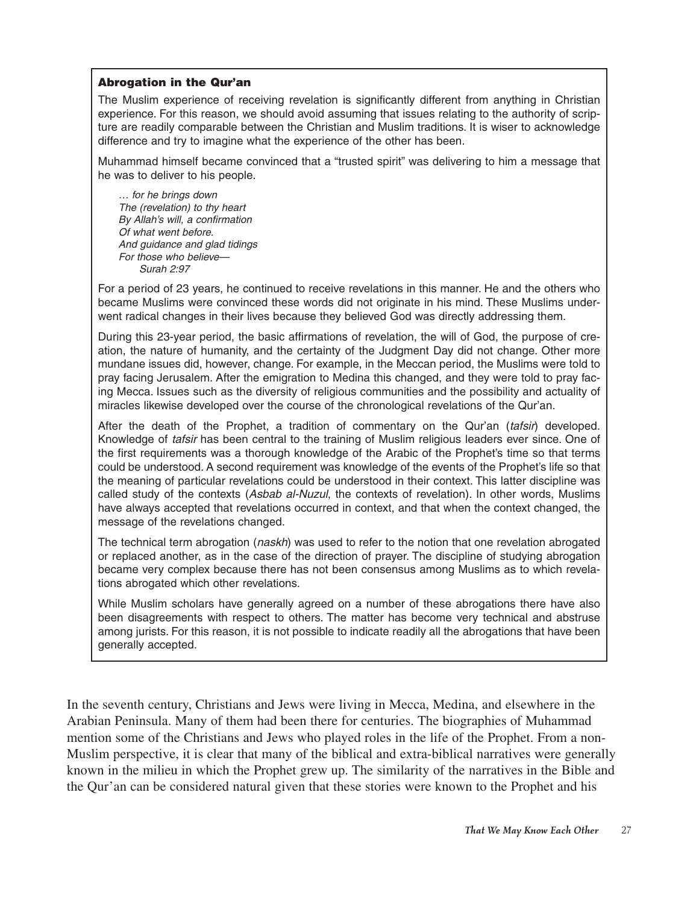### Abrogation in the Qur'an

The Muslim experience of receiving revelation is significantly different from anything in Christian experience. For this reason, we should avoid assuming that issues relating to the authority of scripture are readily comparable between the Christian and Muslim traditions. It is wiser to acknowledge difference and try to imagine what the experience of the other has been.

Muhammad himself became convinced that a "trusted spirit" was delivering to him a message that he was to deliver to his people.

> *… for he brings down*
> *The (revelation) to thy heart*
> *By Allah's will, a confirmation*
> *Of what went before.*
> *And guidance and glad tidings*
> *For those who believe—*
> *Surah 2:97*

For a period of 23 years, he continued to receive revelations in this manner. He and the others who became Muslims were convinced these words did not originate in his mind. These Muslims underwent radical changes in their lives because they believed God was directly addressing them.

During this 23-year period, the basic affirmations of revelation, the will of God, the purpose of creation, the nature of humanity, and the certainty of the Judgment Day did not change. Other more mundane issues did, however, change. For example, in the Meccan period, the Muslims were told to pray facing Jerusalem. After the emigration to Medina this changed, and they were told to pray facing Mecca. Issues such as the diversity of religious communities and the possibility and actuality of miracles likewise developed over the course of the chronological revelations of the Qur'an.

After the death of the Prophet, a tradition of commentary on the Qur'an (*tafsir*) developed. Knowledge of *tafsir* has been central to the training of Muslim religious leaders ever since. One of the first requirements was a thorough knowledge of the Arabic of the Prophet's time so that terms could be understood. A second requirement was knowledge of the events of the Prophet's life so that the meaning of particular revelations could be understood in their context. This latter discipline was called study of the contexts (*Asbab al-Nuzul*, the contexts of revelation). In other words, Muslims have always accepted that revelations occurred in context, and that when the context changed, the message of the revelations changed.

The technical term abrogation (*naskh*) was used to refer to the notion that one revelation abrogated or replaced another, as in the case of the direction of prayer. The discipline of studying abrogation became very complex because there has not been consensus among Muslims as to which revelations abrogated which other revelations.

While Muslim scholars have generally agreed on a number of these abrogations there have also been disagreements with respect to others. The matter has become very technical and abstruse among jurists. For this reason, it is not possible to indicate readily all the abrogations that have been generally accepted.

In the seventh century, Christians and Jews were living in Mecca, Medina, and elsewhere in the Arabian Peninsula. Many of them had been there for centuries. The biographies of Muhammad mention some of the Christians and Jews who played roles in the life of the Prophet. From a non-Muslim perspective, it is clear that many of the biblical and extra-biblical narratives were generally known in the milieu in which the Prophet grew up. The similarity of the narratives in the Bible and the Qur'an can be considered natural given that these stories were known to the Prophet and his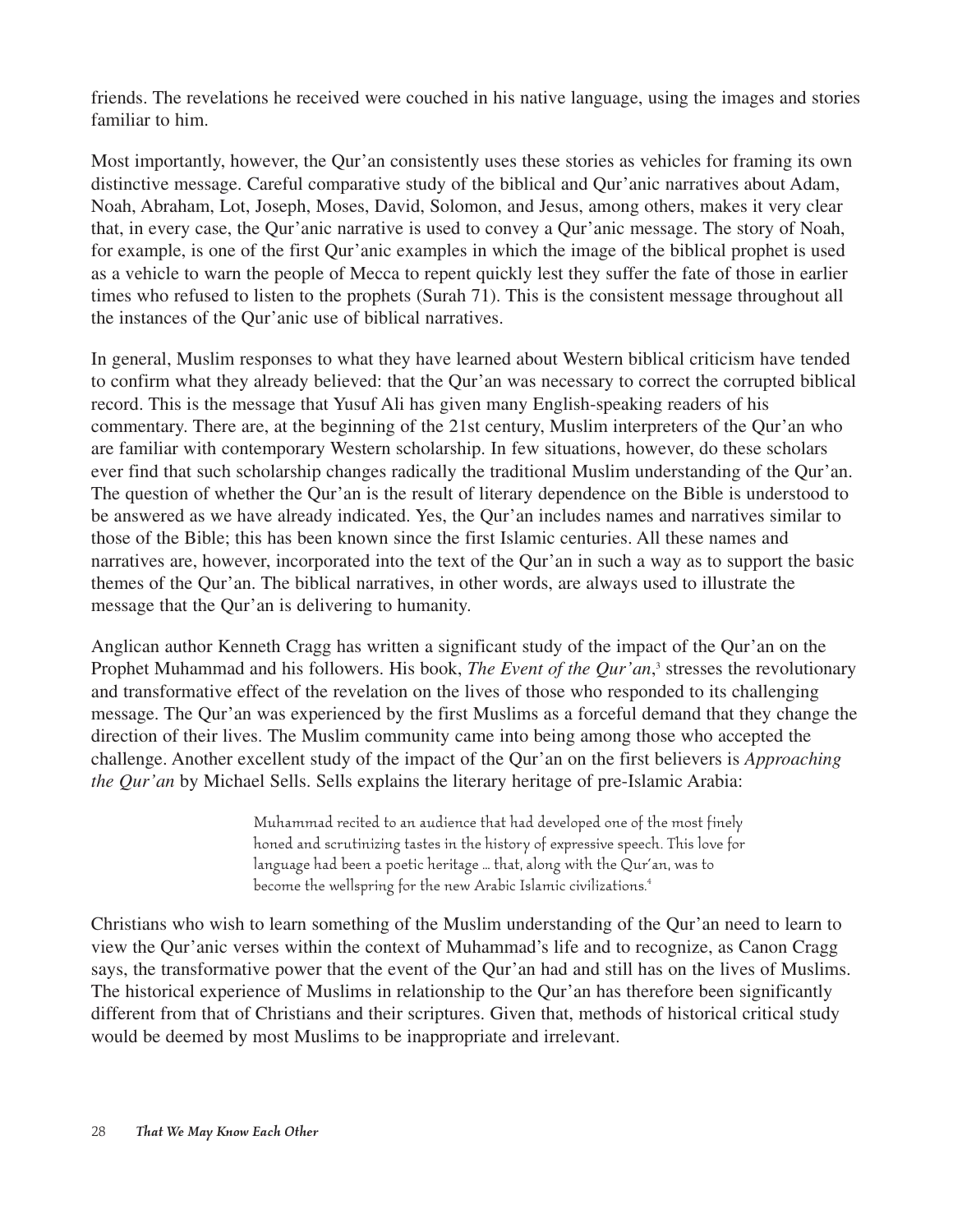friends. The revelations he received were couched in his native language, using the images and stories familiar to him.

Most importantly, however, the Qur'an consistently uses these stories as vehicles for framing its own distinctive message. Careful comparative study of the biblical and Qur'anic narratives about Adam, Noah, Abraham, Lot, Joseph, Moses, David, Solomon, and Jesus, among others, makes it very clear that, in every case, the Qur'anic narrative is used to convey a Qur'anic message. The story of Noah, for example, is one of the first Qur'anic examples in which the image of the biblical prophet is used as a vehicle to warn the people of Mecca to repent quickly lest they suffer the fate of those in earlier times who refused to listen to the prophets (Surah 71). This is the consistent message throughout all the instances of the Qur'anic use of biblical narratives.

In general, Muslim responses to what they have learned about Western biblical criticism have tended to confirm what they already believed: that the Qur'an was necessary to correct the corrupted biblical record. This is the message that Yusuf Ali has given many English-speaking readers of his commentary. There are, at the beginning of the 21st century, Muslim interpreters of the Qur'an who are familiar with contemporary Western scholarship. In few situations, however, do these scholars ever find that such scholarship changes radically the traditional Muslim understanding of the Qur'an. The question of whether the Qur'an is the result of literary dependence on the Bible is understood to be answered as we have already indicated. Yes, the Qur'an includes names and narratives similar to those of the Bible; this has been known since the first Islamic centuries. All these names and narratives are, however, incorporated into the text of the Qur'an in such a way as to support the basic themes of the Qur'an. The biblical narratives, in other words, are always used to illustrate the message that the Qur'an is delivering to humanity.

Anglican author Kenneth Cragg has written a significant study of the impact of the Qur'an on the Prophet Muhammad and his followers. His book, *The Event of the Qur'an*,[3] stresses the revolutionary and transformative effect of the revelation on the lives of those who responded to its challenging message. The Qur'an was experienced by the first Muslims as a forceful demand that they change the direction of their lives. The Muslim community came into being among those who accepted the challenge. Another excellent study of the impact of the Qur'an on the first believers is *Approaching the Qur'an* by Michael Sells. Sells explains the literary heritage of pre-Islamic Arabia:

> Muhammad recited to an audience that had developed one of the most finely honed and scrutinizing tastes in the history of expressive speech. This love for language had been a poetic heritage ... that, along with the Qur'an, was to become the wellspring for the new Arabic Islamic civilizations.[4]

Christians who wish to learn something of the Muslim understanding of the Qur'an need to learn to view the Qur'anic verses within the context of Muhammad's life and to recognize, as Canon Cragg says, the transformative power that the event of the Qur'an had and still has on the lives of Muslims. The historical experience of Muslims in relationship to the Qur'an has therefore been significantly different from that of Christians and their scriptures. Given that, methods of historical critical study would be deemed by most Muslims to be inappropriate and irrelevant.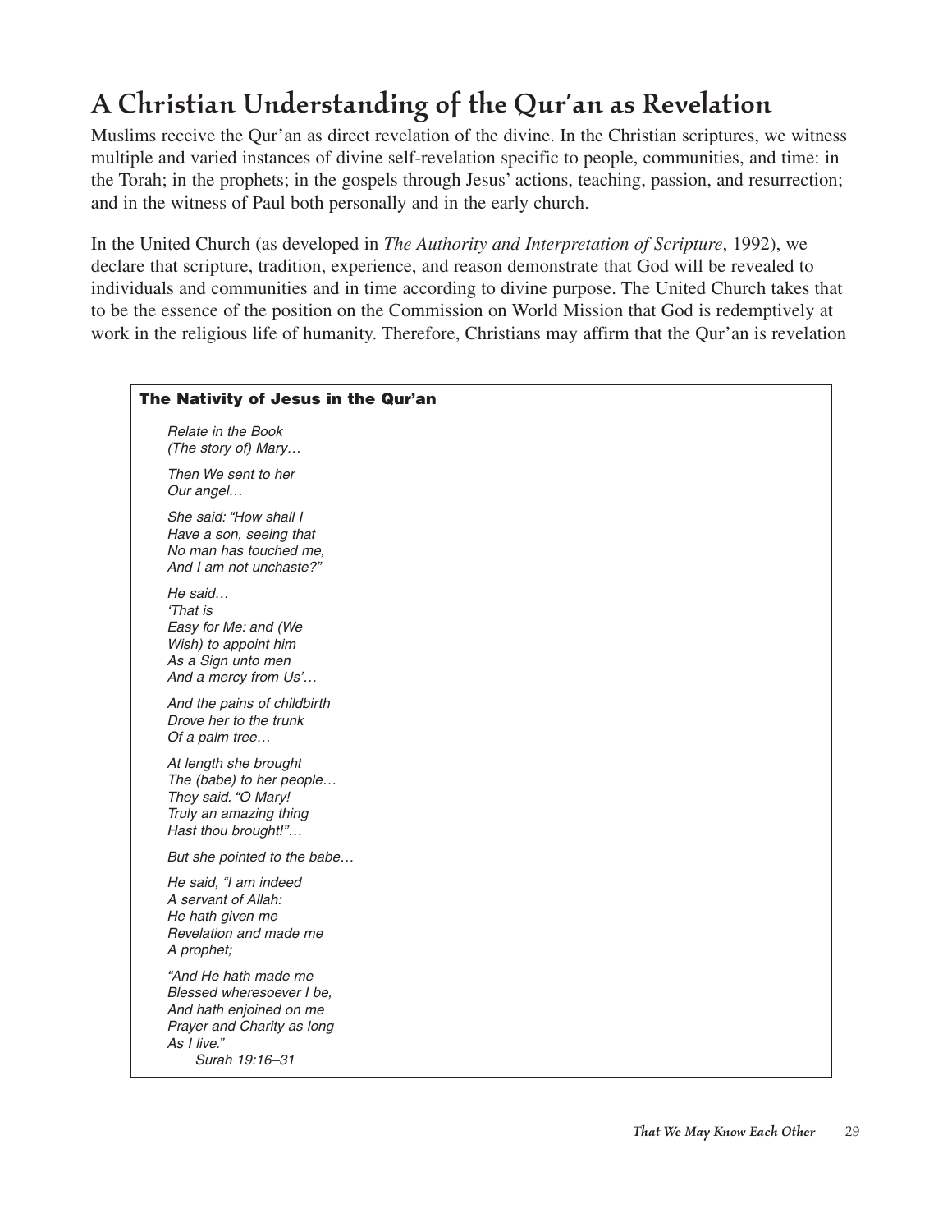# A Christian Understanding of the Qur'an as Revelation

Muslims receive the Qur'an as direct revelation of the divine. In the Christian scriptures, we witness multiple and varied instances of divine self-revelation specific to people, communities, and time: in the Torah; in the prophets; in the gospels through Jesus' actions, teaching, passion, and resurrection; and in the witness of Paul both personally and in the early church.

In the United Church (as developed in *The Authority and Interpretation of Scripture*, 1992), we declare that scripture, tradition, experience, and reason demonstrate that God will be revealed to individuals and communities and in time according to divine purpose. The United Church takes that to be the essence of the position on the Commission on World Mission that God is redemptively at work in the religious life of humanity. Therefore, Christians may affirm that the Qur'an is revelation

> **The Nativity of Jesus in the Qur'an**
>
> *Relate in the Book*
> *(The story of) Mary…*
>
> *Then We sent to her*
> *Our angel…*
>
> *She said: "How shall I*
> *Have a son, seeing that*
> *No man has touched me,*
> *And I am not unchaste?"*
>
> *He said…*
> *'That is*
> *Easy for Me: and (We*
> *Wish) to appoint him*
> *As a Sign unto men*
> *And a mercy from Us'…*
>
> *And the pains of childbirth*
> *Drove her to the trunk*
> *Of a palm tree…*
>
> *At length she brought*
> *The (babe) to her people…*
> *They said. "O Mary!*
> *Truly an amazing thing*
> *Hast thou brought!"…*
>
> *But she pointed to the babe…*
>
> *He said, "I am indeed*
> *A servant of Allah:*
> *He hath given me*
> *Revelation and made me*
> *A prophet;*
>
> *"And He hath made me*
> *Blessed wheresoever I be,*
> *And hath enjoined on me*
> *Prayer and Charity as long*
> *As I live."*
>
> *Surah 19:16–31*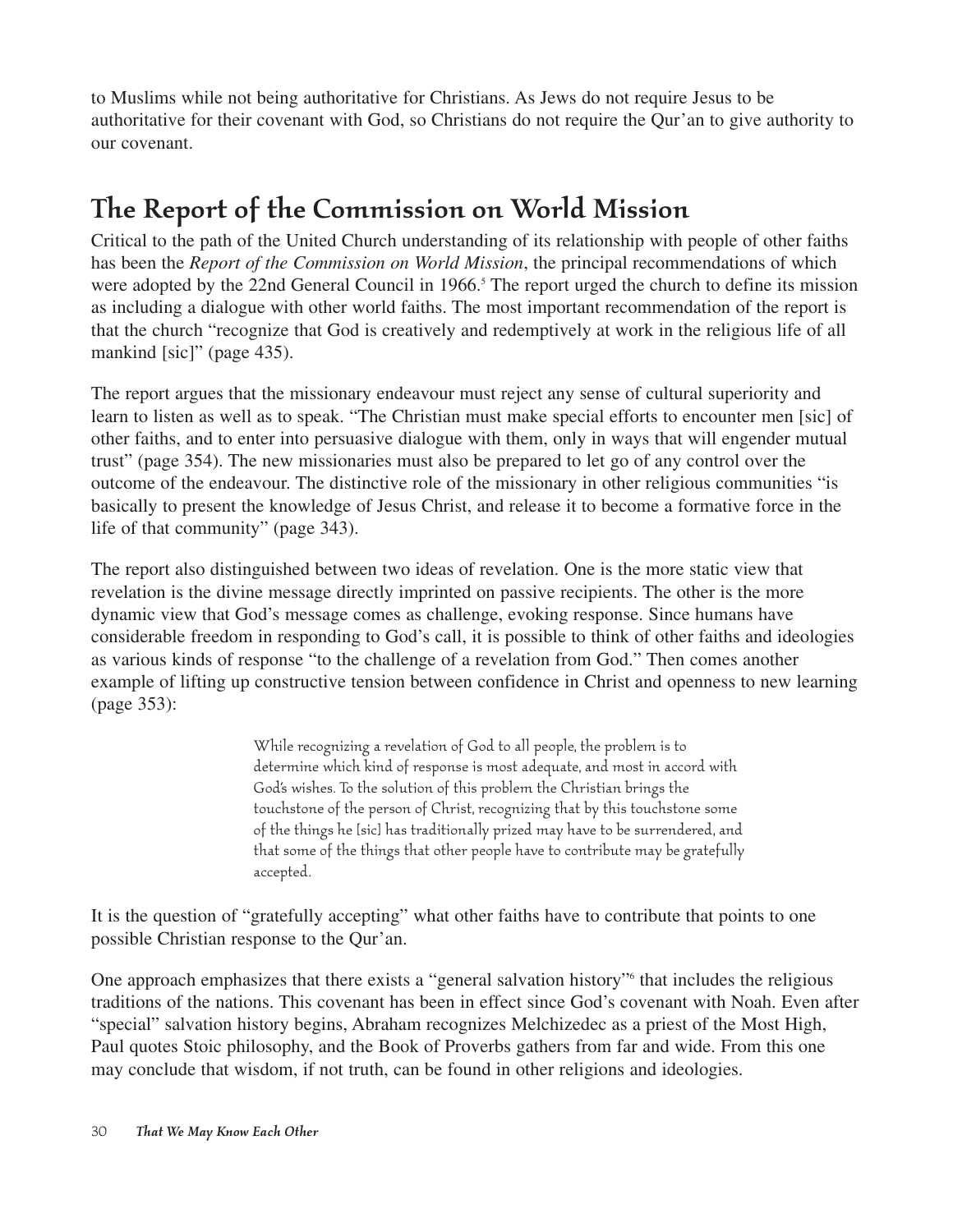to Muslims while not being authoritative for Christians. As Jews do not require Jesus to be authoritative for their covenant with God, so Christians do not require the Qur'an to give authority to our covenant.

## The Report of the Commission on World Mission

Critical to the path of the United Church understanding of its relationship with people of other faiths has been the *Report of the Commission on World Mission*, the principal recommendations of which were adopted by the 22nd General Council in 1966.[5] The report urged the church to define its mission as including a dialogue with other world faiths. The most important recommendation of the report is that the church "recognize that God is creatively and redemptively at work in the religious life of all mankind [sic]" (page 435).

The report argues that the missionary endeavour must reject any sense of cultural superiority and learn to listen as well as to speak. "The Christian must make special efforts to encounter men [sic] of other faiths, and to enter into persuasive dialogue with them, only in ways that will engender mutual trust" (page 354). The new missionaries must also be prepared to let go of any control over the outcome of the endeavour. The distinctive role of the missionary in other religious communities "is basically to present the knowledge of Jesus Christ, and release it to become a formative force in the life of that community" (page 343).

The report also distinguished between two ideas of revelation. One is the more static view that revelation is the divine message directly imprinted on passive recipients. The other is the more dynamic view that God's message comes as challenge, evoking response. Since humans have considerable freedom in responding to God's call, it is possible to think of other faiths and ideologies as various kinds of response "to the challenge of a revelation from God." Then comes another example of lifting up constructive tension between confidence in Christ and openness to new learning (page 353):

> While recognizing a revelation of God to all people, the problem is to determine which kind of response is most adequate, and most in accord with God's wishes. To the solution of this problem the Christian brings the touchstone of the person of Christ, recognizing that by this touchstone some of the things he [sic] has traditionally prized may have to be surrendered, and that some of the things that other people have to contribute may be gratefully accepted.

It is the question of "gratefully accepting" what other faiths have to contribute that points to one possible Christian response to the Qur'an.

One approach emphasizes that there exists a "general salvation history"[6] that includes the religious traditions of the nations. This covenant has been in effect since God's covenant with Noah. Even after "special" salvation history begins, Abraham recognizes Melchizedec as a priest of the Most High, Paul quotes Stoic philosophy, and the Book of Proverbs gathers from far and wide. From this one may conclude that wisdom, if not truth, can be found in other religions and ideologies.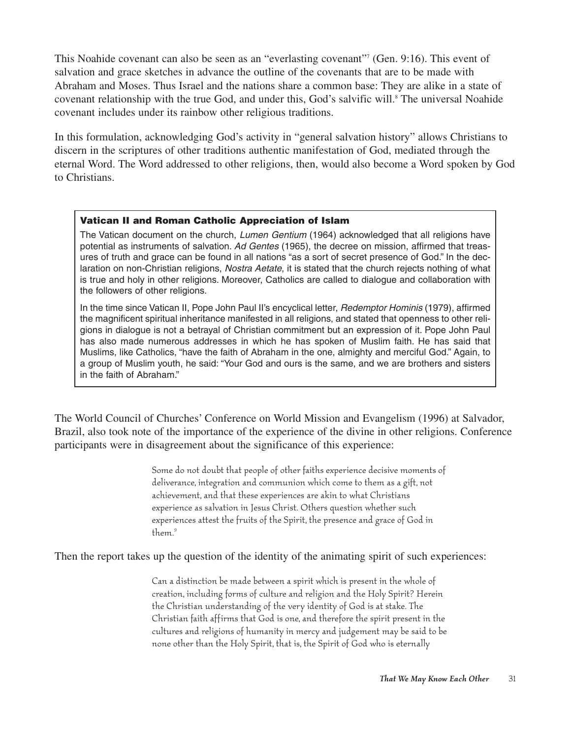This Noahide covenant can also be seen as an "everlasting covenant"[7] (Gen. 9:16). This event of salvation and grace sketches in advance the outline of the covenants that are to be made with Abraham and Moses. Thus Israel and the nations share a common base: They are alike in a state of covenant relationship with the true God, and under this, God's salvific will.[8] The universal Noahide covenant includes under its rainbow other religious traditions.

In this formulation, acknowledging God's activity in "general salvation history" allows Christians to discern in the scriptures of other traditions authentic manifestation of God, mediated through the eternal Word. The Word addressed to other religions, then, would also become a Word spoken by God to Christians.

> **Vatican II and Roman Catholic Appreciation of Islam**
>
> The Vatican document on the church, *Lumen Gentium* (1964) acknowledged that all religions have potential as instruments of salvation. *Ad Gentes* (1965), the decree on mission, affirmed that treasures of truth and grace can be found in all nations "as a sort of secret presence of God." In the declaration on non-Christian religions, *Nostra Aetate*, it is stated that the church rejects nothing of what is true and holy in other religions. Moreover, Catholics are called to dialogue and collaboration with the followers of other religions.
>
> In the time since Vatican II, Pope John Paul II's encyclical letter, *Redemptor Hominis* (1979), affirmed the magnificent spiritual inheritance manifested in all religions, and stated that openness to other religions in dialogue is not a betrayal of Christian commitment but an expression of it. Pope John Paul has also made numerous addresses in which he has spoken of Muslim faith. He has said that Muslims, like Catholics, "have the faith of Abraham in the one, almighty and merciful God." Again, to a group of Muslim youth, he said: "Your God and ours is the same, and we are brothers and sisters in the faith of Abraham."

The World Council of Churches' Conference on World Mission and Evangelism (1996) at Salvador, Brazil, also took note of the importance of the experience of the divine in other religions. Conference participants were in disagreement about the significance of this experience:

> Some do not doubt that people of other faiths experience decisive moments of deliverance, integration and communion which come to them as a gift, not achievement, and that these experiences are akin to what Christians experience as salvation in Jesus Christ. Others question whether such experiences attest the fruits of the Spirit, the presence and grace of God in them.[9]

Then the report takes up the question of the identity of the animating spirit of such experiences:

> Can a distinction be made between a spirit which is present in the whole of creation, including forms of culture and religion and the Holy Spirit? Herein the Christian understanding of the very identity of God is at stake. The Christian faith affirms that God is one, and therefore the spirit present in the cultures and religions of humanity in mercy and judgement may be said to be none other than the Holy Spirit, that is, the Spirit of God who is eternally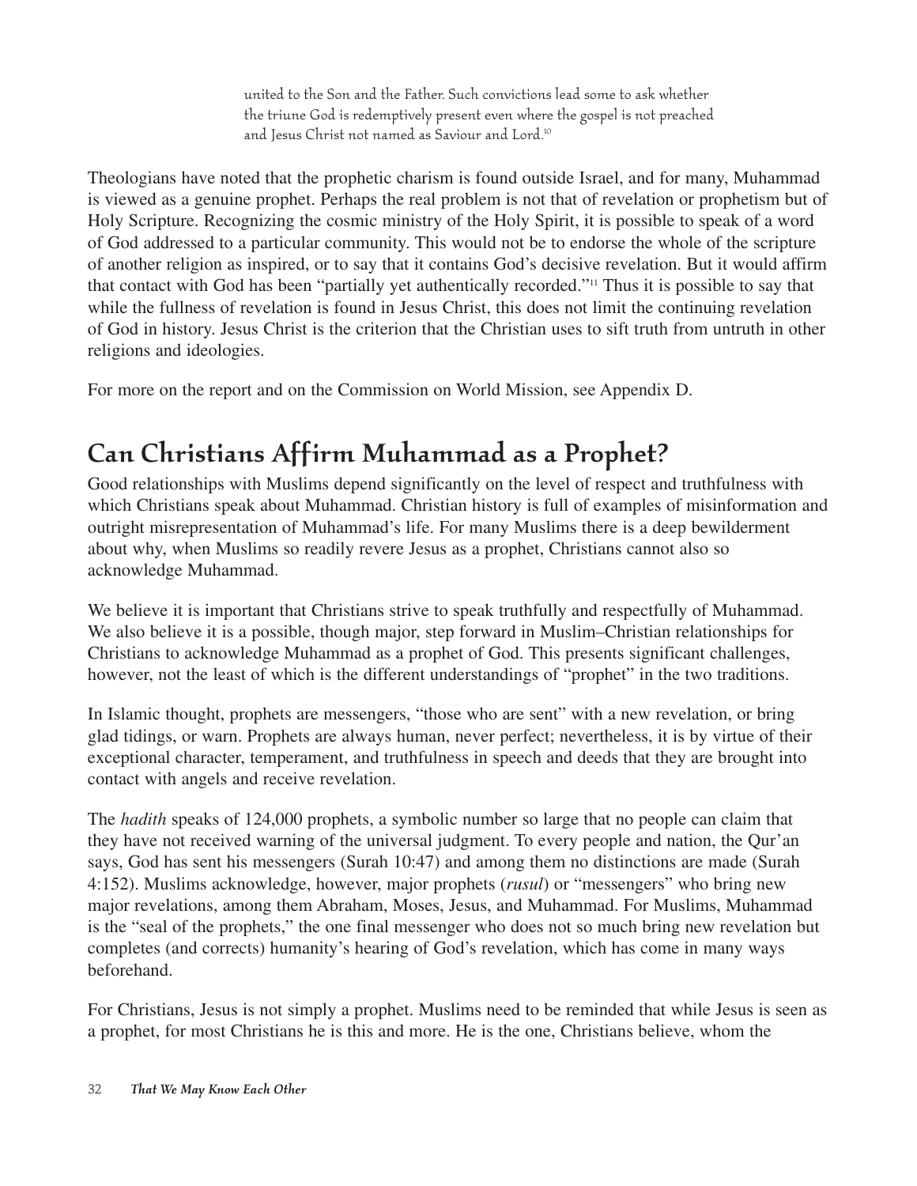united to the Son and the Father. Such convictions lead some to ask whether the triune God is redemptively present even where the gospel is not preached and Jesus Christ not named as Saviour and Lord.[10]

Theologians have noted that the prophetic charism is found outside Israel, and for many, Muhammad is viewed as a genuine prophet. Perhaps the real problem is not that of revelation or prophetism but of Holy Scripture. Recognizing the cosmic ministry of the Holy Spirit, it is possible to speak of a word of God addressed to a particular community. This would not be to endorse the whole of the scripture of another religion as inspired, or to say that it contains God's decisive revelation. But it would affirm that contact with God has been "partially yet authentically recorded."[11] Thus it is possible to say that while the fullness of revelation is found in Jesus Christ, this does not limit the continuing revelation of God in history. Jesus Christ is the criterion that the Christian uses to sift truth from untruth in other religions and ideologies.

For more on the report and on the Commission on World Mission, see Appendix D.

## Can Christians Affirm Muhammad as a Prophet?

Good relationships with Muslims depend significantly on the level of respect and truthfulness with which Christians speak about Muhammad. Christian history is full of examples of misinformation and outright misrepresentation of Muhammad's life. For many Muslims there is a deep bewilderment about why, when Muslims so readily revere Jesus as a prophet, Christians cannot also so acknowledge Muhammad.

We believe it is important that Christians strive to speak truthfully and respectfully of Muhammad. We also believe it is a possible, though major, step forward in Muslim–Christian relationships for Christians to acknowledge Muhammad as a prophet of God. This presents significant challenges, however, not the least of which is the different understandings of "prophet" in the two traditions.

In Islamic thought, prophets are messengers, "those who are sent" with a new revelation, or bring glad tidings, or warn. Prophets are always human, never perfect; nevertheless, it is by virtue of their exceptional character, temperament, and truthfulness in speech and deeds that they are brought into contact with angels and receive revelation.

The *hadith* speaks of 124,000 prophets, a symbolic number so large that no people can claim that they have not received warning of the universal judgment. To every people and nation, the Qur'an says, God has sent his messengers (Surah 10:47) and among them no distinctions are made (Surah 4:152). Muslims acknowledge, however, major prophets (*rusul*) or "messengers" who bring new major revelations, among them Abraham, Moses, Jesus, and Muhammad. For Muslims, Muhammad is the "seal of the prophets," the one final messenger who does not so much bring new revelation but completes (and corrects) humanity's hearing of God's revelation, which has come in many ways beforehand.

For Christians, Jesus is not simply a prophet. Muslims need to be reminded that while Jesus is seen as a prophet, for most Christians he is this and more. He is the one, Christians believe, whom the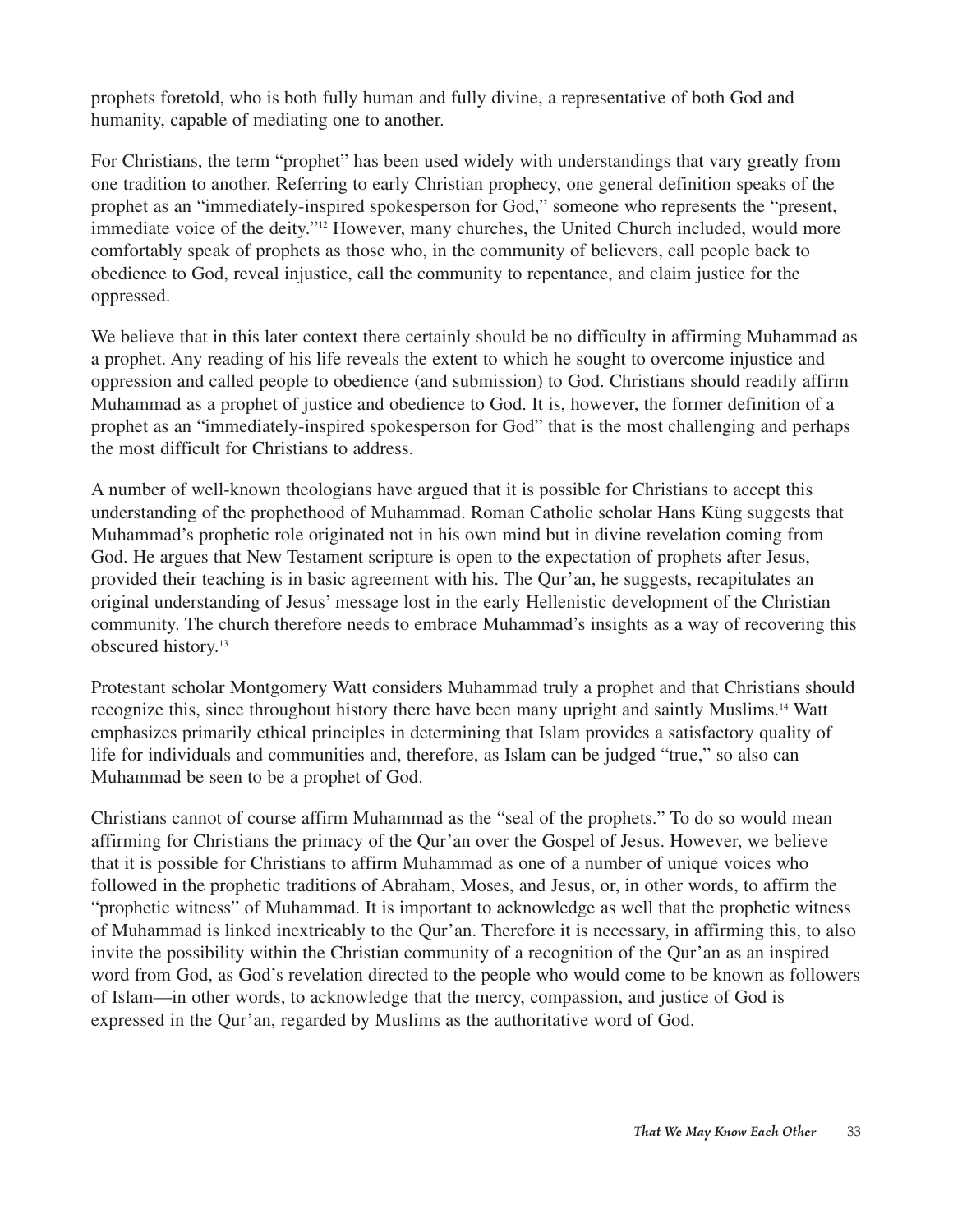prophets foretold, who is both fully human and fully divine, a representative of both God and humanity, capable of mediating one to another.

For Christians, the term "prophet" has been used widely with understandings that vary greatly from one tradition to another. Referring to early Christian prophecy, one general definition speaks of the prophet as an "immediately-inspired spokesperson for God," someone who represents the "present, immediate voice of the deity."[12] However, many churches, the United Church included, would more comfortably speak of prophets as those who, in the community of believers, call people back to obedience to God, reveal injustice, call the community to repentance, and claim justice for the oppressed.

We believe that in this later context there certainly should be no difficulty in affirming Muhammad as a prophet. Any reading of his life reveals the extent to which he sought to overcome injustice and oppression and called people to obedience (and submission) to God. Christians should readily affirm Muhammad as a prophet of justice and obedience to God. It is, however, the former definition of a prophet as an "immediately-inspired spokesperson for God" that is the most challenging and perhaps the most difficult for Christians to address.

A number of well-known theologians have argued that it is possible for Christians to accept this understanding of the prophethood of Muhammad. Roman Catholic scholar Hans Küng suggests that Muhammad's prophetic role originated not in his own mind but in divine revelation coming from God. He argues that New Testament scripture is open to the expectation of prophets after Jesus, provided their teaching is in basic agreement with his. The Qur'an, he suggests, recapitulates an original understanding of Jesus' message lost in the early Hellenistic development of the Christian community. The church therefore needs to embrace Muhammad's insights as a way of recovering this obscured history.[13]

Protestant scholar Montgomery Watt considers Muhammad truly a prophet and that Christians should recognize this, since throughout history there have been many upright and saintly Muslims.[14] Watt emphasizes primarily ethical principles in determining that Islam provides a satisfactory quality of life for individuals and communities and, therefore, as Islam can be judged "true," so also can Muhammad be seen to be a prophet of God.

Christians cannot of course affirm Muhammad as the "seal of the prophets." To do so would mean affirming for Christians the primacy of the Qur'an over the Gospel of Jesus. However, we believe that it is possible for Christians to affirm Muhammad as one of a number of unique voices who followed in the prophetic traditions of Abraham, Moses, and Jesus, or, in other words, to affirm the "prophetic witness" of Muhammad. It is important to acknowledge as well that the prophetic witness of Muhammad is linked inextricably to the Qur'an. Therefore it is necessary, in affirming this, to also invite the possibility within the Christian community of a recognition of the Qur'an as an inspired word from God, as God's revelation directed to the people who would come to be known as followers of Islam—in other words, to acknowledge that the mercy, compassion, and justice of God is expressed in the Qur'an, regarded by Muslims as the authoritative word of God.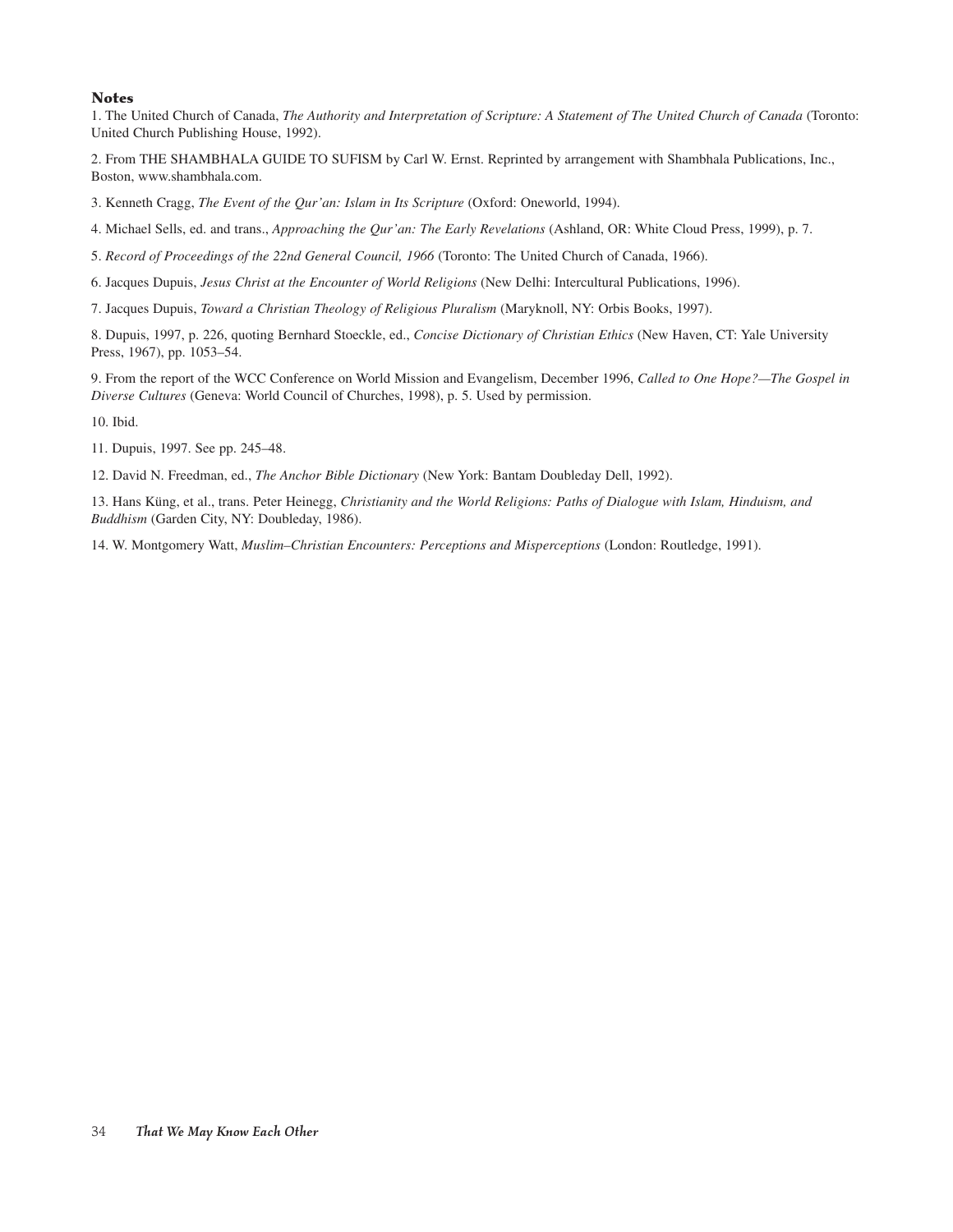### Notes

1. The United Church of Canada, *The Authority and Interpretation of Scripture: A Statement of The United Church of Canada* (Toronto: United Church Publishing House, 1992).

2. From THE SHAMBHALA GUIDE TO SUFISM by Carl W. Ernst. Reprinted by arrangement with Shambhala Publications, Inc., Boston, www.shambhala.com.

3. Kenneth Cragg, *The Event of the Qur'an: Islam in Its Scripture* (Oxford: Oneworld, 1994).

4. Michael Sells, ed. and trans., *Approaching the Qur'an: The Early Revelations* (Ashland, OR: White Cloud Press, 1999), p. 7.

5. *Record of Proceedings of the 22nd General Council, 1966* (Toronto: The United Church of Canada, 1966).

6. Jacques Dupuis, *Jesus Christ at the Encounter of World Religions* (New Delhi: Intercultural Publications, 1996).

7. Jacques Dupuis, *Toward a Christian Theology of Religious Pluralism* (Maryknoll, NY: Orbis Books, 1997).

8. Dupuis, 1997, p. 226, quoting Bernhard Stoeckle, ed., *Concise Dictionary of Christian Ethics* (New Haven, CT: Yale University Press, 1967), pp. 1053–54.

9. From the report of the WCC Conference on World Mission and Evangelism, December 1996, *Called to One Hope?—The Gospel in Diverse Cultures* (Geneva: World Council of Churches, 1998), p. 5. Used by permission.

10. Ibid.

11. Dupuis, 1997. See pp. 245–48.

12. David N. Freedman, ed., *The Anchor Bible Dictionary* (New York: Bantam Doubleday Dell, 1992).

13. Hans Küng, et al., trans. Peter Heinegg, *Christianity and the World Religions: Paths of Dialogue with Islam, Hinduism, and Buddhism* (Garden City, NY: Doubleday, 1986).

14. W. Montgomery Watt, *Muslim–Christian Encounters: Perceptions and Misperceptions* (London: Routledge, 1991).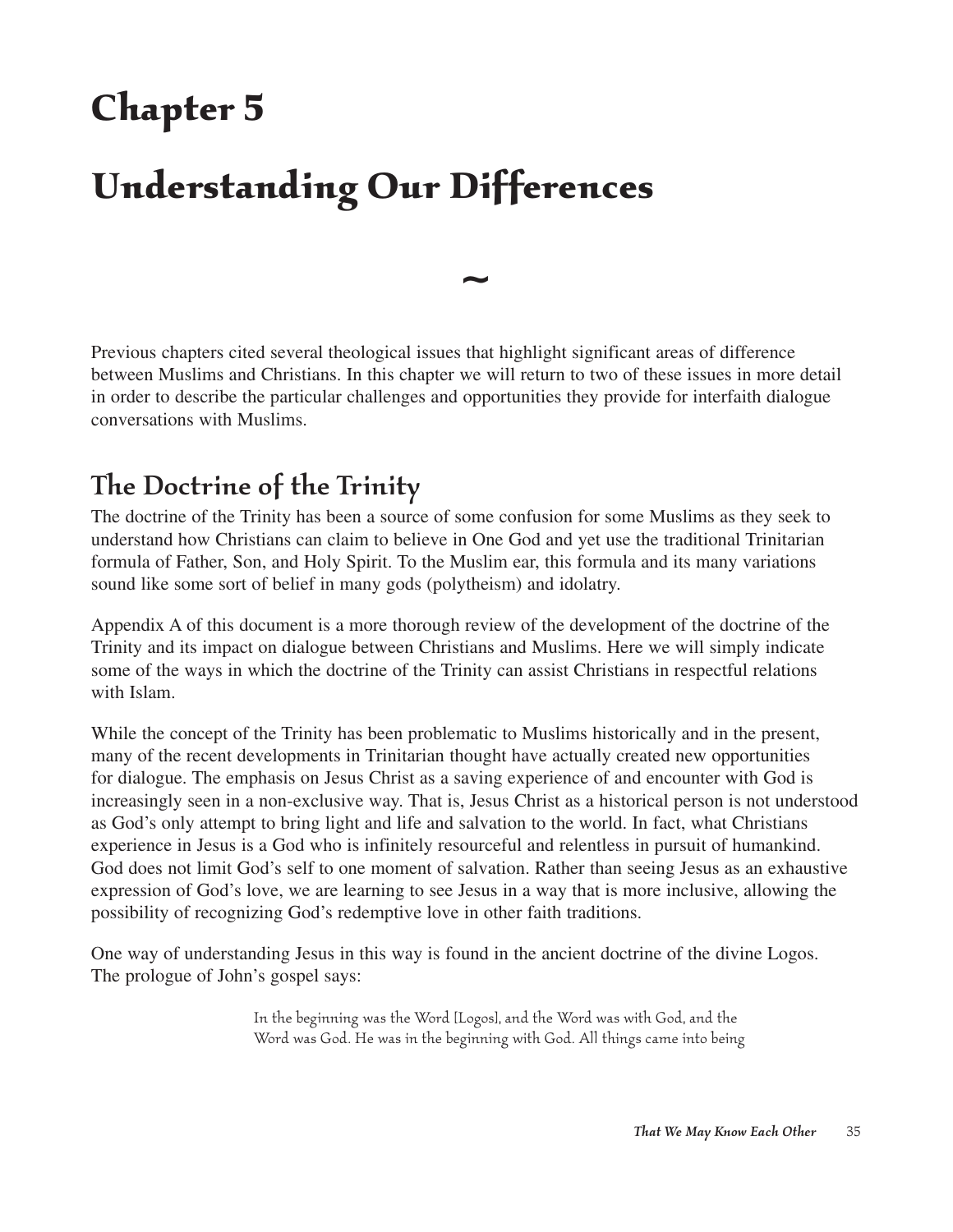# Chapter 5

# Understanding Our Differences

~

Previous chapters cited several theological issues that highlight significant areas of difference between Muslims and Christians. In this chapter we will return to two of these issues in more detail in order to describe the particular challenges and opportunities they provide for interfaith dialogue conversations with Muslims.

## The Doctrine of the Trinity

The doctrine of the Trinity has been a source of some confusion for some Muslims as they seek to understand how Christians can claim to believe in One God and yet use the traditional Trinitarian formula of Father, Son, and Holy Spirit. To the Muslim ear, this formula and its many variations sound like some sort of belief in many gods (polytheism) and idolatry.

Appendix A of this document is a more thorough review of the development of the doctrine of the Trinity and its impact on dialogue between Christians and Muslims. Here we will simply indicate some of the ways in which the doctrine of the Trinity can assist Christians in respectful relations with Islam.

While the concept of the Trinity has been problematic to Muslims historically and in the present, many of the recent developments in Trinitarian thought have actually created new opportunities for dialogue. The emphasis on Jesus Christ as a saving experience of and encounter with God is increasingly seen in a non-exclusive way. That is, Jesus Christ as a historical person is not understood as God's only attempt to bring light and life and salvation to the world. In fact, what Christians experience in Jesus is a God who is infinitely resourceful and relentless in pursuit of humankind. God does not limit God's self to one moment of salvation. Rather than seeing Jesus as an exhaustive expression of God's love, we are learning to see Jesus in a way that is more inclusive, allowing the possibility of recognizing God's redemptive love in other faith traditions.

One way of understanding Jesus in this way is found in the ancient doctrine of the divine Logos. The prologue of John's gospel says:

> In the beginning was the Word [Logos], and the Word was with God, and the Word was God. He was in the beginning with God. All things came into being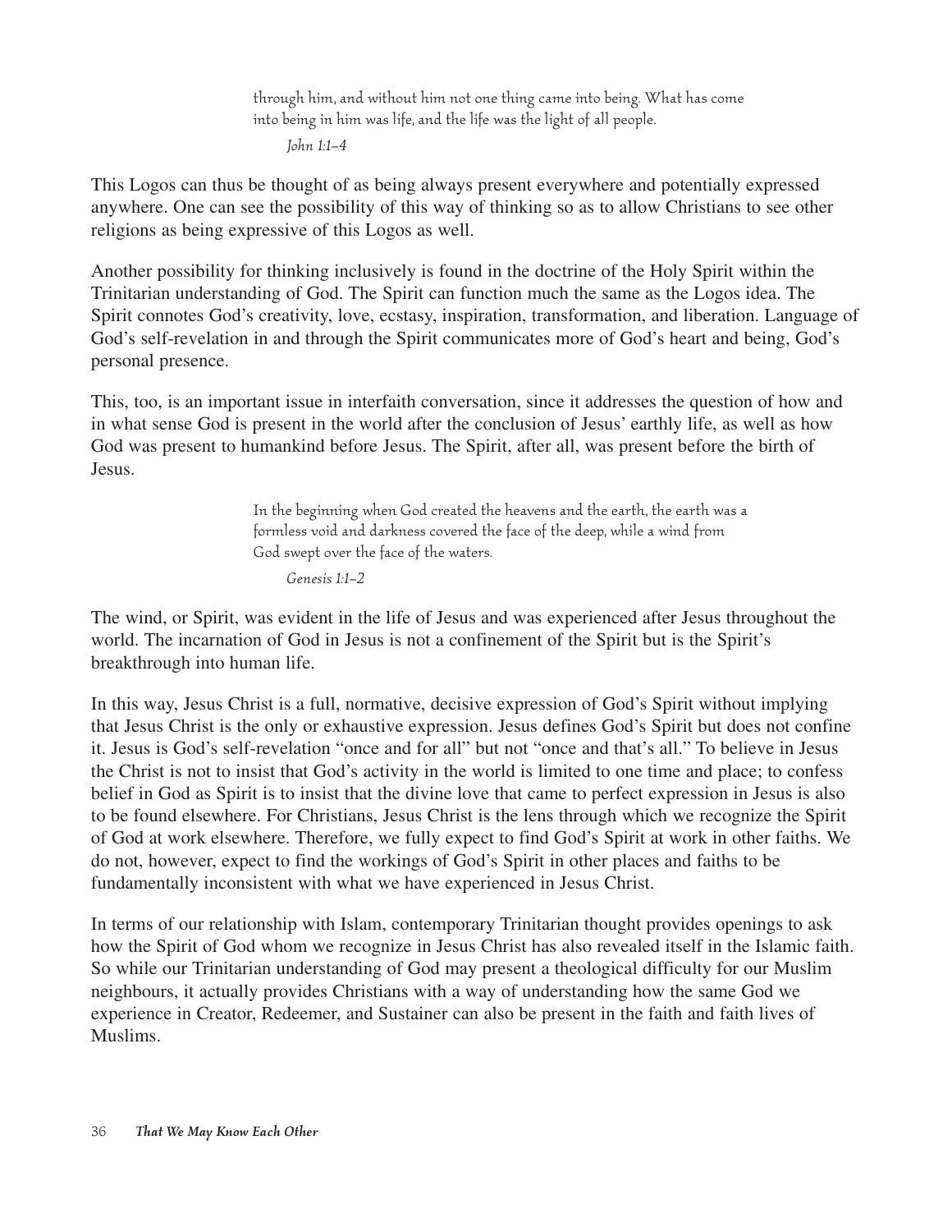> through him, and without him not one thing came into being. What has come into being in him was life, and the life was the light of all people.
>
> *John 1:1–4*

This Logos can thus be thought of as being always present everywhere and potentially expressed anywhere. One can see the possibility of this way of thinking so as to allow Christians to see other religions as being expressive of this Logos as well.

Another possibility for thinking inclusively is found in the doctrine of the Holy Spirit within the Trinitarian understanding of God. The Spirit can function much the same as the Logos idea. The Spirit connotes God's creativity, love, ecstasy, inspiration, transformation, and liberation. Language of God's self-revelation in and through the Spirit communicates more of God's heart and being, God's personal presence.

This, too, is an important issue in interfaith conversation, since it addresses the question of how and in what sense God is present in the world after the conclusion of Jesus' earthly life, as well as how God was present to humankind before Jesus. The Spirit, after all, was present before the birth of Jesus.

> In the beginning when God created the heavens and the earth, the earth was a formless void and darkness covered the face of the deep, while a wind from God swept over the face of the waters.
>
> *Genesis 1:1–2*

The wind, or Spirit, was evident in the life of Jesus and was experienced after Jesus throughout the world. The incarnation of God in Jesus is not a confinement of the Spirit but is the Spirit's breakthrough into human life.

In this way, Jesus Christ is a full, normative, decisive expression of God's Spirit without implying that Jesus Christ is the only or exhaustive expression. Jesus defines God's Spirit but does not confine it. Jesus is God's self-revelation "once and for all" but not "once and that's all." To believe in Jesus the Christ is not to insist that God's activity in the world is limited to one time and place; to confess belief in God as Spirit is to insist that the divine love that came to perfect expression in Jesus is also to be found elsewhere. For Christians, Jesus Christ is the lens through which we recognize the Spirit of God at work elsewhere. Therefore, we fully expect to find God's Spirit at work in other faiths. We do not, however, expect to find the workings of God's Spirit in other places and faiths to be fundamentally inconsistent with what we have experienced in Jesus Christ.

In terms of our relationship with Islam, contemporary Trinitarian thought provides openings to ask how the Spirit of God whom we recognize in Jesus Christ has also revealed itself in the Islamic faith. So while our Trinitarian understanding of God may present a theological difficulty for our Muslim neighbours, it actually provides Christians with a way of understanding how the same God we experience in Creator, Redeemer, and Sustainer can also be present in the faith and faith lives of Muslims.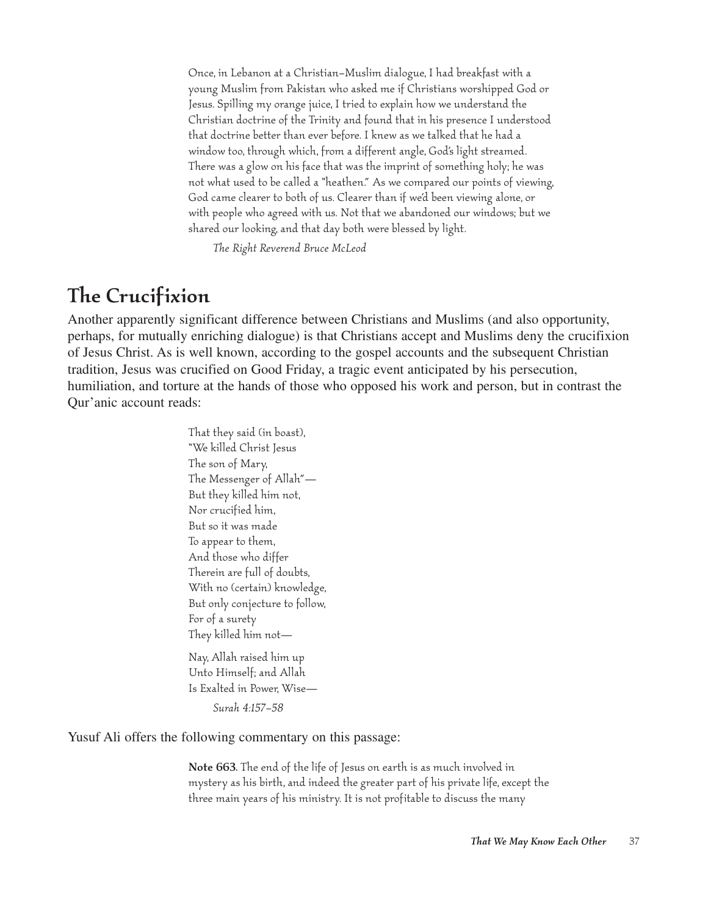Once, in Lebanon at a Christian–Muslim dialogue, I had breakfast with a young Muslim from Pakistan who asked me if Christians worshipped God or Jesus. Spilling my orange juice, I tried to explain how we understand the Christian doctrine of the Trinity and found that in his presence I understood that doctrine better than ever before. I knew as we talked that he had a window too, through which, from a different angle, God's light streamed. There was a glow on his face that was the imprint of something holy; he was not what used to be called a "heathen." As we compared our points of viewing, God came clearer to both of us. Clearer than if we'd been viewing alone, or with people who agreed with us. Not that we abandoned our windows; but we shared our looking, and that day both were blessed by light.

*The Right Reverend Bruce McLeod*

## The Crucifixion

Another apparently significant difference between Christians and Muslims (and also opportunity, perhaps, for mutually enriching dialogue) is that Christians accept and Muslims deny the crucifixion of Jesus Christ. As is well known, according to the gospel accounts and the subsequent Christian tradition, Jesus was crucified on Good Friday, a tragic event anticipated by his persecution, humiliation, and torture at the hands of those who opposed his work and person, but in contrast the Qur'anic account reads:

> That they said (in boast),
> "We killed Christ Jesus
> The son of Mary,
> The Messenger of Allah"—
> But they killed him not,
> Nor crucified him,
> But so it was made
> To appear to them,
> And those who differ
> Therein are full of doubts,
> With no (certain) knowledge,
> But only conjecture to follow,
> For of a surety
> They killed him not—
>
> Nay, Allah raised him up
> Unto Himself; and Allah
> Is Exalted in Power, Wise—
>
> *Surah 4:157–58*

Yusuf Ali offers the following commentary on this passage:

> **Note 663.** The end of the life of Jesus on earth is as much involved in mystery as his birth, and indeed the greater part of his private life, except the three main years of his ministry. It is not profitable to discuss the many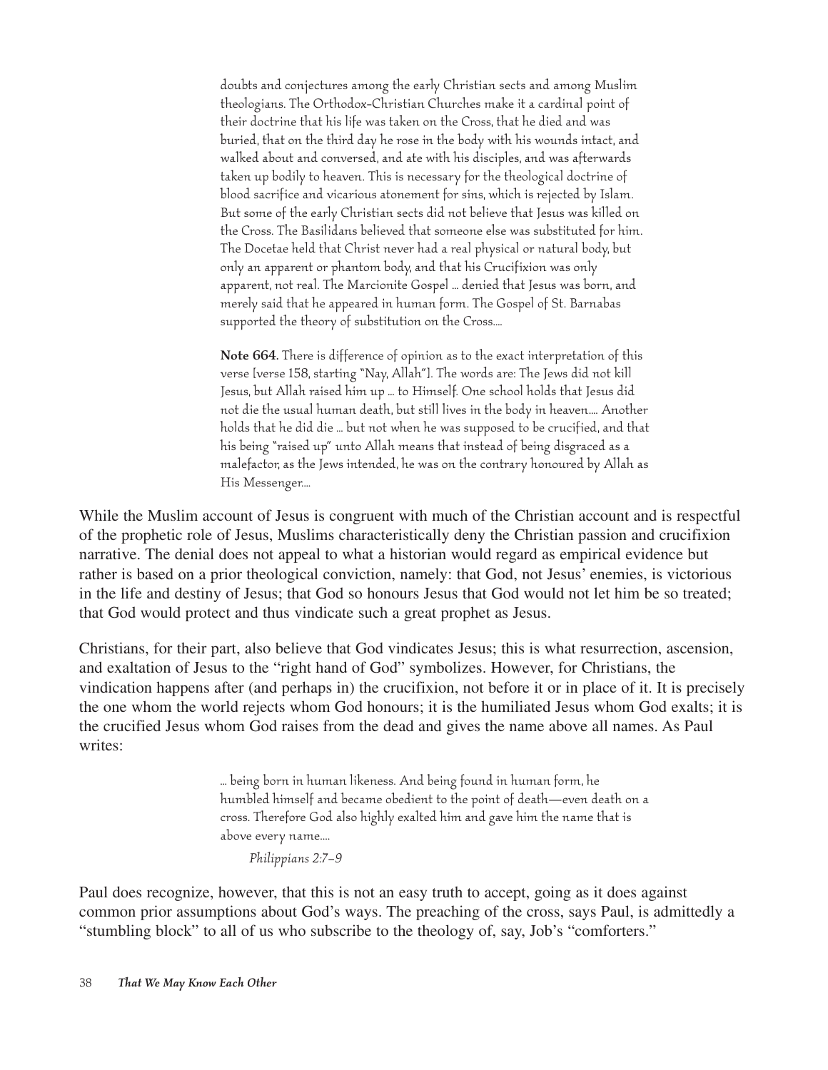> doubts and conjectures among the early Christian sects and among Muslim theologians. The Orthodox-Christian Churches make it a cardinal point of their doctrine that his life was taken on the Cross, that he died and was buried, that on the third day he rose in the body with his wounds intact, and walked about and conversed, and ate with his disciples, and was afterwards taken up bodily to heaven. This is necessary for the theological doctrine of blood sacrifice and vicarious atonement for sins, which is rejected by Islam. But some of the early Christian sects did not believe that Jesus was killed on the Cross. The Basilidans believed that someone else was substituted for him. The Docetae held that Christ never had a real physical or natural body, but only an apparent or phantom body, and that his Crucifixion was only apparent, not real. The Marcionite Gospel … denied that Jesus was born, and merely said that he appeared in human form. The Gospel of St. Barnabas supported the theory of substitution on the Cross.…
>
> **Note 664.** There is difference of opinion as to the exact interpretation of this verse [verse 158, starting "Nay, Allah"]. The words are: The Jews did not kill Jesus, but Allah raised him up … to Himself. One school holds that Jesus did not die the usual human death, but still lives in the body in heaven.… Another holds that he did die … but not when he was supposed to be crucified, and that his being "raised up" unto Allah means that instead of being disgraced as a malefactor, as the Jews intended, he was on the contrary honoured by Allah as His Messenger.…

While the Muslim account of Jesus is congruent with much of the Christian account and is respectful of the prophetic role of Jesus, Muslims characteristically deny the Christian passion and crucifixion narrative. The denial does not appeal to what a historian would regard as empirical evidence but rather is based on a prior theological conviction, namely: that God, not Jesus' enemies, is victorious in the life and destiny of Jesus; that God so honours Jesus that God would not let him be so treated; that God would protect and thus vindicate such a great prophet as Jesus.

Christians, for their part, also believe that God vindicates Jesus; this is what resurrection, ascension, and exaltation of Jesus to the "right hand of God" symbolizes. However, for Christians, the vindication happens after (and perhaps in) the crucifixion, not before it or in place of it. It is precisely the one whom the world rejects whom God honours; it is the humiliated Jesus whom God exalts; it is the crucified Jesus whom God raises from the dead and gives the name above all names. As Paul writes:

> … being born in human likeness. And being found in human form, he humbled himself and became obedient to the point of death—even death on a cross. Therefore God also highly exalted him and gave him the name that is above every name.…
>
> *Philippians 2:7–9*

Paul does recognize, however, that this is not an easy truth to accept, going as it does against common prior assumptions about God's ways. The preaching of the cross, says Paul, is admittedly a "stumbling block" to all of us who subscribe to the theology of, say, Job's "comforters."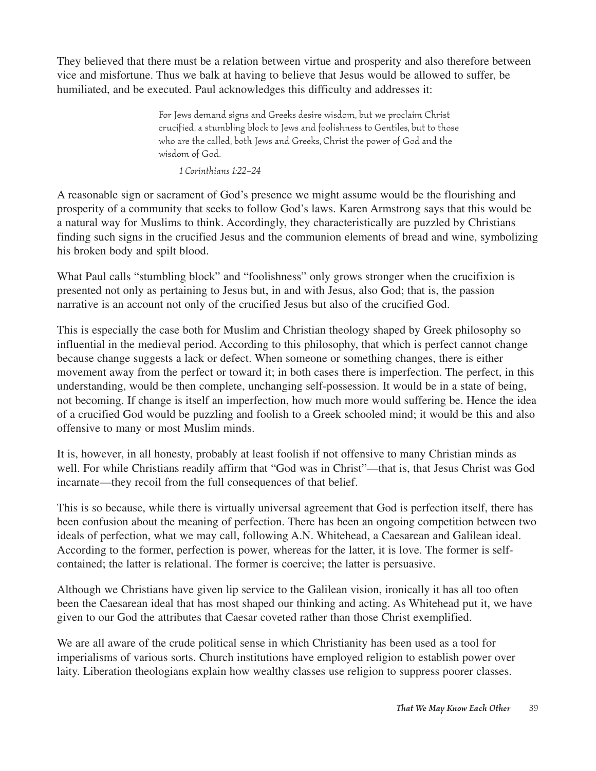They believed that there must be a relation between virtue and prosperity and also therefore between vice and misfortune. Thus we balk at having to believe that Jesus would be allowed to suffer, be humiliated, and be executed. Paul acknowledges this difficulty and addresses it:

> For Jews demand signs and Greeks desire wisdom, but we proclaim Christ crucified, a stumbling block to Jews and foolishness to Gentiles, but to those who are the called, both Jews and Greeks, Christ the power of God and the wisdom of God.
>
> *1 Corinthians 1:22–24*

A reasonable sign or sacrament of God's presence we might assume would be the flourishing and prosperity of a community that seeks to follow God's laws. Karen Armstrong says that this would be a natural way for Muslims to think. Accordingly, they characteristically are puzzled by Christians finding such signs in the crucified Jesus and the communion elements of bread and wine, symbolizing his broken body and spilt blood.

What Paul calls "stumbling block" and "foolishness" only grows stronger when the crucifixion is presented not only as pertaining to Jesus but, in and with Jesus, also God; that is, the passion narrative is an account not only of the crucified Jesus but also of the crucified God.

This is especially the case both for Muslim and Christian theology shaped by Greek philosophy so influential in the medieval period. According to this philosophy, that which is perfect cannot change because change suggests a lack or defect. When someone or something changes, there is either movement away from the perfect or toward it; in both cases there is imperfection. The perfect, in this understanding, would be then complete, unchanging self-possession. It would be in a state of being, not becoming. If change is itself an imperfection, how much more would suffering be. Hence the idea of a crucified God would be puzzling and foolish to a Greek schooled mind; it would be this and also offensive to many or most Muslim minds.

It is, however, in all honesty, probably at least foolish if not offensive to many Christian minds as well. For while Christians readily affirm that "God was in Christ"—that is, that Jesus Christ was God incarnate—they recoil from the full consequences of that belief.

This is so because, while there is virtually universal agreement that God is perfection itself, there has been confusion about the meaning of perfection. There has been an ongoing competition between two ideals of perfection, what we may call, following A.N. Whitehead, a Caesarean and Galilean ideal. According to the former, perfection is power, whereas for the latter, it is love. The former is self-contained; the latter is relational. The former is coercive; the latter is persuasive.

Although we Christians have given lip service to the Galilean vision, ironically it has all too often been the Caesarean ideal that has most shaped our thinking and acting. As Whitehead put it, we have given to our God the attributes that Caesar coveted rather than those Christ exemplified.

We are all aware of the crude political sense in which Christianity has been used as a tool for imperialisms of various sorts. Church institutions have employed religion to establish power over laity. Liberation theologians explain how wealthy classes use religion to suppress poorer classes.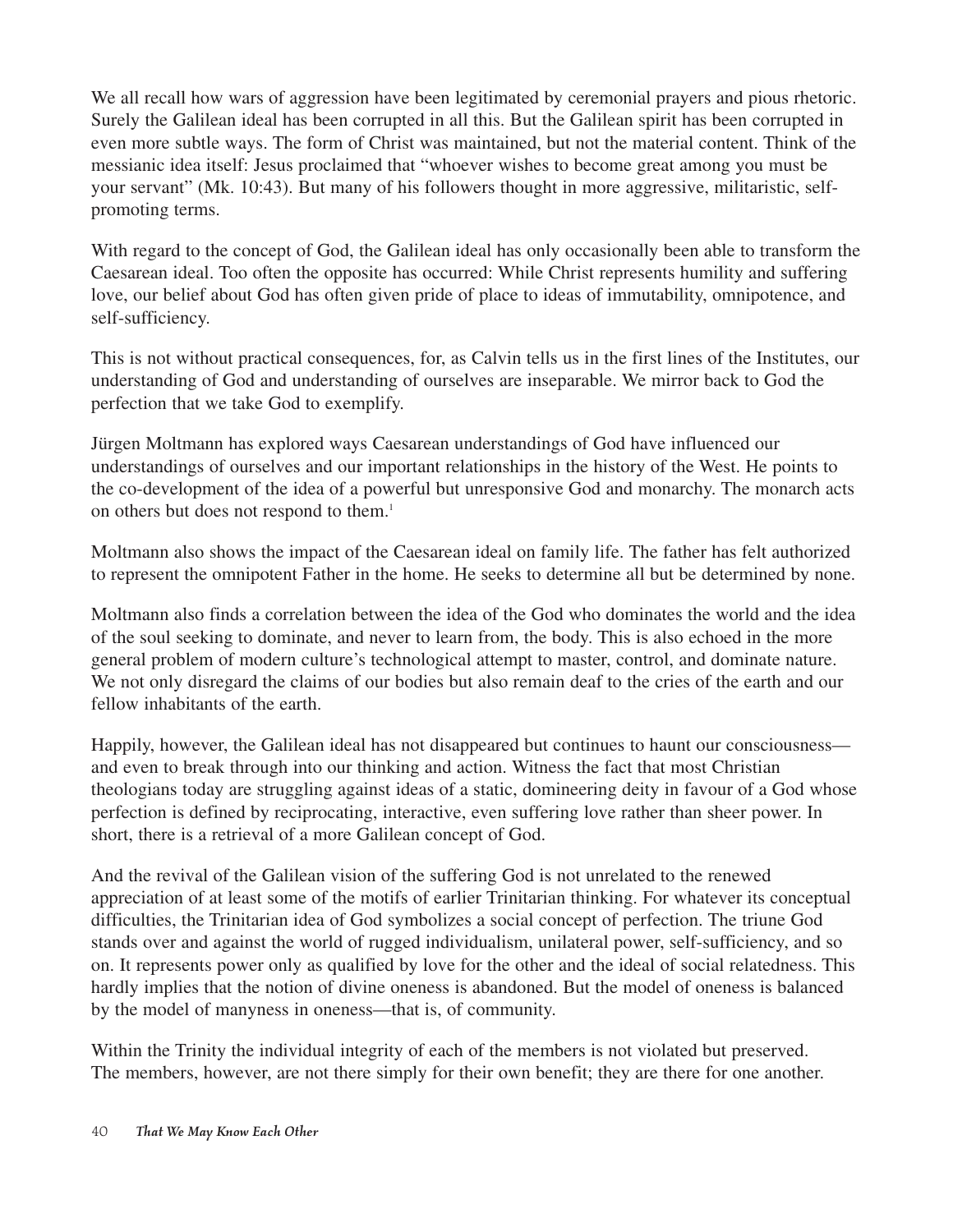We all recall how wars of aggression have been legitimated by ceremonial prayers and pious rhetoric. Surely the Galilean ideal has been corrupted in all this. But the Galilean spirit has been corrupted in even more subtle ways. The form of Christ was maintained, but not the material content. Think of the messianic idea itself: Jesus proclaimed that "whoever wishes to become great among you must be your servant" (Mk. 10:43). But many of his followers thought in more aggressive, militaristic, self-promoting terms.

With regard to the concept of God, the Galilean ideal has only occasionally been able to transform the Caesarean ideal. Too often the opposite has occurred: While Christ represents humility and suffering love, our belief about God has often given pride of place to ideas of immutability, omnipotence, and self-sufficiency.

This is not without practical consequences, for, as Calvin tells us in the first lines of the Institutes, our understanding of God and understanding of ourselves are inseparable. We mirror back to God the perfection that we take God to exemplify.

Jürgen Moltmann has explored ways Caesarean understandings of God have influenced our understandings of ourselves and our important relationships in the history of the West. He points to the co-development of the idea of a powerful but unresponsive God and monarchy. The monarch acts on others but does not respond to them.[1]

Moltmann also shows the impact of the Caesarean ideal on family life. The father has felt authorized to represent the omnipotent Father in the home. He seeks to determine all but be determined by none.

Moltmann also finds a correlation between the idea of the God who dominates the world and the idea of the soul seeking to dominate, and never to learn from, the body. This is also echoed in the more general problem of modern culture's technological attempt to master, control, and dominate nature. We not only disregard the claims of our bodies but also remain deaf to the cries of the earth and our fellow inhabitants of the earth.

Happily, however, the Galilean ideal has not disappeared but continues to haunt our consciousness—and even to break through into our thinking and action. Witness the fact that most Christian theologians today are struggling against ideas of a static, domineering deity in favour of a God whose perfection is defined by reciprocating, interactive, even suffering love rather than sheer power. In short, there is a retrieval of a more Galilean concept of God.

And the revival of the Galilean vision of the suffering God is not unrelated to the renewed appreciation of at least some of the motifs of earlier Trinitarian thinking. For whatever its conceptual difficulties, the Trinitarian idea of God symbolizes a social concept of perfection. The triune God stands over and against the world of rugged individualism, unilateral power, self-sufficiency, and so on. It represents power only as qualified by love for the other and the ideal of social relatedness. This hardly implies that the notion of divine oneness is abandoned. But the model of oneness is balanced by the model of manyness in oneness—that is, of community.

Within the Trinity the individual integrity of each of the members is not violated but preserved. The members, however, are not there simply for their own benefit; they are there for one another.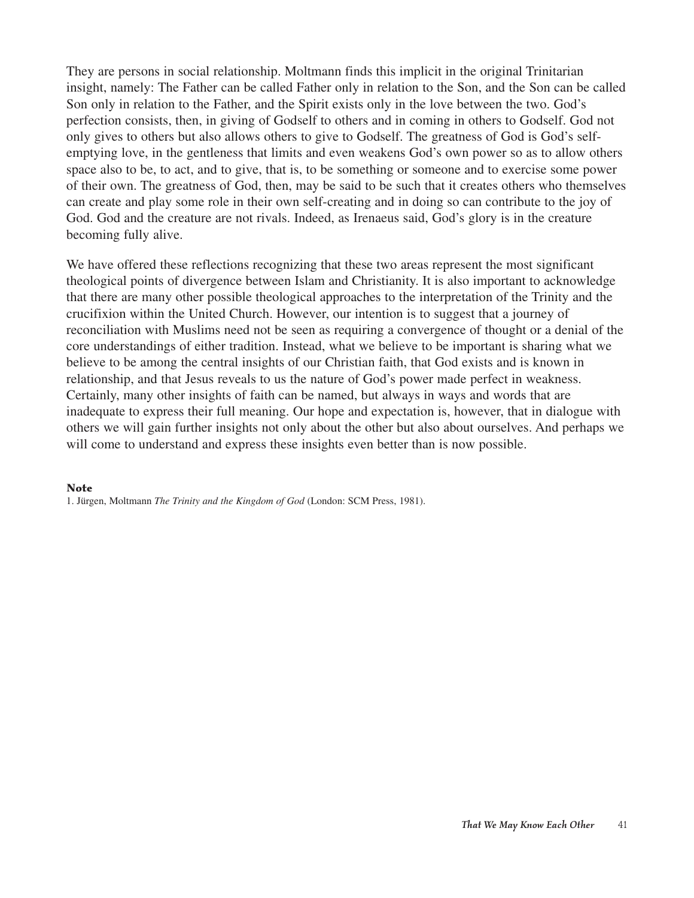They are persons in social relationship. Moltmann finds this implicit in the original Trinitarian insight, namely: The Father can be called Father only in relation to the Son, and the Son can be called Son only in relation to the Father, and the Spirit exists only in the love between the two. God's perfection consists, then, in giving of Godself to others and in coming in others to Godself. God not only gives to others but also allows others to give to Godself. The greatness of God is God's self-emptying love, in the gentleness that limits and even weakens God's own power so as to allow others space also to be, to act, and to give, that is, to be something or someone and to exercise some power of their own. The greatness of God, then, may be said to be such that it creates others who themselves can create and play some role in their own self-creating and in doing so can contribute to the joy of God. God and the creature are not rivals. Indeed, as Irenaeus said, God's glory is in the creature becoming fully alive.

We have offered these reflections recognizing that these two areas represent the most significant theological points of divergence between Islam and Christianity. It is also important to acknowledge that there are many other possible theological approaches to the interpretation of the Trinity and the crucifixion within the United Church. However, our intention is to suggest that a journey of reconciliation with Muslims need not be seen as requiring a convergence of thought or a denial of the core understandings of either tradition. Instead, what we believe to be important is sharing what we believe to be among the central insights of our Christian faith, that God exists and is known in relationship, and that Jesus reveals to us the nature of God's power made perfect in weakness. Certainly, many other insights of faith can be named, but always in ways and words that are inadequate to express their full meaning. Our hope and expectation is, however, that in dialogue with others we will gain further insights not only about the other but also about ourselves. And perhaps we will come to understand and express these insights even better than is now possible.

**Note**

1. Jürgen, Moltmann *The Trinity and the Kingdom of God* (London: SCM Press, 1981).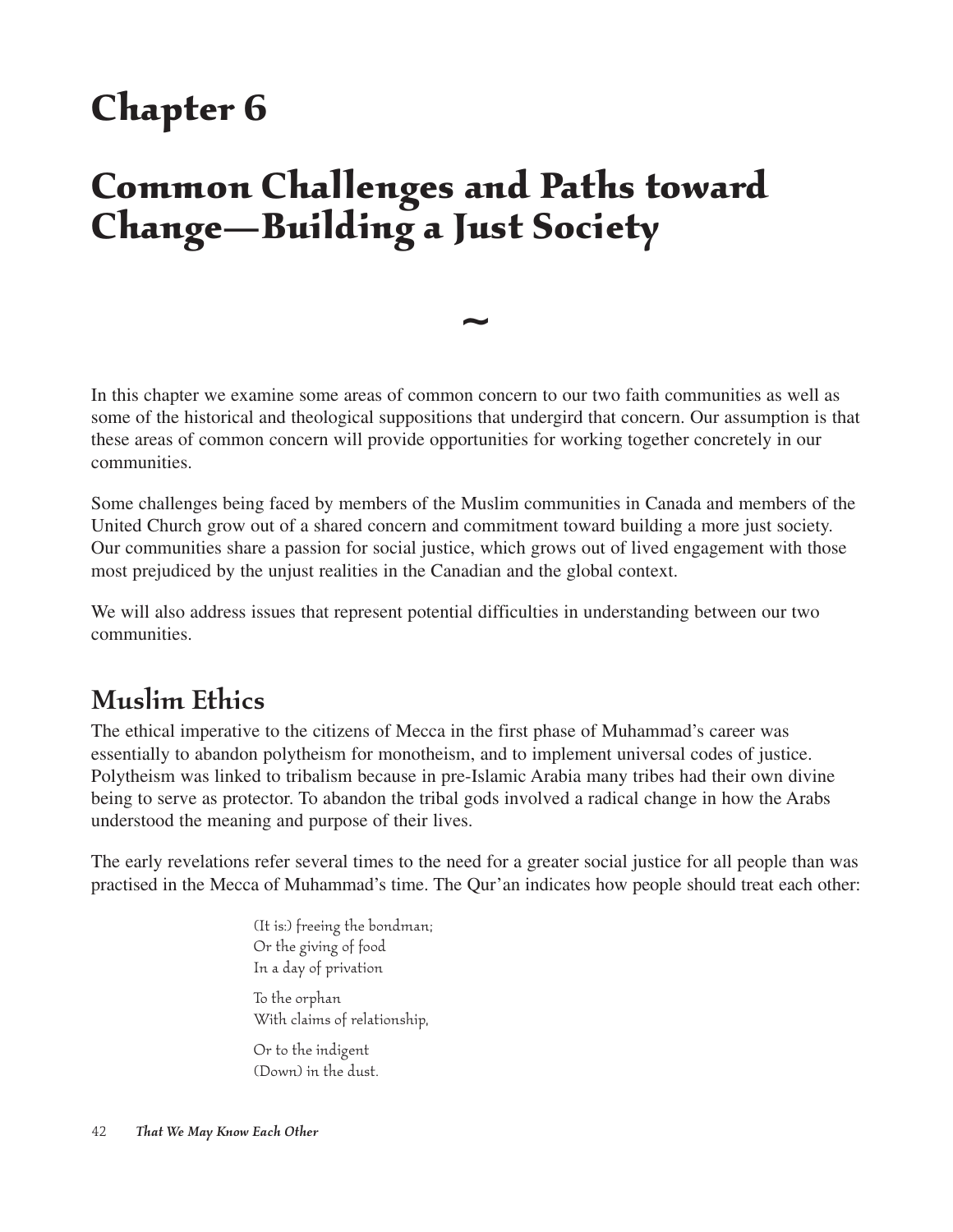# Chapter 6

# Common Challenges and Paths toward Change—Building a Just Society

~

In this chapter we examine some areas of common concern to our two faith communities as well as some of the historical and theological suppositions that undergird that concern. Our assumption is that these areas of common concern will provide opportunities for working together concretely in our communities.

Some challenges being faced by members of the Muslim communities in Canada and members of the United Church grow out of a shared concern and commitment toward building a more just society. Our communities share a passion for social justice, which grows out of lived engagement with those most prejudiced by the unjust realities in the Canadian and the global context.

We will also address issues that represent potential difficulties in understanding between our two communities.

## Muslim Ethics

The ethical imperative to the citizens of Mecca in the first phase of Muhammad's career was essentially to abandon polytheism for monotheism, and to implement universal codes of justice. Polytheism was linked to tribalism because in pre-Islamic Arabia many tribes had their own divine being to serve as protector. To abandon the tribal gods involved a radical change in how the Arabs understood the meaning and purpose of their lives.

The early revelations refer several times to the need for a greater social justice for all people than was practised in the Mecca of Muhammad's time. The Qur'an indicates how people should treat each other:

> (It is:) freeing the bondman;  
> Or the giving of food  
> In a day of privation
>
> To the orphan  
> With claims of relationship,
>
> Or to the indigent  
> (Down) in the dust.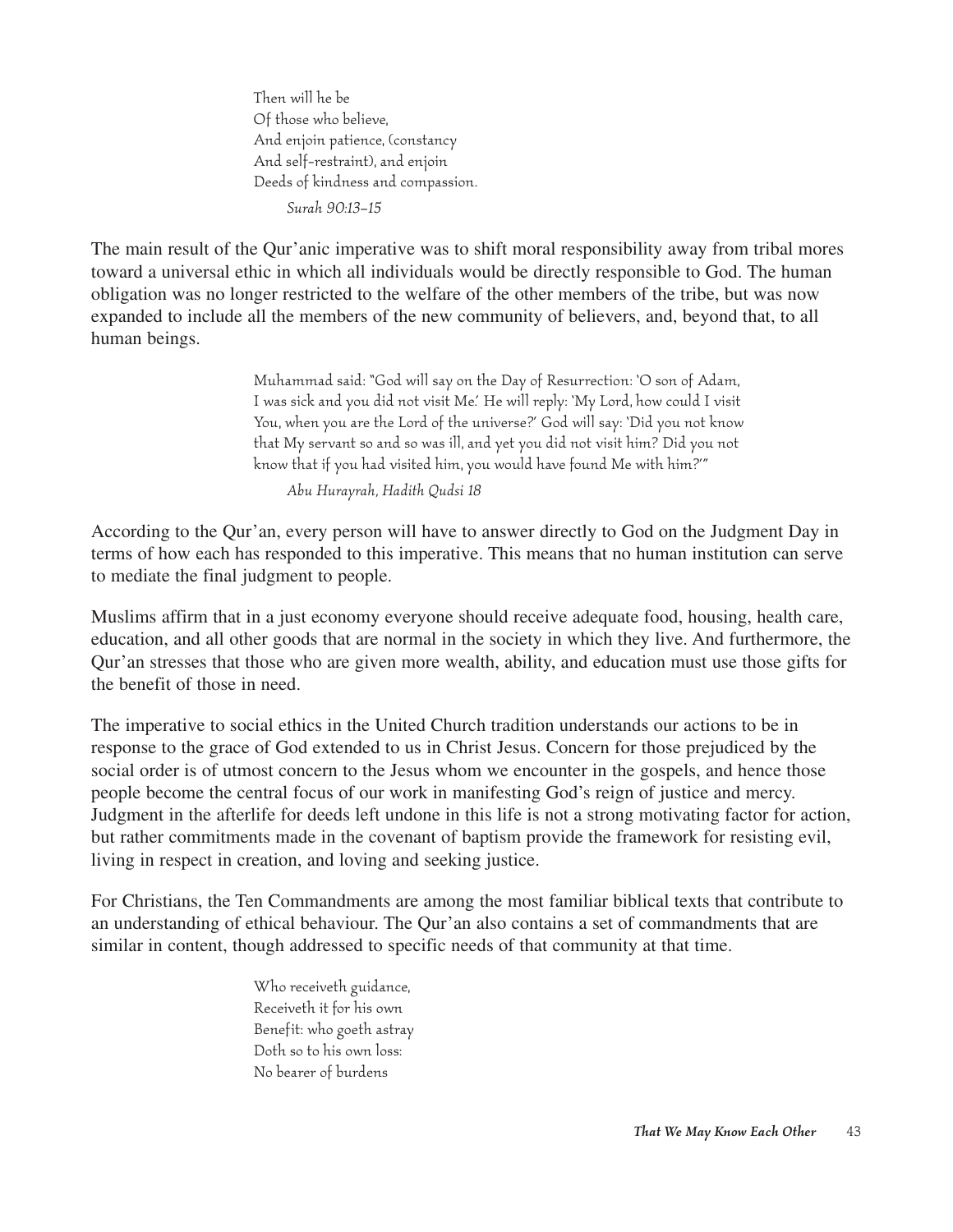> Then will he be
> Of those who believe,
> And enjoin patience, (constancy
> And self-restraint), and enjoin
> Deeds of kindness and compassion.
>
> *Surah 90:13–15*

The main result of the Qur'anic imperative was to shift moral responsibility away from tribal mores toward a universal ethic in which all individuals would be directly responsible to God. The human obligation was no longer restricted to the welfare of the other members of the tribe, but was now expanded to include all the members of the new community of believers, and, beyond that, to all human beings.

> Muhammad said: "God will say on the Day of Resurrection: 'O son of Adam, I was sick and you did not visit Me.' He will reply: 'My Lord, how could I visit You, when you are the Lord of the universe?' God will say: 'Did you not know that My servant so and so was ill, and yet you did not visit him? Did you not know that if you had visited him, you would have found Me with him?'"
>
> *Abu Hurayrah, Hadith Qudsi 18*

According to the Qur'an, every person will have to answer directly to God on the Judgment Day in terms of how each has responded to this imperative. This means that no human institution can serve to mediate the final judgment to people.

Muslims affirm that in a just economy everyone should receive adequate food, housing, health care, education, and all other goods that are normal in the society in which they live. And furthermore, the Qur'an stresses that those who are given more wealth, ability, and education must use those gifts for the benefit of those in need.

The imperative to social ethics in the United Church tradition understands our actions to be in response to the grace of God extended to us in Christ Jesus. Concern for those prejudiced by the social order is of utmost concern to the Jesus whom we encounter in the gospels, and hence those people become the central focus of our work in manifesting God's reign of justice and mercy. Judgment in the afterlife for deeds left undone in this life is not a strong motivating factor for action, but rather commitments made in the covenant of baptism provide the framework for resisting evil, living in respect in creation, and loving and seeking justice.

For Christians, the Ten Commandments are among the most familiar biblical texts that contribute to an understanding of ethical behaviour. The Qur'an also contains a set of commandments that are similar in content, though addressed to specific needs of that community at that time.

> Who receiveth guidance,
> Receiveth it for his own
> Benefit: who goeth astray
> Doth so to his own loss:
> No bearer of burdens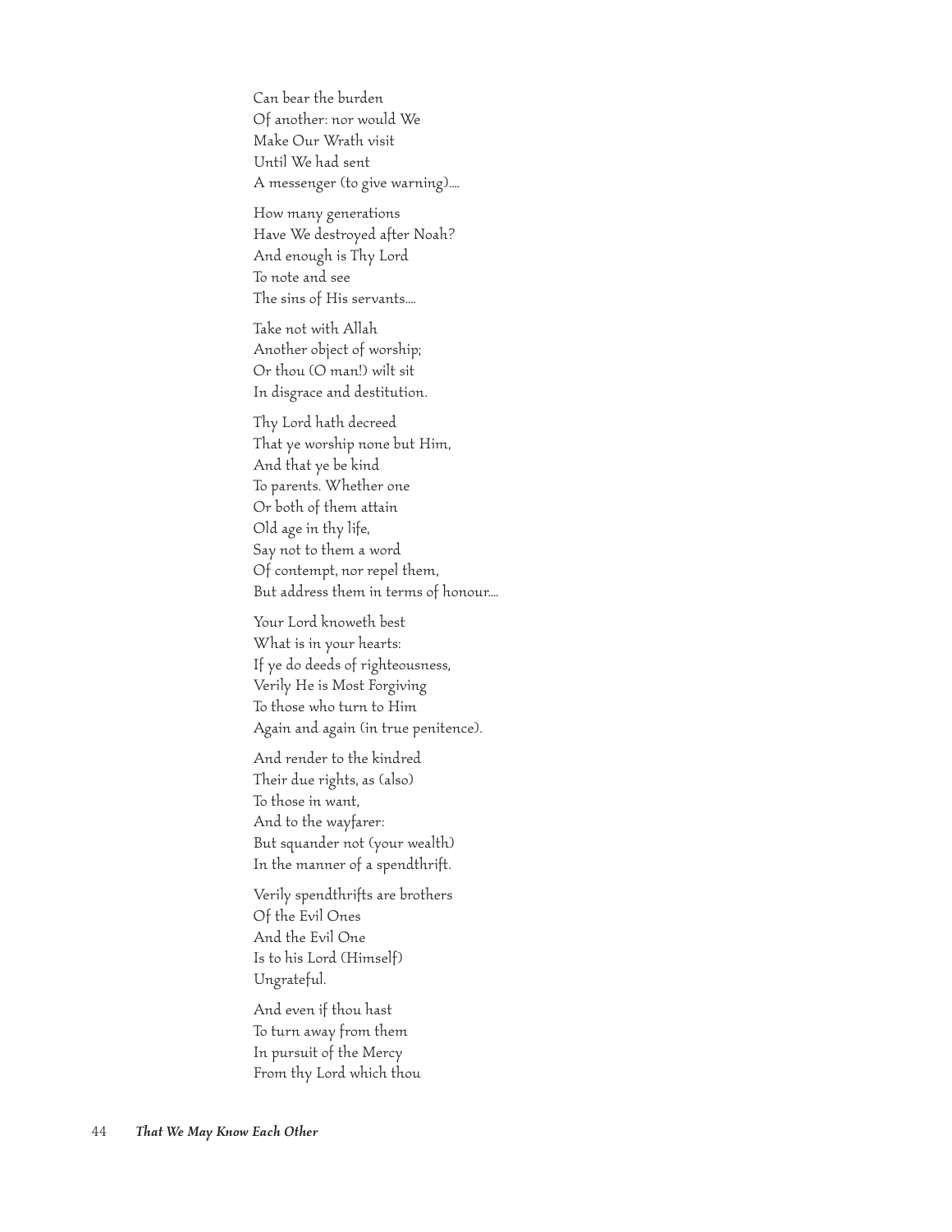Can bear the burden  
Of another: nor would We  
Make Our Wrath visit  
Until We had sent  
A messenger (to give warning)....

How many generations  
Have We destroyed after Noah?  
And enough is Thy Lord  
To note and see  
The sins of His servants....

Take not with Allah  
Another object of worship;  
Or thou (O man!) wilt sit  
In disgrace and destitution.

Thy Lord hath decreed  
That ye worship none but Him,  
And that ye be kind  
To parents. Whether one  
Or both of them attain  
Old age in thy life,  
Say not to them a word  
Of contempt, nor repel them,  
But address them in terms of honour....

Your Lord knoweth best  
What is in your hearts:  
If ye do deeds of righteousness,  
Verily He is Most Forgiving  
To those who turn to Him  
Again and again (in true penitence).

And render to the kindred  
Their due rights, as (also)  
To those in want,  
And to the wayfarer:  
But squander not (your wealth)  
In the manner of a spendthrift.

Verily spendthrifts are brothers  
Of the Evil Ones  
And the Evil One  
Is to his Lord (Himself)  
Ungrateful.

And even if thou hast  
To turn away from them  
In pursuit of the Mercy  
From thy Lord which thou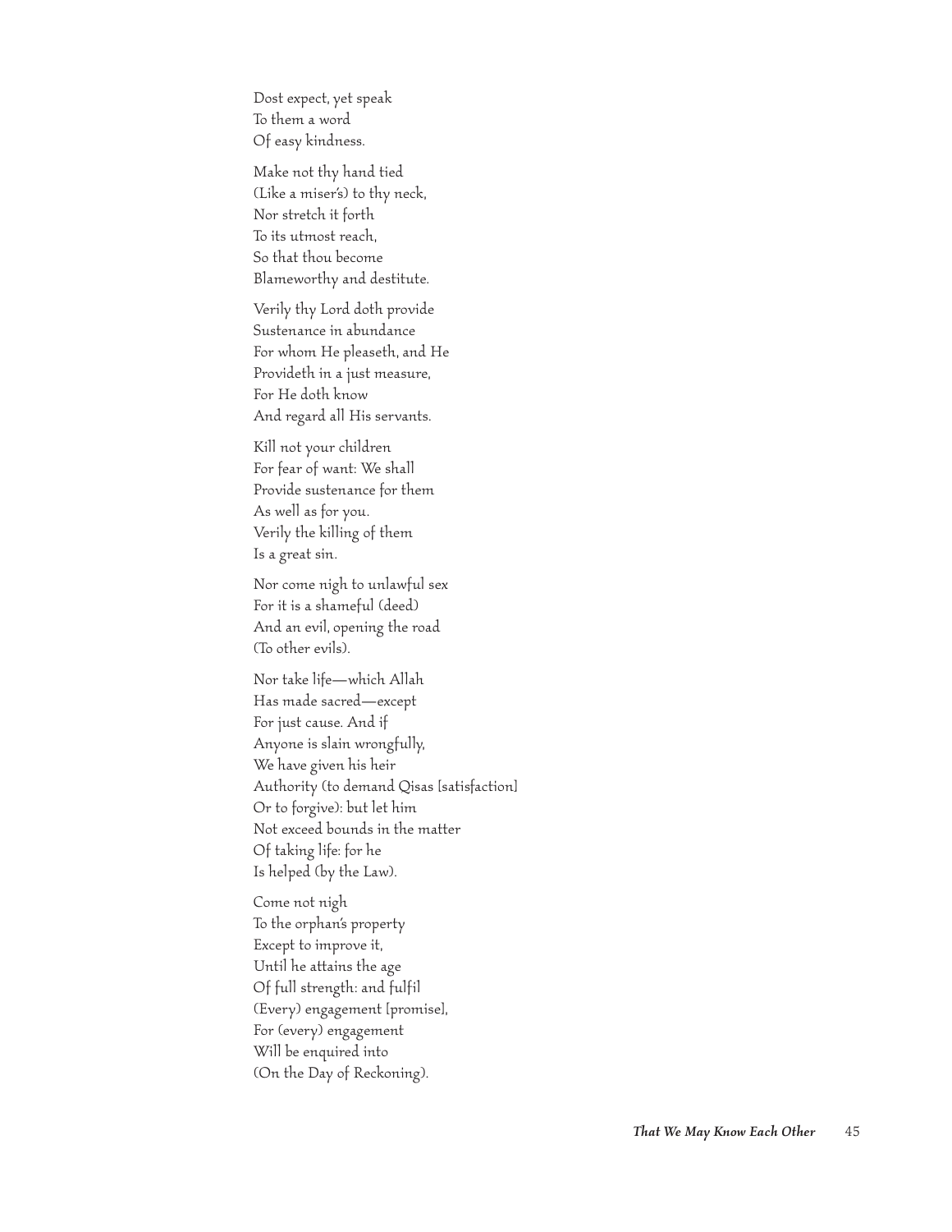Dost expect, yet speak
To them a word
Of easy kindness.

Make not thy hand tied
(Like a miser's) to thy neck,
Nor stretch it forth
To its utmost reach,
So that thou become
Blameworthy and destitute.

Verily thy Lord doth provide
Sustenance in abundance
For whom He pleaseth, and He
Provideth in a just measure,
For He doth know
And regard all His servants.

Kill not your children
For fear of want: We shall
Provide sustenance for them
As well as for you.
Verily the killing of them
Is a great sin.

Nor come nigh to unlawful sex
For it is a shameful (deed)
And an evil, opening the road
(To other evils).

Nor take life—which Allah
Has made sacred—except
For just cause. And if
Anyone is slain wrongfully,
We have given his heir
Authority (to demand Qisas [satisfaction]
Or to forgive): but let him
Not exceed bounds in the matter
Of taking life: for he
Is helped (by the Law).

Come not nigh
To the orphan's property
Except to improve it,
Until he attains the age
Of full strength: and fulfil
(Every) engagement [promise],
For (every) engagement
Will be enquired into
(On the Day of Reckoning).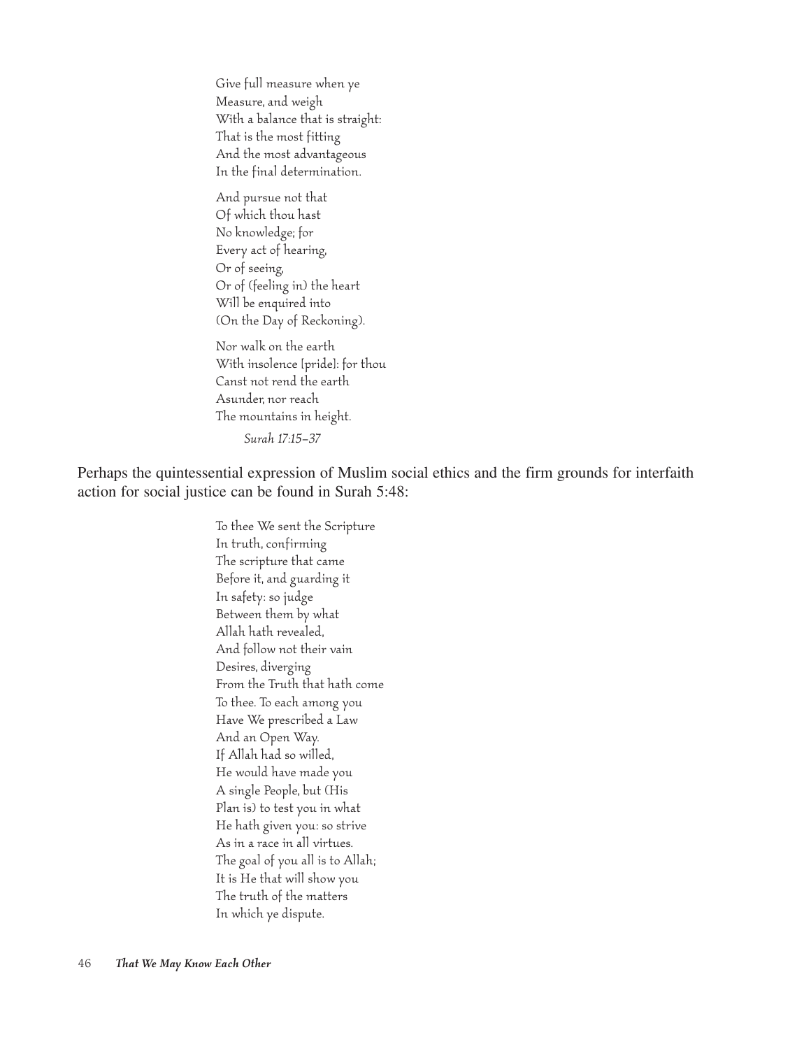Give full measure when ye  
Measure, and weigh  
With a balance that is straight:  
That is the most fitting  
And the most advantageous  
In the final determination.

And pursue not that  
Of which thou hast  
No knowledge; for  
Every act of hearing,  
Or of seeing,  
Or of (feeling in) the heart  
Will be enquired into  
(On the Day of Reckoning).

Nor walk on the earth  
With insolence [pride]: for thou  
Canst not rend the earth  
Asunder, nor reach  
The mountains in height.

*Surah 17:15–37*

Perhaps the quintessential expression of Muslim social ethics and the firm grounds for interfaith action for social justice can be found in Surah 5:48:

To thee We sent the Scripture  
In truth, confirming  
The scripture that came  
Before it, and guarding it  
In safety: so judge  
Between them by what  
Allah hath revealed,  
And follow not their vain  
Desires, diverging  
From the Truth that hath come  
To thee. To each among you  
Have We prescribed a Law  
And an Open Way.  
If Allah had so willed,  
He would have made you  
A single People, but (His  
Plan is) to test you in what  
He hath given you: so strive  
As in a race in all virtues.  
The goal of you all is to Allah;  
It is He that will show you  
The truth of the matters  
In which ye dispute.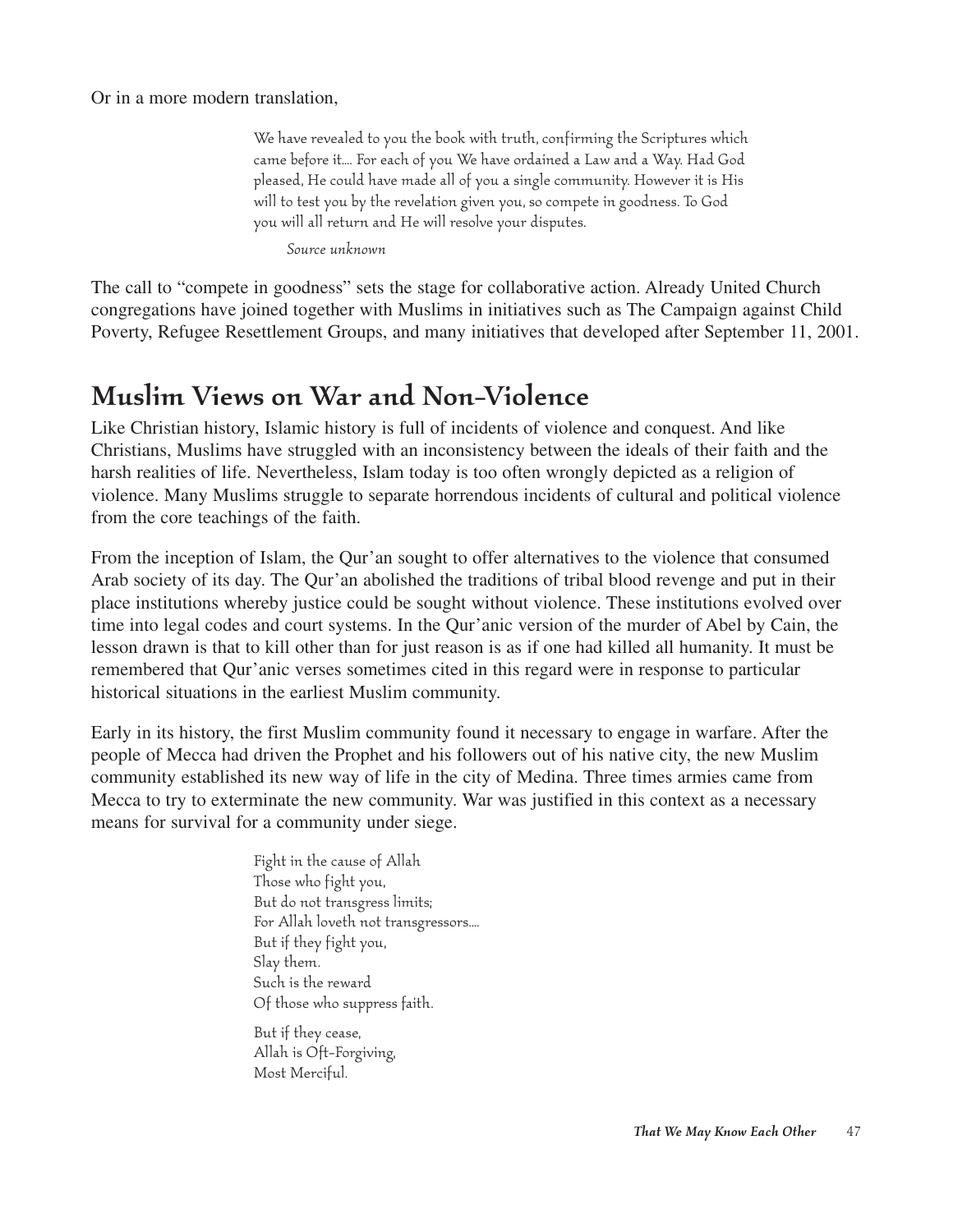Or in a more modern translation,

> We have revealed to you the book with truth, confirming the Scriptures which came before it.... For each of you We have ordained a Law and a Way. Had God pleased, He could have made all of you a single community. However it is His will to test you by the revelation given you, so compete in goodness. To God you will all return and He will resolve your disputes.
>
> *Source unknown*

The call to "compete in goodness" sets the stage for collaborative action. Already United Church congregations have joined together with Muslims in initiatives such as The Campaign against Child Poverty, Refugee Resettlement Groups, and many initiatives that developed after September 11, 2001.

## Muslim Views on War and Non-Violence

Like Christian history, Islamic history is full of incidents of violence and conquest. And like Christians, Muslims have struggled with an inconsistency between the ideals of their faith and the harsh realities of life. Nevertheless, Islam today is too often wrongly depicted as a religion of violence. Many Muslims struggle to separate horrendous incidents of cultural and political violence from the core teachings of the faith.

From the inception of Islam, the Qur'an sought to offer alternatives to the violence that consumed Arab society of its day. The Qur'an abolished the traditions of tribal blood revenge and put in their place institutions whereby justice could be sought without violence. These institutions evolved over time into legal codes and court systems. In the Qur'anic version of the murder of Abel by Cain, the lesson drawn is that to kill other than for just reason is as if one had killed all humanity. It must be remembered that Qur'anic verses sometimes cited in this regard were in response to particular historical situations in the earliest Muslim community.

Early in its history, the first Muslim community found it necessary to engage in warfare. After the people of Mecca had driven the Prophet and his followers out of his native city, the new Muslim community established its new way of life in the city of Medina. Three times armies came from Mecca to try to exterminate the new community. War was justified in this context as a necessary means for survival for a community under siege.

> Fight in the cause of Allah  
> Those who fight you,  
> But do not transgress limits;  
> For Allah loveth not transgressors....  
> But if they fight you,  
> Slay them.  
> Such is the reward  
> Of those who suppress faith.
>
> But if they cease,  
> Allah is Oft-Forgiving,  
> Most Merciful.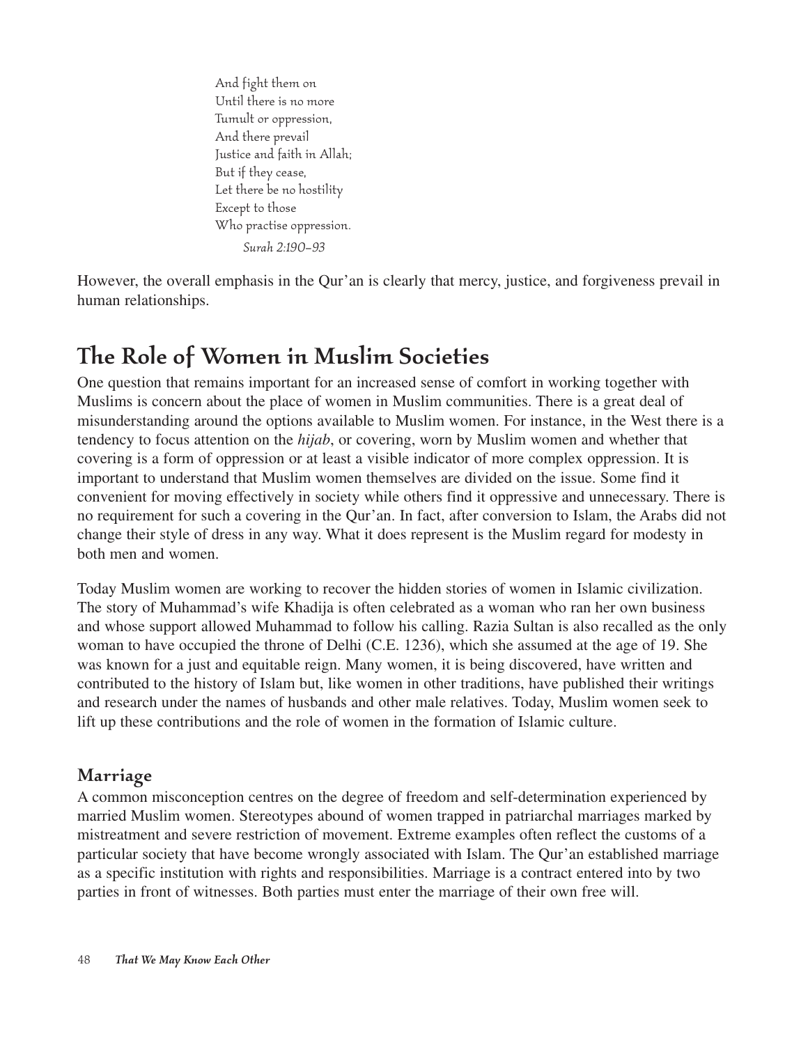And fight them on
Until there is no more
Tumult or oppression,
And there prevail
Justice and faith in Allah;
But if they cease,
Let there be no hostility
Except to those
Who practise oppression.

*Surah 2:190–93*

However, the overall emphasis in the Qur'an is clearly that mercy, justice, and forgiveness prevail in human relationships.

## The Role of Women in Muslim Societies

One question that remains important for an increased sense of comfort in working together with Muslims is concern about the place of women in Muslim communities. There is a great deal of misunderstanding around the options available to Muslim women. For instance, in the West there is a tendency to focus attention on the *hijab*, or covering, worn by Muslim women and whether that covering is a form of oppression or at least a visible indicator of more complex oppression. It is important to understand that Muslim women themselves are divided on the issue. Some find it convenient for moving effectively in society while others find it oppressive and unnecessary. There is no requirement for such a covering in the Qur'an. In fact, after conversion to Islam, the Arabs did not change their style of dress in any way. What it does represent is the Muslim regard for modesty in both men and women.

Today Muslim women are working to recover the hidden stories of women in Islamic civilization. The story of Muhammad's wife Khadija is often celebrated as a woman who ran her own business and whose support allowed Muhammad to follow his calling. Razia Sultan is also recalled as the only woman to have occupied the throne of Delhi (C.E. 1236), which she assumed at the age of 19. She was known for a just and equitable reign. Many women, it is being discovered, have written and contributed to the history of Islam but, like women in other traditions, have published their writings and research under the names of husbands and other male relatives. Today, Muslim women seek to lift up these contributions and the role of women in the formation of Islamic culture.

### Marriage

A common misconception centres on the degree of freedom and self-determination experienced by married Muslim women. Stereotypes abound of women trapped in patriarchal marriages marked by mistreatment and severe restriction of movement. Extreme examples often reflect the customs of a particular society that have become wrongly associated with Islam. The Qur'an established marriage as a specific institution with rights and responsibilities. Marriage is a contract entered into by two parties in front of witnesses. Both parties must enter the marriage of their own free will.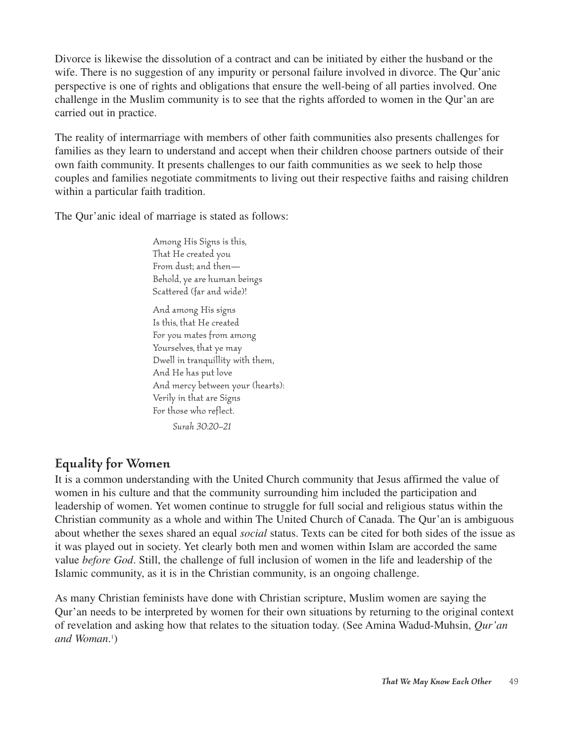Divorce is likewise the dissolution of a contract and can be initiated by either the husband or the wife. There is no suggestion of any impurity or personal failure involved in divorce. The Qur'anic perspective is one of rights and obligations that ensure the well-being of all parties involved. One challenge in the Muslim community is to see that the rights afforded to women in the Qur'an are carried out in practice.

The reality of intermarriage with members of other faith communities also presents challenges for families as they learn to understand and accept when their children choose partners outside of their own faith community. It presents challenges to our faith communities as we seek to help those couples and families negotiate commitments to living out their respective faiths and raising children within a particular faith tradition.

The Qur'anic ideal of marriage is stated as follows:

> Among His Signs is this,
> That He created you
> From dust; and then—
> Behold, ye are human beings
> Scattered (far and wide)!
>
> And among His signs
> Is this, that He created
> For you mates from among
> Yourselves, that ye may
> Dwell in tranquillity with them,
> And He has put love
> And mercy between your (hearts):
> Verily in that are Signs
> For those who reflect.
>
> *Surah 30:20–21*

## Equality for Women

It is a common understanding with the United Church community that Jesus affirmed the value of women in his culture and that the community surrounding him included the participation and leadership of women. Yet women continue to struggle for full social and religious status within the Christian community as a whole and within The United Church of Canada. The Qur'an is ambiguous about whether the sexes shared an equal *social* status. Texts can be cited for both sides of the issue as it was played out in society. Yet clearly both men and women within Islam are accorded the same value *before God*. Still, the challenge of full inclusion of women in the life and leadership of the Islamic community, as it is in the Christian community, is an ongoing challenge.

As many Christian feminists have done with Christian scripture, Muslim women are saying the Qur'an needs to be interpreted by women for their own situations by returning to the original context of revelation and asking how that relates to the situation today. (See Amina Wadud-Muhsin, *Qur'an and Woman*.[1])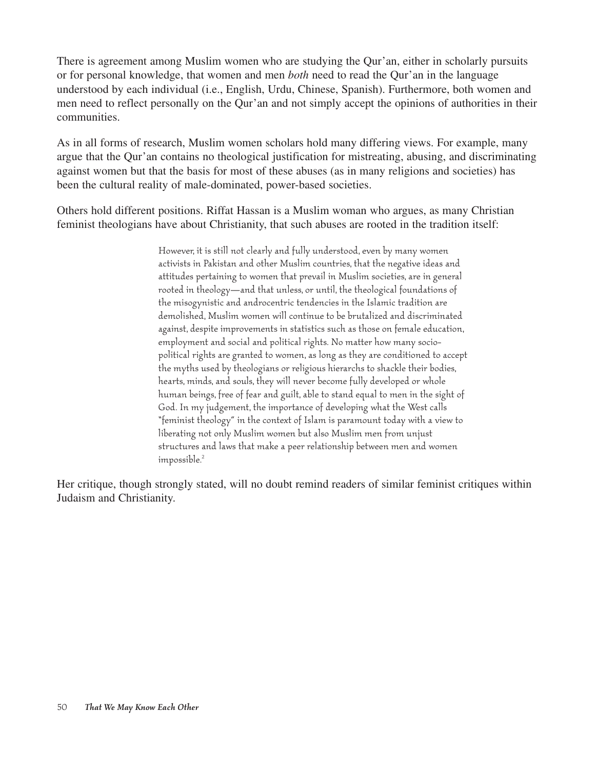There is agreement among Muslim women who are studying the Qur'an, either in scholarly pursuits or for personal knowledge, that women and men *both* need to read the Qur'an in the language understood by each individual (i.e., English, Urdu, Chinese, Spanish). Furthermore, both women and men need to reflect personally on the Qur'an and not simply accept the opinions of authorities in their communities.

As in all forms of research, Muslim women scholars hold many differing views. For example, many argue that the Qur'an contains no theological justification for mistreating, abusing, and discriminating against women but that the basis for most of these abuses (as in many religions and societies) has been the cultural reality of male-dominated, power-based societies.

Others hold different positions. Riffat Hassan is a Muslim woman who argues, as many Christian feminist theologians have about Christianity, that such abuses are rooted in the tradition itself:

> However, it is still not clearly and fully understood, even by many women activists in Pakistan and other Muslim countries, that the negative ideas and attitudes pertaining to women that prevail in Muslim societies, are in general rooted in theology—and that unless, or until, the theological foundations of the misogynistic and androcentric tendencies in the Islamic tradition are demolished, Muslim women will continue to be brutalized and discriminated against, despite improvements in statistics such as those on female education, employment and social and political rights. No matter how many socio-political rights are granted to women, as long as they are conditioned to accept the myths used by theologians or religious hierarchs to shackle their bodies, hearts, minds, and souls, they will never become fully developed or whole human beings, free of fear and guilt, able to stand equal to men in the sight of God. In my judgement, the importance of developing what the West calls "feminist theology" in the context of Islam is paramount today with a view to liberating not only Muslim women but also Muslim men from unjust structures and laws that make a peer relationship between men and women impossible.[2]

Her critique, though strongly stated, will no doubt remind readers of similar feminist critiques within Judaism and Christianity.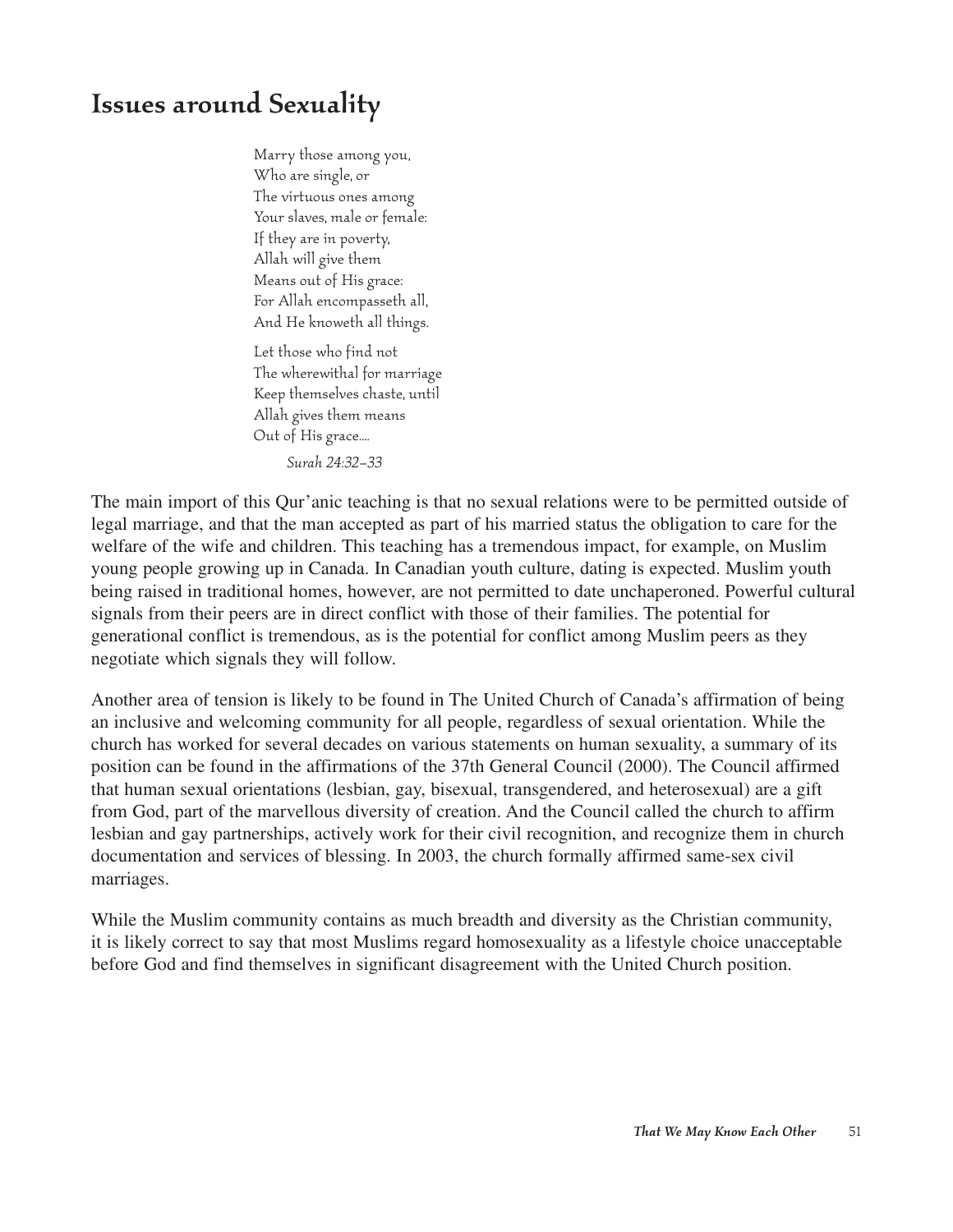## Issues around Sexuality

> Marry those among you,
> Who are single, or
> The virtuous ones among
> Your slaves, male or female:
> If they are in poverty,
> Allah will give them
> Means out of His grace:
> For Allah encompasseth all,
> And He knoweth all things.
>
> Let those who find not
> The wherewithal for marriage
> Keep themselves chaste, until
> Allah gives them means
> Out of His grace....
>
> *Surah 24:32–33*

The main import of this Qur'anic teaching is that no sexual relations were to be permitted outside of legal marriage, and that the man accepted as part of his married status the obligation to care for the welfare of the wife and children. This teaching has a tremendous impact, for example, on Muslim young people growing up in Canada. In Canadian youth culture, dating is expected. Muslim youth being raised in traditional homes, however, are not permitted to date unchaperoned. Powerful cultural signals from their peers are in direct conflict with those of their families. The potential for generational conflict is tremendous, as is the potential for conflict among Muslim peers as they negotiate which signals they will follow.

Another area of tension is likely to be found in The United Church of Canada's affirmation of being an inclusive and welcoming community for all people, regardless of sexual orientation. While the church has worked for several decades on various statements on human sexuality, a summary of its position can be found in the affirmations of the 37th General Council (2000). The Council affirmed that human sexual orientations (lesbian, gay, bisexual, transgendered, and heterosexual) are a gift from God, part of the marvellous diversity of creation. And the Council called the church to affirm lesbian and gay partnerships, actively work for their civil recognition, and recognize them in church documentation and services of blessing. In 2003, the church formally affirmed same-sex civil marriages.

While the Muslim community contains as much breadth and diversity as the Christian community, it is likely correct to say that most Muslims regard homosexuality as a lifestyle choice unacceptable before God and find themselves in significant disagreement with the United Church position.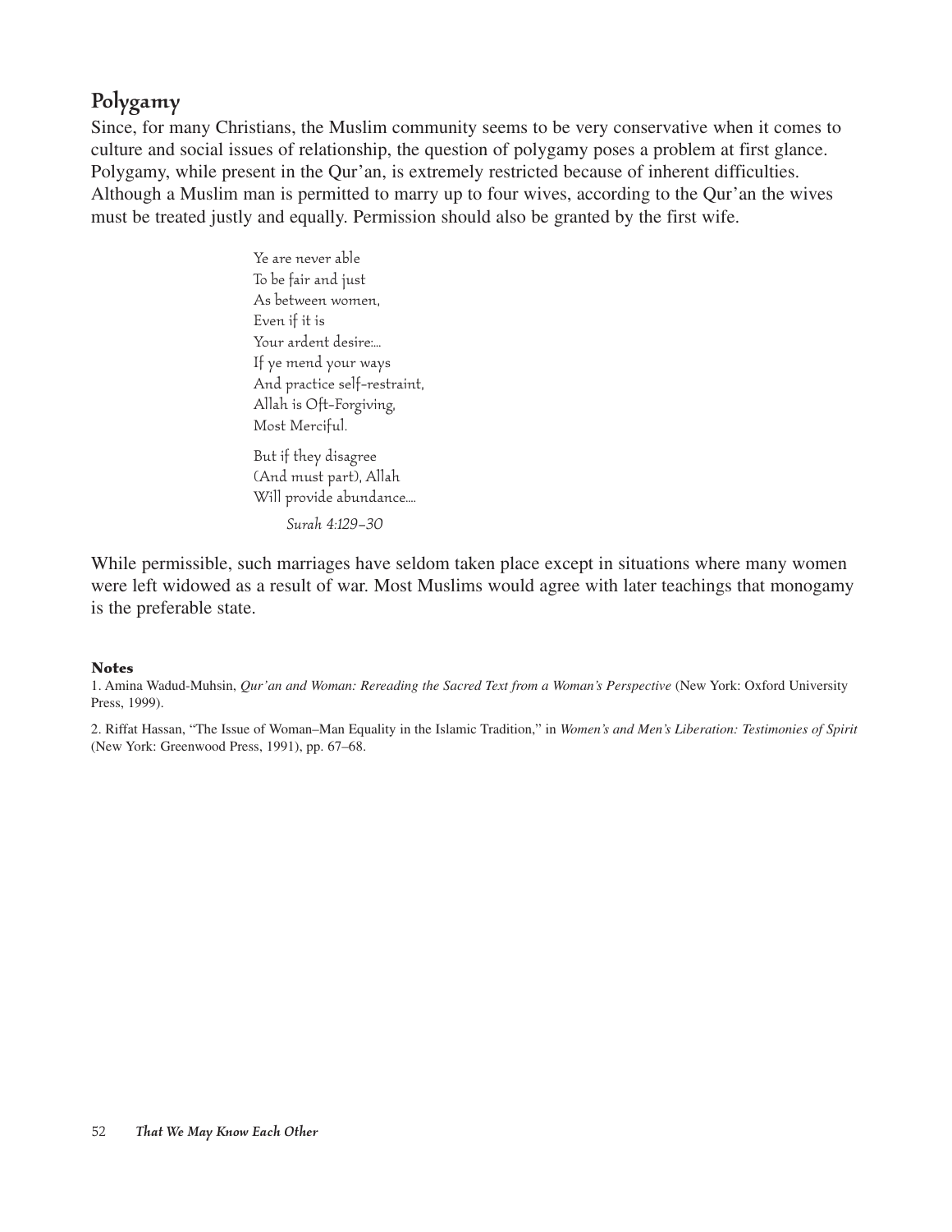## Polygamy

Since, for many Christians, the Muslim community seems to be very conservative when it comes to culture and social issues of relationship, the question of polygamy poses a problem at first glance. Polygamy, while present in the Qur'an, is extremely restricted because of inherent difficulties. Although a Muslim man is permitted to marry up to four wives, according to the Qur'an the wives must be treated justly and equally. Permission should also be granted by the first wife.

> Ye are never able
> To be fair and just
> As between women,
> Even if it is
> Your ardent desire:...
> If ye mend your ways
> And practice self-restraint,
> Allah is Oft-Forgiving,
> Most Merciful.
>
> But if they disagree
> (And must part), Allah
> Will provide abundance....
>
> *Surah 4:129–30*

While permissible, such marriages have seldom taken place except in situations where many women were left widowed as a result of war. Most Muslims would agree with later teachings that monogamy is the preferable state.

**Notes**

1. Amina Wadud-Muhsin, *Qur'an and Woman: Rereading the Sacred Text from a Woman's Perspective* (New York: Oxford University Press, 1999).

2. Riffat Hassan, "The Issue of Woman–Man Equality in the Islamic Tradition," in *Women's and Men's Liberation: Testimonies of Spirit* (New York: Greenwood Press, 1991), pp. 67–68.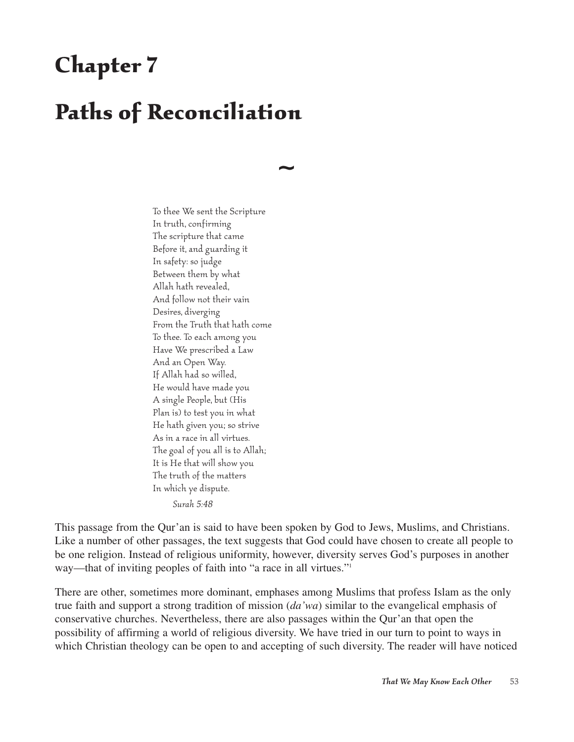# Chapter 7

# Paths of Reconciliation

~

> To thee We sent the Scripture
> In truth, confirming
> The scripture that came
> Before it, and guarding it
> In safety: so judge
> Between them by what
> Allah hath revealed,
> And follow not their vain
> Desires, diverging
> From the Truth that hath come
> To thee. To each among you
> Have We prescribed a Law
> And an Open Way.
> If Allah had so willed,
> He would have made you
> A single People, but (His
> Plan is) to test you in what
> He hath given you; so strive
> As in a race in all virtues.
> The goal of you all is to Allah;
> It is He that will show you
> The truth of the matters
> In which ye dispute.
>
> *Surah 5:48*

This passage from the Qur'an is said to have been spoken by God to Jews, Muslims, and Christians. Like a number of other passages, the text suggests that God could have chosen to create all people to be one religion. Instead of religious uniformity, however, diversity serves God's purposes in another way—that of inviting peoples of faith into "a race in all virtues."[1]

There are other, sometimes more dominant, emphases among Muslims that profess Islam as the only true faith and support a strong tradition of mission (*da'wa*) similar to the evangelical emphasis of conservative churches. Nevertheless, there are also passages within the Qur'an that open the possibility of affirming a world of religious diversity. We have tried in our turn to point to ways in which Christian theology can be open to and accepting of such diversity. The reader will have noticed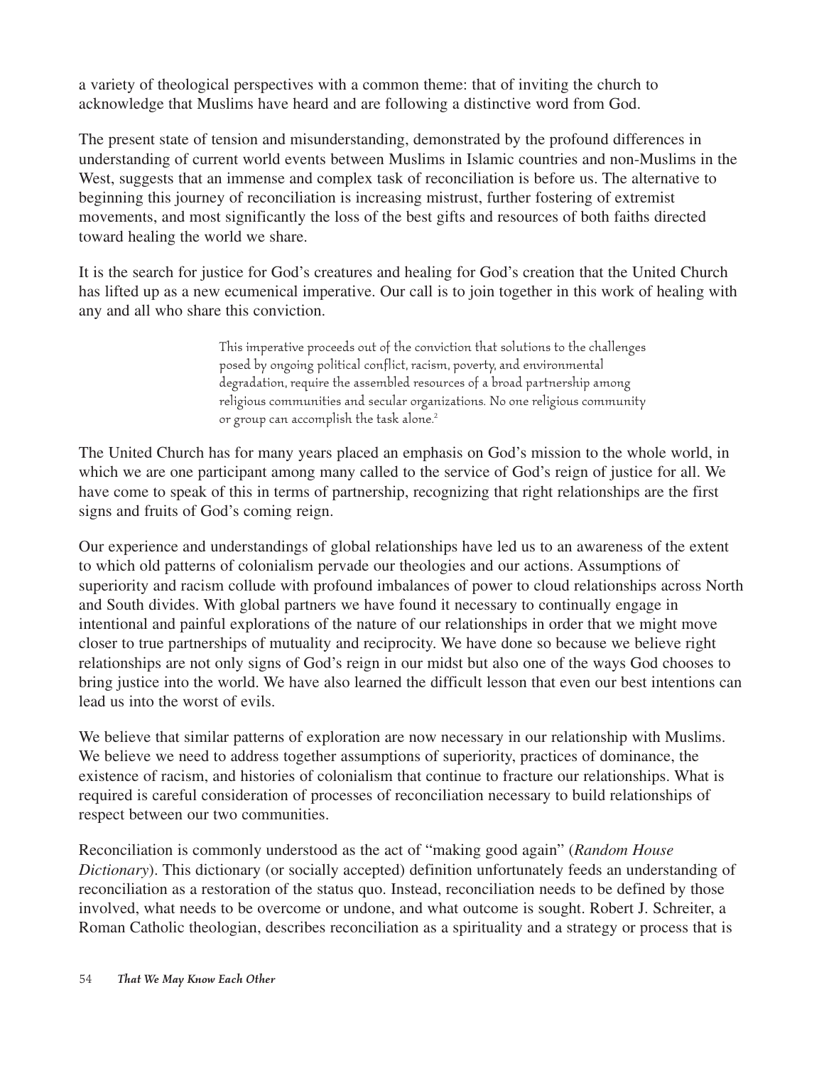a variety of theological perspectives with a common theme: that of inviting the church to acknowledge that Muslims have heard and are following a distinctive word from God.

The present state of tension and misunderstanding, demonstrated by the profound differences in understanding of current world events between Muslims in Islamic countries and non-Muslims in the West, suggests that an immense and complex task of reconciliation is before us. The alternative to beginning this journey of reconciliation is increasing mistrust, further fostering of extremist movements, and most significantly the loss of the best gifts and resources of both faiths directed toward healing the world we share.

It is the search for justice for God's creatures and healing for God's creation that the United Church has lifted up as a new ecumenical imperative. Our call is to join together in this work of healing with any and all who share this conviction.

> This imperative proceeds out of the conviction that solutions to the challenges posed by ongoing political conflict, racism, poverty, and environmental degradation, require the assembled resources of a broad partnership among religious communities and secular organizations. No one religious community or group can accomplish the task alone.[2]

The United Church has for many years placed an emphasis on God's mission to the whole world, in which we are one participant among many called to the service of God's reign of justice for all. We have come to speak of this in terms of partnership, recognizing that right relationships are the first signs and fruits of God's coming reign.

Our experience and understandings of global relationships have led us to an awareness of the extent to which old patterns of colonialism pervade our theologies and our actions. Assumptions of superiority and racism collude with profound imbalances of power to cloud relationships across North and South divides. With global partners we have found it necessary to continually engage in intentional and painful explorations of the nature of our relationships in order that we might move closer to true partnerships of mutuality and reciprocity. We have done so because we believe right relationships are not only signs of God's reign in our midst but also one of the ways God chooses to bring justice into the world. We have also learned the difficult lesson that even our best intentions can lead us into the worst of evils.

We believe that similar patterns of exploration are now necessary in our relationship with Muslims. We believe we need to address together assumptions of superiority, practices of dominance, the existence of racism, and histories of colonialism that continue to fracture our relationships. What is required is careful consideration of processes of reconciliation necessary to build relationships of respect between our two communities.

Reconciliation is commonly understood as the act of "making good again" (*Random House Dictionary*). This dictionary (or socially accepted) definition unfortunately feeds an understanding of reconciliation as a restoration of the status quo. Instead, reconciliation needs to be defined by those involved, what needs to be overcome or undone, and what outcome is sought. Robert J. Schreiter, a Roman Catholic theologian, describes reconciliation as a spirituality and a strategy or process that is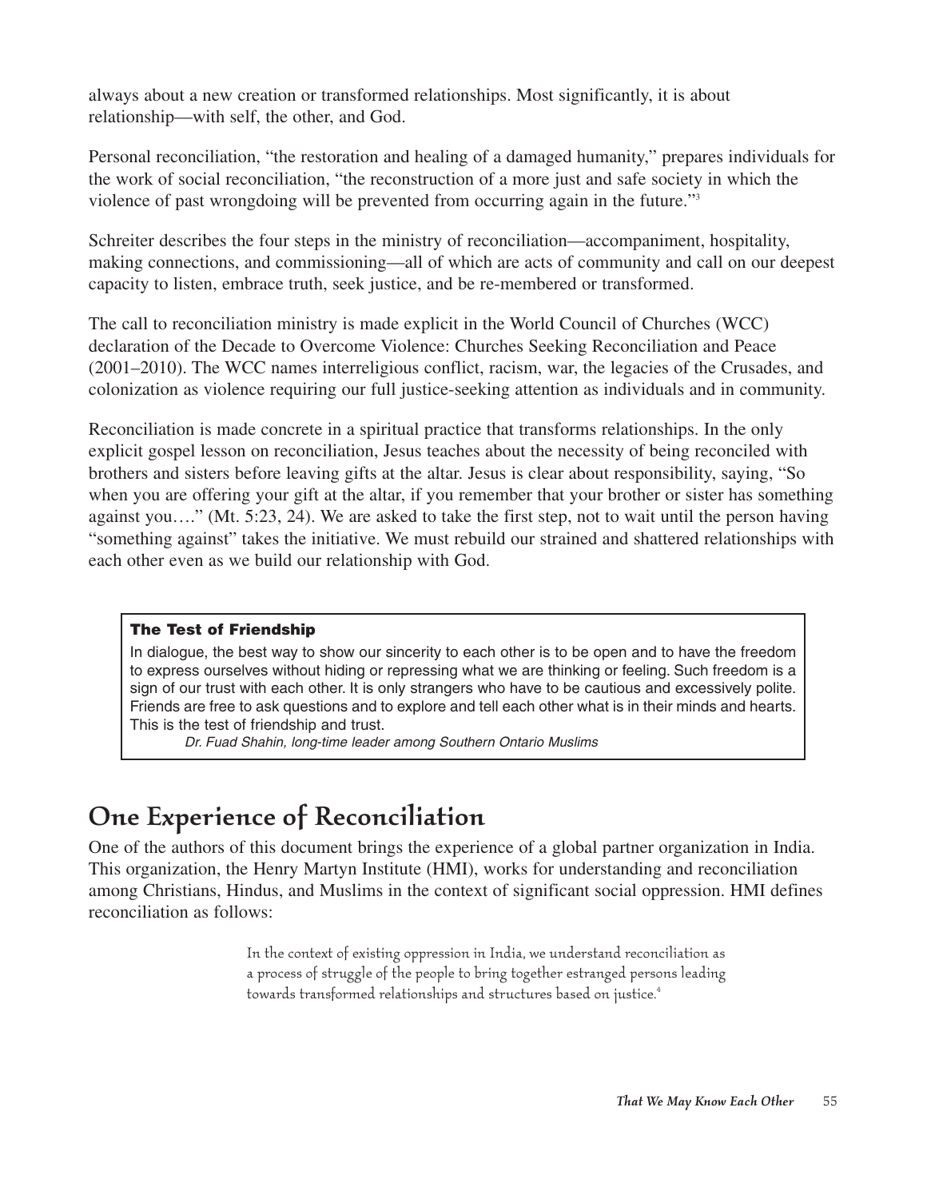always about a new creation or transformed relationships. Most significantly, it is about relationship—with self, the other, and God.

Personal reconciliation, "the restoration and healing of a damaged humanity," prepares individuals for the work of social reconciliation, "the reconstruction of a more just and safe society in which the violence of past wrongdoing will be prevented from occurring again in the future."[3]

Schreiter describes the four steps in the ministry of reconciliation—accompaniment, hospitality, making connections, and commissioning—all of which are acts of community and call on our deepest capacity to listen, embrace truth, seek justice, and be re-membered or transformed.

The call to reconciliation ministry is made explicit in the World Council of Churches (WCC) declaration of the Decade to Overcome Violence: Churches Seeking Reconciliation and Peace (2001–2010). The WCC names interreligious conflict, racism, war, the legacies of the Crusades, and colonization as violence requiring our full justice-seeking attention as individuals and in community.

Reconciliation is made concrete in a spiritual practice that transforms relationships. In the only explicit gospel lesson on reconciliation, Jesus teaches about the necessity of being reconciled with brothers and sisters before leaving gifts at the altar. Jesus is clear about responsibility, saying, "So when you are offering your gift at the altar, if you remember that your brother or sister has something against you…." (Mt. 5:23, 24). We are asked to take the first step, not to wait until the person having "something against" takes the initiative. We must rebuild our strained and shattered relationships with each other even as we build our relationship with God.

> **The Test of Friendship**
>
> In dialogue, the best way to show our sincerity to each other is to be open and to have the freedom to express ourselves without hiding or repressing what we are thinking or feeling. Such freedom is a sign of our trust with each other. It is only strangers who have to be cautious and excessively polite. Friends are free to ask questions and to explore and tell each other what is in their minds and hearts. This is the test of friendship and trust.
>
> *Dr. Fuad Shahin, long-time leader among Southern Ontario Muslims*

## One Experience of Reconciliation

One of the authors of this document brings the experience of a global partner organization in India. This organization, the Henry Martyn Institute (HMI), works for understanding and reconciliation among Christians, Hindus, and Muslims in the context of significant social oppression. HMI defines reconciliation as follows:

> In the context of existing oppression in India, we understand reconciliation as a process of struggle of the people to bring together estranged persons leading towards transformed relationships and structures based on justice.[4]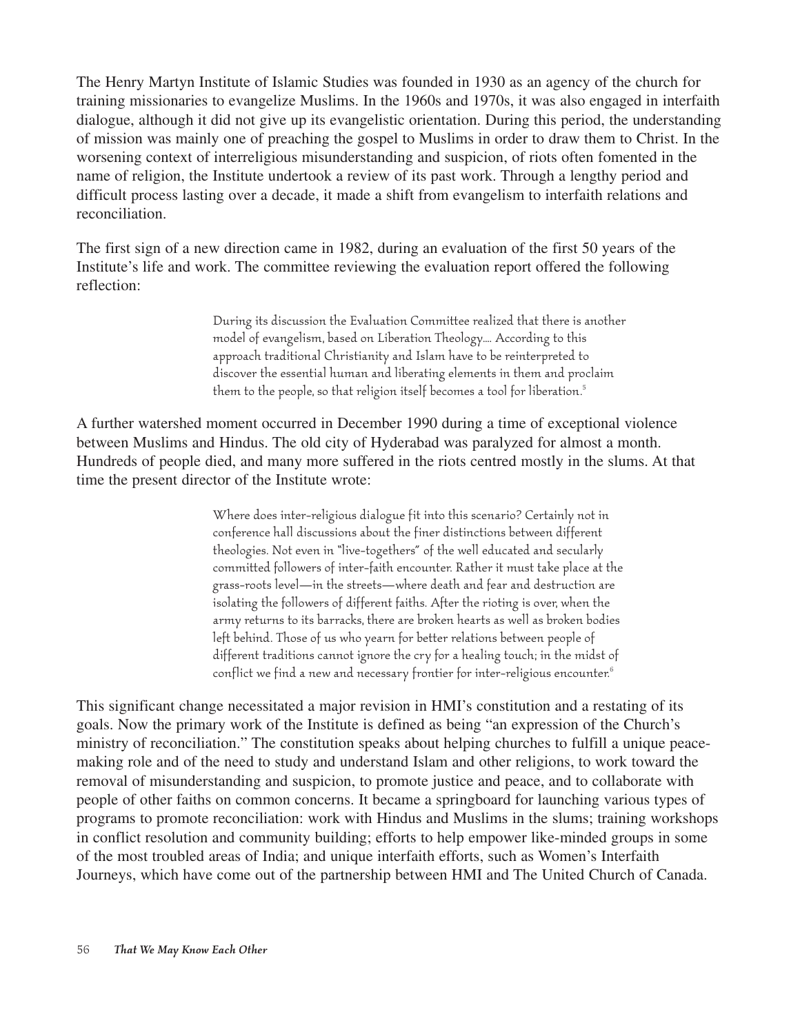The Henry Martyn Institute of Islamic Studies was founded in 1930 as an agency of the church for training missionaries to evangelize Muslims. In the 1960s and 1970s, it was also engaged in interfaith dialogue, although it did not give up its evangelistic orientation. During this period, the understanding of mission was mainly one of preaching the gospel to Muslims in order to draw them to Christ. In the worsening context of interreligious misunderstanding and suspicion, of riots often fomented in the name of religion, the Institute undertook a review of its past work. Through a lengthy period and difficult process lasting over a decade, it made a shift from evangelism to interfaith relations and reconciliation.

The first sign of a new direction came in 1982, during an evaluation of the first 50 years of the Institute's life and work. The committee reviewing the evaluation report offered the following reflection:

> During its discussion the Evaluation Committee realized that there is another model of evangelism, based on Liberation Theology.... According to this approach traditional Christianity and Islam have to be reinterpreted to discover the essential human and liberating elements in them and proclaim them to the people, so that religion itself becomes a tool for liberation.[5]

A further watershed moment occurred in December 1990 during a time of exceptional violence between Muslims and Hindus. The old city of Hyderabad was paralyzed for almost a month. Hundreds of people died, and many more suffered in the riots centred mostly in the slums. At that time the present director of the Institute wrote:

> Where does inter-religious dialogue fit into this scenario? Certainly not in conference hall discussions about the finer distinctions between different theologies. Not even in "live-togethers" of the well educated and secularly committed followers of inter-faith encounter. Rather it must take place at the grass-roots level—in the streets—where death and fear and destruction are isolating the followers of different faiths. After the rioting is over, when the army returns to its barracks, there are broken hearts as well as broken bodies left behind. Those of us who yearn for better relations between people of different traditions cannot ignore the cry for a healing touch; in the midst of conflict we find a new and necessary frontier for inter-religious encounter.[6]

This significant change necessitated a major revision in HMI's constitution and a restating of its goals. Now the primary work of the Institute is defined as being "an expression of the Church's ministry of reconciliation." The constitution speaks about helping churches to fulfill a unique peace-making role and of the need to study and understand Islam and other religions, to work toward the removal of misunderstanding and suspicion, to promote justice and peace, and to collaborate with people of other faiths on common concerns. It became a springboard for launching various types of programs to promote reconciliation: work with Hindus and Muslims in the slums; training workshops in conflict resolution and community building; efforts to help empower like-minded groups in some of the most troubled areas of India; and unique interfaith efforts, such as Women's Interfaith Journeys, which have come out of the partnership between HMI and The United Church of Canada.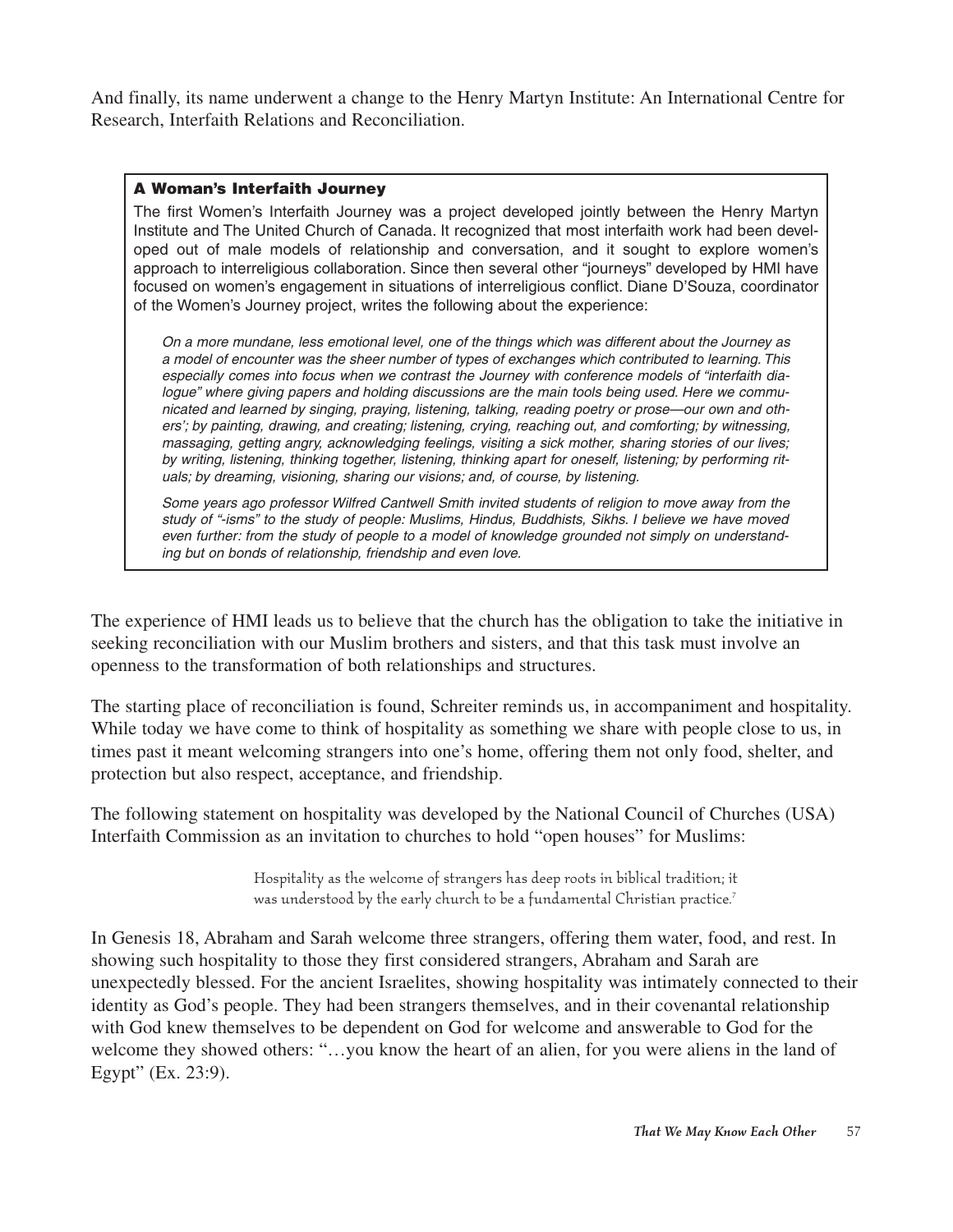And finally, its name underwent a change to the Henry Martyn Institute: An International Centre for Research, Interfaith Relations and Reconciliation.

> **A Woman's Interfaith Journey**
>
> The first Women's Interfaith Journey was a project developed jointly between the Henry Martyn Institute and The United Church of Canada. It recognized that most interfaith work had been developed out of male models of relationship and conversation, and it sought to explore women's approach to interreligious collaboration. Since then several other "journeys" developed by HMI have focused on women's engagement in situations of interreligious conflict. Diane D'Souza, coordinator of the Women's Journey project, writes the following about the experience:
>
> *On a more mundane, less emotional level, one of the things which was different about the Journey as a model of encounter was the sheer number of types of exchanges which contributed to learning. This especially comes into focus when we contrast the Journey with conference models of "interfaith dialogue" where giving papers and holding discussions are the main tools being used. Here we communicated and learned by singing, praying, listening, talking, reading poetry or prose—our own and others'; by painting, drawing, and creating; listening, crying, reaching out, and comforting; by witnessing, massaging, getting angry, acknowledging feelings, visiting a sick mother, sharing stories of our lives; by writing, listening, thinking together, listening, thinking apart for oneself, listening; by performing rituals; by dreaming, visioning, sharing our visions; and, of course, by listening.*
>
> *Some years ago professor Wilfred Cantwell Smith invited students of religion to move away from the study of "-isms" to the study of people: Muslims, Hindus, Buddhists, Sikhs. I believe we have moved even further: from the study of people to a model of knowledge grounded not simply on understanding but on bonds of relationship, friendship and even love.*

The experience of HMI leads us to believe that the church has the obligation to take the initiative in seeking reconciliation with our Muslim brothers and sisters, and that this task must involve an openness to the transformation of both relationships and structures.

The starting place of reconciliation is found, Schreiter reminds us, in accompaniment and hospitality. While today we have come to think of hospitality as something we share with people close to us, in times past it meant welcoming strangers into one's home, offering them not only food, shelter, and protection but also respect, acceptance, and friendship.

The following statement on hospitality was developed by the National Council of Churches (USA) Interfaith Commission as an invitation to churches to hold "open houses" for Muslims:

> Hospitality as the welcome of strangers has deep roots in biblical tradition; it was understood by the early church to be a fundamental Christian practice.[7]

In Genesis 18, Abraham and Sarah welcome three strangers, offering them water, food, and rest. In showing such hospitality to those they first considered strangers, Abraham and Sarah are unexpectedly blessed. For the ancient Israelites, showing hospitality was intimately connected to their identity as God's people. They had been strangers themselves, and in their covenantal relationship with God knew themselves to be dependent on God for welcome and answerable to God for the welcome they showed others: "…you know the heart of an alien, for you were aliens in the land of Egypt" (Ex. 23:9).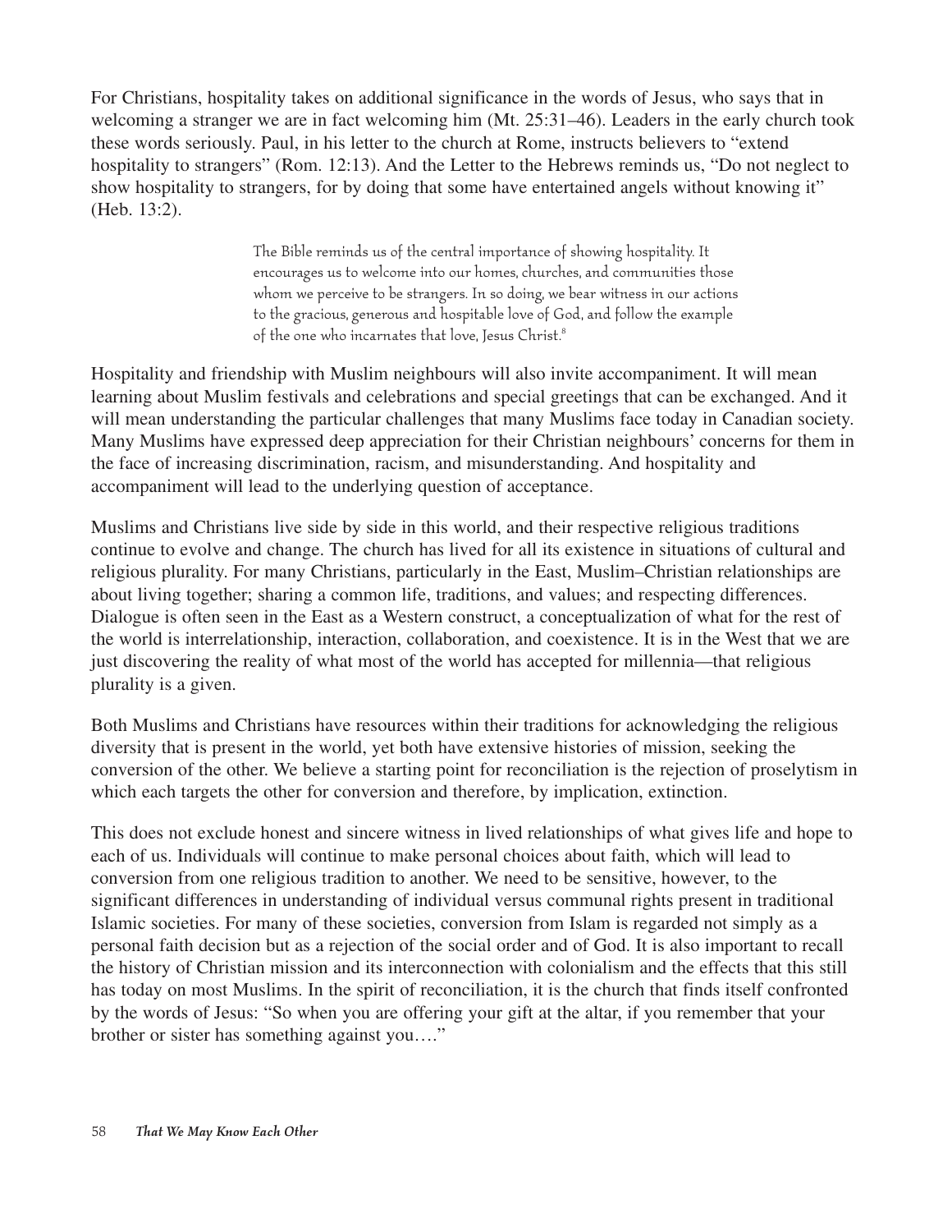For Christians, hospitality takes on additional significance in the words of Jesus, who says that in welcoming a stranger we are in fact welcoming him (Mt. 25:31–46). Leaders in the early church took these words seriously. Paul, in his letter to the church at Rome, instructs believers to "extend hospitality to strangers" (Rom. 12:13). And the Letter to the Hebrews reminds us, "Do not neglect to show hospitality to strangers, for by doing that some have entertained angels without knowing it" (Heb. 13:2).

> The Bible reminds us of the central importance of showing hospitality. It encourages us to welcome into our homes, churches, and communities those whom we perceive to be strangers. In so doing, we bear witness in our actions to the gracious, generous and hospitable love of God, and follow the example of the one who incarnates that love, Jesus Christ.[8]

Hospitality and friendship with Muslim neighbours will also invite accompaniment. It will mean learning about Muslim festivals and celebrations and special greetings that can be exchanged. And it will mean understanding the particular challenges that many Muslims face today in Canadian society. Many Muslims have expressed deep appreciation for their Christian neighbours' concerns for them in the face of increasing discrimination, racism, and misunderstanding. And hospitality and accompaniment will lead to the underlying question of acceptance.

Muslims and Christians live side by side in this world, and their respective religious traditions continue to evolve and change. The church has lived for all its existence in situations of cultural and religious plurality. For many Christians, particularly in the East, Muslim–Christian relationships are about living together; sharing a common life, traditions, and values; and respecting differences. Dialogue is often seen in the East as a Western construct, a conceptualization of what for the rest of the world is interrelationship, interaction, collaboration, and coexistence. It is in the West that we are just discovering the reality of what most of the world has accepted for millennia—that religious plurality is a given.

Both Muslims and Christians have resources within their traditions for acknowledging the religious diversity that is present in the world, yet both have extensive histories of mission, seeking the conversion of the other. We believe a starting point for reconciliation is the rejection of proselytism in which each targets the other for conversion and therefore, by implication, extinction.

This does not exclude honest and sincere witness in lived relationships of what gives life and hope to each of us. Individuals will continue to make personal choices about faith, which will lead to conversion from one religious tradition to another. We need to be sensitive, however, to the significant differences in understanding of individual versus communal rights present in traditional Islamic societies. For many of these societies, conversion from Islam is regarded not simply as a personal faith decision but as a rejection of the social order and of God. It is also important to recall the history of Christian mission and its interconnection with colonialism and the effects that this still has today on most Muslims. In the spirit of reconciliation, it is the church that finds itself confronted by the words of Jesus: "So when you are offering your gift at the altar, if you remember that your brother or sister has something against you…."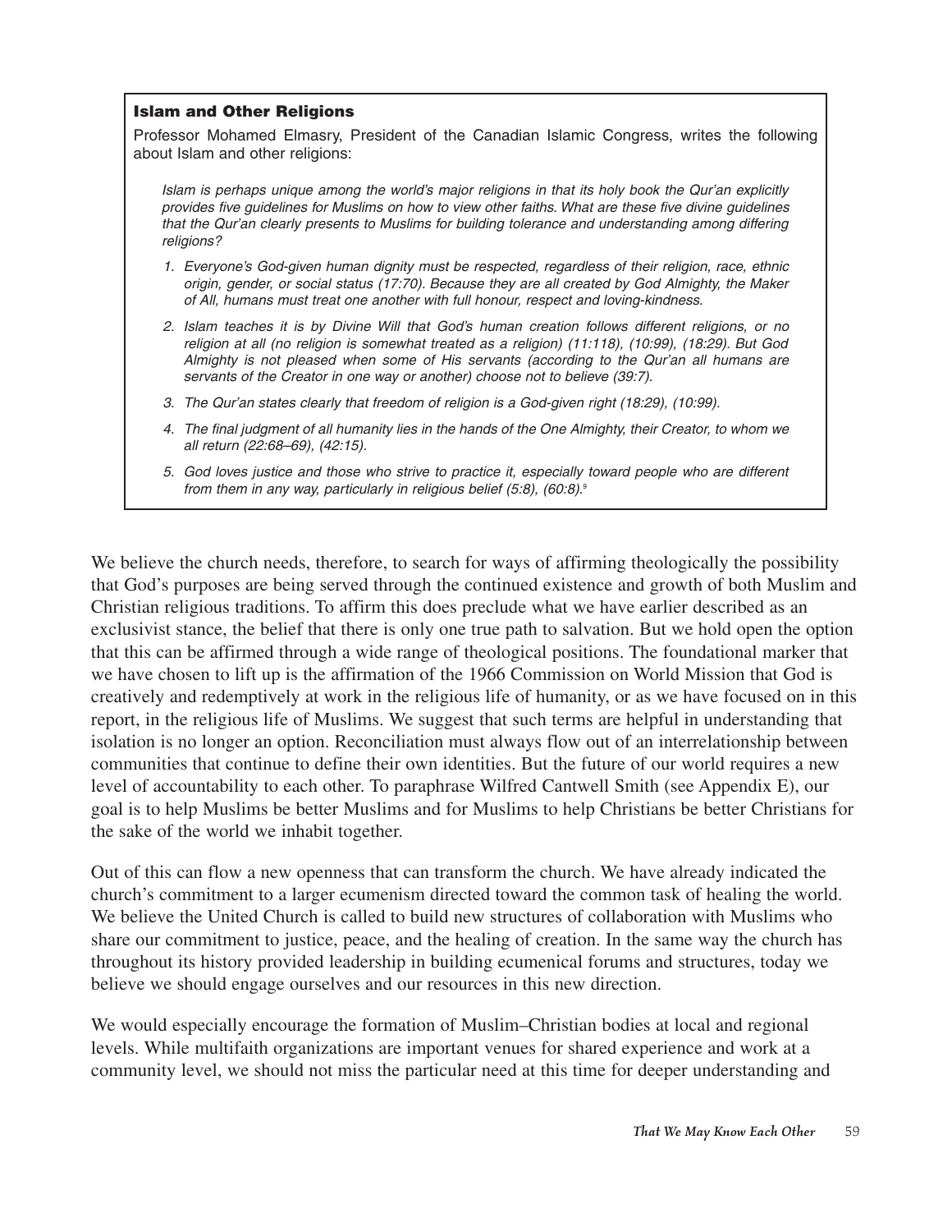### Islam and Other Religions

Professor Mohamed Elmasry, President of the Canadian Islamic Congress, writes the following about Islam and other religions:

*Islam is perhaps unique among the world's major religions in that its holy book the Qur'an explicitly provides five guidelines for Muslims on how to view other faiths. What are these five divine guidelines that the Qur'an clearly presents to Muslims for building tolerance and understanding among differing religions?*

1. *Everyone's God-given human dignity must be respected, regardless of their religion, race, ethnic origin, gender, or social status (17:70). Because they are all created by God Almighty, the Maker of All, humans must treat one another with full honour, respect and loving-kindness.*
2. *Islam teaches it is by Divine Will that God's human creation follows different religions, or no religion at all (no religion is somewhat treated as a religion) (11:118), (10:99), (18:29). But God Almighty is not pleased when some of His servants (according to the Qur'an all humans are servants of the Creator in one way or another) choose not to believe (39:7).*
3. *The Qur'an states clearly that freedom of religion is a God-given right (18:29), (10:99).*
4. *The final judgment of all humanity lies in the hands of the One Almighty, their Creator, to whom we all return (22:68–69), (42:15).*
5. *God loves justice and those who strive to practice it, especially toward people who are different from them in any way, particularly in religious belief (5:8), (60:8).*[9]

We believe the church needs, therefore, to search for ways of affirming theologically the possibility that God's purposes are being served through the continued existence and growth of both Muslim and Christian religious traditions. To affirm this does preclude what we have earlier described as an exclusivist stance, the belief that there is only one true path to salvation. But we hold open the option that this can be affirmed through a wide range of theological positions. The foundational marker that we have chosen to lift up is the affirmation of the 1966 Commission on World Mission that God is creatively and redemptively at work in the religious life of humanity, or as we have focused on in this report, in the religious life of Muslims. We suggest that such terms are helpful in understanding that isolation is no longer an option. Reconciliation must always flow out of an interrelationship between communities that continue to define their own identities. But the future of our world requires a new level of accountability to each other. To paraphrase Wilfred Cantwell Smith (see Appendix E), our goal is to help Muslims be better Muslims and for Muslims to help Christians be better Christians for the sake of the world we inhabit together.

Out of this can flow a new openness that can transform the church. We have already indicated the church's commitment to a larger ecumenism directed toward the common task of healing the world. We believe the United Church is called to build new structures of collaboration with Muslims who share our commitment to justice, peace, and the healing of creation. In the same way the church has throughout its history provided leadership in building ecumenical forums and structures, today we believe we should engage ourselves and our resources in this new direction.

We would especially encourage the formation of Muslim–Christian bodies at local and regional levels. While multifaith organizations are important venues for shared experience and work at a community level, we should not miss the particular need at this time for deeper understanding and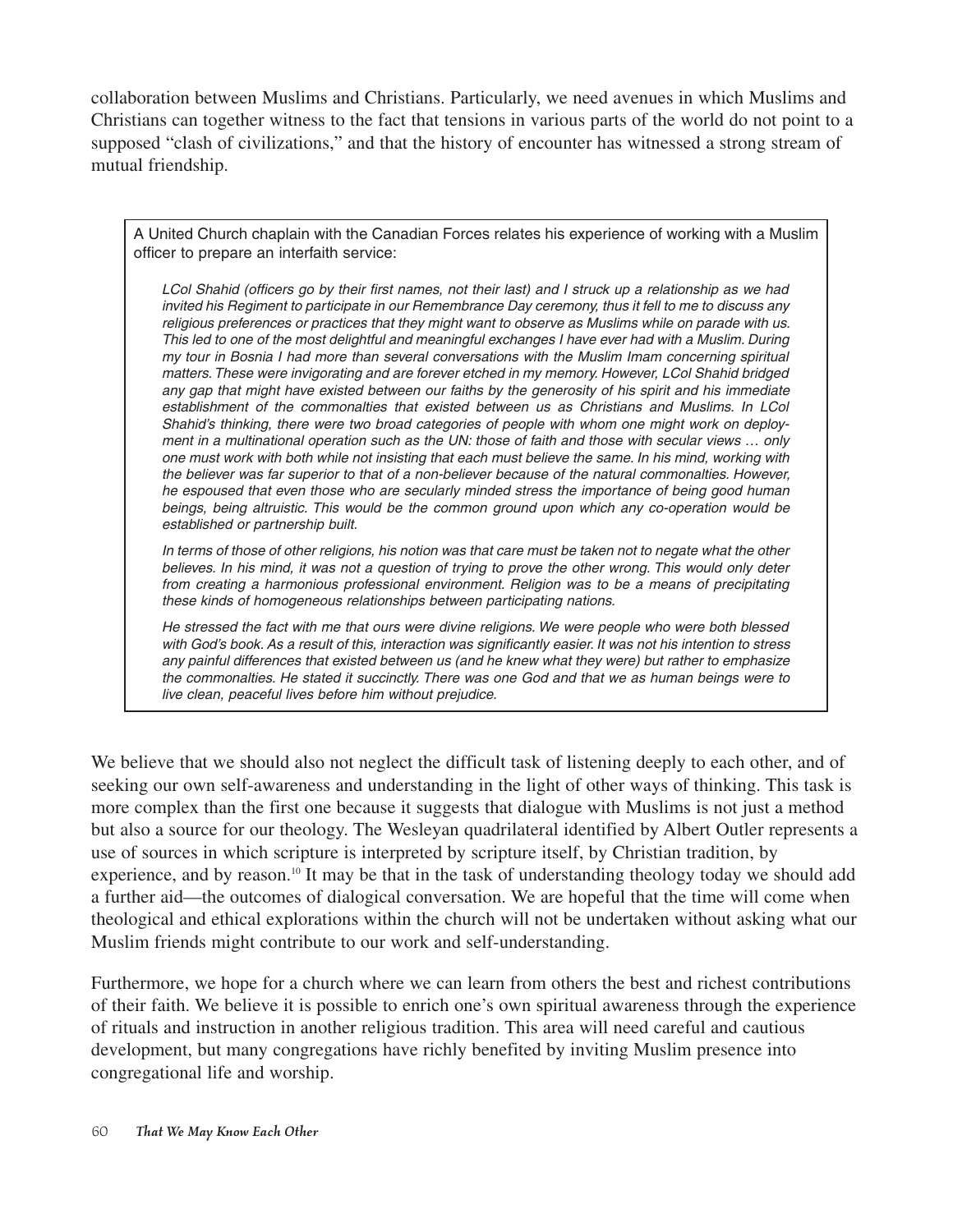collaboration between Muslims and Christians. Particularly, we need avenues in which Muslims and Christians can together witness to the fact that tensions in various parts of the world do not point to a supposed "clash of civilizations," and that the history of encounter has witnessed a strong stream of mutual friendship.

> A United Church chaplain with the Canadian Forces relates his experience of working with a Muslim officer to prepare an interfaith service:
>
> *LCol Shahid (officers go by their first names, not their last) and I struck up a relationship as we had invited his Regiment to participate in our Remembrance Day ceremony, thus it fell to me to discuss any religious preferences or practices that they might want to observe as Muslims while on parade with us. This led to one of the most delightful and meaningful exchanges I have ever had with a Muslim. During my tour in Bosnia I had more than several conversations with the Muslim Imam concerning spiritual matters. These were invigorating and are forever etched in my memory. However, LCol Shahid bridged any gap that might have existed between our faiths by the generosity of his spirit and his immediate establishment of the commonalties that existed between us as Christians and Muslims. In LCol Shahid's thinking, there were two broad categories of people with whom one might work on deployment in a multinational operation such as the UN: those of faith and those with secular views … only one must work with both while not insisting that each must believe the same. In his mind, working with the believer was far superior to that of a non-believer because of the natural commonalties. However, he espoused that even those who are secularly minded stress the importance of being good human beings, being altruistic. This would be the common ground upon which any co-operation would be established or partnership built.*
>
> *In terms of those of other religions, his notion was that care must be taken not to negate what the other believes. In his mind, it was not a question of trying to prove the other wrong. This would only deter from creating a harmonious professional environment. Religion was to be a means of precipitating these kinds of homogeneous relationships between participating nations.*
>
> *He stressed the fact with me that ours were divine religions. We were people who were both blessed with God's book. As a result of this, interaction was significantly easier. It was not his intention to stress any painful differences that existed between us (and he knew what they were) but rather to emphasize the commonalties. He stated it succinctly. There was one God and that we as human beings were to live clean, peaceful lives before him without prejudice.*

We believe that we should also not neglect the difficult task of listening deeply to each other, and of seeking our own self-awareness and understanding in the light of other ways of thinking. This task is more complex than the first one because it suggests that dialogue with Muslims is not just a method but also a source for our theology. The Wesleyan quadrilateral identified by Albert Outler represents a use of sources in which scripture is interpreted by scripture itself, by Christian tradition, by experience, and by reason.[10] It may be that in the task of understanding theology today we should add a further aid—the outcomes of dialogical conversation. We are hopeful that the time will come when theological and ethical explorations within the church will not be undertaken without asking what our Muslim friends might contribute to our work and self-understanding.

Furthermore, we hope for a church where we can learn from others the best and richest contributions of their faith. We believe it is possible to enrich one's own spiritual awareness through the experience of rituals and instruction in another religious tradition. This area will need careful and cautious development, but many congregations have richly benefited by inviting Muslim presence into congregational life and worship.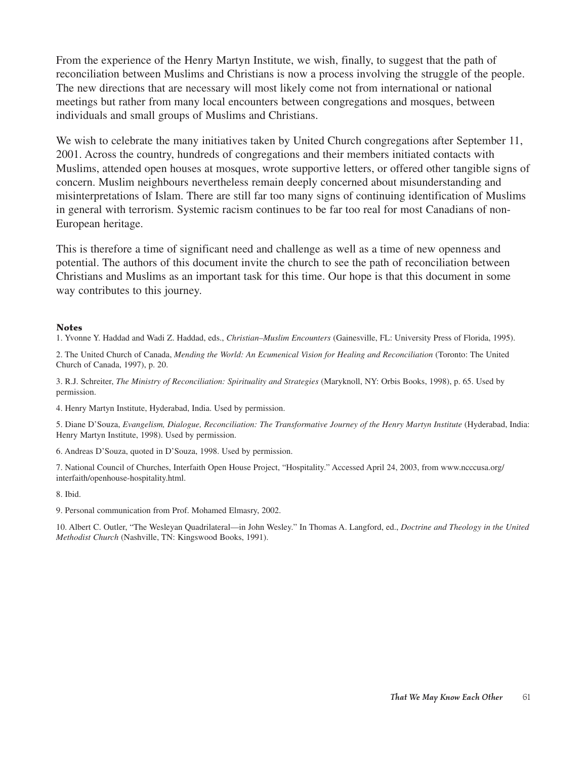From the experience of the Henry Martyn Institute, we wish, finally, to suggest that the path of reconciliation between Muslims and Christians is now a process involving the struggle of the people. The new directions that are necessary will most likely come not from international or national meetings but rather from many local encounters between congregations and mosques, between individuals and small groups of Muslims and Christians.

We wish to celebrate the many initiatives taken by United Church congregations after September 11, 2001. Across the country, hundreds of congregations and their members initiated contacts with Muslims, attended open houses at mosques, wrote supportive letters, or offered other tangible signs of concern. Muslim neighbours nevertheless remain deeply concerned about misunderstanding and misinterpretations of Islam. There are still far too many signs of continuing identification of Muslims in general with terrorism. Systemic racism continues to be far too real for most Canadians of non-European heritage.

This is therefore a time of significant need and challenge as well as a time of new openness and potential. The authors of this document invite the church to see the path of reconciliation between Christians and Muslims as an important task for this time. Our hope is that this document in some way contributes to this journey.

**Notes**

1. Yvonne Y. Haddad and Wadi Z. Haddad, eds., *Christian–Muslim Encounters* (Gainesville, FL: University Press of Florida, 1995).

2. The United Church of Canada, *Mending the World: An Ecumenical Vision for Healing and Reconciliation* (Toronto: The United Church of Canada, 1997), p. 20.

3. R.J. Schreiter, *The Ministry of Reconciliation: Spirituality and Strategies* (Maryknoll, NY: Orbis Books, 1998), p. 65. Used by permission.

4. Henry Martyn Institute, Hyderabad, India. Used by permission.

5. Diane D'Souza, *Evangelism, Dialogue, Reconciliation: The Transformative Journey of the Henry Martyn Institute* (Hyderabad, India: Henry Martyn Institute, 1998). Used by permission.

6. Andreas D'Souza, quoted in D'Souza, 1998. Used by permission.

7. National Council of Churches, Interfaith Open House Project, "Hospitality." Accessed April 24, 2003, from www.ncccusa.org/interfaith/openhouse-hospitality.html.

8. Ibid.

9. Personal communication from Prof. Mohamed Elmasry, 2002.

10. Albert C. Outler, "The Wesleyan Quadrilateral—in John Wesley." In Thomas A. Langford, ed., *Doctrine and Theology in the United Methodist Church* (Nashville, TN: Kingswood Books, 1991).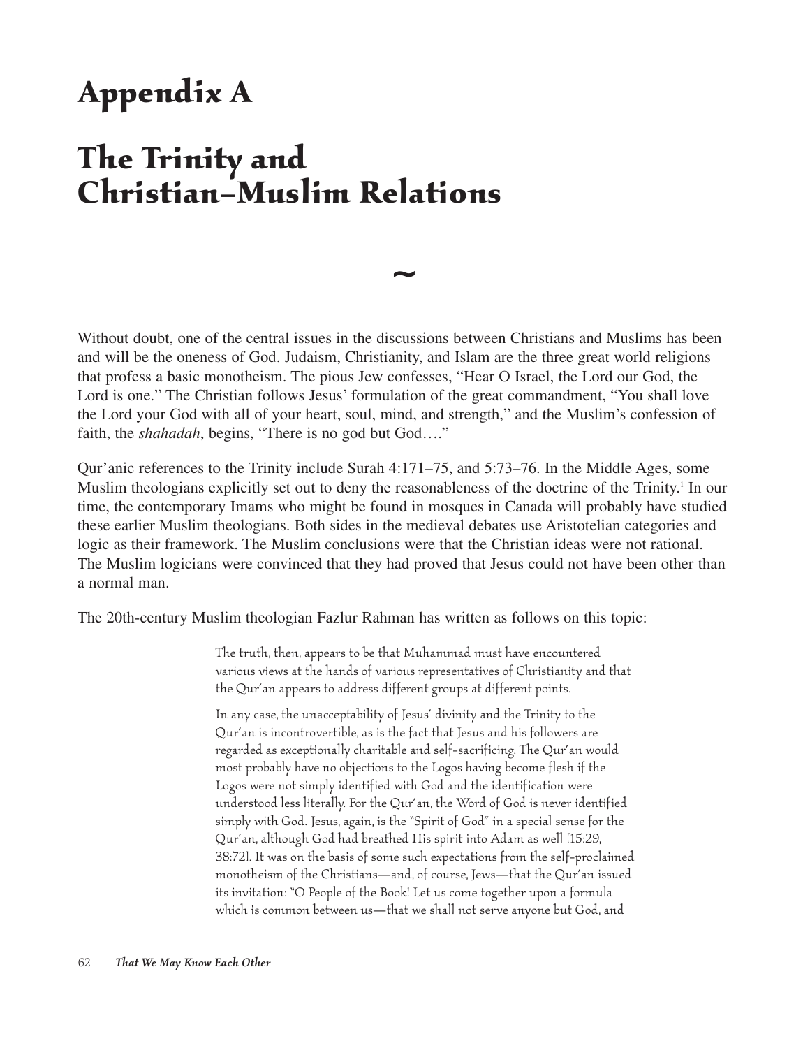# Appendix A

# The Trinity and Christian–Muslim Relations

~

Without doubt, one of the central issues in the discussions between Christians and Muslims has been and will be the oneness of God. Judaism, Christianity, and Islam are the three great world religions that profess a basic monotheism. The pious Jew confesses, "Hear O Israel, the Lord our God, the Lord is one." The Christian follows Jesus' formulation of the great commandment, "You shall love the Lord your God with all of your heart, soul, mind, and strength," and the Muslim's confession of faith, the *shahadah*, begins, "There is no god but God…."

Qur'anic references to the Trinity include Surah 4:171–75, and 5:73–76. In the Middle Ages, some Muslim theologians explicitly set out to deny the reasonableness of the doctrine of the Trinity.[1] In our time, the contemporary Imams who might be found in mosques in Canada will probably have studied these earlier Muslim theologians. Both sides in the medieval debates use Aristotelian categories and logic as their framework. The Muslim conclusions were that the Christian ideas were not rational. The Muslim logicians were convinced that they had proved that Jesus could not have been other than a normal man.

The 20th-century Muslim theologian Fazlur Rahman has written as follows on this topic:

> The truth, then, appears to be that Muhammad must have encountered various views at the hands of various representatives of Christianity and that the Qur'an appears to address different groups at different points.
>
> In any case, the unacceptability of Jesus' divinity and the Trinity to the Qur'an is incontrovertible, as is the fact that Jesus and his followers are regarded as exceptionally charitable and self-sacrificing. The Qur'an would most probably have no objections to the Logos having become flesh if the Logos were not simply identified with God and the identification were understood less literally. For the Qur'an, the Word of God is never identified simply with God. Jesus, again, is the "Spirit of God" in a special sense for the Qur'an, although God had breathed His spirit into Adam as well [15:29, 38:72]. It was on the basis of some such expectations from the self-proclaimed monotheism of the Christians—and, of course, Jews—that the Qur'an issued its invitation: "O People of the Book! Let us come together upon a formula which is common between us—that we shall not serve anyone but God, and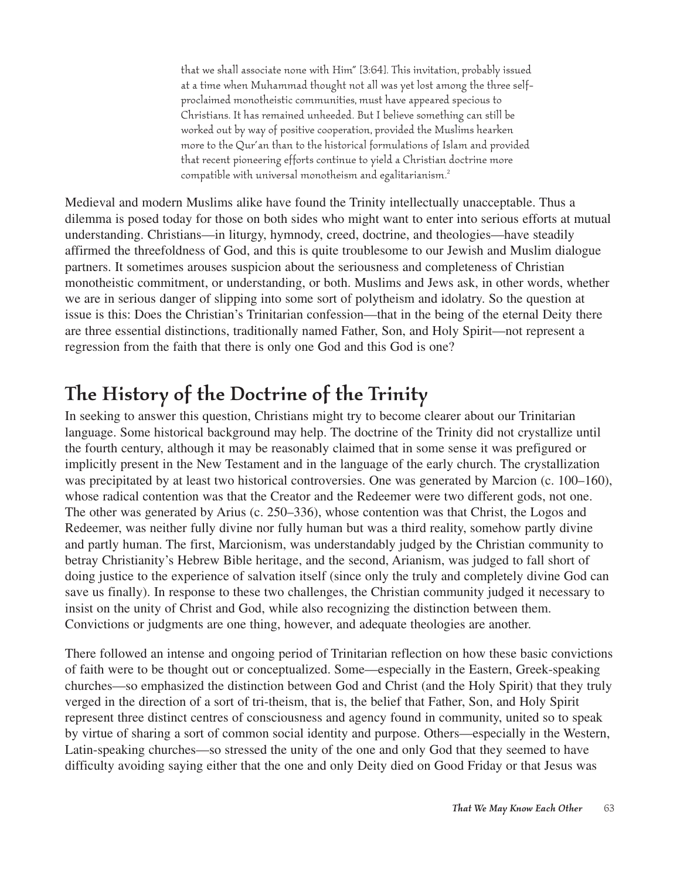> that we shall associate none with Him" [3:64]. This invitation, probably issued at a time when Muhammad thought not all was yet lost among the three self-proclaimed monotheistic communities, must have appeared specious to Christians. It has remained unheeded. But I believe something can still be worked out by way of positive cooperation, provided the Muslims hearken more to the Qur'an than to the historical formulations of Islam and provided that recent pioneering efforts continue to yield a Christian doctrine more compatible with universal monotheism and egalitarianism.[2]

Medieval and modern Muslims alike have found the Trinity intellectually unacceptable. Thus a dilemma is posed today for those on both sides who might want to enter into serious efforts at mutual understanding. Christians—in liturgy, hymnody, creed, doctrine, and theologies—have steadily affirmed the threefoldness of God, and this is quite troublesome to our Jewish and Muslim dialogue partners. It sometimes arouses suspicion about the seriousness and completeness of Christian monotheistic commitment, or understanding, or both. Muslims and Jews ask, in other words, whether we are in serious danger of slipping into some sort of polytheism and idolatry. So the question at issue is this: Does the Christian's Trinitarian confession—that in the being of the eternal Deity there are three essential distinctions, traditionally named Father, Son, and Holy Spirit—not represent a regression from the faith that there is only one God and this God is one?

## The History of the Doctrine of the Trinity

In seeking to answer this question, Christians might try to become clearer about our Trinitarian language. Some historical background may help. The doctrine of the Trinity did not crystallize until the fourth century, although it may be reasonably claimed that in some sense it was prefigured or implicitly present in the New Testament and in the language of the early church. The crystallization was precipitated by at least two historical controversies. One was generated by Marcion (c. 100–160), whose radical contention was that the Creator and the Redeemer were two different gods, not one. The other was generated by Arius (c. 250–336), whose contention was that Christ, the Logos and Redeemer, was neither fully divine nor fully human but was a third reality, somehow partly divine and partly human. The first, Marcionism, was understandably judged by the Christian community to betray Christianity's Hebrew Bible heritage, and the second, Arianism, was judged to fall short of doing justice to the experience of salvation itself (since only the truly and completely divine God can save us finally). In response to these two challenges, the Christian community judged it necessary to insist on the unity of Christ and God, while also recognizing the distinction between them. Convictions or judgments are one thing, however, and adequate theologies are another.

There followed an intense and ongoing period of Trinitarian reflection on how these basic convictions of faith were to be thought out or conceptualized. Some—especially in the Eastern, Greek-speaking churches—so emphasized the distinction between God and Christ (and the Holy Spirit) that they truly verged in the direction of a sort of tri-theism, that is, the belief that Father, Son, and Holy Spirit represent three distinct centres of consciousness and agency found in community, united so to speak by virtue of sharing a sort of common social identity and purpose. Others—especially in the Western, Latin-speaking churches—so stressed the unity of the one and only God that they seemed to have difficulty avoiding saying either that the one and only Deity died on Good Friday or that Jesus was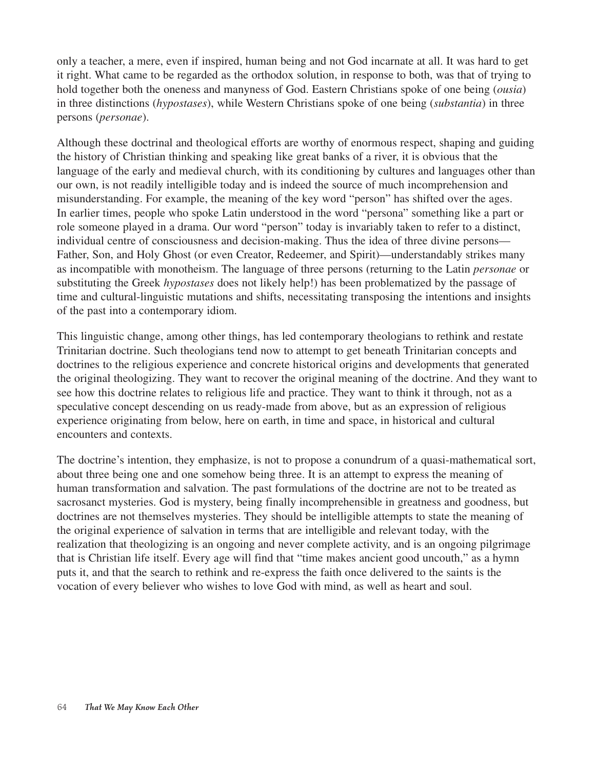only a teacher, a mere, even if inspired, human being and not God incarnate at all. It was hard to get it right. What came to be regarded as the orthodox solution, in response to both, was that of trying to hold together both the oneness and manyness of God. Eastern Christians spoke of one being (*ousia*) in three distinctions (*hypostases*), while Western Christians spoke of one being (*substantia*) in three persons (*personae*).

Although these doctrinal and theological efforts are worthy of enormous respect, shaping and guiding the history of Christian thinking and speaking like great banks of a river, it is obvious that the language of the early and medieval church, with its conditioning by cultures and languages other than our own, is not readily intelligible today and is indeed the source of much incomprehension and misunderstanding. For example, the meaning of the key word "person" has shifted over the ages. In earlier times, people who spoke Latin understood in the word "persona" something like a part or role someone played in a drama. Our word "person" today is invariably taken to refer to a distinct, individual centre of consciousness and decision-making. Thus the idea of three divine persons—Father, Son, and Holy Ghost (or even Creator, Redeemer, and Spirit)—understandably strikes many as incompatible with monotheism. The language of three persons (returning to the Latin *personae* or substituting the Greek *hypostases* does not likely help!) has been problematized by the passage of time and cultural-linguistic mutations and shifts, necessitating transposing the intentions and insights of the past into a contemporary idiom.

This linguistic change, among other things, has led contemporary theologians to rethink and restate Trinitarian doctrine. Such theologians tend now to attempt to get beneath Trinitarian concepts and doctrines to the religious experience and concrete historical origins and developments that generated the original theologizing. They want to recover the original meaning of the doctrine. And they want to see how this doctrine relates to religious life and practice. They want to think it through, not as a speculative concept descending on us ready-made from above, but as an expression of religious experience originating from below, here on earth, in time and space, in historical and cultural encounters and contexts.

The doctrine's intention, they emphasize, is not to propose a conundrum of a quasi-mathematical sort, about three being one and one somehow being three. It is an attempt to express the meaning of human transformation and salvation. The past formulations of the doctrine are not to be treated as sacrosanct mysteries. God is mystery, being finally incomprehensible in greatness and goodness, but doctrines are not themselves mysteries. They should be intelligible attempts to state the meaning of the original experience of salvation in terms that are intelligible and relevant today, with the realization that theologizing is an ongoing and never complete activity, and is an ongoing pilgrimage that is Christian life itself. Every age will find that "time makes ancient good uncouth," as a hymn puts it, and that the search to rethink and re-express the faith once delivered to the saints is the vocation of every believer who wishes to love God with mind, as well as heart and soul.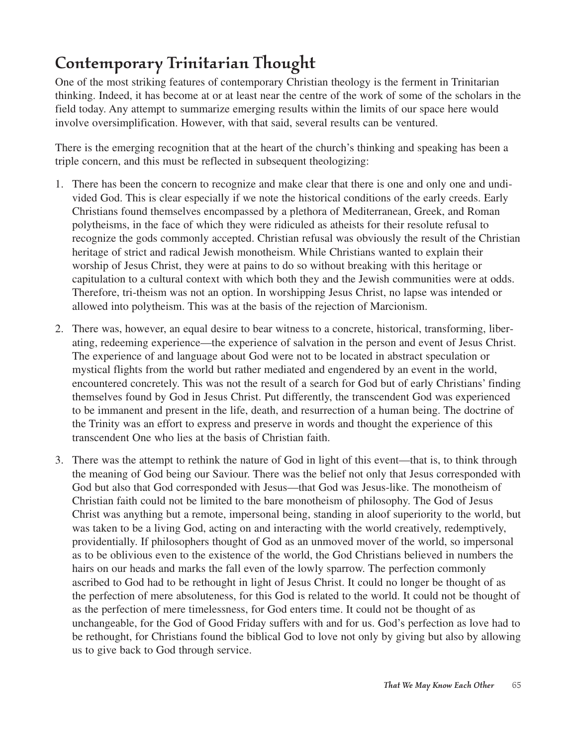## Contemporary Trinitarian Thought

One of the most striking features of contemporary Christian theology is the ferment in Trinitarian thinking. Indeed, it has become at or at least near the centre of the work of some of the scholars in the field today. Any attempt to summarize emerging results within the limits of our space here would involve oversimplification. However, with that said, several results can be ventured.

There is the emerging recognition that at the heart of the church's thinking and speaking has been a triple concern, and this must be reflected in subsequent theologizing:

1. There has been the concern to recognize and make clear that there is one and only one and undivided God. This is clear especially if we note the historical conditions of the early creeds. Early Christians found themselves encompassed by a plethora of Mediterranean, Greek, and Roman polytheisms, in the face of which they were ridiculed as atheists for their resolute refusal to recognize the gods commonly accepted. Christian refusal was obviously the result of the Christian heritage of strict and radical Jewish monotheism. While Christians wanted to explain their worship of Jesus Christ, they were at pains to do so without breaking with this heritage or capitulation to a cultural context with which both they and the Jewish communities were at odds. Therefore, tri-theism was not an option. In worshipping Jesus Christ, no lapse was intended or allowed into polytheism. This was at the basis of the rejection of Marcionism.

2. There was, however, an equal desire to bear witness to a concrete, historical, transforming, liberating, redeeming experience—the experience of salvation in the person and event of Jesus Christ. The experience of and language about God were not to be located in abstract speculation or mystical flights from the world but rather mediated and engendered by an event in the world, encountered concretely. This was not the result of a search for God but of early Christians' finding themselves found by God in Jesus Christ. Put differently, the transcendent God was experienced to be immanent and present in the life, death, and resurrection of a human being. The doctrine of the Trinity was an effort to express and preserve in words and thought the experience of this transcendent One who lies at the basis of Christian faith.

3. There was the attempt to rethink the nature of God in light of this event—that is, to think through the meaning of God being our Saviour. There was the belief not only that Jesus corresponded with God but also that God corresponded with Jesus—that God was Jesus-like. The monotheism of Christian faith could not be limited to the bare monotheism of philosophy. The God of Jesus Christ was anything but a remote, impersonal being, standing in aloof superiority to the world, but was taken to be a living God, acting on and interacting with the world creatively, redemptively, providentially. If philosophers thought of God as an unmoved mover of the world, so impersonal as to be oblivious even to the existence of the world, the God Christians believed in numbers the hairs on our heads and marks the fall even of the lowly sparrow. The perfection commonly ascribed to God had to be rethought in light of Jesus Christ. It could no longer be thought of as the perfection of mere absoluteness, for this God is related to the world. It could not be thought of as the perfection of mere timelessness, for God enters time. It could not be thought of as unchangeable, for the God of Good Friday suffers with and for us. God's perfection as love had to be rethought, for Christians found the biblical God to love not only by giving but also by allowing us to give back to God through service.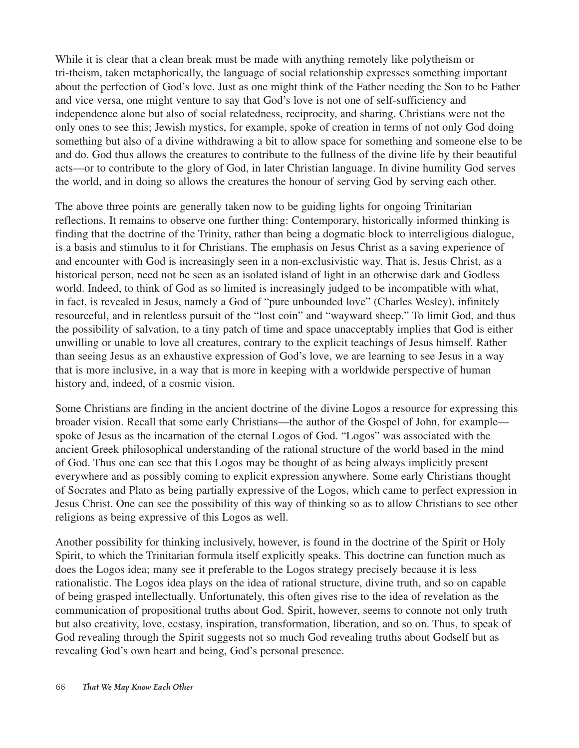While it is clear that a clean break must be made with anything remotely like polytheism or tri-theism, taken metaphorically, the language of social relationship expresses something important about the perfection of God's love. Just as one might think of the Father needing the Son to be Father and vice versa, one might venture to say that God's love is not one of self-sufficiency and independence alone but also of social relatedness, reciprocity, and sharing. Christians were not the only ones to see this; Jewish mystics, for example, spoke of creation in terms of not only God doing something but also of a divine withdrawing a bit to allow space for something and someone else to be and do. God thus allows the creatures to contribute to the fullness of the divine life by their beautiful acts—or to contribute to the glory of God, in later Christian language. In divine humility God serves the world, and in doing so allows the creatures the honour of serving God by serving each other.

The above three points are generally taken now to be guiding lights for ongoing Trinitarian reflections. It remains to observe one further thing: Contemporary, historically informed thinking is finding that the doctrine of the Trinity, rather than being a dogmatic block to interreligious dialogue, is a basis and stimulus to it for Christians. The emphasis on Jesus Christ as a saving experience of and encounter with God is increasingly seen in a non-exclusivistic way. That is, Jesus Christ, as a historical person, need not be seen as an isolated island of light in an otherwise dark and Godless world. Indeed, to think of God as so limited is increasingly judged to be incompatible with what, in fact, is revealed in Jesus, namely a God of "pure unbounded love" (Charles Wesley), infinitely resourceful, and in relentless pursuit of the "lost coin" and "wayward sheep." To limit God, and thus the possibility of salvation, to a tiny patch of time and space unacceptably implies that God is either unwilling or unable to love all creatures, contrary to the explicit teachings of Jesus himself. Rather than seeing Jesus as an exhaustive expression of God's love, we are learning to see Jesus in a way that is more inclusive, in a way that is more in keeping with a worldwide perspective of human history and, indeed, of a cosmic vision.

Some Christians are finding in the ancient doctrine of the divine Logos a resource for expressing this broader vision. Recall that some early Christians—the author of the Gospel of John, for example—spoke of Jesus as the incarnation of the eternal Logos of God. "Logos" was associated with the ancient Greek philosophical understanding of the rational structure of the world based in the mind of God. Thus one can see that this Logos may be thought of as being always implicitly present everywhere and as possibly coming to explicit expression anywhere. Some early Christians thought of Socrates and Plato as being partially expressive of the Logos, which came to perfect expression in Jesus Christ. One can see the possibility of this way of thinking so as to allow Christians to see other religions as being expressive of this Logos as well.

Another possibility for thinking inclusively, however, is found in the doctrine of the Spirit or Holy Spirit, to which the Trinitarian formula itself explicitly speaks. This doctrine can function much as does the Logos idea; many see it preferable to the Logos strategy precisely because it is less rationalistic. The Logos idea plays on the idea of rational structure, divine truth, and so on capable of being grasped intellectually. Unfortunately, this often gives rise to the idea of revelation as the communication of propositional truths about God. Spirit, however, seems to connote not only truth but also creativity, love, ecstasy, inspiration, transformation, liberation, and so on. Thus, to speak of God revealing through the Spirit suggests not so much God revealing truths about Godself but as revealing God's own heart and being, God's personal presence.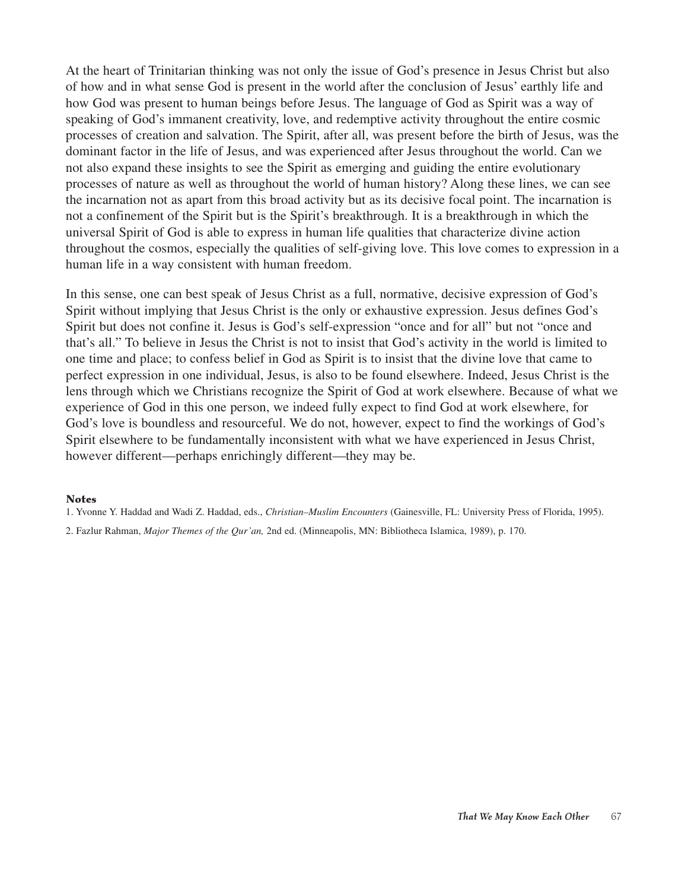At the heart of Trinitarian thinking was not only the issue of God's presence in Jesus Christ but also of how and in what sense God is present in the world after the conclusion of Jesus' earthly life and how God was present to human beings before Jesus. The language of God as Spirit was a way of speaking of God's immanent creativity, love, and redemptive activity throughout the entire cosmic processes of creation and salvation. The Spirit, after all, was present before the birth of Jesus, was the dominant factor in the life of Jesus, and was experienced after Jesus throughout the world. Can we not also expand these insights to see the Spirit as emerging and guiding the entire evolutionary processes of nature as well as throughout the world of human history? Along these lines, we can see the incarnation not as apart from this broad activity but as its decisive focal point. The incarnation is not a confinement of the Spirit but is the Spirit's breakthrough. It is a breakthrough in which the universal Spirit of God is able to express in human life qualities that characterize divine action throughout the cosmos, especially the qualities of self-giving love. This love comes to expression in a human life in a way consistent with human freedom.

In this sense, one can best speak of Jesus Christ as a full, normative, decisive expression of God's Spirit without implying that Jesus Christ is the only or exhaustive expression. Jesus defines God's Spirit but does not confine it. Jesus is God's self-expression "once and for all" but not "once and that's all." To believe in Jesus the Christ is not to insist that God's activity in the world is limited to one time and place; to confess belief in God as Spirit is to insist that the divine love that came to perfect expression in one individual, Jesus, is also to be found elsewhere. Indeed, Jesus Christ is the lens through which we Christians recognize the Spirit of God at work elsewhere. Because of what we experience of God in this one person, we indeed fully expect to find God at work elsewhere, for God's love is boundless and resourceful. We do not, however, expect to find the workings of God's Spirit elsewhere to be fundamentally inconsistent with what we have experienced in Jesus Christ, however different—perhaps enrichingly different—they may be.

**Notes**

1. Yvonne Y. Haddad and Wadi Z. Haddad, eds., *Christian–Muslim Encounters* (Gainesville, FL: University Press of Florida, 1995).

2. Fazlur Rahman, *Major Themes of the Qur'an,* 2nd ed. (Minneapolis, MN: Bibliotheca Islamica, 1989), p. 170.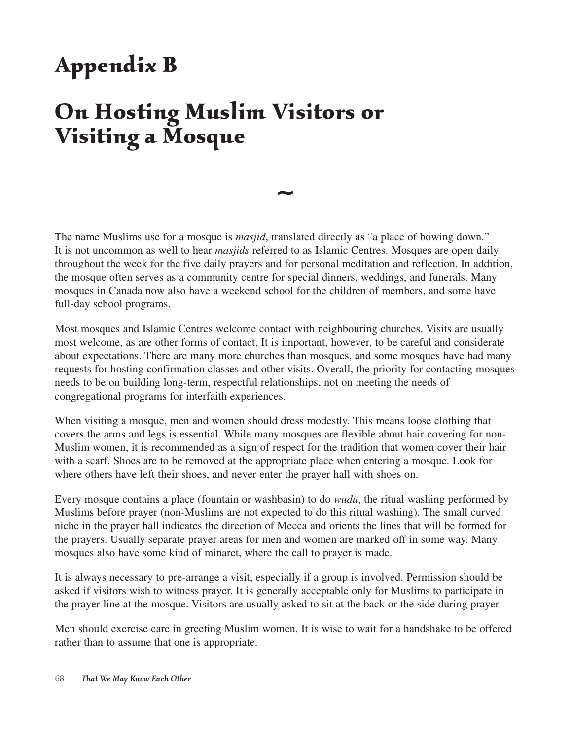# Appendix B

# On Hosting Muslim Visitors or Visiting a Mosque

~

The name Muslims use for a mosque is *masjid*, translated directly as "a place of bowing down." It is not uncommon as well to hear *masjids* referred to as Islamic Centres. Mosques are open daily throughout the week for the five daily prayers and for personal meditation and reflection. In addition, the mosque often serves as a community centre for special dinners, weddings, and funerals. Many mosques in Canada now also have a weekend school for the children of members, and some have full-day school programs.

Most mosques and Islamic Centres welcome contact with neighbouring churches. Visits are usually most welcome, as are other forms of contact. It is important, however, to be careful and considerate about expectations. There are many more churches than mosques, and some mosques have had many requests for hosting confirmation classes and other visits. Overall, the priority for contacting mosques needs to be on building long-term, respectful relationships, not on meeting the needs of congregational programs for interfaith experiences.

When visiting a mosque, men and women should dress modestly. This means loose clothing that covers the arms and legs is essential. While many mosques are flexible about hair covering for non-Muslim women, it is recommended as a sign of respect for the tradition that women cover their hair with a scarf. Shoes are to be removed at the appropriate place when entering a mosque. Look for where others have left their shoes, and never enter the prayer hall with shoes on.

Every mosque contains a place (fountain or washbasin) to do *wudu*, the ritual washing performed by Muslims before prayer (non-Muslims are not expected to do this ritual washing). The small curved niche in the prayer hall indicates the direction of Mecca and orients the lines that will be formed for the prayers. Usually separate prayer areas for men and women are marked off in some way. Many mosques also have some kind of minaret, where the call to prayer is made.

It is always necessary to pre-arrange a visit, especially if a group is involved. Permission should be asked if visitors wish to witness prayer. It is generally acceptable only for Muslims to participate in the prayer line at the mosque. Visitors are usually asked to sit at the back or the side during prayer.

Men should exercise care in greeting Muslim women. It is wise to wait for a handshake to be offered rather than to assume that one is appropriate.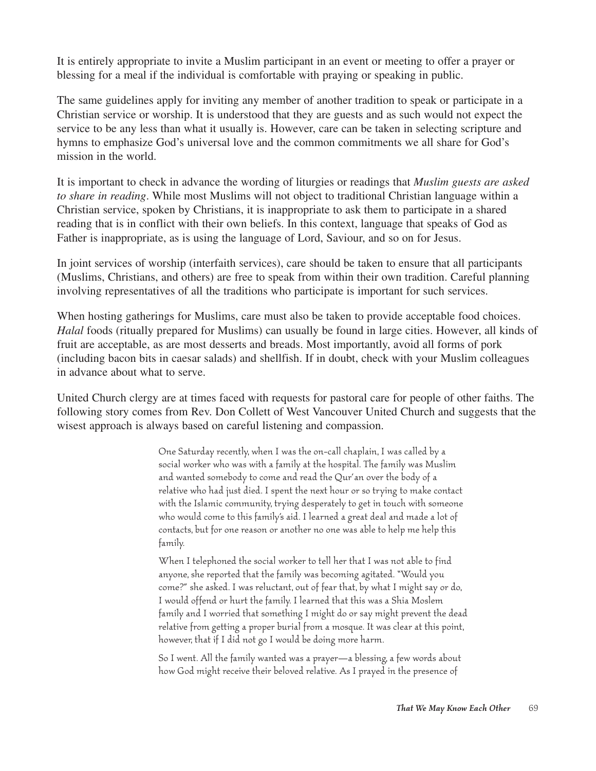It is entirely appropriate to invite a Muslim participant in an event or meeting to offer a prayer or blessing for a meal if the individual is comfortable with praying or speaking in public.

The same guidelines apply for inviting any member of another tradition to speak or participate in a Christian service or worship. It is understood that they are guests and as such would not expect the service to be any less than what it usually is. However, care can be taken in selecting scripture and hymns to emphasize God's universal love and the common commitments we all share for God's mission in the world.

It is important to check in advance the wording of liturgies or readings that *Muslim guests are asked to share in reading*. While most Muslims will not object to traditional Christian language within a Christian service, spoken by Christians, it is inappropriate to ask them to participate in a shared reading that is in conflict with their own beliefs. In this context, language that speaks of God as Father is inappropriate, as is using the language of Lord, Saviour, and so on for Jesus.

In joint services of worship (interfaith services), care should be taken to ensure that all participants (Muslims, Christians, and others) are free to speak from within their own tradition. Careful planning involving representatives of all the traditions who participate is important for such services.

When hosting gatherings for Muslims, care must also be taken to provide acceptable food choices. *Halal* foods (ritually prepared for Muslims) can usually be found in large cities. However, all kinds of fruit are acceptable, as are most desserts and breads. Most importantly, avoid all forms of pork (including bacon bits in caesar salads) and shellfish. If in doubt, check with your Muslim colleagues in advance about what to serve.

United Church clergy are at times faced with requests for pastoral care for people of other faiths. The following story comes from Rev. Don Collett of West Vancouver United Church and suggests that the wisest approach is always based on careful listening and compassion.

> One Saturday recently, when I was the on-call chaplain, I was called by a social worker who was with a family at the hospital. The family was Muslim and wanted somebody to come and read the Qur'an over the body of a relative who had just died. I spent the next hour or so trying to make contact with the Islamic community, trying desperately to get in touch with someone who would come to this family's aid. I learned a great deal and made a lot of contacts, but for one reason or another no one was able to help me help this family.
>
> When I telephoned the social worker to tell her that I was not able to find anyone, she reported that the family was becoming agitated. "Would you come?" she asked. I was reluctant, out of fear that, by what I might say or do, I would offend or hurt the family. I learned that this was a Shia Moslem family and I worried that something I might do or say might prevent the dead relative from getting a proper burial from a mosque. It was clear at this point, however, that if I did not go I would be doing more harm.
>
> So I went. All the family wanted was a prayer—a blessing, a few words about how God might receive their beloved relative. As I prayed in the presence of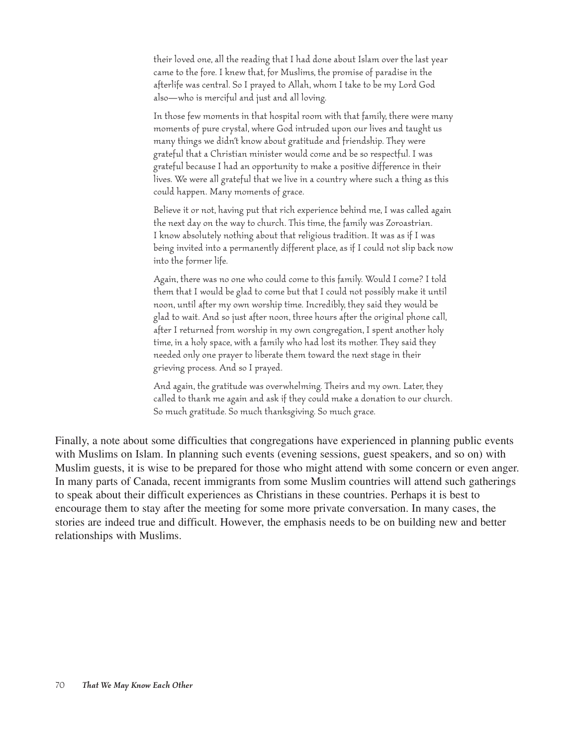> their loved one, all the reading that I had done about Islam over the last year came to the fore. I knew that, for Muslims, the promise of paradise in the afterlife was central. So I prayed to Allah, whom I take to be my Lord God also—who is merciful and just and all loving.
>
> In those few moments in that hospital room with that family, there were many moments of pure crystal, where God intruded upon our lives and taught us many things we didn't know about gratitude and friendship. They were grateful that a Christian minister would come and be so respectful. I was grateful because I had an opportunity to make a positive difference in their lives. We were all grateful that we live in a country where such a thing as this could happen. Many moments of grace.
>
> Believe it or not, having put that rich experience behind me, I was called again the next day on the way to church. This time, the family was Zoroastrian. I know absolutely nothing about that religious tradition. It was as if I was being invited into a permanently different place, as if I could not slip back now into the former life.
>
> Again, there was no one who could come to this family. Would I come? I told them that I would be glad to come but that I could not possibly make it until noon, until after my own worship time. Incredibly, they said they would be glad to wait. And so just after noon, three hours after the original phone call, after I returned from worship in my own congregation, I spent another holy time, in a holy space, with a family who had lost its mother. They said they needed only one prayer to liberate them toward the next stage in their grieving process. And so I prayed.
>
> And again, the gratitude was overwhelming. Theirs and my own. Later, they called to thank me again and ask if they could make a donation to our church. So much gratitude. So much thanksgiving. So much grace.

Finally, a note about some difficulties that congregations have experienced in planning public events with Muslims on Islam. In planning such events (evening sessions, guest speakers, and so on) with Muslim guests, it is wise to be prepared for those who might attend with some concern or even anger. In many parts of Canada, recent immigrants from some Muslim countries will attend such gatherings to speak about their difficult experiences as Christians in these countries. Perhaps it is best to encourage them to stay after the meeting for some more private conversation. In many cases, the stories are indeed true and difficult. However, the emphasis needs to be on building new and better relationships with Muslims.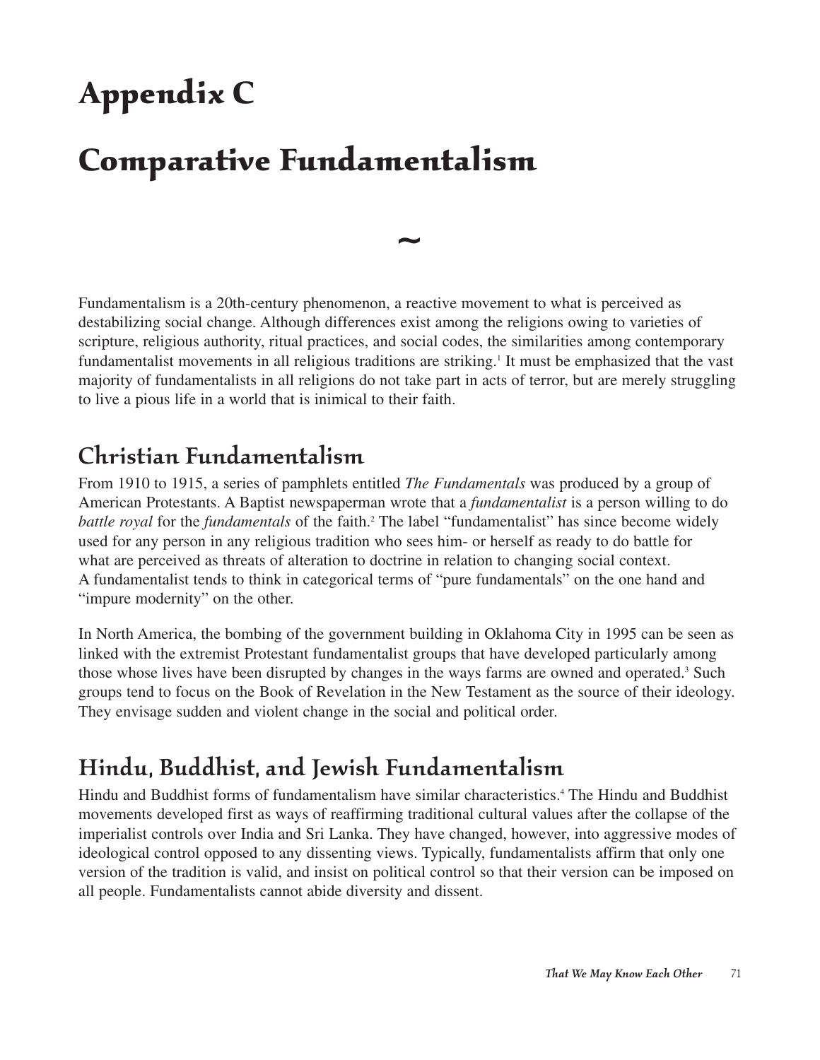# Appendix C

# Comparative Fundamentalism

~

Fundamentalism is a 20th-century phenomenon, a reactive movement to what is perceived as destabilizing social change. Although differences exist among the religions owing to varieties of scripture, religious authority, ritual practices, and social codes, the similarities among contemporary fundamentalist movements in all religious traditions are striking.[1] It must be emphasized that the vast majority of fundamentalists in all religions do not take part in acts of terror, but are merely struggling to live a pious life in a world that is inimical to their faith.

## Christian Fundamentalism

From 1910 to 1915, a series of pamphlets entitled *The Fundamentals* was produced by a group of American Protestants. A Baptist newspaperman wrote that a *fundamentalist* is a person willing to do *battle royal* for the *fundamentals* of the faith.[2] The label "fundamentalist" has since become widely used for any person in any religious tradition who sees him- or herself as ready to do battle for what are perceived as threats of alteration to doctrine in relation to changing social context. A fundamentalist tends to think in categorical terms of "pure fundamentals" on the one hand and "impure modernity" on the other.

In North America, the bombing of the government building in Oklahoma City in 1995 can be seen as linked with the extremist Protestant fundamentalist groups that have developed particularly among those whose lives have been disrupted by changes in the ways farms are owned and operated.[3] Such groups tend to focus on the Book of Revelation in the New Testament as the source of their ideology. They envisage sudden and violent change in the social and political order.

## Hindu, Buddhist, and Jewish Fundamentalism

Hindu and Buddhist forms of fundamentalism have similar characteristics.[4] The Hindu and Buddhist movements developed first as ways of reaffirming traditional cultural values after the collapse of the imperialist controls over India and Sri Lanka. They have changed, however, into aggressive modes of ideological control opposed to any dissenting views. Typically, fundamentalists affirm that only one version of the tradition is valid, and insist on political control so that their version can be imposed on all people. Fundamentalists cannot abide diversity and dissent.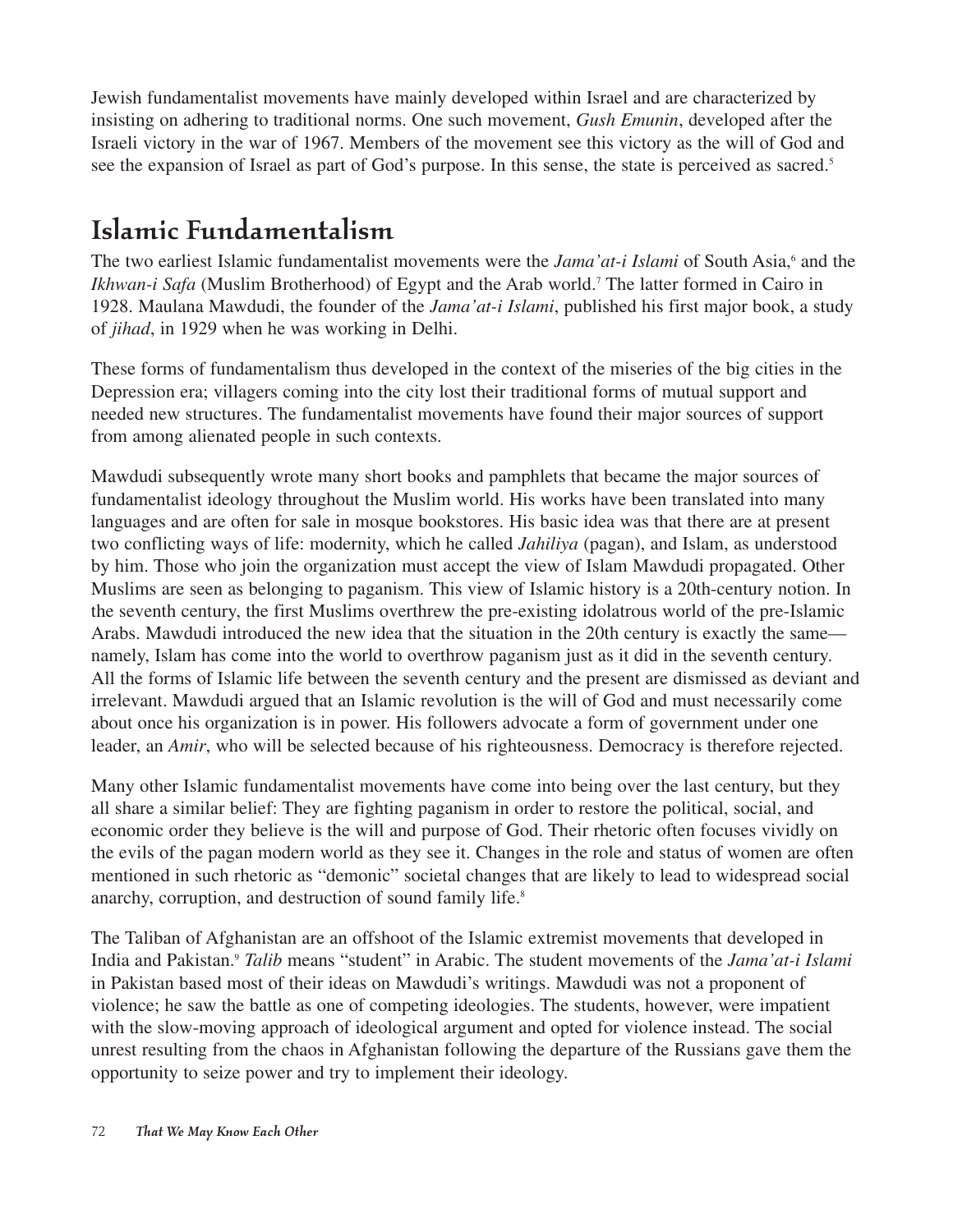Jewish fundamentalist movements have mainly developed within Israel and are characterized by insisting on adhering to traditional norms. One such movement, *Gush Emunin*, developed after the Israeli victory in the war of 1967. Members of the movement see this victory as the will of God and see the expansion of Israel as part of God's purpose. In this sense, the state is perceived as sacred.[5]

## Islamic Fundamentalism

The two earliest Islamic fundamentalist movements were the *Jama'at-i Islami* of South Asia,[6] and the *Ikhwan-i Safa* (Muslim Brotherhood) of Egypt and the Arab world.[7] The latter formed in Cairo in 1928. Maulana Mawdudi, the founder of the *Jama'at-i Islami*, published his first major book, a study of *jihad*, in 1929 when he was working in Delhi.

These forms of fundamentalism thus developed in the context of the miseries of the big cities in the Depression era; villagers coming into the city lost their traditional forms of mutual support and needed new structures. The fundamentalist movements have found their major sources of support from among alienated people in such contexts.

Mawdudi subsequently wrote many short books and pamphlets that became the major sources of fundamentalist ideology throughout the Muslim world. His works have been translated into many languages and are often for sale in mosque bookstores. His basic idea was that there are at present two conflicting ways of life: modernity, which he called *Jahiliya* (pagan), and Islam, as understood by him. Those who join the organization must accept the view of Islam Mawdudi propagated. Other Muslims are seen as belonging to paganism. This view of Islamic history is a 20th-century notion. In the seventh century, the first Muslims overthrew the pre-existing idolatrous world of the pre-Islamic Arabs. Mawdudi introduced the new idea that the situation in the 20th century is exactly the same—namely, Islam has come into the world to overthrow paganism just as it did in the seventh century. All the forms of Islamic life between the seventh century and the present are dismissed as deviant and irrelevant. Mawdudi argued that an Islamic revolution is the will of God and must necessarily come about once his organization is in power. His followers advocate a form of government under one leader, an *Amir*, who will be selected because of his righteousness. Democracy is therefore rejected.

Many other Islamic fundamentalist movements have come into being over the last century, but they all share a similar belief: They are fighting paganism in order to restore the political, social, and economic order they believe is the will and purpose of God. Their rhetoric often focuses vividly on the evils of the pagan modern world as they see it. Changes in the role and status of women are often mentioned in such rhetoric as "demonic" societal changes that are likely to lead to widespread social anarchy, corruption, and destruction of sound family life.[8]

The Taliban of Afghanistan are an offshoot of the Islamic extremist movements that developed in India and Pakistan.[9] *Talib* means "student" in Arabic. The student movements of the *Jama'at-i Islami* in Pakistan based most of their ideas on Mawdudi's writings. Mawdudi was not a proponent of violence; he saw the battle as one of competing ideologies. The students, however, were impatient with the slow-moving approach of ideological argument and opted for violence instead. The social unrest resulting from the chaos in Afghanistan following the departure of the Russians gave them the opportunity to seize power and try to implement their ideology.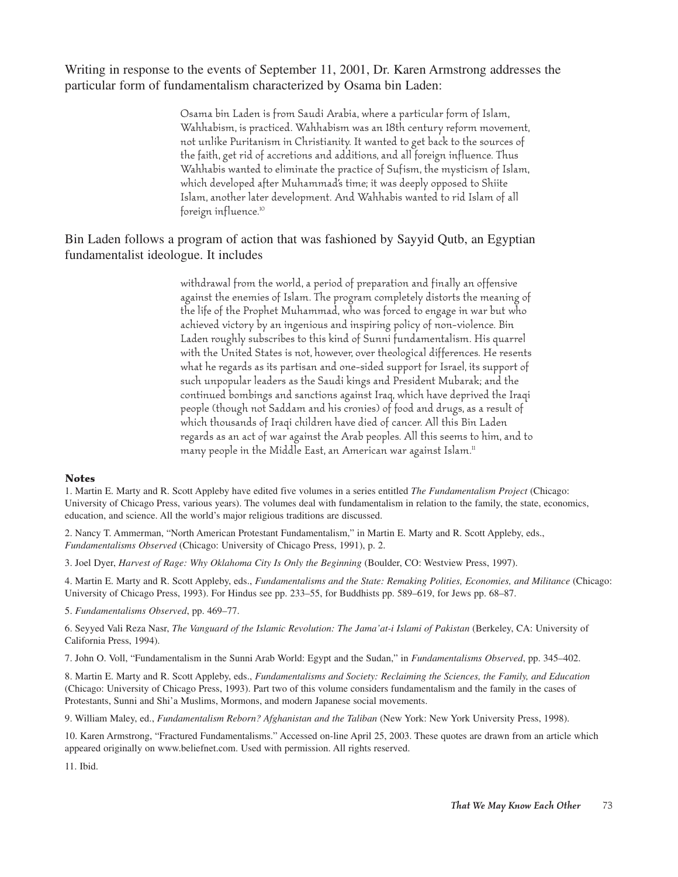Writing in response to the events of September 11, 2001, Dr. Karen Armstrong addresses the particular form of fundamentalism characterized by Osama bin Laden:

> Osama bin Laden is from Saudi Arabia, where a particular form of Islam, Wahhabism, is practiced. Wahhabism was an 18th century reform movement, not unlike Puritanism in Christianity. It wanted to get back to the sources of the faith, get rid of accretions and additions, and all foreign influence. Thus Wahhabis wanted to eliminate the practice of Sufism, the mysticism of Islam, which developed after Muhammad's time; it was deeply opposed to Shiite Islam, another later development. And Wahhabis wanted to rid Islam of all foreign influence.[10]

Bin Laden follows a program of action that was fashioned by Sayyid Qutb, an Egyptian fundamentalist ideologue. It includes

> withdrawal from the world, a period of preparation and finally an offensive against the enemies of Islam. The program completely distorts the meaning of the life of the Prophet Muhammad, who was forced to engage in war but who achieved victory by an ingenious and inspiring policy of non-violence. Bin Laden roughly subscribes to this kind of Sunni fundamentalism. His quarrel with the United States is not, however, over theological differences. He resents what he regards as its partisan and one-sided support for Israel, its support of such unpopular leaders as the Saudi kings and President Mubarak; and the continued bombings and sanctions against Iraq, which have deprived the Iraqi people (though not Saddam and his cronies) of food and drugs, as a result of which thousands of Iraqi children have died of cancer. All this Bin Laden regards as an act of war against the Arab peoples. All this seems to him, and to many people in the Middle East, an American war against Islam.[11]

**Notes**

1. Martin E. Marty and R. Scott Appleby have edited five volumes in a series entitled *The Fundamentalism Project* (Chicago: University of Chicago Press, various years). The volumes deal with fundamentalism in relation to the family, the state, economics, education, and science. All the world's major religious traditions are discussed.

2. Nancy T. Ammerman, "North American Protestant Fundamentalism," in Martin E. Marty and R. Scott Appleby, eds., *Fundamentalisms Observed* (Chicago: University of Chicago Press, 1991), p. 2.

3. Joel Dyer, *Harvest of Rage: Why Oklahoma City Is Only the Beginning* (Boulder, CO: Westview Press, 1997).

4. Martin E. Marty and R. Scott Appleby, eds., *Fundamentalisms and the State: Remaking Polities, Economies, and Militance* (Chicago: University of Chicago Press, 1993). For Hindus see pp. 233–55, for Buddhists pp. 589–619, for Jews pp. 68–87.

5. *Fundamentalisms Observed*, pp. 469–77.

6. Seyyed Vali Reza Nasr, *The Vanguard of the Islamic Revolution: The Jama'at-i Islami of Pakistan* (Berkeley, CA: University of California Press, 1994).

7. John O. Voll, "Fundamentalism in the Sunni Arab World: Egypt and the Sudan," in *Fundamentalisms Observed*, pp. 345–402.

8. Martin E. Marty and R. Scott Appleby, eds., *Fundamentalisms and Society: Reclaiming the Sciences, the Family, and Education* (Chicago: University of Chicago Press, 1993). Part two of this volume considers fundamentalism and the family in the cases of Protestants, Sunni and Shi'a Muslims, Mormons, and modern Japanese social movements.

9. William Maley, ed., *Fundamentalism Reborn? Afghanistan and the Taliban* (New York: New York University Press, 1998).

10. Karen Armstrong, "Fractured Fundamentalisms." Accessed on-line April 25, 2003. These quotes are drawn from an article which appeared originally on www.beliefnet.com. Used with permission. All rights reserved.

11. Ibid.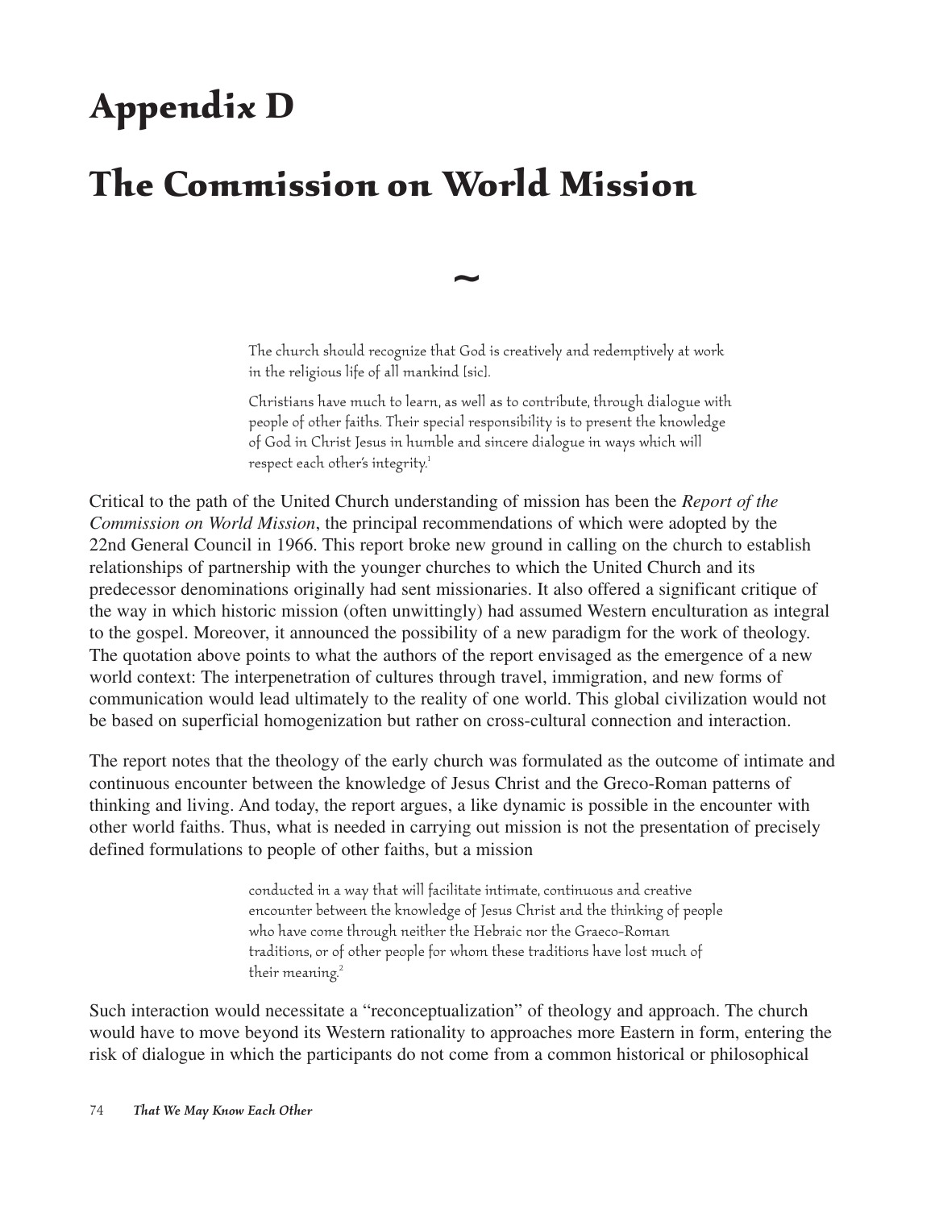# Appendix D

# The Commission on World Mission

~

> The church should recognize that God is creatively and redemptively at work in the religious life of all mankind [sic].
>
> Christians have much to learn, as well as to contribute, through dialogue with people of other faiths. Their special responsibility is to present the knowledge of God in Christ Jesus in humble and sincere dialogue in ways which will respect each other's integrity.[1]

Critical to the path of the United Church understanding of mission has been the *Report of the Commission on World Mission*, the principal recommendations of which were adopted by the 22nd General Council in 1966. This report broke new ground in calling on the church to establish relationships of partnership with the younger churches to which the United Church and its predecessor denominations originally had sent missionaries. It also offered a significant critique of the way in which historic mission (often unwittingly) had assumed Western enculturation as integral to the gospel. Moreover, it announced the possibility of a new paradigm for the work of theology. The quotation above points to what the authors of the report envisaged as the emergence of a new world context: The interpenetration of cultures through travel, immigration, and new forms of communication would lead ultimately to the reality of one world. This global civilization would not be based on superficial homogenization but rather on cross-cultural connection and interaction.

The report notes that the theology of the early church was formulated as the outcome of intimate and continuous encounter between the knowledge of Jesus Christ and the Greco-Roman patterns of thinking and living. And today, the report argues, a like dynamic is possible in the encounter with other world faiths. Thus, what is needed in carrying out mission is not the presentation of precisely defined formulations to people of other faiths, but a mission

> conducted in a way that will facilitate intimate, continuous and creative encounter between the knowledge of Jesus Christ and the thinking of people who have come through neither the Hebraic nor the Graeco-Roman traditions, or of other people for whom these traditions have lost much of their meaning.[2]

Such interaction would necessitate a "reconceptualization" of theology and approach. The church would have to move beyond its Western rationality to approaches more Eastern in form, entering the risk of dialogue in which the participants do not come from a common historical or philosophical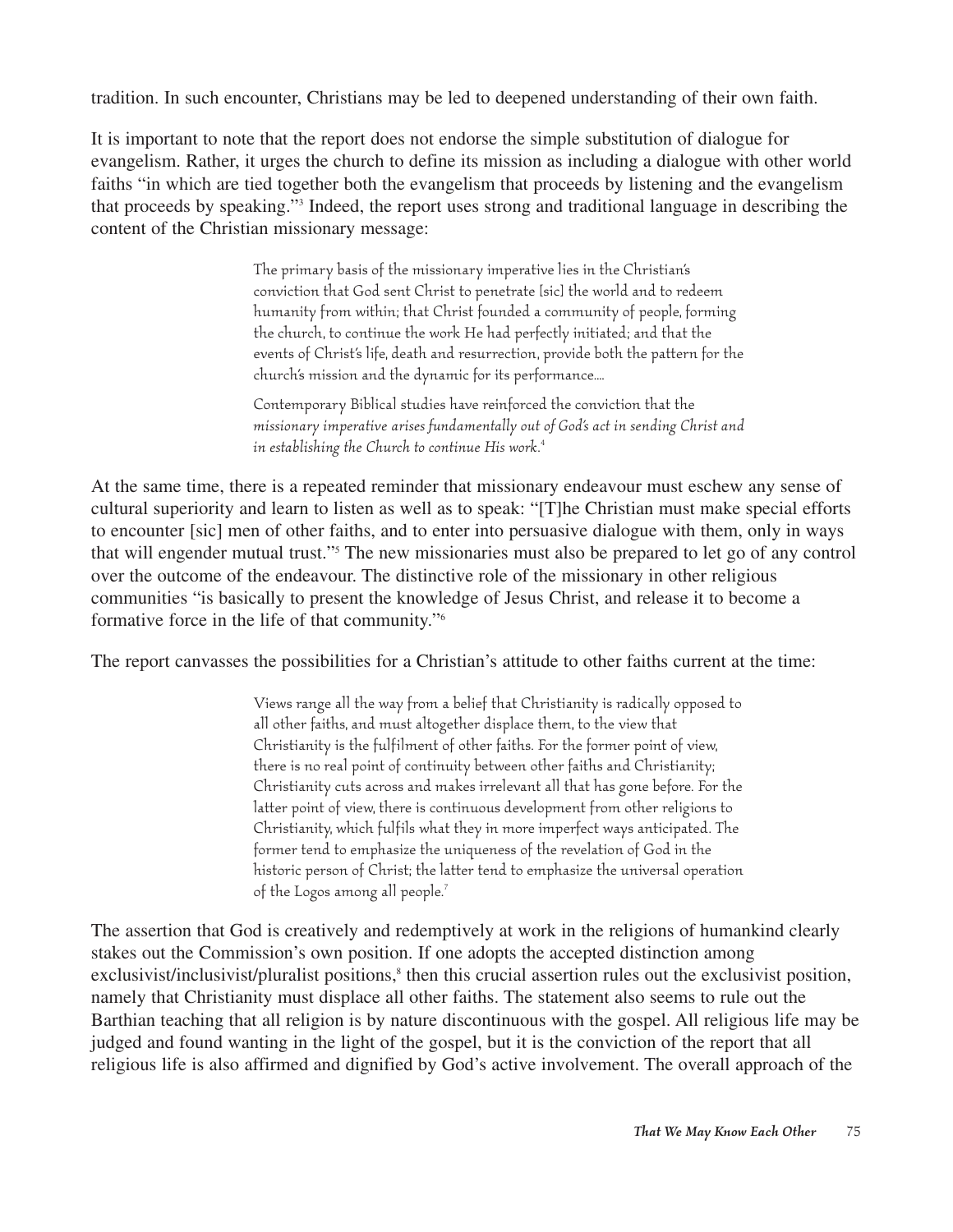tradition. In such encounter, Christians may be led to deepened understanding of their own faith.

It is important to note that the report does not endorse the simple substitution of dialogue for evangelism. Rather, it urges the church to define its mission as including a dialogue with other world faiths "in which are tied together both the evangelism that proceeds by listening and the evangelism that proceeds by speaking."[3] Indeed, the report uses strong and traditional language in describing the content of the Christian missionary message:

> The primary basis of the missionary imperative lies in the Christian's conviction that God sent Christ to penetrate [sic] the world and to redeem humanity from within; that Christ founded a community of people, forming the church, to continue the work He had perfectly initiated; and that the events of Christ's life, death and resurrection, provide both the pattern for the church's mission and the dynamic for its performance....
>
> Contemporary Biblical studies have reinforced the conviction that the *missionary imperative arises fundamentally out of God's act in sending Christ and in establishing the Church to continue His work.*[4]

At the same time, there is a repeated reminder that missionary endeavour must eschew any sense of cultural superiority and learn to listen as well as to speak: "[T]he Christian must make special efforts to encounter [sic] men of other faiths, and to enter into persuasive dialogue with them, only in ways that will engender mutual trust."[5] The new missionaries must also be prepared to let go of any control over the outcome of the endeavour. The distinctive role of the missionary in other religious communities "is basically to present the knowledge of Jesus Christ, and release it to become a formative force in the life of that community."[6]

The report canvasses the possibilities for a Christian's attitude to other faiths current at the time:

> Views range all the way from a belief that Christianity is radically opposed to all other faiths, and must altogether displace them, to the view that Christianity is the fulfilment of other faiths. For the former point of view, there is no real point of continuity between other faiths and Christianity; Christianity cuts across and makes irrelevant all that has gone before. For the latter point of view, there is continuous development from other religions to Christianity, which fulfils what they in more imperfect ways anticipated. The former tend to emphasize the uniqueness of the revelation of God in the historic person of Christ; the latter tend to emphasize the universal operation of the Logos among all people.[7]

The assertion that God is creatively and redemptively at work in the religions of humankind clearly stakes out the Commission's own position. If one adopts the accepted distinction among exclusivist/inclusivist/pluralist positions,[8] then this crucial assertion rules out the exclusivist position, namely that Christianity must displace all other faiths. The statement also seems to rule out the Barthian teaching that all religion is by nature discontinuous with the gospel. All religious life may be judged and found wanting in the light of the gospel, but it is the conviction of the report that all religious life is also affirmed and dignified by God's active involvement. The overall approach of the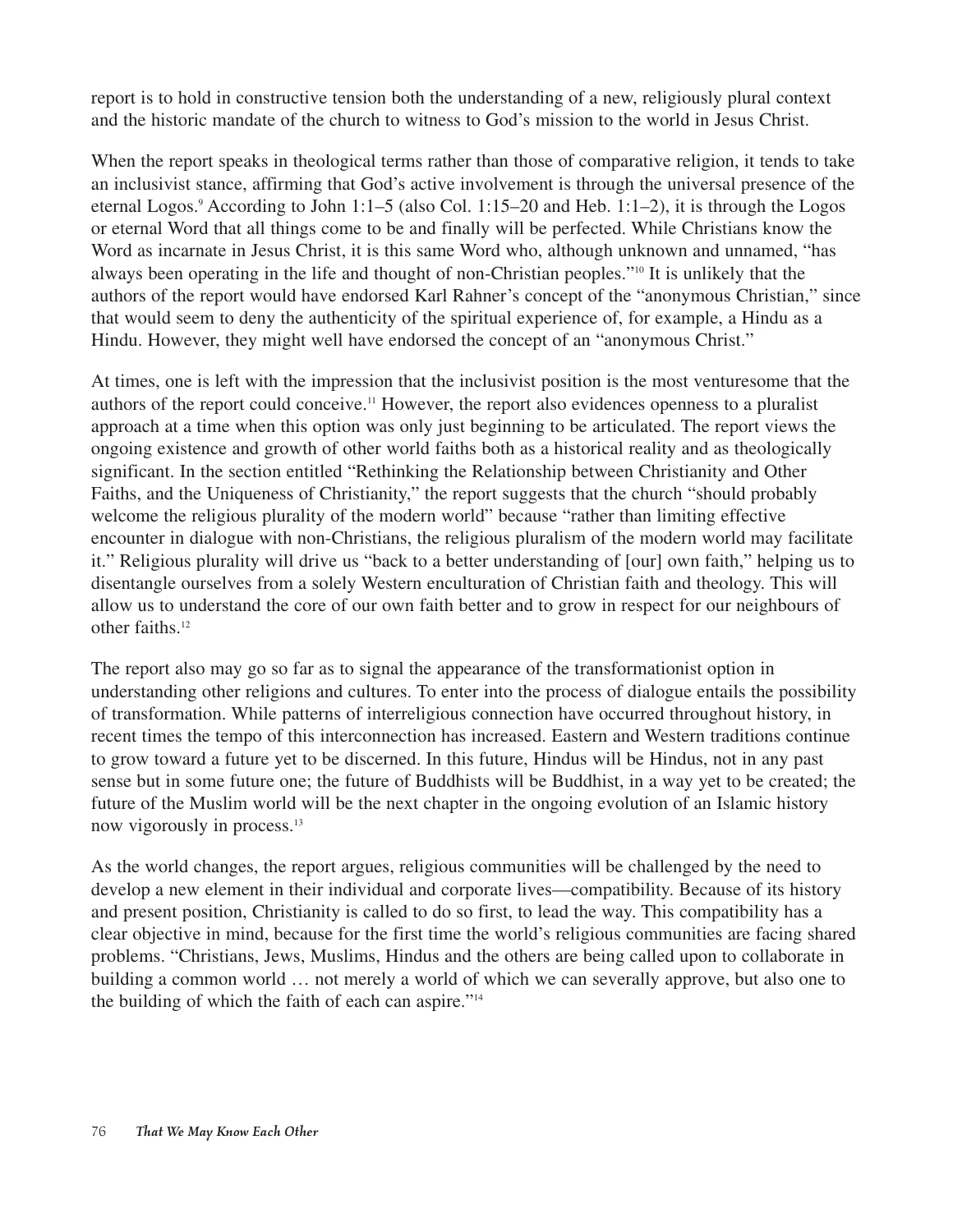report is to hold in constructive tension both the understanding of a new, religiously plural context and the historic mandate of the church to witness to God's mission to the world in Jesus Christ.

When the report speaks in theological terms rather than those of comparative religion, it tends to take an inclusivist stance, affirming that God's active involvement is through the universal presence of the eternal Logos.[9] According to John 1:1–5 (also Col. 1:15–20 and Heb. 1:1–2), it is through the Logos or eternal Word that all things come to be and finally will be perfected. While Christians know the Word as incarnate in Jesus Christ, it is this same Word who, although unknown and unnamed, "has always been operating in the life and thought of non-Christian peoples."[10] It is unlikely that the authors of the report would have endorsed Karl Rahner's concept of the "anonymous Christian," since that would seem to deny the authenticity of the spiritual experience of, for example, a Hindu as a Hindu. However, they might well have endorsed the concept of an "anonymous Christ."

At times, one is left with the impression that the inclusivist position is the most venturesome that the authors of the report could conceive.[11] However, the report also evidences openness to a pluralist approach at a time when this option was only just beginning to be articulated. The report views the ongoing existence and growth of other world faiths both as a historical reality and as theologically significant. In the section entitled "Rethinking the Relationship between Christianity and Other Faiths, and the Uniqueness of Christianity," the report suggests that the church "should probably welcome the religious plurality of the modern world" because "rather than limiting effective encounter in dialogue with non-Christians, the religious pluralism of the modern world may facilitate it." Religious plurality will drive us "back to a better understanding of [our] own faith," helping us to disentangle ourselves from a solely Western enculturation of Christian faith and theology. This will allow us to understand the core of our own faith better and to grow in respect for our neighbours of other faiths.[12]

The report also may go so far as to signal the appearance of the transformationist option in understanding other religions and cultures. To enter into the process of dialogue entails the possibility of transformation. While patterns of interreligious connection have occurred throughout history, in recent times the tempo of this interconnection has increased. Eastern and Western traditions continue to grow toward a future yet to be discerned. In this future, Hindus will be Hindus, not in any past sense but in some future one; the future of Buddhists will be Buddhist, in a way yet to be created; the future of the Muslim world will be the next chapter in the ongoing evolution of an Islamic history now vigorously in process.[13]

As the world changes, the report argues, religious communities will be challenged by the need to develop a new element in their individual and corporate lives—compatibility. Because of its history and present position, Christianity is called to do so first, to lead the way. This compatibility has a clear objective in mind, because for the first time the world's religious communities are facing shared problems. "Christians, Jews, Muslims, Hindus and the others are being called upon to collaborate in building a common world … not merely a world of which we can severally approve, but also one to the building of which the faith of each can aspire."[14]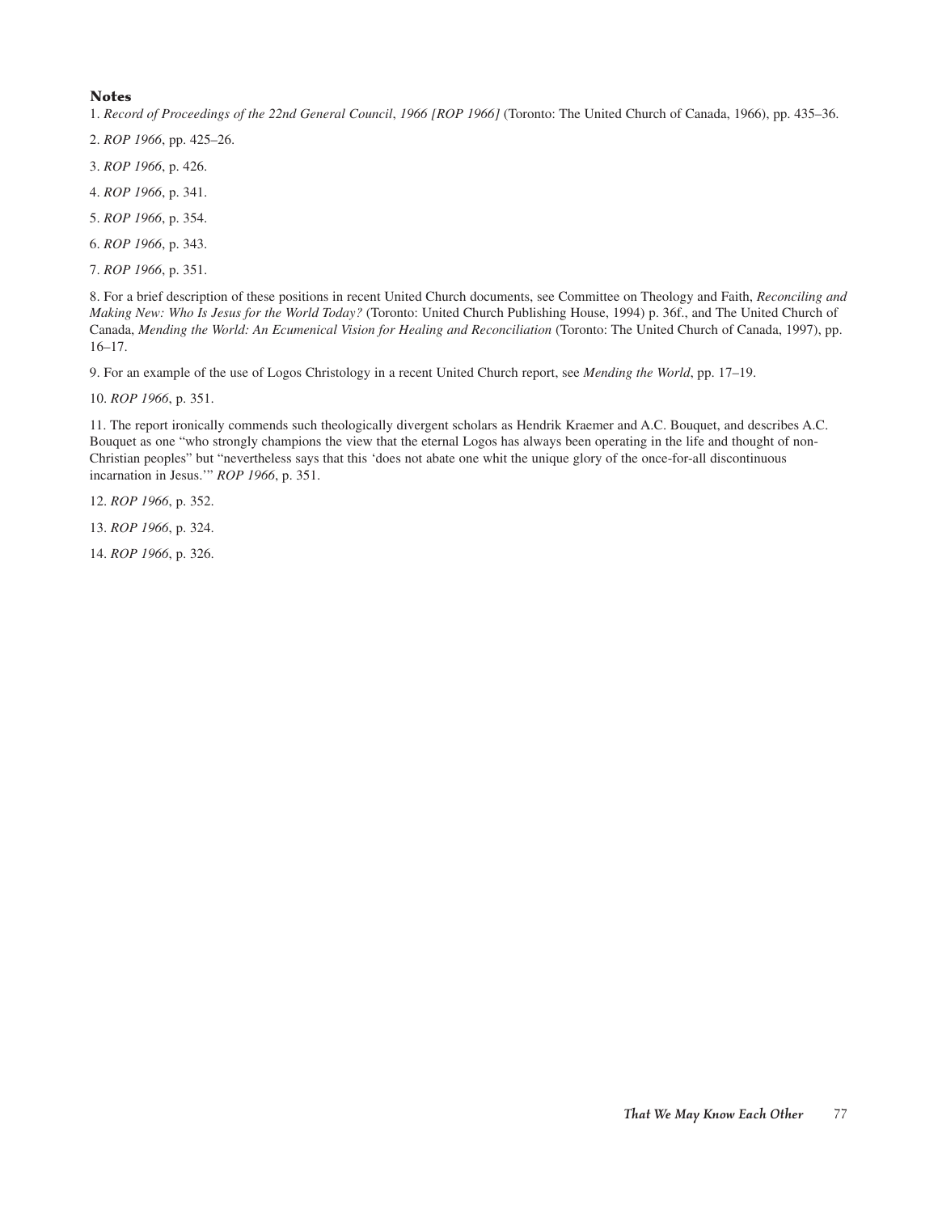### Notes

1. *Record of Proceedings of the 22nd General Council*, *1966 [ROP 1966]* (Toronto: The United Church of Canada, 1966), pp. 435–36.

2. *ROP 1966*, pp. 425–26.

3. *ROP 1966*, p. 426.

4. *ROP 1966*, p. 341.

5. *ROP 1966*, p. 354.

6. *ROP 1966*, p. 343.

7. *ROP 1966*, p. 351.

8. For a brief description of these positions in recent United Church documents, see Committee on Theology and Faith, *Reconciling and Making New: Who Is Jesus for the World Today?* (Toronto: United Church Publishing House, 1994) p. 36f., and The United Church of Canada, *Mending the World: An Ecumenical Vision for Healing and Reconciliation* (Toronto: The United Church of Canada, 1997), pp. 16–17.

9. For an example of the use of Logos Christology in a recent United Church report, see *Mending the World*, pp. 17–19.

10. *ROP 1966*, p. 351.

11. The report ironically commends such theologically divergent scholars as Hendrik Kraemer and A.C. Bouquet, and describes A.C. Bouquet as one "who strongly champions the view that the eternal Logos has always been operating in the life and thought of non-Christian peoples" but "nevertheless says that this 'does not abate one whit the unique glory of the once-for-all discontinuous incarnation in Jesus.'" *ROP 1966*, p. 351.

12. *ROP 1966*, p. 352.

13. *ROP 1966*, p. 324.

14. *ROP 1966*, p. 326.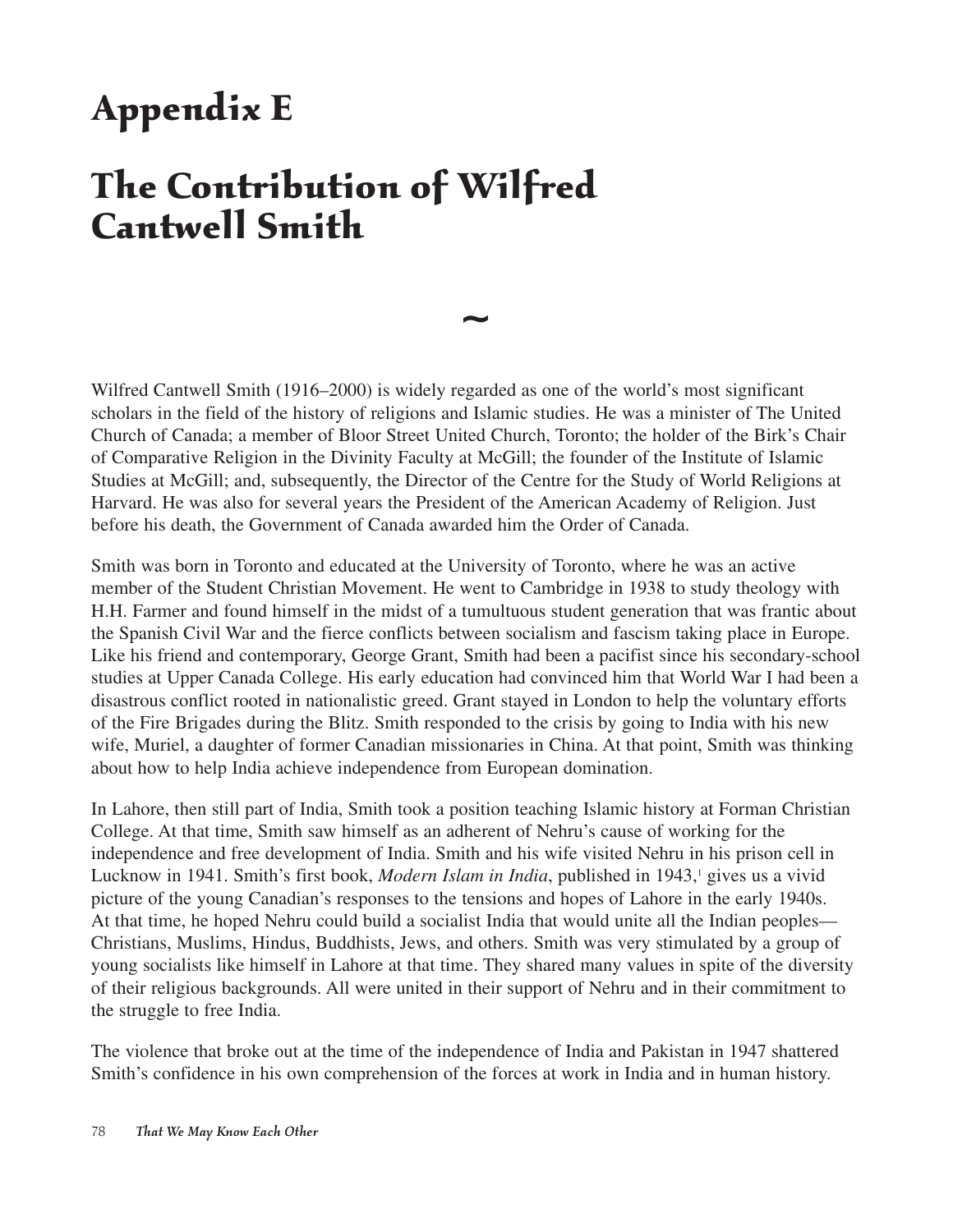# Appendix E

# The Contribution of Wilfred Cantwell Smith

~

Wilfred Cantwell Smith (1916–2000) is widely regarded as one of the world's most significant scholars in the field of the history of religions and Islamic studies. He was a minister of The United Church of Canada; a member of Bloor Street United Church, Toronto; the holder of the Birk's Chair of Comparative Religion in the Divinity Faculty at McGill; the founder of the Institute of Islamic Studies at McGill; and, subsequently, the Director of the Centre for the Study of World Religions at Harvard. He was also for several years the President of the American Academy of Religion. Just before his death, the Government of Canada awarded him the Order of Canada.

Smith was born in Toronto and educated at the University of Toronto, where he was an active member of the Student Christian Movement. He went to Cambridge in 1938 to study theology with H.H. Farmer and found himself in the midst of a tumultuous student generation that was frantic about the Spanish Civil War and the fierce conflicts between socialism and fascism taking place in Europe. Like his friend and contemporary, George Grant, Smith had been a pacifist since his secondary-school studies at Upper Canada College. His early education had convinced him that World War I had been a disastrous conflict rooted in nationalistic greed. Grant stayed in London to help the voluntary efforts of the Fire Brigades during the Blitz. Smith responded to the crisis by going to India with his new wife, Muriel, a daughter of former Canadian missionaries in China. At that point, Smith was thinking about how to help India achieve independence from European domination.

In Lahore, then still part of India, Smith took a position teaching Islamic history at Forman Christian College. At that time, Smith saw himself as an adherent of Nehru's cause of working for the independence and free development of India. Smith and his wife visited Nehru in his prison cell in Lucknow in 1941. Smith's first book, *Modern Islam in India*, published in 1943,[1] gives us a vivid picture of the young Canadian's responses to the tensions and hopes of Lahore in the early 1940s. At that time, he hoped Nehru could build a socialist India that would unite all the Indian peoples—Christians, Muslims, Hindus, Buddhists, Jews, and others. Smith was very stimulated by a group of young socialists like himself in Lahore at that time. They shared many values in spite of the diversity of their religious backgrounds. All were united in their support of Nehru and in their commitment to the struggle to free India.

The violence that broke out at the time of the independence of India and Pakistan in 1947 shattered Smith's confidence in his own comprehension of the forces at work in India and in human history.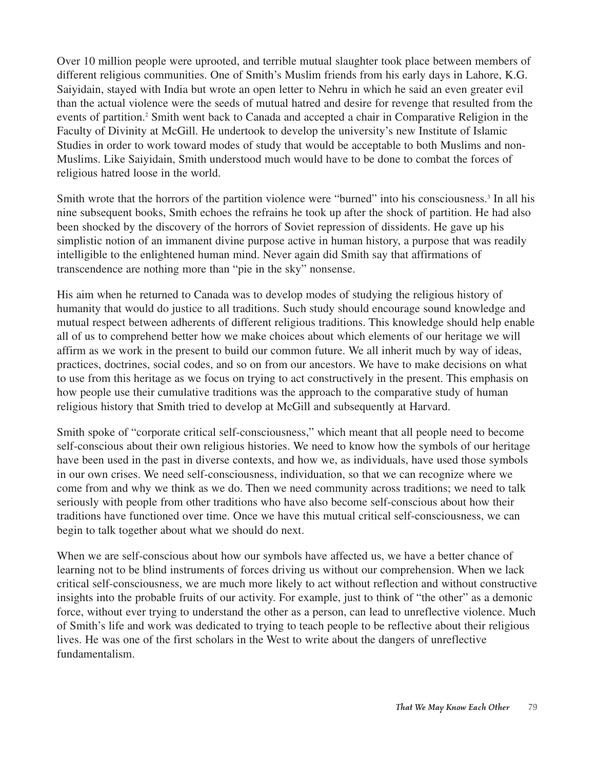Over 10 million people were uprooted, and terrible mutual slaughter took place between members of different religious communities. One of Smith's Muslim friends from his early days in Lahore, K.G. Saiyidain, stayed with India but wrote an open letter to Nehru in which he said an even greater evil than the actual violence were the seeds of mutual hatred and desire for revenge that resulted from the events of partition.[2] Smith went back to Canada and accepted a chair in Comparative Religion in the Faculty of Divinity at McGill. He undertook to develop the university's new Institute of Islamic Studies in order to work toward modes of study that would be acceptable to both Muslims and non-Muslims. Like Saiyidain, Smith understood much would have to be done to combat the forces of religious hatred loose in the world.

Smith wrote that the horrors of the partition violence were "burned" into his consciousness.[3] In all his nine subsequent books, Smith echoes the refrains he took up after the shock of partition. He had also been shocked by the discovery of the horrors of Soviet repression of dissidents. He gave up his simplistic notion of an immanent divine purpose active in human history, a purpose that was readily intelligible to the enlightened human mind. Never again did Smith say that affirmations of transcendence are nothing more than "pie in the sky" nonsense.

His aim when he returned to Canada was to develop modes of studying the religious history of humanity that would do justice to all traditions. Such study should encourage sound knowledge and mutual respect between adherents of different religious traditions. This knowledge should help enable all of us to comprehend better how we make choices about which elements of our heritage we will affirm as we work in the present to build our common future. We all inherit much by way of ideas, practices, doctrines, social codes, and so on from our ancestors. We have to make decisions on what to use from this heritage as we focus on trying to act constructively in the present. This emphasis on how people use their cumulative traditions was the approach to the comparative study of human religious history that Smith tried to develop at McGill and subsequently at Harvard.

Smith spoke of "corporate critical self-consciousness," which meant that all people need to become self-conscious about their own religious histories. We need to know how the symbols of our heritage have been used in the past in diverse contexts, and how we, as individuals, have used those symbols in our own crises. We need self-consciousness, individuation, so that we can recognize where we come from and why we think as we do. Then we need community across traditions; we need to talk seriously with people from other traditions who have also become self-conscious about how their traditions have functioned over time. Once we have this mutual critical self-consciousness, we can begin to talk together about what we should do next.

When we are self-conscious about how our symbols have affected us, we have a better chance of learning not to be blind instruments of forces driving us without our comprehension. When we lack critical self-consciousness, we are much more likely to act without reflection and without constructive insights into the probable fruits of our activity. For example, just to think of "the other" as a demonic force, without ever trying to understand the other as a person, can lead to unreflective violence. Much of Smith's life and work was dedicated to trying to teach people to be reflective about their religious lives. He was one of the first scholars in the West to write about the dangers of unreflective fundamentalism.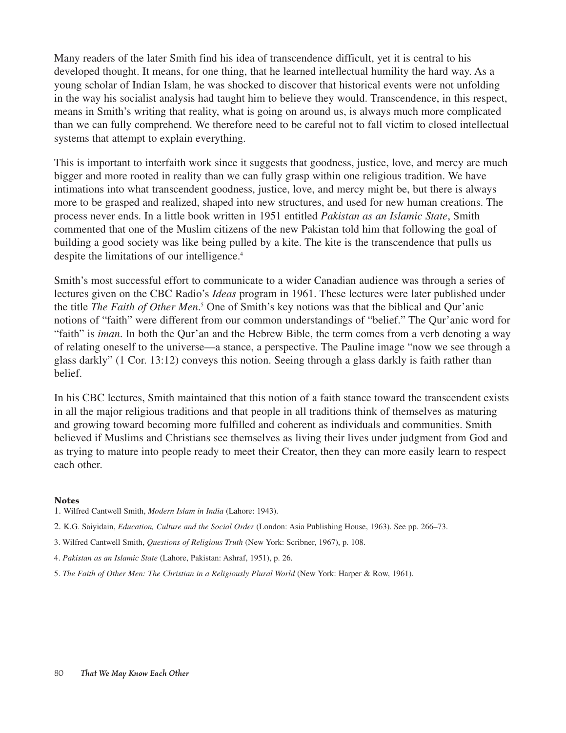Many readers of the later Smith find his idea of transcendence difficult, yet it is central to his developed thought. It means, for one thing, that he learned intellectual humility the hard way. As a young scholar of Indian Islam, he was shocked to discover that historical events were not unfolding in the way his socialist analysis had taught him to believe they would. Transcendence, in this respect, means in Smith's writing that reality, what is going on around us, is always much more complicated than we can fully comprehend. We therefore need to be careful not to fall victim to closed intellectual systems that attempt to explain everything.

This is important to interfaith work since it suggests that goodness, justice, love, and mercy are much bigger and more rooted in reality than we can fully grasp within one religious tradition. We have intimations into what transcendent goodness, justice, love, and mercy might be, but there is always more to be grasped and realized, shaped into new structures, and used for new human creations. The process never ends. In a little book written in 1951 entitled *Pakistan as an Islamic State*, Smith commented that one of the Muslim citizens of the new Pakistan told him that following the goal of building a good society was like being pulled by a kite. The kite is the transcendence that pulls us despite the limitations of our intelligence.[4]

Smith's most successful effort to communicate to a wider Canadian audience was through a series of lectures given on the CBC Radio's *Ideas* program in 1961. These lectures were later published under the title *The Faith of Other Men*.[5] One of Smith's key notions was that the biblical and Qur'anic notions of "faith" were different from our common understandings of "belief." The Qur'anic word for "faith" is *iman*. In both the Qur'an and the Hebrew Bible, the term comes from a verb denoting a way of relating oneself to the universe—a stance, a perspective. The Pauline image "now we see through a glass darkly" (1 Cor. 13:12) conveys this notion. Seeing through a glass darkly is faith rather than belief.

In his CBC lectures, Smith maintained that this notion of a faith stance toward the transcendent exists in all the major religious traditions and that people in all traditions think of themselves as maturing and growing toward becoming more fulfilled and coherent as individuals and communities. Smith believed if Muslims and Christians see themselves as living their lives under judgment from God and as trying to mature into people ready to meet their Creator, then they can more easily learn to respect each other.

**Notes**

1. Wilfred Cantwell Smith, *Modern Islam in India* (Lahore: 1943).
2. K.G. Saiyidain, *Education, Culture and the Social Order* (London: Asia Publishing House, 1963). See pp. 266–73.
3. Wilfred Cantwell Smith, *Questions of Religious Truth* (New York: Scribner, 1967), p. 108.
4. *Pakistan as an Islamic State* (Lahore, Pakistan: Ashraf, 1951), p. 26.
5. *The Faith of Other Men: The Christian in a Religiously Plural World* (New York: Harper & Row, 1961).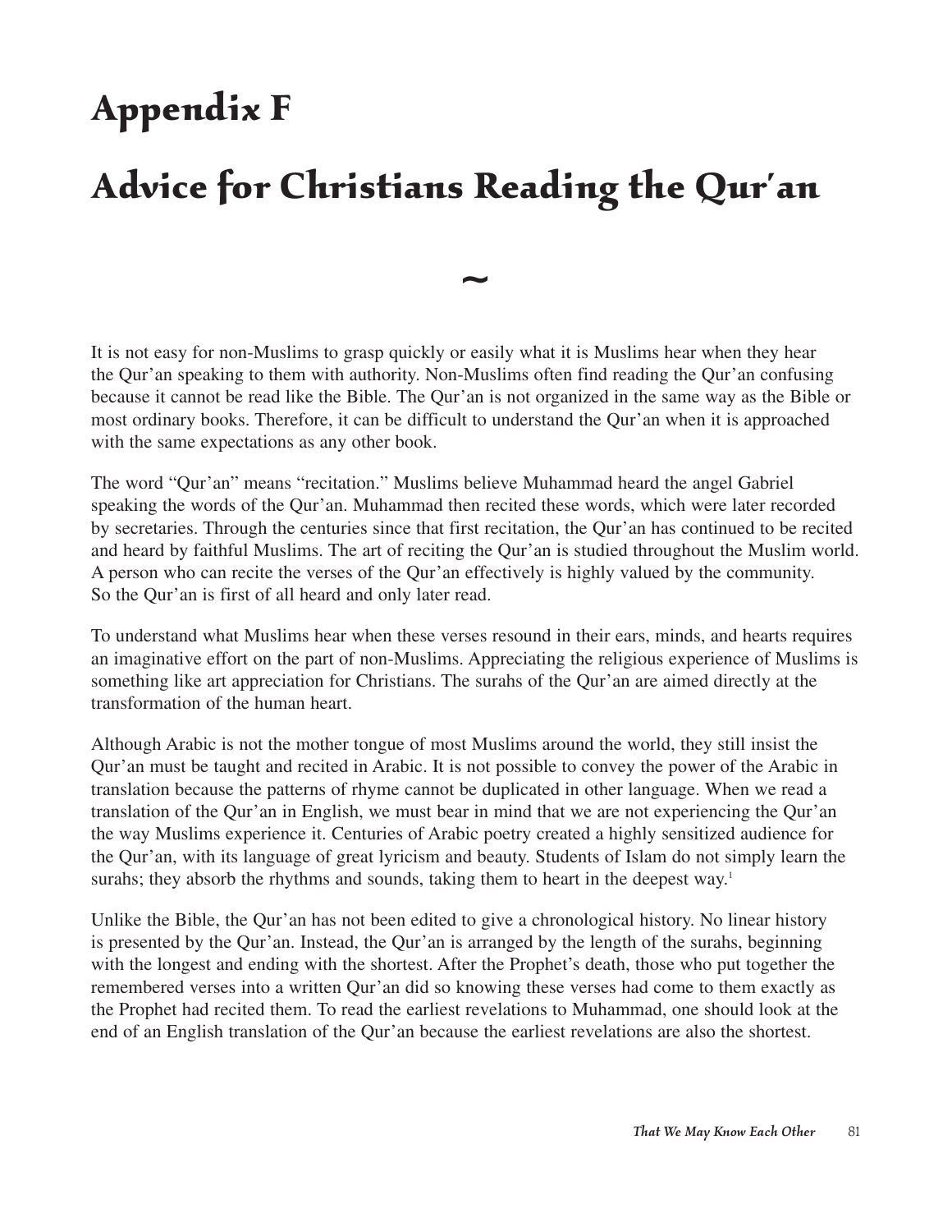# Appendix F

# Advice for Christians Reading the Qur'an

~

It is not easy for non-Muslims to grasp quickly or easily what it is Muslims hear when they hear the Qur'an speaking to them with authority. Non-Muslims often find reading the Qur'an confusing because it cannot be read like the Bible. The Qur'an is not organized in the same way as the Bible or most ordinary books. Therefore, it can be difficult to understand the Qur'an when it is approached with the same expectations as any other book.

The word "Qur'an" means "recitation." Muslims believe Muhammad heard the angel Gabriel speaking the words of the Qur'an. Muhammad then recited these words, which were later recorded by secretaries. Through the centuries since that first recitation, the Qur'an has continued to be recited and heard by faithful Muslims. The art of reciting the Qur'an is studied throughout the Muslim world. A person who can recite the verses of the Qur'an effectively is highly valued by the community. So the Qur'an is first of all heard and only later read.

To understand what Muslims hear when these verses resound in their ears, minds, and hearts requires an imaginative effort on the part of non-Muslims. Appreciating the religious experience of Muslims is something like art appreciation for Christians. The surahs of the Qur'an are aimed directly at the transformation of the human heart.

Although Arabic is not the mother tongue of most Muslims around the world, they still insist the Qur'an must be taught and recited in Arabic. It is not possible to convey the power of the Arabic in translation because the patterns of rhyme cannot be duplicated in other language. When we read a translation of the Qur'an in English, we must bear in mind that we are not experiencing the Qur'an the way Muslims experience it. Centuries of Arabic poetry created a highly sensitized audience for the Qur'an, with its language of great lyricism and beauty. Students of Islam do not simply learn the surahs; they absorb the rhythms and sounds, taking them to heart in the deepest way.[1]

Unlike the Bible, the Qur'an has not been edited to give a chronological history. No linear history is presented by the Qur'an. Instead, the Qur'an is arranged by the length of the surahs, beginning with the longest and ending with the shortest. After the Prophet's death, those who put together the remembered verses into a written Qur'an did so knowing these verses had come to them exactly as the Prophet had recited them. To read the earliest revelations to Muhammad, one should look at the end of an English translation of the Qur'an because the earliest revelations are also the shortest.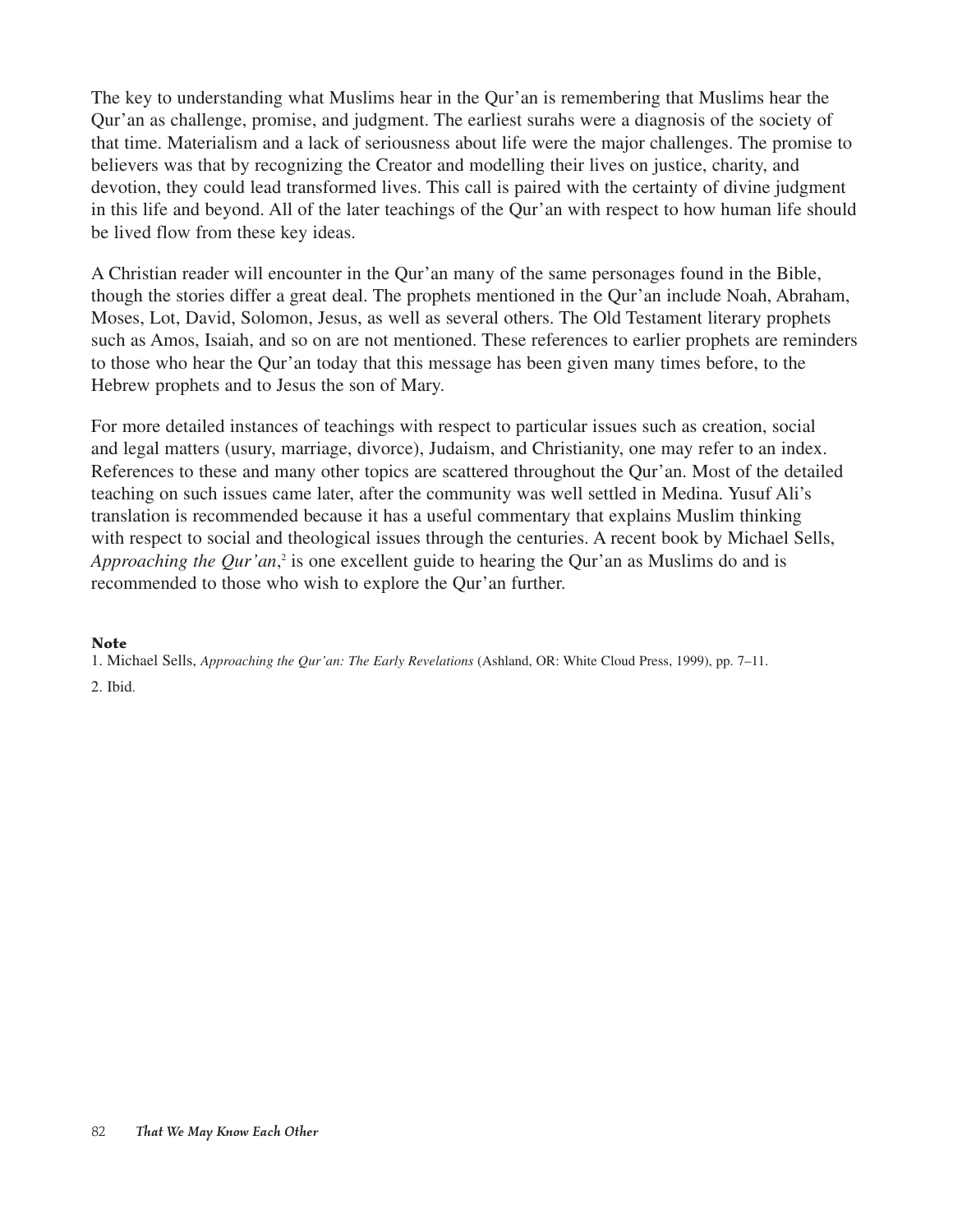The key to understanding what Muslims hear in the Qur'an is remembering that Muslims hear the Qur'an as challenge, promise, and judgment. The earliest surahs were a diagnosis of the society of that time. Materialism and a lack of seriousness about life were the major challenges. The promise to believers was that by recognizing the Creator and modelling their lives on justice, charity, and devotion, they could lead transformed lives. This call is paired with the certainty of divine judgment in this life and beyond. All of the later teachings of the Qur'an with respect to how human life should be lived flow from these key ideas.

A Christian reader will encounter in the Qur'an many of the same personages found in the Bible, though the stories differ a great deal. The prophets mentioned in the Qur'an include Noah, Abraham, Moses, Lot, David, Solomon, Jesus, as well as several others. The Old Testament literary prophets such as Amos, Isaiah, and so on are not mentioned. These references to earlier prophets are reminders to those who hear the Qur'an today that this message has been given many times before, to the Hebrew prophets and to Jesus the son of Mary.

For more detailed instances of teachings with respect to particular issues such as creation, social and legal matters (usury, marriage, divorce), Judaism, and Christianity, one may refer to an index. References to these and many other topics are scattered throughout the Qur'an. Most of the detailed teaching on such issues came later, after the community was well settled in Medina. Yusuf Ali's translation is recommended because it has a useful commentary that explains Muslim thinking with respect to social and theological issues through the centuries. A recent book by Michael Sells, *Approaching the Qur'an*,[2] is one excellent guide to hearing the Qur'an as Muslims do and is recommended to those who wish to explore the Qur'an further.

**Note**

1. Michael Sells, *Approaching the Qur'an: The Early Revelations* (Ashland, OR: White Cloud Press, 1999), pp. 7–11.

2. Ibid.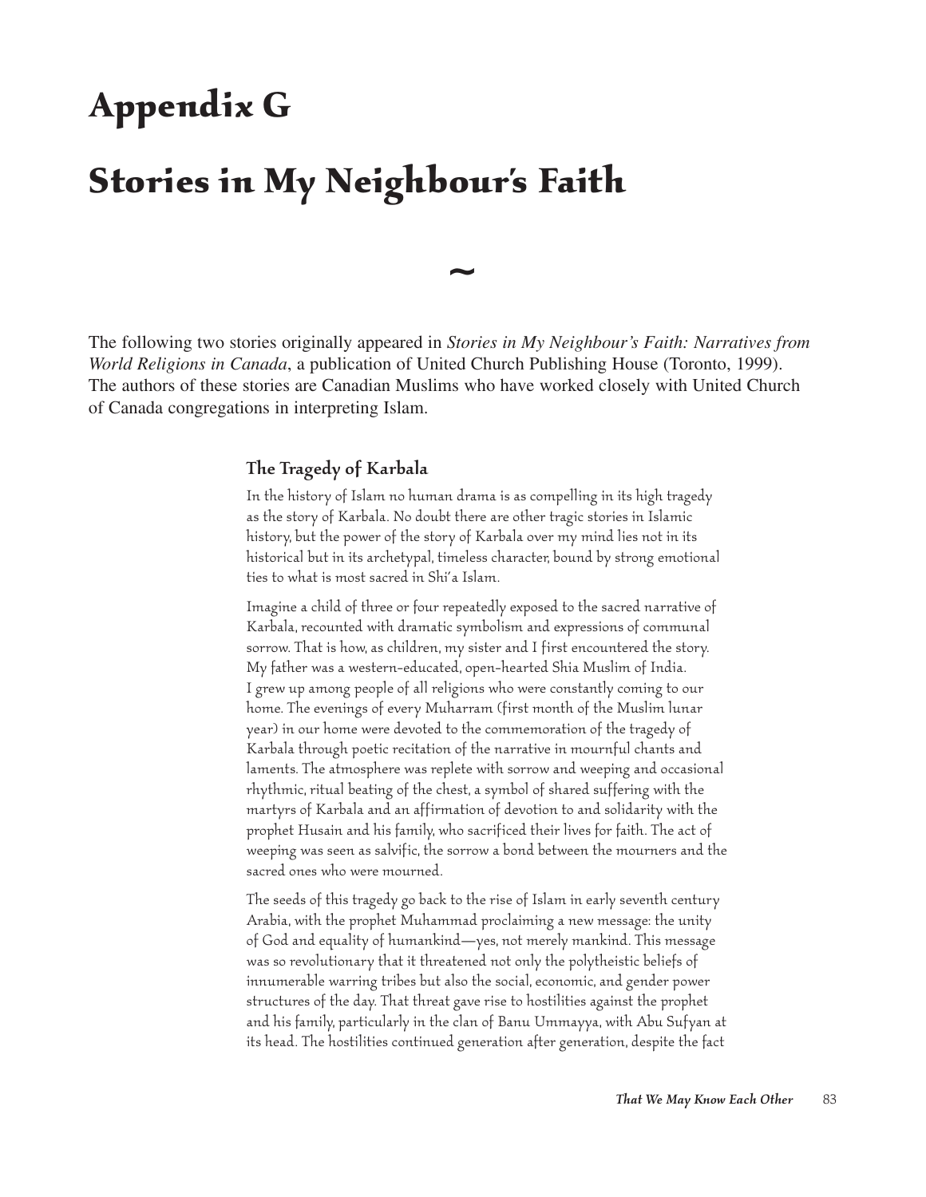# Appendix G

# Stories in My Neighbour's Faith

~

The following two stories originally appeared in *Stories in My Neighbour's Faith: Narratives from World Religions in Canada*, a publication of United Church Publishing House (Toronto, 1999). The authors of these stories are Canadian Muslims who have worked closely with United Church of Canada congregations in interpreting Islam.

### The Tragedy of Karbala

In the history of Islam no human drama is as compelling in its high tragedy as the story of Karbala. No doubt there are other tragic stories in Islamic history, but the power of the story of Karbala over my mind lies not in its historical but in its archetypal, timeless character, bound by strong emotional ties to what is most sacred in Shi'a Islam.

Imagine a child of three or four repeatedly exposed to the sacred narrative of Karbala, recounted with dramatic symbolism and expressions of communal sorrow. That is how, as children, my sister and I first encountered the story. My father was a western-educated, open-hearted Shia Muslim of India. I grew up among people of all religions who were constantly coming to our home. The evenings of every Muharram (first month of the Muslim lunar year) in our home were devoted to the commemoration of the tragedy of Karbala through poetic recitation of the narrative in mournful chants and laments. The atmosphere was replete with sorrow and weeping and occasional rhythmic, ritual beating of the chest, a symbol of shared suffering with the martyrs of Karbala and an affirmation of devotion to and solidarity with the prophet Husain and his family, who sacrificed their lives for faith. The act of weeping was seen as salvific, the sorrow a bond between the mourners and the sacred ones who were mourned.

The seeds of this tragedy go back to the rise of Islam in early seventh century Arabia, with the prophet Muhammad proclaiming a new message: the unity of God and equality of humankind—yes, not merely mankind. This message was so revolutionary that it threatened not only the polytheistic beliefs of innumerable warring tribes but also the social, economic, and gender power structures of the day. That threat gave rise to hostilities against the prophet and his family, particularly in the clan of Banu Ummayya, with Abu Sufyan at its head. The hostilities continued generation after generation, despite the fact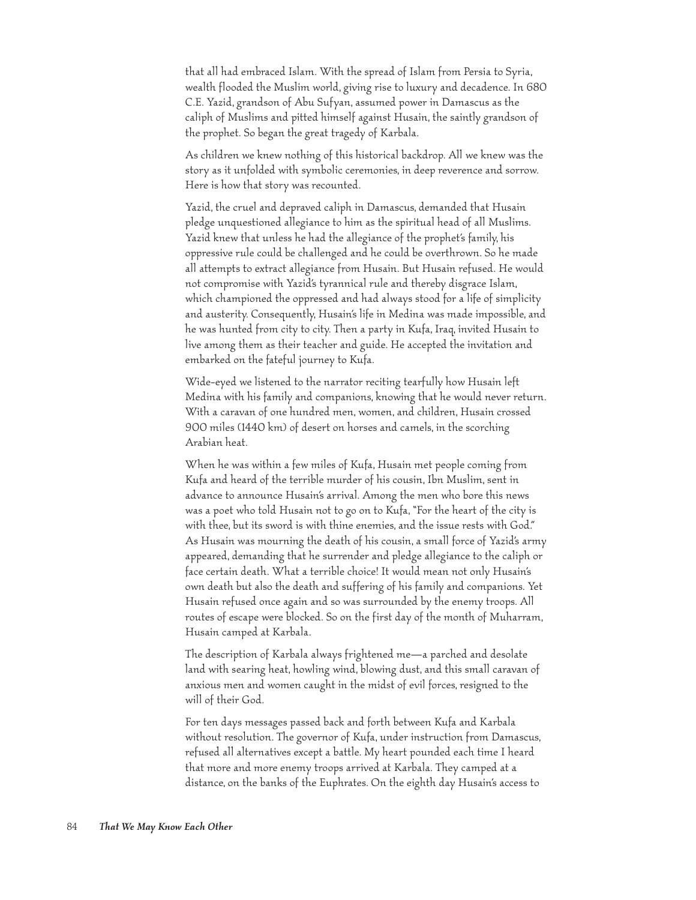that all had embraced Islam. With the spread of Islam from Persia to Syria, wealth flooded the Muslim world, giving rise to luxury and decadence. In 680 C.E. Yazid, grandson of Abu Sufyan, assumed power in Damascus as the caliph of Muslims and pitted himself against Husain, the saintly grandson of the prophet. So began the great tragedy of Karbala.

As children we knew nothing of this historical backdrop. All we knew was the story as it unfolded with symbolic ceremonies, in deep reverence and sorrow. Here is how that story was recounted.

Yazid, the cruel and depraved caliph in Damascus, demanded that Husain pledge unquestioned allegiance to him as the spiritual head of all Muslims. Yazid knew that unless he had the allegiance of the prophet's family, his oppressive rule could be challenged and he could be overthrown. So he made all attempts to extract allegiance from Husain. But Husain refused. He would not compromise with Yazid's tyrannical rule and thereby disgrace Islam, which championed the oppressed and had always stood for a life of simplicity and austerity. Consequently, Husain's life in Medina was made impossible, and he was hunted from city to city. Then a party in Kufa, Iraq, invited Husain to live among them as their teacher and guide. He accepted the invitation and embarked on the fateful journey to Kufa.

Wide-eyed we listened to the narrator reciting tearfully how Husain left Medina with his family and companions, knowing that he would never return. With a caravan of one hundred men, women, and children, Husain crossed 900 miles (1440 km) of desert on horses and camels, in the scorching Arabian heat.

When he was within a few miles of Kufa, Husain met people coming from Kufa and heard of the terrible murder of his cousin, Ibn Muslim, sent in advance to announce Husain's arrival. Among the men who bore this news was a poet who told Husain not to go on to Kufa, "For the heart of the city is with thee, but its sword is with thine enemies, and the issue rests with God." As Husain was mourning the death of his cousin, a small force of Yazid's army appeared, demanding that he surrender and pledge allegiance to the caliph or face certain death. What a terrible choice! It would mean not only Husain's own death but also the death and suffering of his family and companions. Yet Husain refused once again and so was surrounded by the enemy troops. All routes of escape were blocked. So on the first day of the month of Muharram, Husain camped at Karbala.

The description of Karbala always frightened me—a parched and desolate land with searing heat, howling wind, blowing dust, and this small caravan of anxious men and women caught in the midst of evil forces, resigned to the will of their God.

For ten days messages passed back and forth between Kufa and Karbala without resolution. The governor of Kufa, under instruction from Damascus, refused all alternatives except a battle. My heart pounded each time I heard that more and more enemy troops arrived at Karbala. They camped at a distance, on the banks of the Euphrates. On the eighth day Husain's access to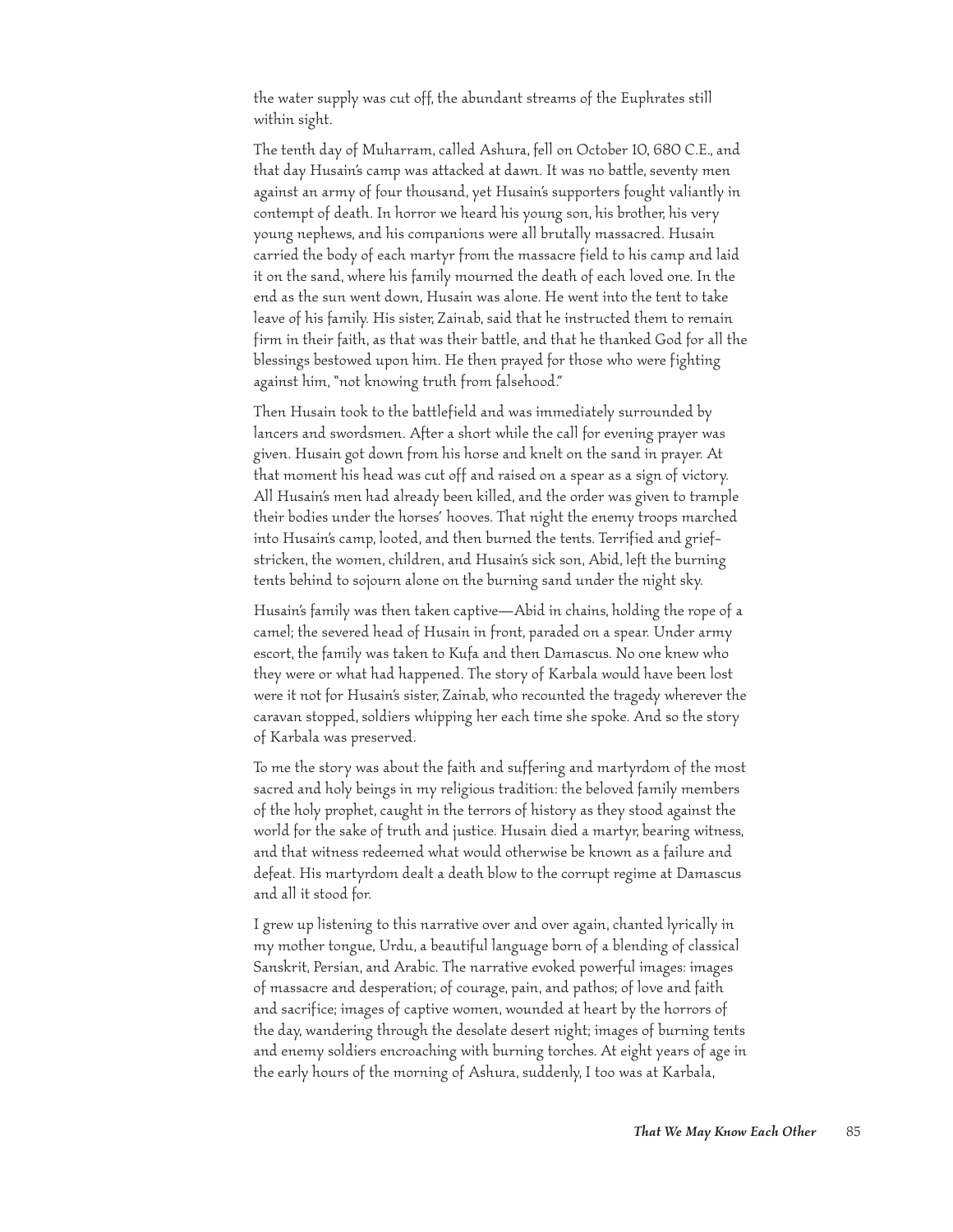the water supply was cut off, the abundant streams of the Euphrates still within sight.

The tenth day of Muharram, called Ashura, fell on October 10, 680 C.E., and that day Husain's camp was attacked at dawn. It was no battle, seventy men against an army of four thousand, yet Husain's supporters fought valiantly in contempt of death. In horror we heard his young son, his brother, his very young nephews, and his companions were all brutally massacred. Husain carried the body of each martyr from the massacre field to his camp and laid it on the sand, where his family mourned the death of each loved one. In the end as the sun went down, Husain was alone. He went into the tent to take leave of his family. His sister, Zainab, said that he instructed them to remain firm in their faith, as that was their battle, and that he thanked God for all the blessings bestowed upon him. He then prayed for those who were fighting against him, "not knowing truth from falsehood."

Then Husain took to the battlefield and was immediately surrounded by lancers and swordsmen. After a short while the call for evening prayer was given. Husain got down from his horse and knelt on the sand in prayer. At that moment his head was cut off and raised on a spear as a sign of victory. All Husain's men had already been killed, and the order was given to trample their bodies under the horses' hooves. That night the enemy troops marched into Husain's camp, looted, and then burned the tents. Terrified and grief-stricken, the women, children, and Husain's sick son, Abid, left the burning tents behind to sojourn alone on the burning sand under the night sky.

Husain's family was then taken captive—Abid in chains, holding the rope of a camel; the severed head of Husain in front, paraded on a spear. Under army escort, the family was taken to Kufa and then Damascus. No one knew who they were or what had happened. The story of Karbala would have been lost were it not for Husain's sister, Zainab, who recounted the tragedy wherever the caravan stopped, soldiers whipping her each time she spoke. And so the story of Karbala was preserved.

To me the story was about the faith and suffering and martyrdom of the most sacred and holy beings in my religious tradition: the beloved family members of the holy prophet, caught in the terrors of history as they stood against the world for the sake of truth and justice. Husain died a martyr, bearing witness, and that witness redeemed what would otherwise be known as a failure and defeat. His martyrdom dealt a death blow to the corrupt regime at Damascus and all it stood for.

I grew up listening to this narrative over and over again, chanted lyrically in my mother tongue, Urdu, a beautiful language born of a blending of classical Sanskrit, Persian, and Arabic. The narrative evoked powerful images: images of massacre and desperation; of courage, pain, and pathos; of love and faith and sacrifice; images of captive women, wounded at heart by the horrors of the day, wandering through the desolate desert night; images of burning tents and enemy soldiers encroaching with burning torches. At eight years of age in the early hours of the morning of Ashura, suddenly, I too was at Karbala,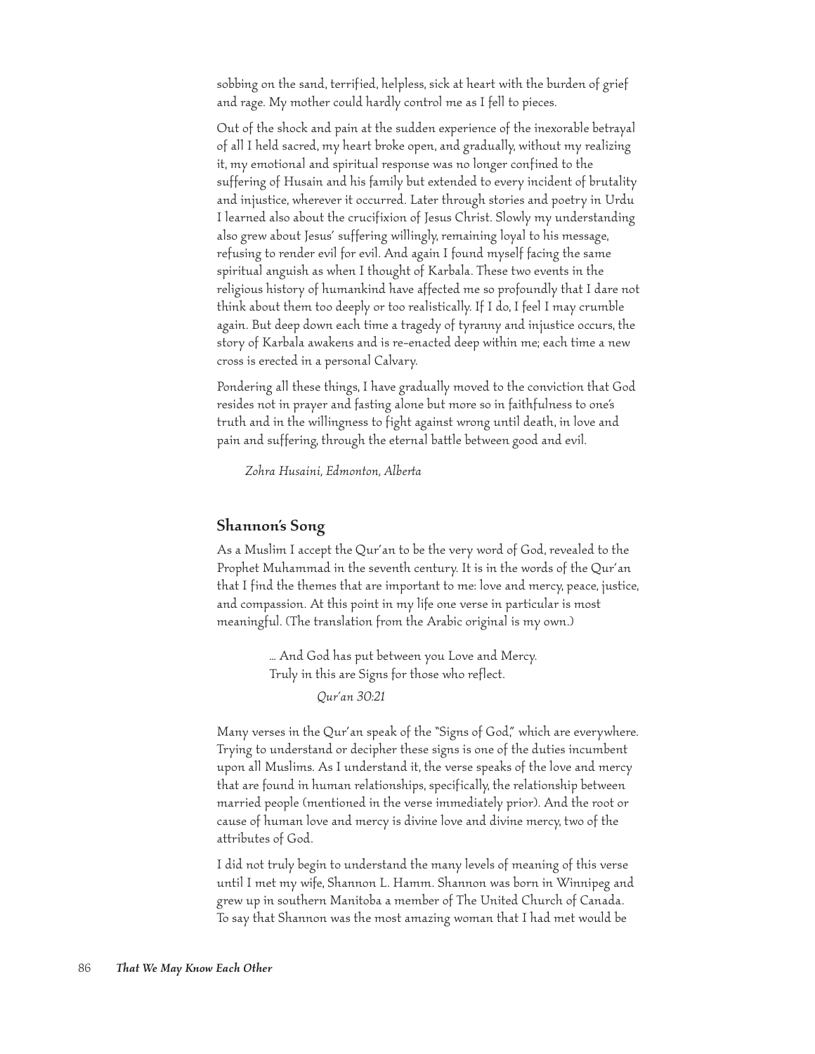sobbing on the sand, terrified, helpless, sick at heart with the burden of grief and rage. My mother could hardly control me as I fell to pieces.

Out of the shock and pain at the sudden experience of the inexorable betrayal of all I held sacred, my heart broke open, and gradually, without my realizing it, my emotional and spiritual response was no longer confined to the suffering of Husain and his family but extended to every incident of brutality and injustice, wherever it occurred. Later through stories and poetry in Urdu I learned also about the crucifixion of Jesus Christ. Slowly my understanding also grew about Jesus' suffering willingly, remaining loyal to his message, refusing to render evil for evil. And again I found myself facing the same spiritual anguish as when I thought of Karbala. These two events in the religious history of humankind have affected me so profoundly that I dare not think about them too deeply or too realistically. If I do, I feel I may crumble again. But deep down each time a tragedy of tyranny and injustice occurs, the story of Karbala awakens and is re-enacted deep within me; each time a new cross is erected in a personal Calvary.

Pondering all these things, I have gradually moved to the conviction that God resides not in prayer and fasting alone but more so in faithfulness to one's truth and in the willingness to fight against wrong until death, in love and pain and suffering, through the eternal battle between good and evil.

*Zohra Husaini, Edmonton, Alberta*

## Shannon's Song

As a Muslim I accept the Qur'an to be the very word of God, revealed to the Prophet Muhammad in the seventh century. It is in the words of the Qur'an that I find the themes that are important to me: love and mercy, peace, justice, and compassion. At this point in my life one verse in particular is most meaningful. (The translation from the Arabic original is my own.)

> … And God has put between you Love and Mercy.
> Truly in this are Signs for those who reflect.
>
> *Qur'an 30:21*

Many verses in the Qur'an speak of the "Signs of God," which are everywhere. Trying to understand or decipher these signs is one of the duties incumbent upon all Muslims. As I understand it, the verse speaks of the love and mercy that are found in human relationships, specifically, the relationship between married people (mentioned in the verse immediately prior). And the root or cause of human love and mercy is divine love and divine mercy, two of the attributes of God.

I did not truly begin to understand the many levels of meaning of this verse until I met my wife, Shannon L. Hamm. Shannon was born in Winnipeg and grew up in southern Manitoba a member of The United Church of Canada. To say that Shannon was the most amazing woman that I had met would be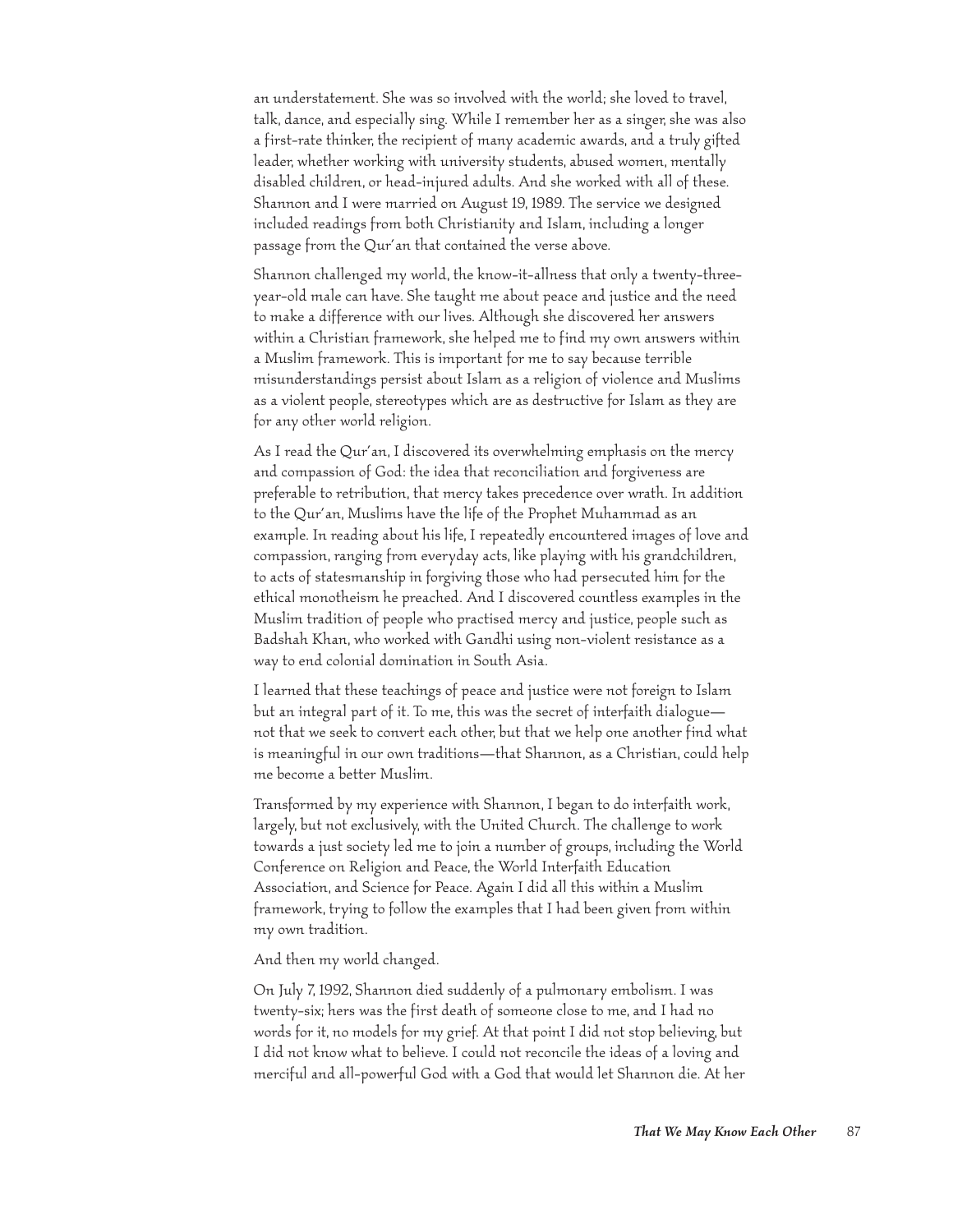an understatement. She was so involved with the world; she loved to travel, talk, dance, and especially sing. While I remember her as a singer, she was also a first-rate thinker, the recipient of many academic awards, and a truly gifted leader, whether working with university students, abused women, mentally disabled children, or head-injured adults. And she worked with all of these. Shannon and I were married on August 19, 1989. The service we designed included readings from both Christianity and Islam, including a longer passage from the Qur'an that contained the verse above.

Shannon challenged my world, the know-it-allness that only a twenty-three-year-old male can have. She taught me about peace and justice and the need to make a difference with our lives. Although she discovered her answers within a Christian framework, she helped me to find my own answers within a Muslim framework. This is important for me to say because terrible misunderstandings persist about Islam as a religion of violence and Muslims as a violent people, stereotypes which are as destructive for Islam as they are for any other world religion.

As I read the Qur'an, I discovered its overwhelming emphasis on the mercy and compassion of God: the idea that reconciliation and forgiveness are preferable to retribution, that mercy takes precedence over wrath. In addition to the Qur'an, Muslims have the life of the Prophet Muhammad as an example. In reading about his life, I repeatedly encountered images of love and compassion, ranging from everyday acts, like playing with his grandchildren, to acts of statesmanship in forgiving those who had persecuted him for the ethical monotheism he preached. And I discovered countless examples in the Muslim tradition of people who practised mercy and justice, people such as Badshah Khan, who worked with Gandhi using non-violent resistance as a way to end colonial domination in South Asia.

I learned that these teachings of peace and justice were not foreign to Islam but an integral part of it. To me, this was the secret of interfaith dialogue—not that we seek to convert each other, but that we help one another find what is meaningful in our own traditions—that Shannon, as a Christian, could help me become a better Muslim.

Transformed by my experience with Shannon, I began to do interfaith work, largely, but not exclusively, with the United Church. The challenge to work towards a just society led me to join a number of groups, including the World Conference on Religion and Peace, the World Interfaith Education Association, and Science for Peace. Again I did all this within a Muslim framework, trying to follow the examples that I had been given from within my own tradition.

And then my world changed.

On July 7, 1992, Shannon died suddenly of a pulmonary embolism. I was twenty-six; hers was the first death of someone close to me, and I had no words for it, no models for my grief. At that point I did not stop believing, but I did not know what to believe. I could not reconcile the ideas of a loving and merciful and all-powerful God with a God that would let Shannon die. At her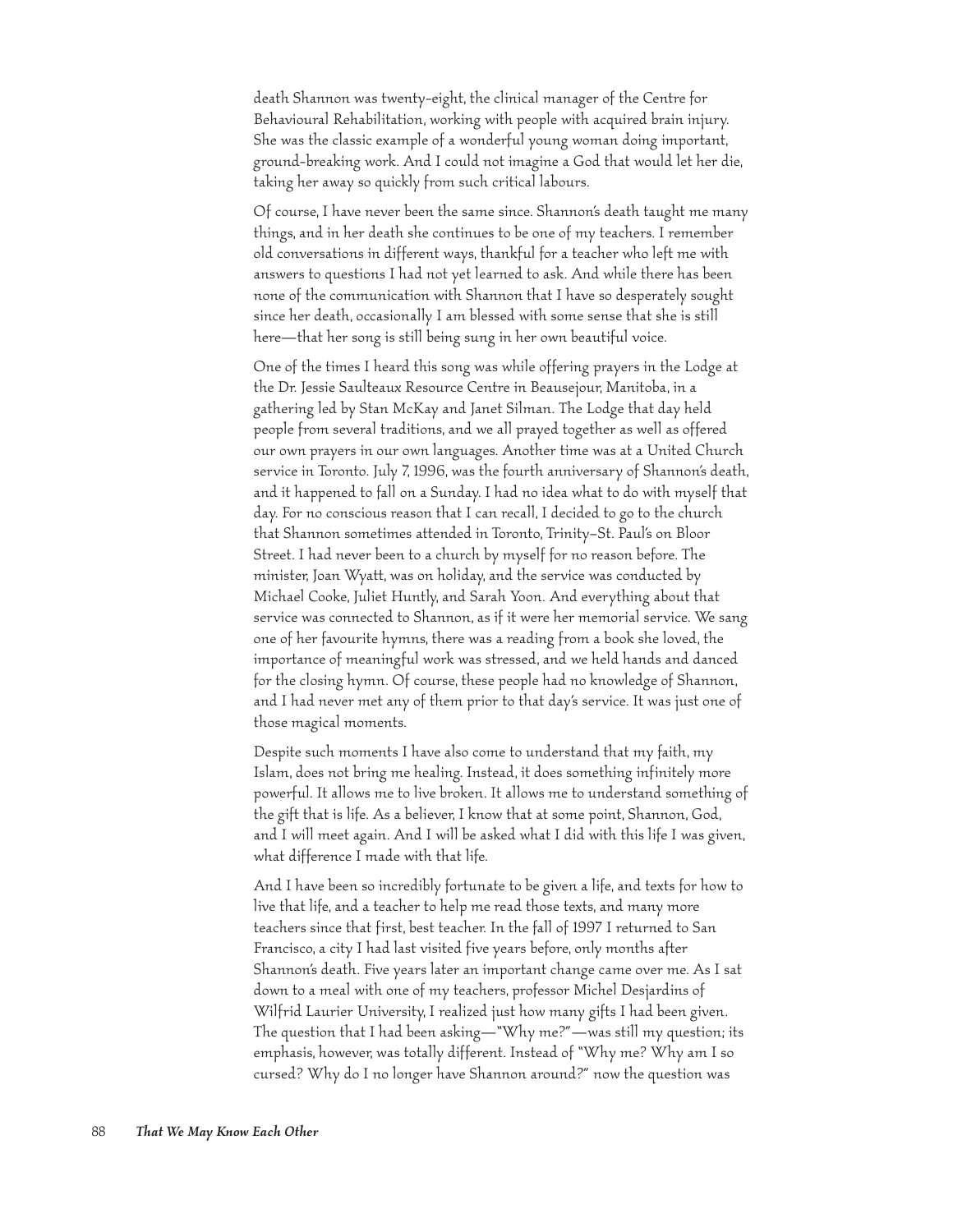death Shannon was twenty-eight, the clinical manager of the Centre for Behavioural Rehabilitation, working with people with acquired brain injury. She was the classic example of a wonderful young woman doing important, ground-breaking work. And I could not imagine a God that would let her die, taking her away so quickly from such critical labours.

Of course, I have never been the same since. Shannon's death taught me many things, and in her death she continues to be one of my teachers. I remember old conversations in different ways, thankful for a teacher who left me with answers to questions I had not yet learned to ask. And while there has been none of the communication with Shannon that I have so desperately sought since her death, occasionally I am blessed with some sense that she is still here—that her song is still being sung in her own beautiful voice.

One of the times I heard this song was while offering prayers in the Lodge at the Dr. Jessie Saulteaux Resource Centre in Beausejour, Manitoba, in a gathering led by Stan McKay and Janet Silman. The Lodge that day held people from several traditions, and we all prayed together as well as offered our own prayers in our own languages. Another time was at a United Church service in Toronto. July 7, 1996, was the fourth anniversary of Shannon's death, and it happened to fall on a Sunday. I had no idea what to do with myself that day. For no conscious reason that I can recall, I decided to go to the church that Shannon sometimes attended in Toronto, Trinity–St. Paul's on Bloor Street. I had never been to a church by myself for no reason before. The minister, Joan Wyatt, was on holiday, and the service was conducted by Michael Cooke, Juliet Huntly, and Sarah Yoon. And everything about that service was connected to Shannon, as if it were her memorial service. We sang one of her favourite hymns, there was a reading from a book she loved, the importance of meaningful work was stressed, and we held hands and danced for the closing hymn. Of course, these people had no knowledge of Shannon, and I had never met any of them prior to that day's service. It was just one of those magical moments.

Despite such moments I have also come to understand that my faith, my Islam, does not bring me healing. Instead, it does something infinitely more powerful. It allows me to live broken. It allows me to understand something of the gift that is life. As a believer, I know that at some point, Shannon, God, and I will meet again. And I will be asked what I did with this life I was given, what difference I made with that life.

And I have been so incredibly fortunate to be given a life, and texts for how to live that life, and a teacher to help me read those texts, and many more teachers since that first, best teacher. In the fall of 1997 I returned to San Francisco, a city I had last visited five years before, only months after Shannon's death. Five years later an important change came over me. As I sat down to a meal with one of my teachers, professor Michel Desjardins of Wilfrid Laurier University, I realized just how many gifts I had been given. The question that I had been asking—"Why me?"—was still my question; its emphasis, however, was totally different. Instead of "Why me? Why am I so cursed? Why do I no longer have Shannon around?" now the question was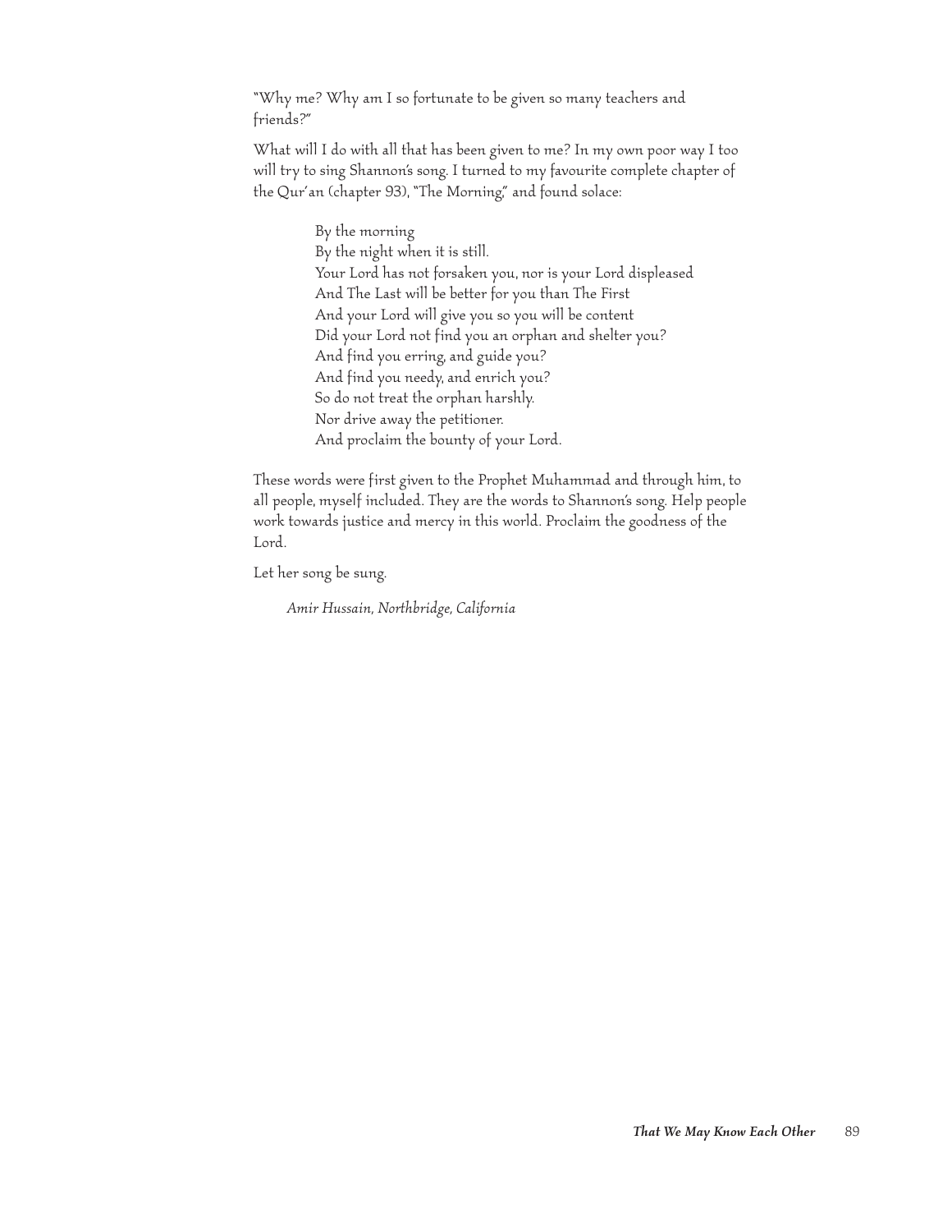"Why me? Why am I so fortunate to be given so many teachers and friends?"

What will I do with all that has been given to me? In my own poor way I too will try to sing Shannon's song. I turned to my favourite complete chapter of the Qur'an (chapter 93), "The Morning," and found solace:

> By the morning
> By the night when it is still.
> Your Lord has not forsaken you, nor is your Lord displeased
> And The Last will be better for you than The First
> And your Lord will give you so you will be content
> Did your Lord not find you an orphan and shelter you?
> And find you erring, and guide you?
> And find you needy, and enrich you?
> So do not treat the orphan harshly.
> Nor drive away the petitioner.
> And proclaim the bounty of your Lord.

These words were first given to the Prophet Muhammad and through him, to all people, myself included. They are the words to Shannon's song. Help people work towards justice and mercy in this world. Proclaim the goodness of the Lord.

Let her song be sung.

*Amir Hussain, Northbridge, California*